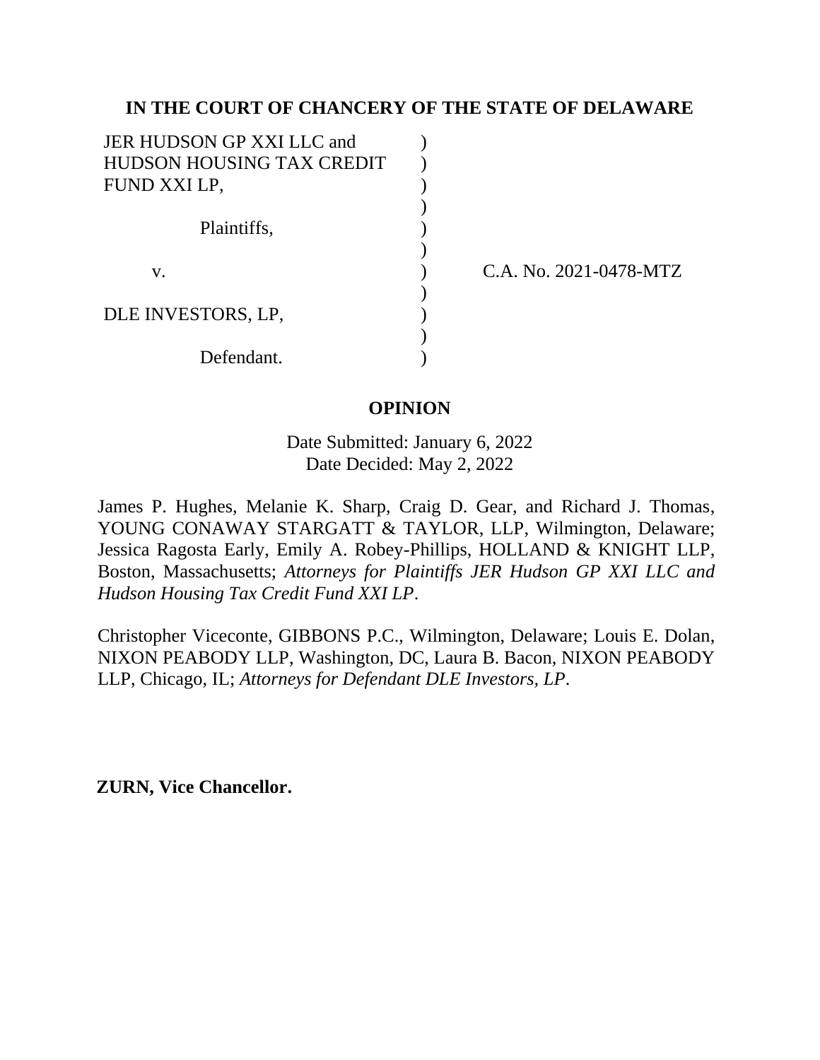**IN THE COURT OF CHANCERY OF THE STATE OF DELAWARE**

JER HUDSON GP XXI LLC and HUDSON HOUSING TAX CREDIT FUND XXI LP,

Plaintiffs,

v.

DLE INVESTORS, LP,

Defendant.

C.A. No. 2021-0478-MTZ

**OPINION**

Date Submitted: January 6, 2022
Date Decided: May 2, 2022

James P. Hughes, Melanie K. Sharp, Craig D. Gear, and Richard J. Thomas, YOUNG CONAWAY STARGATT & TAYLOR, LLP, Wilmington, Delaware; Jessica Ragosta Early, Emily A. Robey-Phillips, HOLLAND & KNIGHT LLP, Boston, Massachusetts; *Attorneys for Plaintiffs JER Hudson GP XXI LLC and Hudson Housing Tax Credit Fund XXI LP*.

Christopher Viceconte, GIBBONS P.C., Wilmington, Delaware; Louis E. Dolan, NIXON PEABODY LLP, Washington, DC, Laura B. Bacon, NIXON PEABODY LLP, Chicago, IL; *Attorneys for Defendant DLE Investors, LP*.

**ZURN, Vice Chancellor.**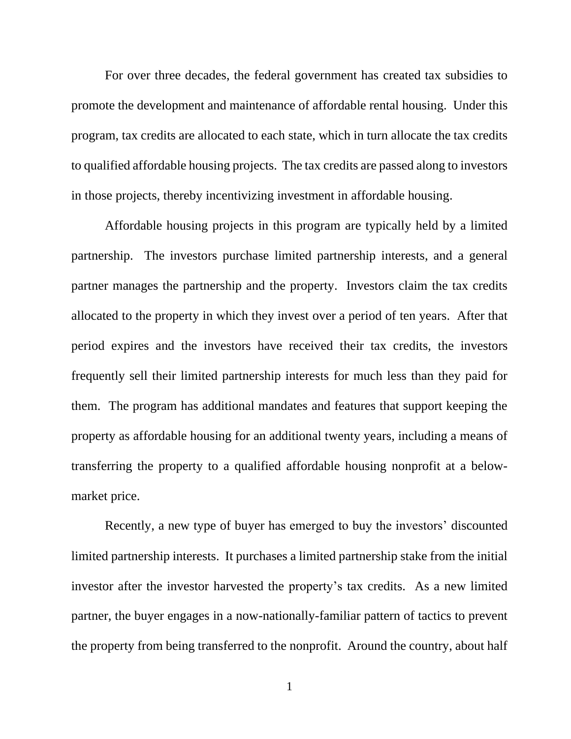For over three decades, the federal government has created tax subsidies to promote the development and maintenance of affordable rental housing. Under this program, tax credits are allocated to each state, which in turn allocate the tax credits to qualified affordable housing projects. The tax credits are passed along to investors in those projects, thereby incentivizing investment in affordable housing.

Affordable housing projects in this program are typically held by a limited partnership. The investors purchase limited partnership interests, and a general partner manages the partnership and the property. Investors claim the tax credits allocated to the property in which they invest over a period of ten years. After that period expires and the investors have received their tax credits, the investors frequently sell their limited partnership interests for much less than they paid for them. The program has additional mandates and features that support keeping the property as affordable housing for an additional twenty years, including a means of transferring the property to a qualified affordable housing nonprofit at a below-market price.

Recently, a new type of buyer has emerged to buy the investors' discounted limited partnership interests. It purchases a limited partnership stake from the initial investor after the investor harvested the property's tax credits. As a new limited partner, the buyer engages in a now-nationally-familiar pattern of tactics to prevent the property from being transferred to the nonprofit. Around the country, about half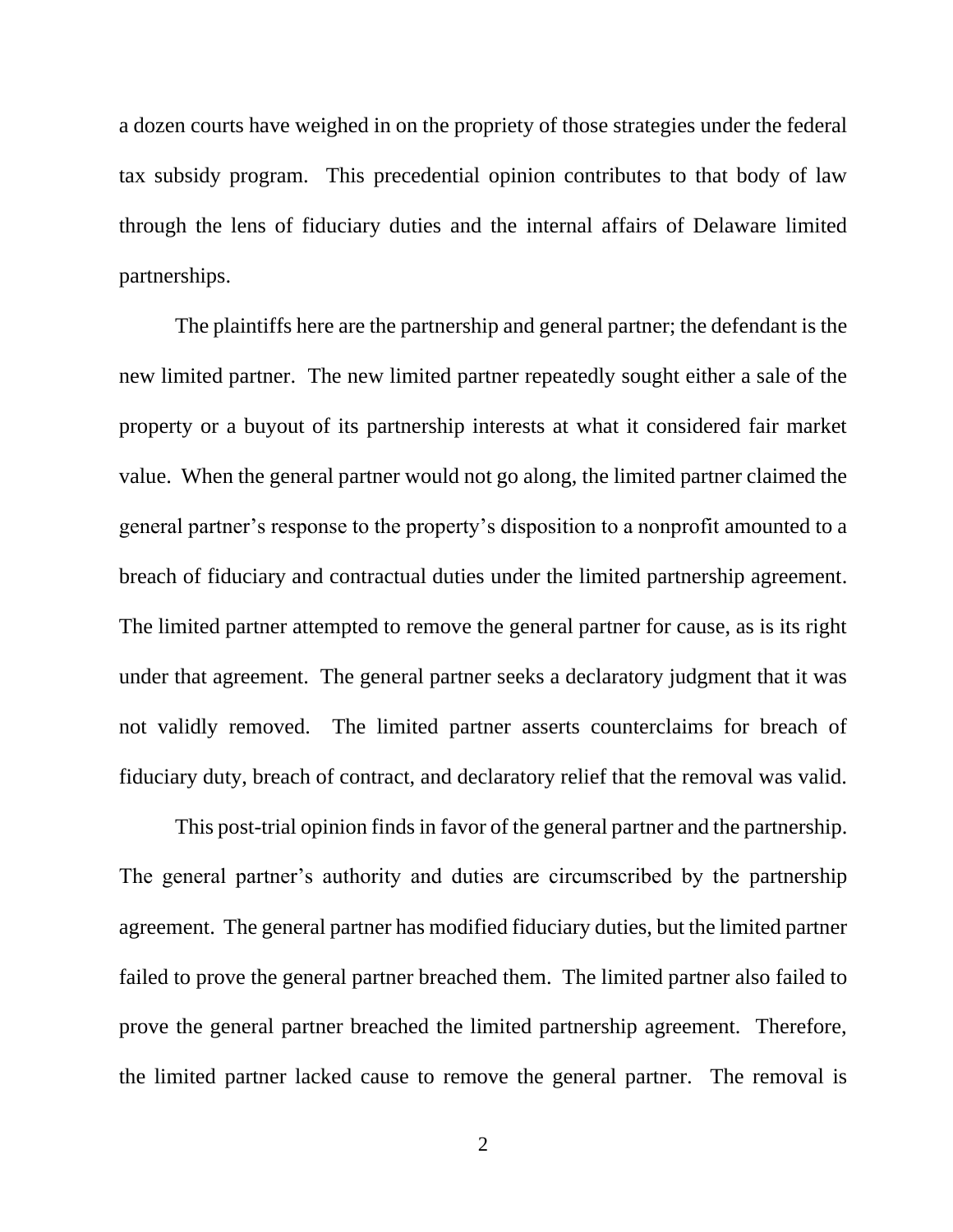a dozen courts have weighed in on the propriety of those strategies under the federal tax subsidy program. This precedential opinion contributes to that body of law through the lens of fiduciary duties and the internal affairs of Delaware limited partnerships.

The plaintiffs here are the partnership and general partner; the defendant is the new limited partner. The new limited partner repeatedly sought either a sale of the property or a buyout of its partnership interests at what it considered fair market value. When the general partner would not go along, the limited partner claimed the general partner's response to the property's disposition to a nonprofit amounted to a breach of fiduciary and contractual duties under the limited partnership agreement. The limited partner attempted to remove the general partner for cause, as is its right under that agreement. The general partner seeks a declaratory judgment that it was not validly removed. The limited partner asserts counterclaims for breach of fiduciary duty, breach of contract, and declaratory relief that the removal was valid.

This post-trial opinion finds in favor of the general partner and the partnership. The general partner's authority and duties are circumscribed by the partnership agreement. The general partner has modified fiduciary duties, but the limited partner failed to prove the general partner breached them. The limited partner also failed to prove the general partner breached the limited partnership agreement. Therefore, the limited partner lacked cause to remove the general partner. The removal is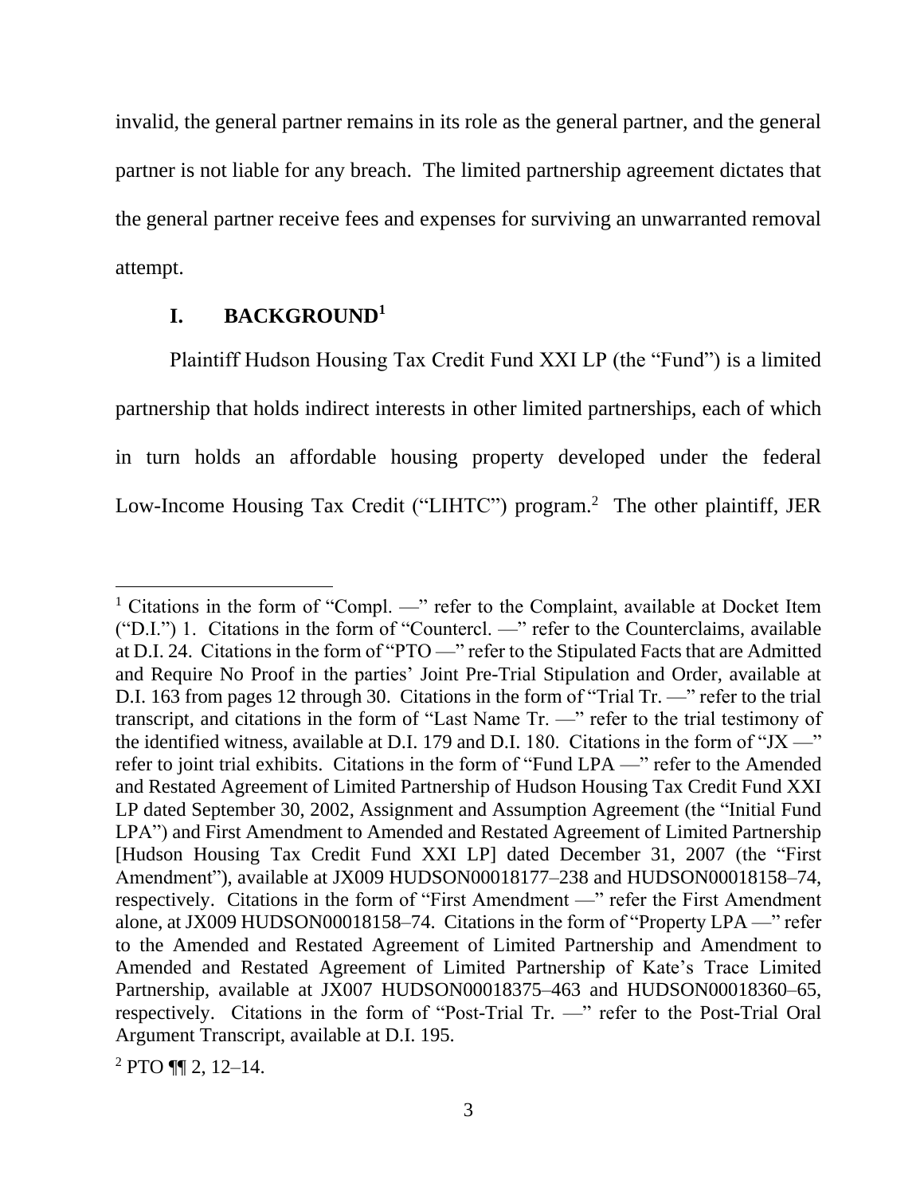invalid, the general partner remains in its role as the general partner, and the general partner is not liable for any breach. The limited partnership agreement dictates that the general partner receive fees and expenses for surviving an unwarranted removal attempt.

## I. BACKGROUND[1]

Plaintiff Hudson Housing Tax Credit Fund XXI LP (the "Fund") is a limited partnership that holds indirect interests in other limited partnerships, each of which in turn holds an affordable housing property developed under the federal Low-Income Housing Tax Credit ("LIHTC") program.[2] The other plaintiff, JER

---

[1] Citations in the form of "Compl. —" refer to the Complaint, available at Docket Item ("D.I.") 1. Citations in the form of "Countercl. —" refer to the Counterclaims, available at D.I. 24. Citations in the form of "PTO —" refer to the Stipulated Facts that are Admitted and Require No Proof in the parties' Joint Pre-Trial Stipulation and Order, available at D.I. 163 from pages 12 through 30. Citations in the form of "Trial Tr. —" refer to the trial transcript, and citations in the form of "Last Name Tr. —" refer to the trial testimony of the identified witness, available at D.I. 179 and D.I. 180. Citations in the form of "JX —" refer to joint trial exhibits. Citations in the form of "Fund LPA —" refer to the Amended and Restated Agreement of Limited Partnership of Hudson Housing Tax Credit Fund XXI LP dated September 30, 2002, Assignment and Assumption Agreement (the "Initial Fund LPA") and First Amendment to Amended and Restated Agreement of Limited Partnership [Hudson Housing Tax Credit Fund XXI LP] dated December 31, 2007 (the "First Amendment"), available at JX009 HUDSON00018177–238 and HUDSON00018158–74, respectively. Citations in the form of "First Amendment —" refer the First Amendment alone, at JX009 HUDSON00018158–74. Citations in the form of "Property LPA —" refer to the Amended and Restated Agreement of Limited Partnership and Amendment to Amended and Restated Agreement of Limited Partnership of Kate's Trace Limited Partnership, available at JX007 HUDSON00018375–463 and HUDSON00018360–65, respectively. Citations in the form of "Post-Trial Tr. —" refer to the Post-Trial Oral Argument Transcript, available at D.I. 195.

[2] PTO ¶¶ 2, 12–14.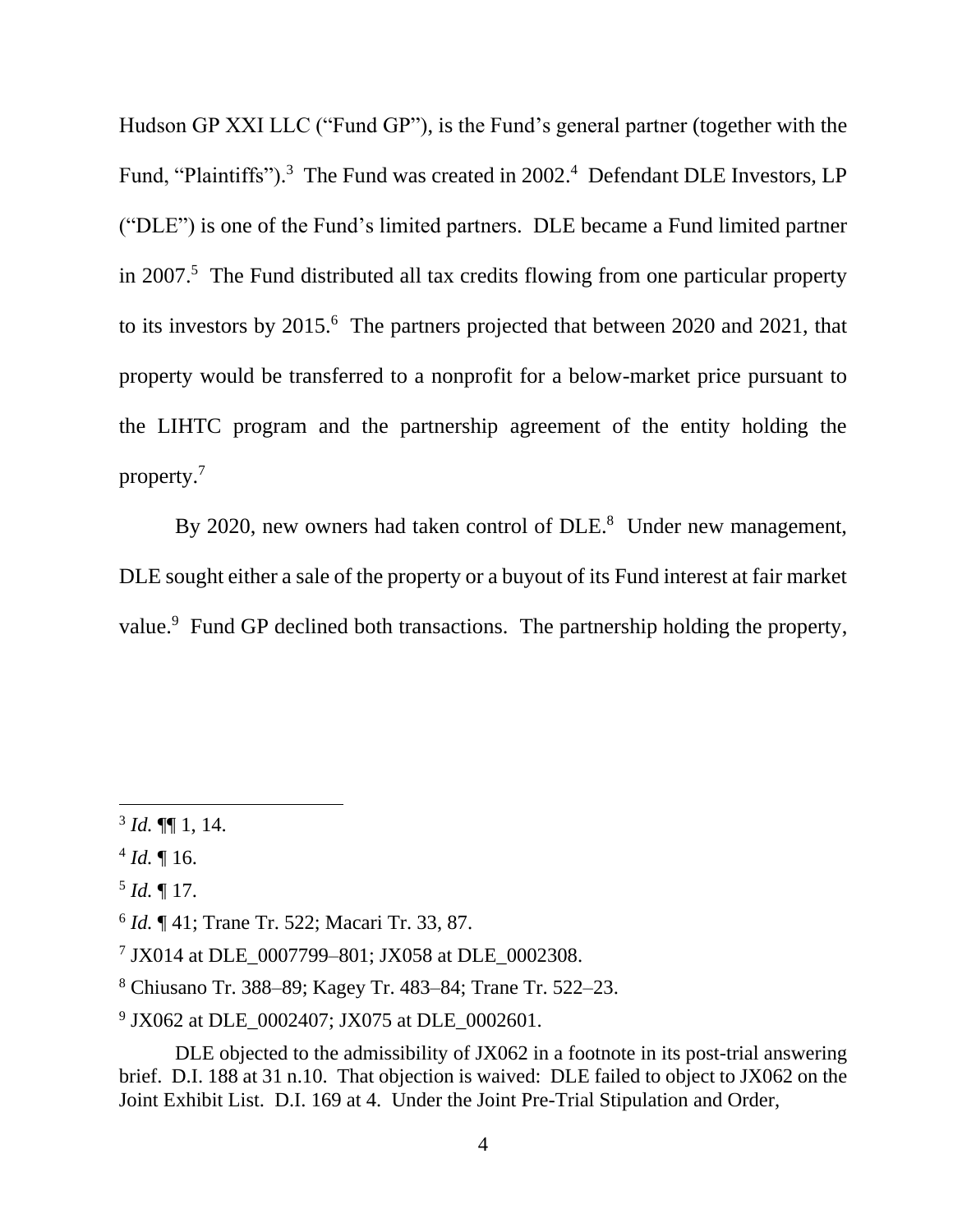Hudson GP XXI LLC ("Fund GP"), is the Fund's general partner (together with the Fund, "Plaintiffs").[3] The Fund was created in 2002.[4] Defendant DLE Investors, LP ("DLE") is one of the Fund's limited partners. DLE became a Fund limited partner in 2007.[5] The Fund distributed all tax credits flowing from one particular property to its investors by 2015.[6] The partners projected that between 2020 and 2021, that property would be transferred to a nonprofit for a below-market price pursuant to the LIHTC program and the partnership agreement of the entity holding the property.[7]

By 2020, new owners had taken control of DLE.[8] Under new management, DLE sought either a sale of the property or a buyout of its Fund interest at fair market value.[9] Fund GP declined both transactions. The partnership holding the property,

---

[3] *Id.* ¶¶ 1, 14.

[4] *Id.* ¶ 16.

[5] *Id.* ¶ 17.

[6] *Id.* ¶ 41; Trane Tr. 522; Macari Tr. 33, 87.

[7] JX014 at DLE_0007799–801; JX058 at DLE_0002308.

[8] Chiusano Tr. 388–89; Kagey Tr. 483–84; Trane Tr. 522–23.

[9] JX062 at DLE_0002407; JX075 at DLE_0002601.

DLE objected to the admissibility of JX062 in a footnote in its post-trial answering brief. D.I. 188 at 31 n.10. That objection is waived: DLE failed to object to JX062 on the Joint Exhibit List. D.I. 169 at 4. Under the Joint Pre-Trial Stipulation and Order,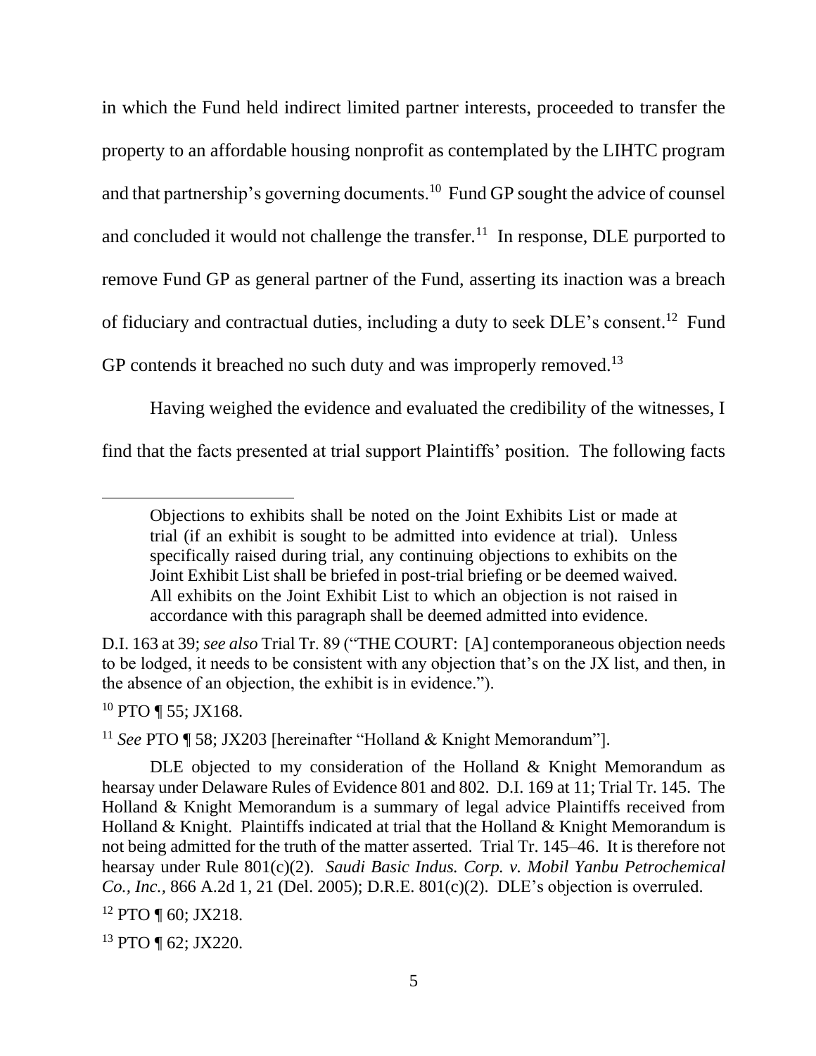in which the Fund held indirect limited partner interests, proceeded to transfer the property to an affordable housing nonprofit as contemplated by the LIHTC program and that partnership's governing documents.[10] Fund GP sought the advice of counsel and concluded it would not challenge the transfer.[11] In response, DLE purported to remove Fund GP as general partner of the Fund, asserting its inaction was a breach of fiduciary and contractual duties, including a duty to seek DLE's consent.[12] Fund GP contends it breached no such duty and was improperly removed.[13]

Having weighed the evidence and evaluated the credibility of the witnesses, I find that the facts presented at trial support Plaintiffs' position. The following facts

---

> Objections to exhibits shall be noted on the Joint Exhibits List or made at trial (if an exhibit is sought to be admitted into evidence at trial). Unless specifically raised during trial, any continuing objections to exhibits on the Joint Exhibit List shall be briefed in post-trial briefing or be deemed waived. All exhibits on the Joint Exhibit List to which an objection is not raised in accordance with this paragraph shall be deemed admitted into evidence.

D.I. 163 at 39; *see also* Trial Tr. 89 ("THE COURT: [A] contemporaneous objection needs to be lodged, it needs to be consistent with any objection that's on the JX list, and then, in the absence of an objection, the exhibit is in evidence.").

[10] PTO ¶ 55; JX168.

[11] *See* PTO ¶ 58; JX203 [hereinafter "Holland & Knight Memorandum"].

DLE objected to my consideration of the Holland & Knight Memorandum as hearsay under Delaware Rules of Evidence 801 and 802. D.I. 169 at 11; Trial Tr. 145. The Holland & Knight Memorandum is a summary of legal advice Plaintiffs received from Holland & Knight. Plaintiffs indicated at trial that the Holland & Knight Memorandum is not being admitted for the truth of the matter asserted. Trial Tr. 145–46. It is therefore not hearsay under Rule 801(c)(2). *Saudi Basic Indus. Corp. v. Mobil Yanbu Petrochemical Co., Inc.*, 866 A.2d 1, 21 (Del. 2005); D.R.E. 801(c)(2). DLE's objection is overruled.

[12] PTO ¶ 60; JX218.

[13] PTO ¶ 62; JX220.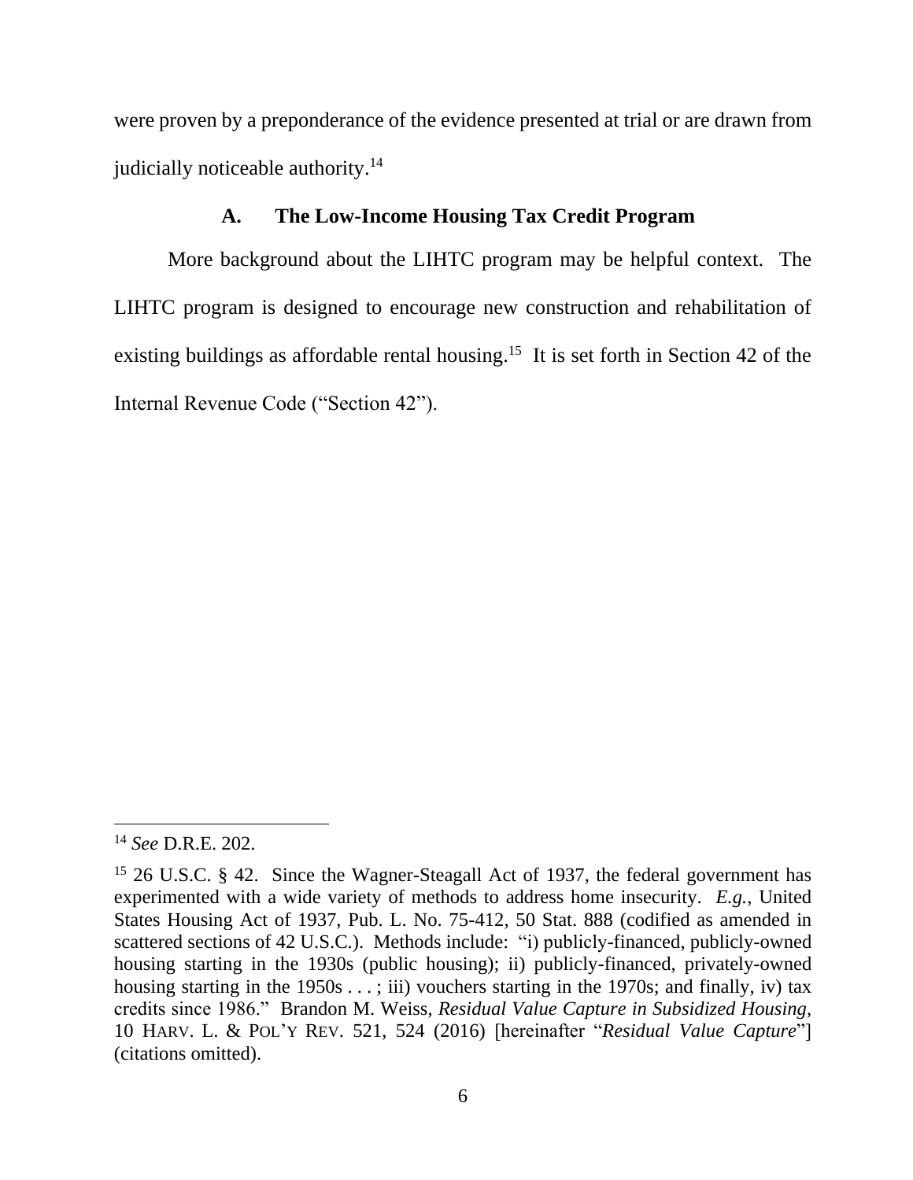were proven by a preponderance of the evidence presented at trial or are drawn from judicially noticeable authority.[14]

### A. The Low-Income Housing Tax Credit Program

More background about the LIHTC program may be helpful context. The LIHTC program is designed to encourage new construction and rehabilitation of existing buildings as affordable rental housing.[15] It is set forth in Section 42 of the Internal Revenue Code ("Section 42").

---

[14] *See* D.R.E. 202.

[15] 26 U.S.C. § 42. Since the Wagner-Steagall Act of 1937, the federal government has experimented with a wide variety of methods to address home insecurity. *E.g.*, United States Housing Act of 1937, Pub. L. No. 75-412, 50 Stat. 888 (codified as amended in scattered sections of 42 U.S.C.). Methods include: "i) publicly-financed, publicly-owned housing starting in the 1930s (public housing); ii) publicly-financed, privately-owned housing starting in the 1950s . . . ; iii) vouchers starting in the 1970s; and finally, iv) tax credits since 1986." Brandon M. Weiss, *Residual Value Capture in Subsidized Housing*, 10 HARV. L. & POL'Y REV. 521, 524 (2016) [hereinafter "*Residual Value Capture*"] (citations omitted).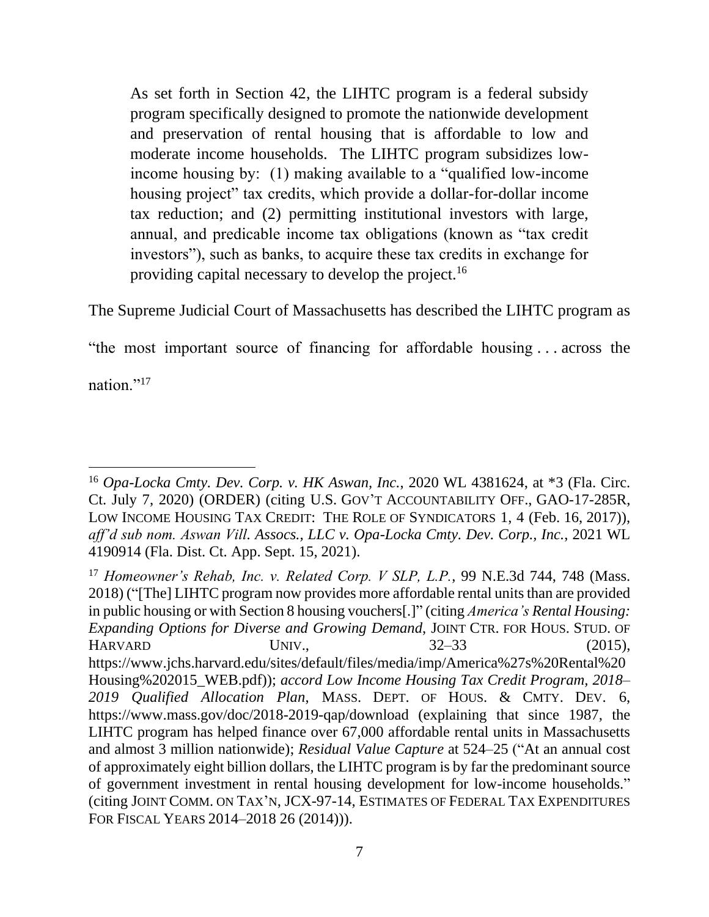> As set forth in Section 42, the LIHTC program is a federal subsidy program specifically designed to promote the nationwide development and preservation of rental housing that is affordable to low and moderate income households. The LIHTC program subsidizes low-income housing by: (1) making available to a "qualified low-income housing project" tax credits, which provide a dollar-for-dollar income tax reduction; and (2) permitting institutional investors with large, annual, and predicable income tax obligations (known as "tax credit investors"), such as banks, to acquire these tax credits in exchange for providing capital necessary to develop the project.[16]

The Supreme Judicial Court of Massachusetts has described the LIHTC program as "the most important source of financing for affordable housing . . . across the nation."[17]

---

[16] *Opa-Locka Cmty. Dev. Corp. v. HK Aswan, Inc.*, 2020 WL 4381624, at *3 (Fla. Circ. Ct. July 7, 2020) (ORDER) (citing U.S. GOV'T ACCOUNTABILITY OFF., GAO-17-285R, LOW INCOME HOUSING TAX CREDIT: THE ROLE OF SYNDICATORS 1, 4 (Feb. 16, 2017)), *aff'd sub nom. Aswan Vill. Assocs., LLC v. Opa-Locka Cmty. Dev. Corp., Inc.*, 2021 WL 4190914 (Fla. Dist. Ct. App. Sept. 15, 2021).

[17] *Homeowner's Rehab, Inc. v. Related Corp. V SLP, L.P.*, 99 N.E.3d 744, 748 (Mass. 2018) ("[The] LIHTC program now provides more affordable rental units than are provided in public housing or with Section 8 housing vouchers[.]" (citing *America's Rental Housing: Expanding Options for Diverse and Growing Demand*, JOINT CTR. FOR HOUS. STUD. OF HARVARD UNIV., 32–33 (2015), https://www.jchs.harvard.edu/sites/default/files/media/imp/America%27s%20Rental%20Housing%202015_WEB.pdf)); *accord Low Income Housing Tax Credit Program, 2018–2019 Qualified Allocation Plan*, MASS. DEPT. OF HOUS. & CMTY. DEV. 6, https://www.mass.gov/doc/2018-2019-qap/download (explaining that since 1987, the LIHTC program has helped finance over 67,000 affordable rental units in Massachusetts and almost 3 million nationwide); *Residual Value Capture* at 524–25 ("At an annual cost of approximately eight billion dollars, the LIHTC program is by far the predominant source of government investment in rental housing development for low-income households." (citing JOINT COMM. ON TAX'N, JCX-97-14, ESTIMATES OF FEDERAL TAX EXPENDITURES FOR FISCAL YEARS 2014–2018 26 (2014))).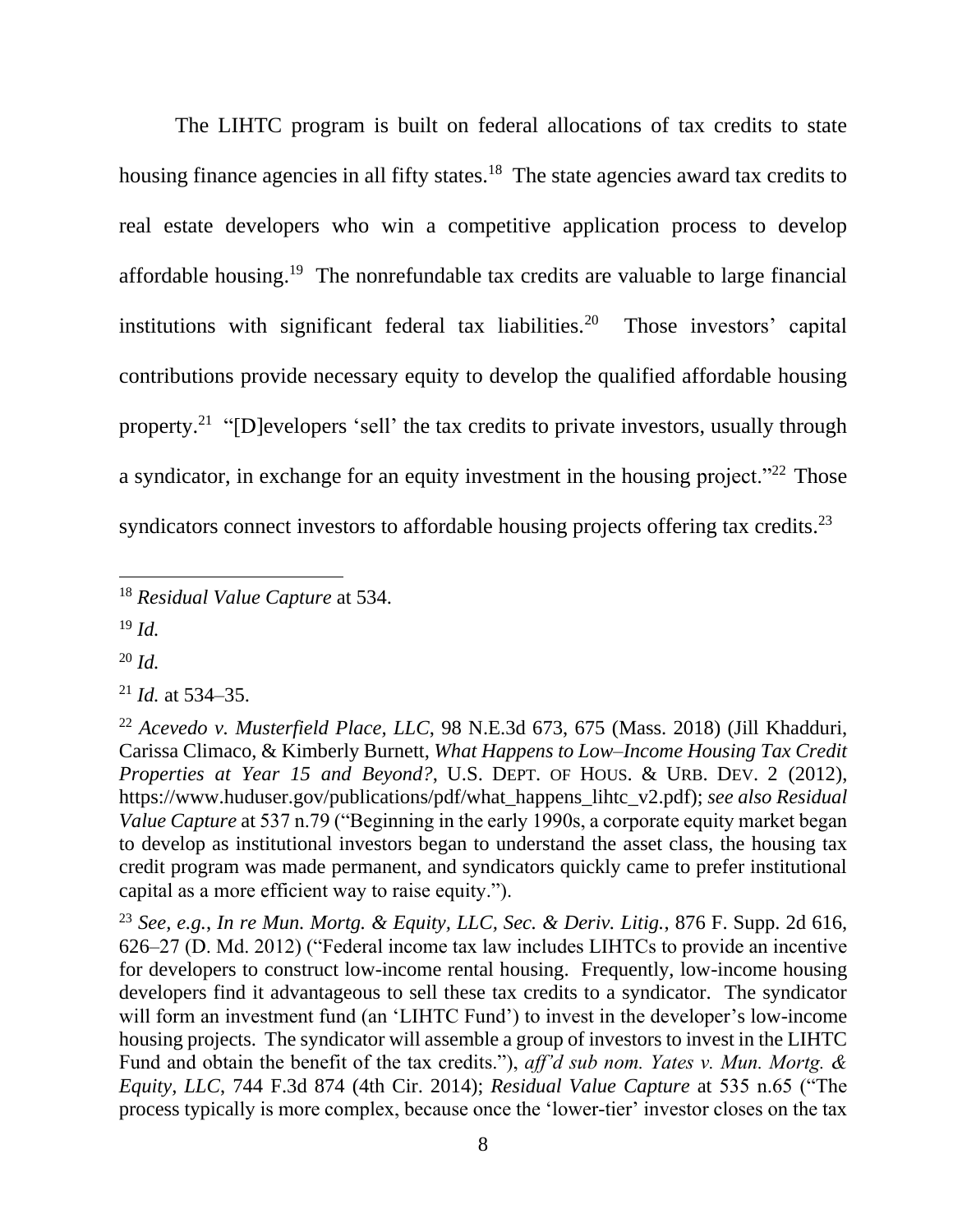The LIHTC program is built on federal allocations of tax credits to state housing finance agencies in all fifty states.[18] The state agencies award tax credits to real estate developers who win a competitive application process to develop affordable housing.[19] The nonrefundable tax credits are valuable to large financial institutions with significant federal tax liabilities.[20] Those investors' capital contributions provide necessary equity to develop the qualified affordable housing property.[21] "[D]evelopers 'sell' the tax credits to private investors, usually through a syndicator, in exchange for an equity investment in the housing project."[22] Those syndicators connect investors to affordable housing projects offering tax credits.[23]

---

[18] *Residual Value Capture* at 534.

[19] *Id.*

[20] *Id.*

[21] *Id.* at 534–35.

[22] *Acevedo v. Musterfield Place, LLC*, 98 N.E.3d 673, 675 (Mass. 2018) (Jill Khadduri, Carissa Climaco, & Kimberly Burnett, *What Happens to Low–Income Housing Tax Credit Properties at Year 15 and Beyond?*, U.S. DEPT. OF HOUS. & URB. DEV. 2 (2012), https://www.huduser.gov/publications/pdf/what_happens_lihtc_v2.pdf); *see also Residual Value Capture* at 537 n.79 ("Beginning in the early 1990s, a corporate equity market began to develop as institutional investors began to understand the asset class, the housing tax credit program was made permanent, and syndicators quickly came to prefer institutional capital as a more efficient way to raise equity.").

[23] *See, e.g.*, *In re Mun. Mortg. & Equity, LLC, Sec. & Deriv. Litig.*, 876 F. Supp. 2d 616, 626–27 (D. Md. 2012) ("Federal income tax law includes LIHTCs to provide an incentive for developers to construct low-income rental housing. Frequently, low-income housing developers find it advantageous to sell these tax credits to a syndicator. The syndicator will form an investment fund (an 'LIHTC Fund') to invest in the developer's low-income housing projects. The syndicator will assemble a group of investors to invest in the LIHTC Fund and obtain the benefit of the tax credits."), *aff'd sub nom. Yates v. Mun. Mortg. & Equity, LLC*, 744 F.3d 874 (4th Cir. 2014); *Residual Value Capture* at 535 n.65 ("The process typically is more complex, because once the 'lower-tier' investor closes on the tax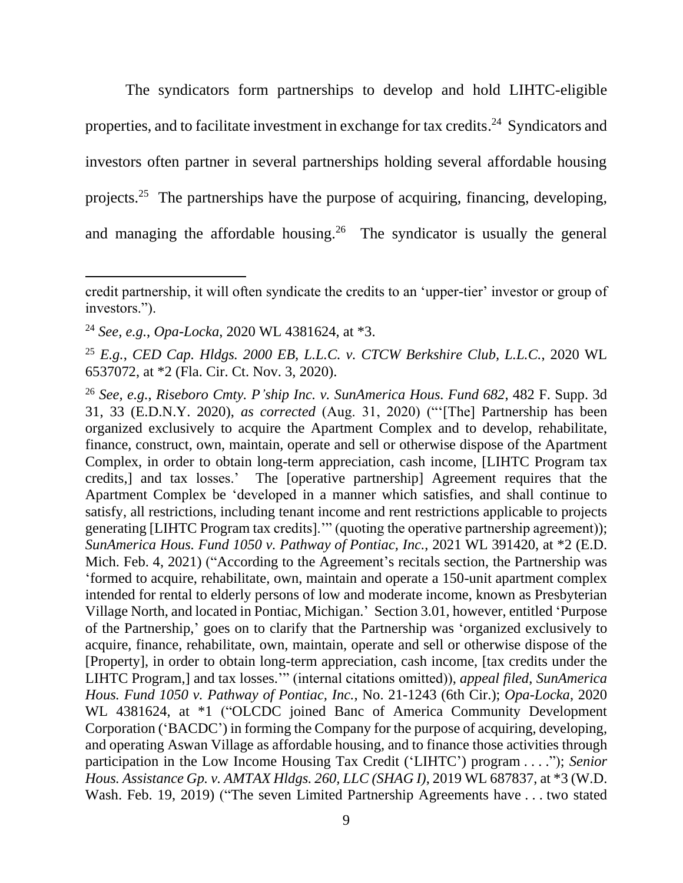The syndicators form partnerships to develop and hold LIHTC-eligible properties, and to facilitate investment in exchange for tax credits.[24] Syndicators and investors often partner in several partnerships holding several affordable housing projects.[25] The partnerships have the purpose of acquiring, financing, developing, and managing the affordable housing.[26] The syndicator is usually the general

---

credit partnership, it will often syndicate the credits to an 'upper-tier' investor or group of investors.").

[24] *See, e.g.*, *Opa-Locka*, 2020 WL 4381624, at *3.

[25] *E.g.*, *CED Cap. Hldgs. 2000 EB, L.L.C. v. CTCW Berkshire Club, L.L.C.*, 2020 WL 6537072, at *2 (Fla. Cir. Ct. Nov. 3, 2020).

[26] *See, e.g.*, *Riseboro Cmty. P'ship Inc. v. SunAmerica Hous. Fund 682*, 482 F. Supp. 3d 31, 33 (E.D.N.Y. 2020), *as corrected* (Aug. 31, 2020) ("'[The] Partnership has been organized exclusively to acquire the Apartment Complex and to develop, rehabilitate, finance, construct, own, maintain, operate and sell or otherwise dispose of the Apartment Complex, in order to obtain long-term appreciation, cash income, [LIHTC Program tax credits,] and tax losses.' The [operative partnership] Agreement requires that the Apartment Complex be 'developed in a manner which satisfies, and shall continue to satisfy, all restrictions, including tenant income and rent restrictions applicable to projects generating [LIHTC Program tax credits].'" (quoting the operative partnership agreement)); *SunAmerica Hous. Fund 1050 v. Pathway of Pontiac, Inc.*, 2021 WL 391420, at *2 (E.D. Mich. Feb. 4, 2021) ("According to the Agreement's recitals section, the Partnership was 'formed to acquire, rehabilitate, own, maintain and operate a 150-unit apartment complex intended for rental to elderly persons of low and moderate income, known as Presbyterian Village North, and located in Pontiac, Michigan.' Section 3.01, however, entitled 'Purpose of the Partnership,' goes on to clarify that the Partnership was 'organized exclusively to acquire, finance, rehabilitate, own, maintain, operate and sell or otherwise dispose of the [Property], in order to obtain long-term appreciation, cash income, [tax credits under the LIHTC Program,] and tax losses.'" (internal citations omitted)), *appeal filed*, *SunAmerica Hous. Fund 1050 v. Pathway of Pontiac, Inc.*, No. 21-1243 (6th Cir.); *Opa-Locka*, 2020 WL 4381624, at *1 ("OLCDC joined Banc of America Community Development Corporation ('BACDC') in forming the Company for the purpose of acquiring, developing, and operating Aswan Village as affordable housing, and to finance those activities through participation in the Low Income Housing Tax Credit ('LIHTC') program . . . ."); *Senior Hous. Assistance Gp. v. AMTAX Hldgs. 260, LLC (SHAG I)*, 2019 WL 687837, at *3 (W.D. Wash. Feb. 19, 2019) ("The seven Limited Partnership Agreements have . . . two stated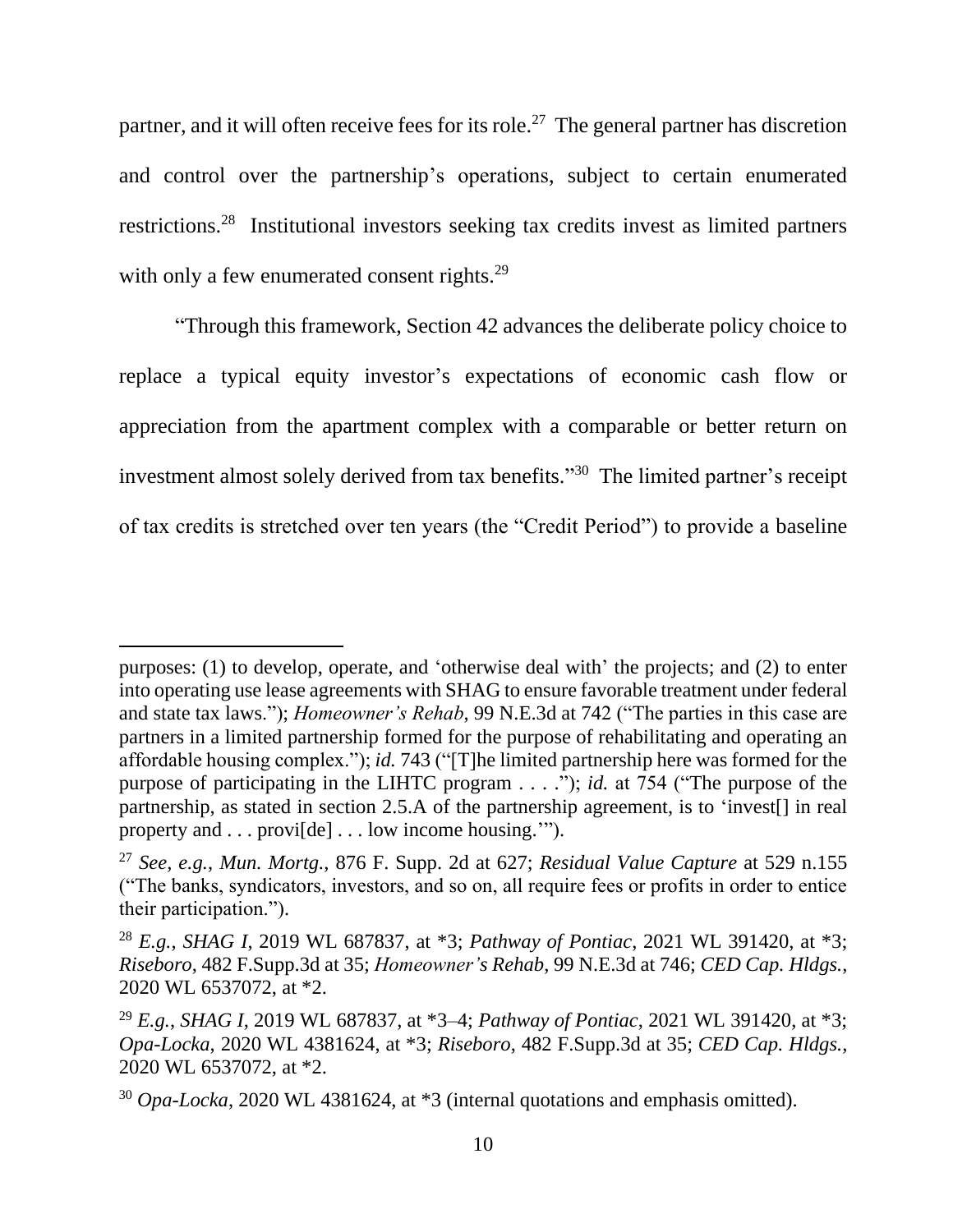partner, and it will often receive fees for its role.[27] The general partner has discretion and control over the partnership's operations, subject to certain enumerated restrictions.[28] Institutional investors seeking tax credits invest as limited partners with only a few enumerated consent rights.[29]

"Through this framework, Section 42 advances the deliberate policy choice to replace a typical equity investor's expectations of economic cash flow or appreciation from the apartment complex with a comparable or better return on investment almost solely derived from tax benefits."[30] The limited partner's receipt of tax credits is stretched over ten years (the "Credit Period") to provide a baseline

---

purposes: (1) to develop, operate, and 'otherwise deal with' the projects; and (2) to enter into operating use lease agreements with SHAG to ensure favorable treatment under federal and state tax laws."); *Homeowner's Rehab*, 99 N.E.3d at 742 ("The parties in this case are partners in a limited partnership formed for the purpose of rehabilitating and operating an affordable housing complex."); *id.* 743 ("[T]he limited partnership here was formed for the purpose of participating in the LIHTC program . . . ."); *id.* at 754 ("The purpose of the partnership, as stated in section 2.5.A of the partnership agreement, is to 'invest[] in real property and . . . provi[de] . . . low income housing.'").

[27] *See, e.g.*, *Mun. Mortg.*, 876 F. Supp. 2d at 627; *Residual Value Capture* at 529 n.155 ("The banks, syndicators, investors, and so on, all require fees or profits in order to entice their participation.").

[28] *E.g.*, *SHAG I*, 2019 WL 687837, at *3; *Pathway of Pontiac*, 2021 WL 391420, at *3; *Riseboro*, 482 F.Supp.3d at 35; *Homeowner's Rehab*, 99 N.E.3d at 746; *CED Cap. Hldgs.*, 2020 WL 6537072, at *2.

[29] *E.g.*, *SHAG I*, 2019 WL 687837, at *3–4; *Pathway of Pontiac*, 2021 WL 391420, at *3; *Opa-Locka*, 2020 WL 4381624, at *3; *Riseboro*, 482 F.Supp.3d at 35; *CED Cap. Hldgs.*, 2020 WL 6537072, at *2.

[30] *Opa-Locka*, 2020 WL 4381624, at *3 (internal quotations and emphasis omitted).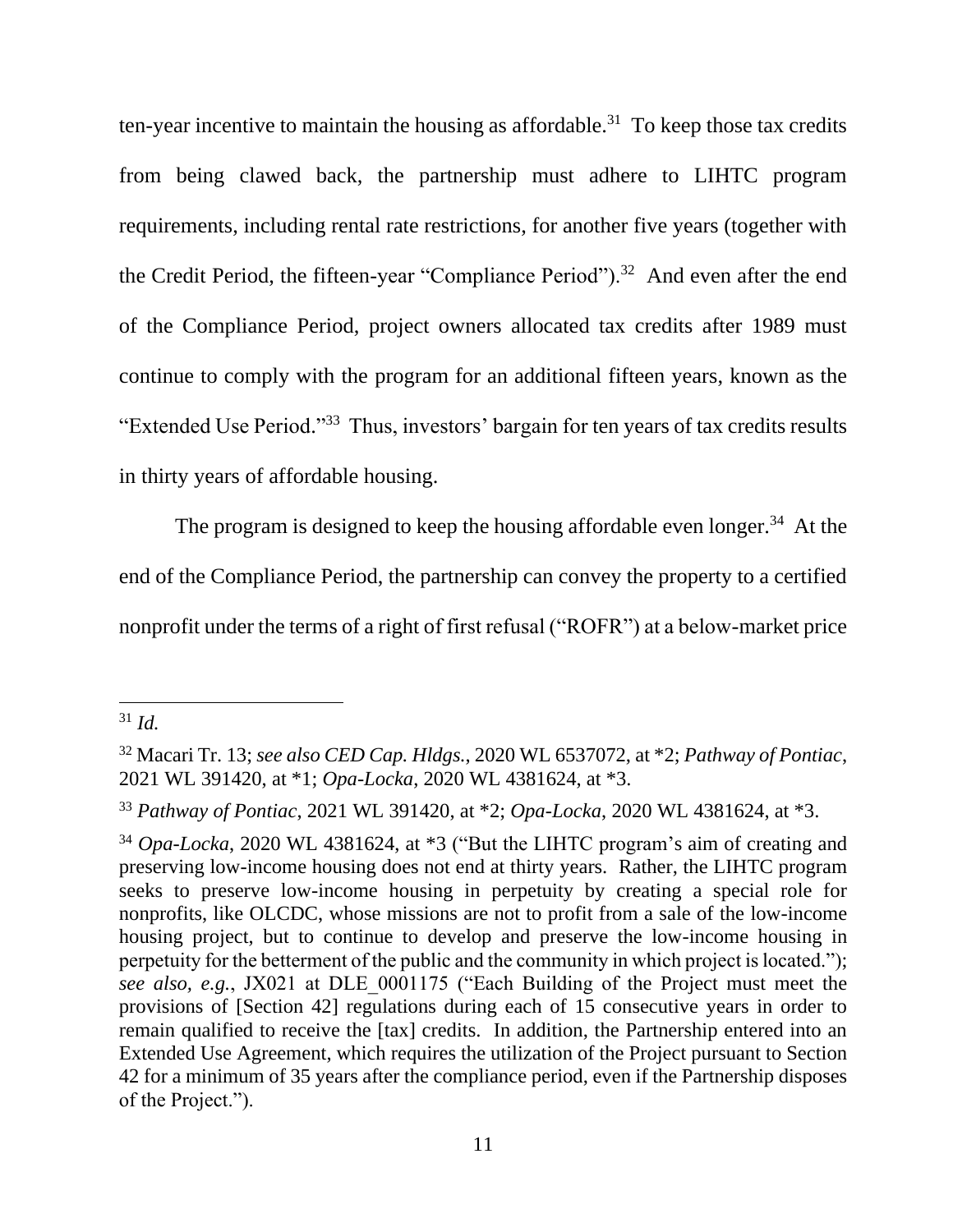ten-year incentive to maintain the housing as affordable.[31] To keep those tax credits from being clawed back, the partnership must adhere to LIHTC program requirements, including rental rate restrictions, for another five years (together with the Credit Period, the fifteen-year "Compliance Period").[32] And even after the end of the Compliance Period, project owners allocated tax credits after 1989 must continue to comply with the program for an additional fifteen years, known as the "Extended Use Period."[33] Thus, investors' bargain for ten years of tax credits results in thirty years of affordable housing.

The program is designed to keep the housing affordable even longer.[34] At the end of the Compliance Period, the partnership can convey the property to a certified nonprofit under the terms of a right of first refusal ("ROFR") at a below-market price

---

[31] *Id.*

[32] Macari Tr. 13; *see also CED Cap. Hldgs.*, 2020 WL 6537072, at *2; *Pathway of Pontiac*, 2021 WL 391420, at *1; *Opa-Locka*, 2020 WL 4381624, at *3.

[33] *Pathway of Pontiac*, 2021 WL 391420, at *2; *Opa-Locka*, 2020 WL 4381624, at *3.

[34] *Opa-Locka*, 2020 WL 4381624, at *3 ("But the LIHTC program's aim of creating and preserving low-income housing does not end at thirty years. Rather, the LIHTC program seeks to preserve low-income housing in perpetuity by creating a special role for nonprofits, like OLCDC, whose missions are not to profit from a sale of the low-income housing project, but to continue to develop and preserve the low-income housing in perpetuity for the betterment of the public and the community in which project is located."); *see also, e.g.*, JX021 at DLE_0001175 ("Each Building of the Project must meet the provisions of [Section 42] regulations during each of 15 consecutive years in order to remain qualified to receive the [tax] credits. In addition, the Partnership entered into an Extended Use Agreement, which requires the utilization of the Project pursuant to Section 42 for a minimum of 35 years after the compliance period, even if the Partnership disposes of the Project.").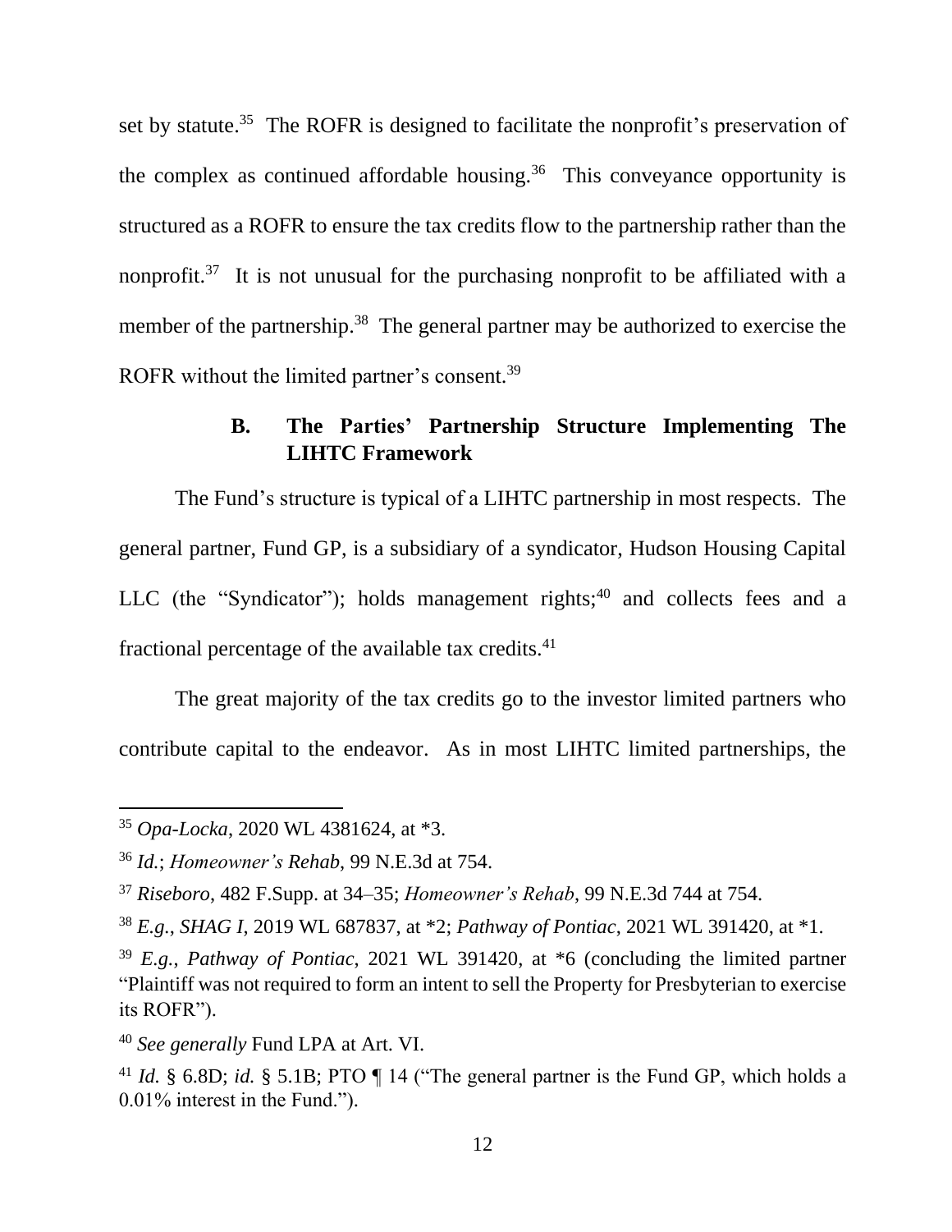set by statute.[35] The ROFR is designed to facilitate the nonprofit's preservation of the complex as continued affordable housing.[36] This conveyance opportunity is structured as a ROFR to ensure the tax credits flow to the partnership rather than the nonprofit.[37] It is not unusual for the purchasing nonprofit to be affiliated with a member of the partnership.[38] The general partner may be authorized to exercise the ROFR without the limited partner's consent.[39]

### B. The Parties' Partnership Structure Implementing The LIHTC Framework

The Fund's structure is typical of a LIHTC partnership in most respects. The general partner, Fund GP, is a subsidiary of a syndicator, Hudson Housing Capital LLC (the "Syndicator"); holds management rights;[40] and collects fees and a fractional percentage of the available tax credits.[41]

The great majority of the tax credits go to the investor limited partners who contribute capital to the endeavor. As in most LIHTC limited partnerships, the

---

[35] *Opa-Locka*, 2020 WL 4381624, at *3.

[36] *Id.*; *Homeowner's Rehab*, 99 N.E.3d at 754.

[37] *Riseboro*, 482 F.Supp. at 34–35; *Homeowner's Rehab*, 99 N.E.3d 744 at 754.

[38] *E.g.*, *SHAG I*, 2019 WL 687837, at *2; *Pathway of Pontiac*, 2021 WL 391420, at *1.

[39] *E.g.*, *Pathway of Pontiac*, 2021 WL 391420, at *6 (concluding the limited partner "Plaintiff was not required to form an intent to sell the Property for Presbyterian to exercise its ROFR").

[40] *See generally* Fund LPA at Art. VI.

[41] *Id.* § 6.8D; *id.* § 5.1B; PTO ¶ 14 ("The general partner is the Fund GP, which holds a 0.01% interest in the Fund.").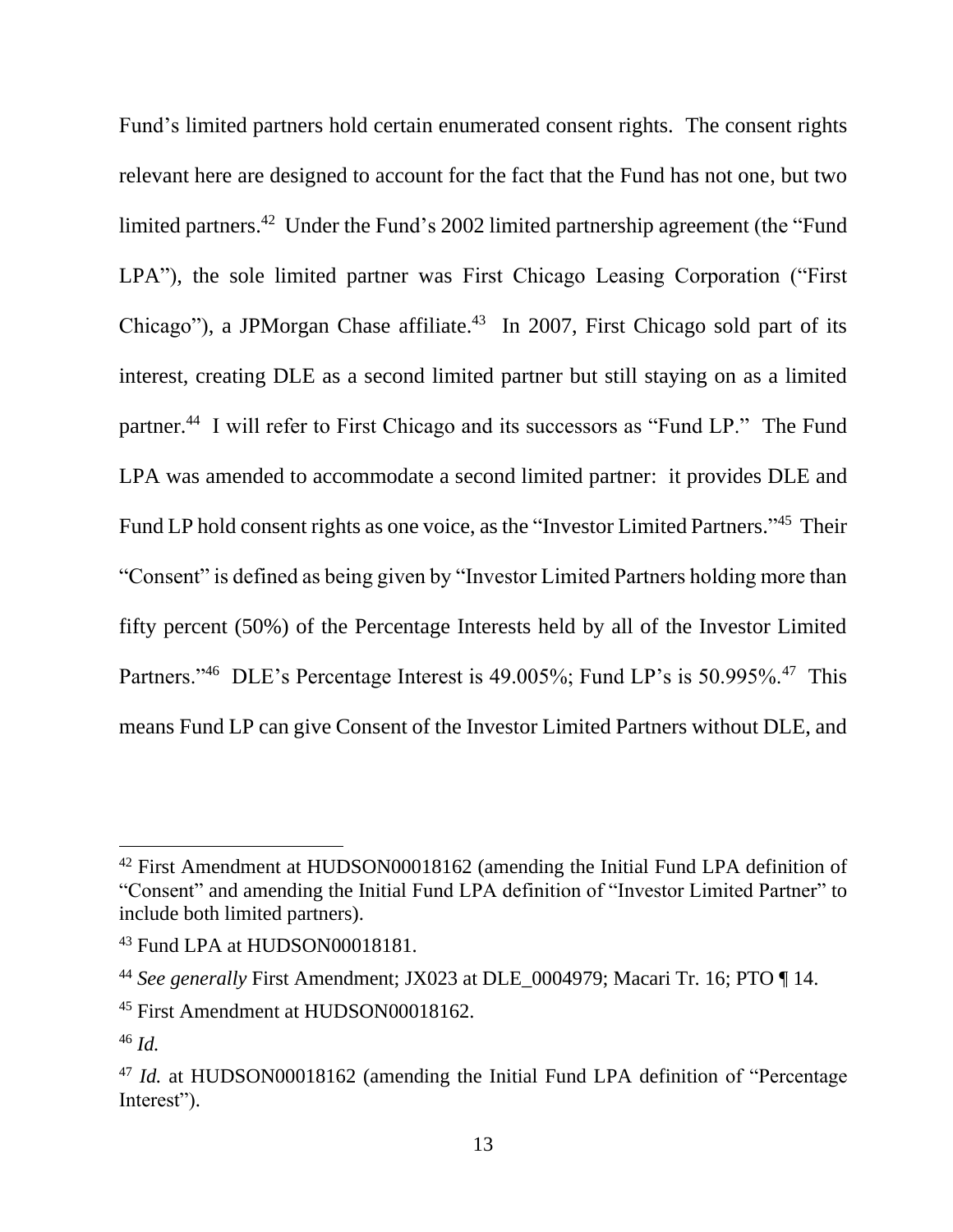Fund's limited partners hold certain enumerated consent rights. The consent rights relevant here are designed to account for the fact that the Fund has not one, but two limited partners.[42] Under the Fund's 2002 limited partnership agreement (the "Fund LPA"), the sole limited partner was First Chicago Leasing Corporation ("First Chicago"), a JPMorgan Chase affiliate.[43] In 2007, First Chicago sold part of its interest, creating DLE as a second limited partner but still staying on as a limited partner.[44] I will refer to First Chicago and its successors as "Fund LP." The Fund LPA was amended to accommodate a second limited partner: it provides DLE and Fund LP hold consent rights as one voice, as the "Investor Limited Partners."[45] Their "Consent" is defined as being given by "Investor Limited Partners holding more than fifty percent (50%) of the Percentage Interests held by all of the Investor Limited Partners."[46] DLE's Percentage Interest is 49.005%; Fund LP's is 50.995%.[47] This means Fund LP can give Consent of the Investor Limited Partners without DLE, and

---

[42] First Amendment at HUDSON00018162 (amending the Initial Fund LPA definition of "Consent" and amending the Initial Fund LPA definition of "Investor Limited Partner" to include both limited partners).

[43] Fund LPA at HUDSON00018181.

[44] *See generally* First Amendment; JX023 at DLE_0004979; Macari Tr. 16; PTO ¶ 14.

[45] First Amendment at HUDSON00018162.

[46] *Id.*

[47] *Id.* at HUDSON00018162 (amending the Initial Fund LPA definition of "Percentage Interest").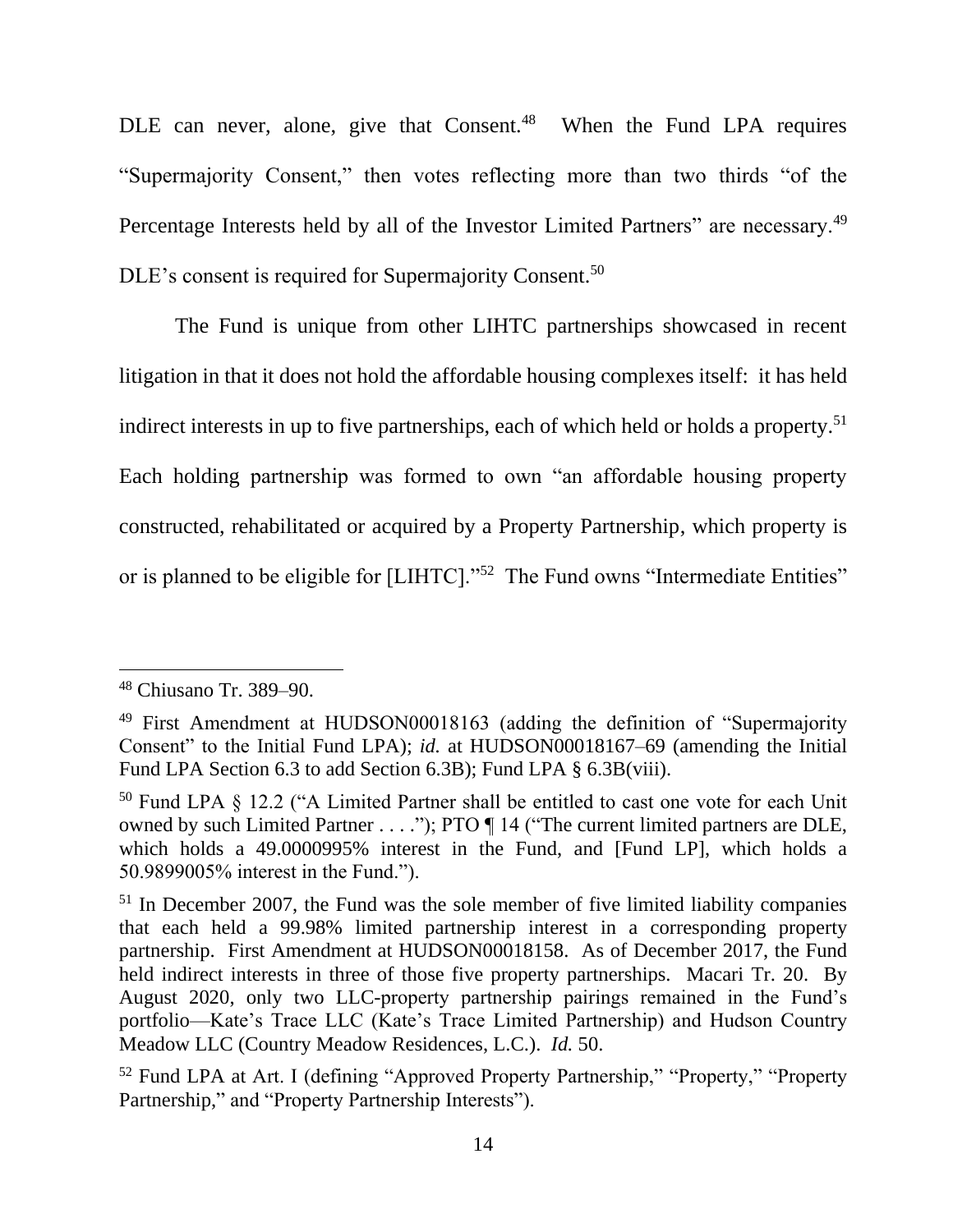DLE can never, alone, give that Consent.[48] When the Fund LPA requires "Supermajority Consent," then votes reflecting more than two thirds "of the Percentage Interests held by all of the Investor Limited Partners" are necessary.[49] DLE's consent is required for Supermajority Consent.[50]

The Fund is unique from other LIHTC partnerships showcased in recent litigation in that it does not hold the affordable housing complexes itself: it has held indirect interests in up to five partnerships, each of which held or holds a property.[51] Each holding partnership was formed to own "an affordable housing property constructed, rehabilitated or acquired by a Property Partnership, which property is or is planned to be eligible for [LIHTC]."[52] The Fund owns "Intermediate Entities"

---

[48] Chiusano Tr. 389–90.

[49] First Amendment at HUDSON00018163 (adding the definition of "Supermajority Consent" to the Initial Fund LPA); *id.* at HUDSON00018167–69 (amending the Initial Fund LPA Section 6.3 to add Section 6.3B); Fund LPA § 6.3B(viii).

[50] Fund LPA § 12.2 ("A Limited Partner shall be entitled to cast one vote for each Unit owned by such Limited Partner . . . ."); PTO ¶ 14 ("The current limited partners are DLE, which holds a 49.0000995% interest in the Fund, and [Fund LP], which holds a 50.9899005% interest in the Fund.").

[51] In December 2007, the Fund was the sole member of five limited liability companies that each held a 99.98% limited partnership interest in a corresponding property partnership. First Amendment at HUDSON00018158. As of December 2017, the Fund held indirect interests in three of those five property partnerships. Macari Tr. 20. By August 2020, only two LLC-property partnership pairings remained in the Fund's portfolio—Kate's Trace LLC (Kate's Trace Limited Partnership) and Hudson Country Meadow LLC (Country Meadow Residences, L.C.). *Id.* 50.

[52] Fund LPA at Art. I (defining "Approved Property Partnership," "Property," "Property Partnership," and "Property Partnership Interests").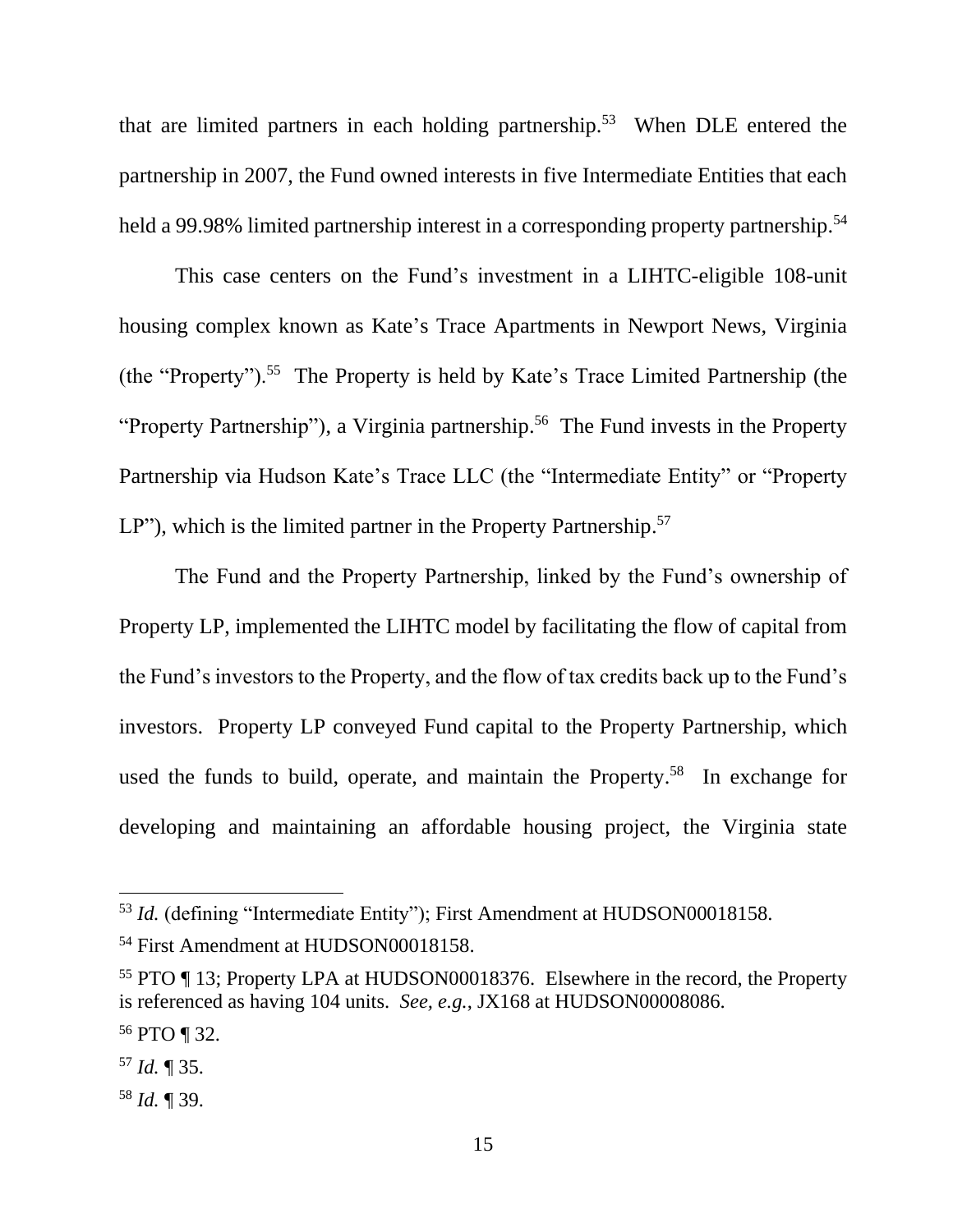that are limited partners in each holding partnership.[53] When DLE entered the partnership in 2007, the Fund owned interests in five Intermediate Entities that each held a 99.98% limited partnership interest in a corresponding property partnership.[54]

This case centers on the Fund's investment in a LIHTC-eligible 108-unit housing complex known as Kate's Trace Apartments in Newport News, Virginia (the "Property").[55] The Property is held by Kate's Trace Limited Partnership (the "Property Partnership"), a Virginia partnership.[56] The Fund invests in the Property Partnership via Hudson Kate's Trace LLC (the "Intermediate Entity" or "Property LP"), which is the limited partner in the Property Partnership.[57]

The Fund and the Property Partnership, linked by the Fund's ownership of Property LP, implemented the LIHTC model by facilitating the flow of capital from the Fund's investors to the Property, and the flow of tax credits back up to the Fund's investors. Property LP conveyed Fund capital to the Property Partnership, which used the funds to build, operate, and maintain the Property.[58] In exchange for developing and maintaining an affordable housing project, the Virginia state

---

[53] *Id.* (defining "Intermediate Entity"); First Amendment at HUDSON00018158.

[54] First Amendment at HUDSON00018158.

[55] PTO ¶ 13; Property LPA at HUDSON00018376. Elsewhere in the record, the Property is referenced as having 104 units. *See, e.g.*, JX168 at HUDSON00008086.

[56] PTO ¶ 32.

[57] *Id.* ¶ 35.

[58] *Id.* ¶ 39.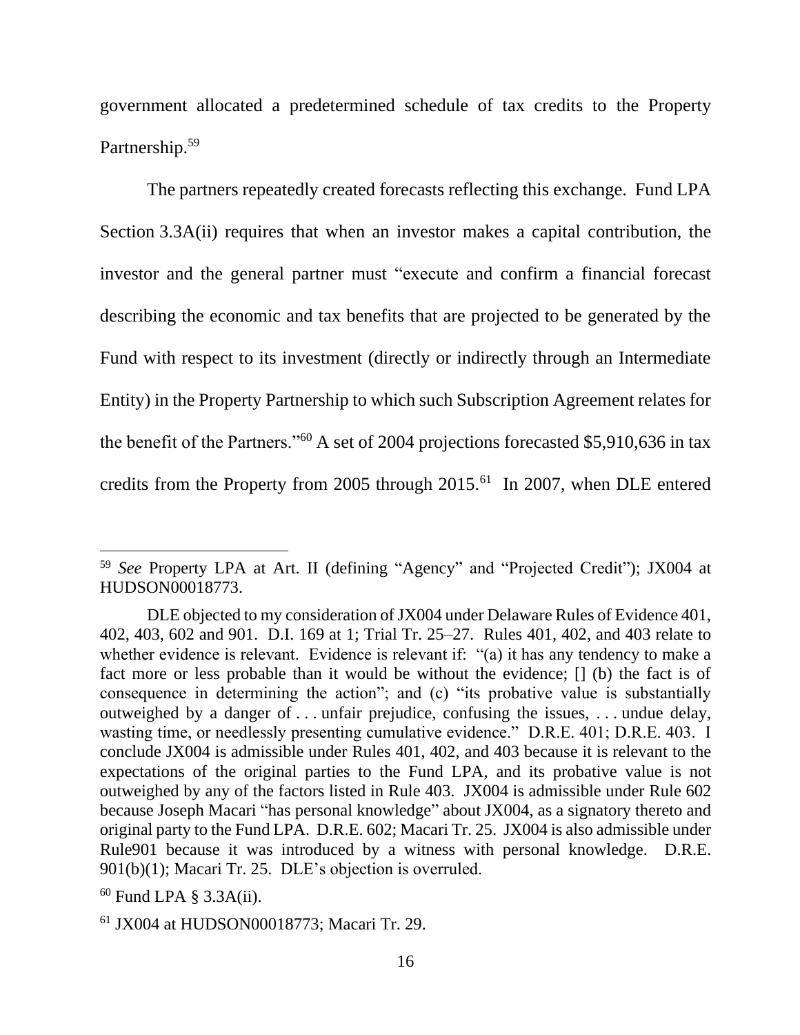government allocated a predetermined schedule of tax credits to the Property Partnership.[59]

The partners repeatedly created forecasts reflecting this exchange. Fund LPA Section 3.3A(ii) requires that when an investor makes a capital contribution, the investor and the general partner must "execute and confirm a financial forecast describing the economic and tax benefits that are projected to be generated by the Fund with respect to its investment (directly or indirectly through an Intermediate Entity) in the Property Partnership to which such Subscription Agreement relates for the benefit of the Partners."[60] A set of 2004 projections forecasted $5,910,636 in tax credits from the Property from 2005 through 2015.[61] In 2007, when DLE entered

---

[59] *See* Property LPA at Art. II (defining "Agency" and "Projected Credit"); JX004 at HUDSON00018773.

DLE objected to my consideration of JX004 under Delaware Rules of Evidence 401, 402, 403, 602 and 901. D.I. 169 at 1; Trial Tr. 25–27. Rules 401, 402, and 403 relate to whether evidence is relevant. Evidence is relevant if: "(a) it has any tendency to make a fact more or less probable than it would be without the evidence; [] (b) the fact is of consequence in determining the action"; and (c) "its probative value is substantially outweighed by a danger of . . . unfair prejudice, confusing the issues, . . . undue delay, wasting time, or needlessly presenting cumulative evidence." D.R.E. 401; D.R.E. 403. I conclude JX004 is admissible under Rules 401, 402, and 403 because it is relevant to the expectations of the original parties to the Fund LPA, and its probative value is not outweighed by any of the factors listed in Rule 403. JX004 is admissible under Rule 602 because Joseph Macari "has personal knowledge" about JX004, as a signatory thereto and original party to the Fund LPA. D.R.E. 602; Macari Tr. 25. JX004 is also admissible under Rule901 because it was introduced by a witness with personal knowledge. D.R.E. 901(b)(1); Macari Tr. 25. DLE's objection is overruled.

[60] Fund LPA § 3.3A(ii).

[61] JX004 at HUDSON00018773; Macari Tr. 29.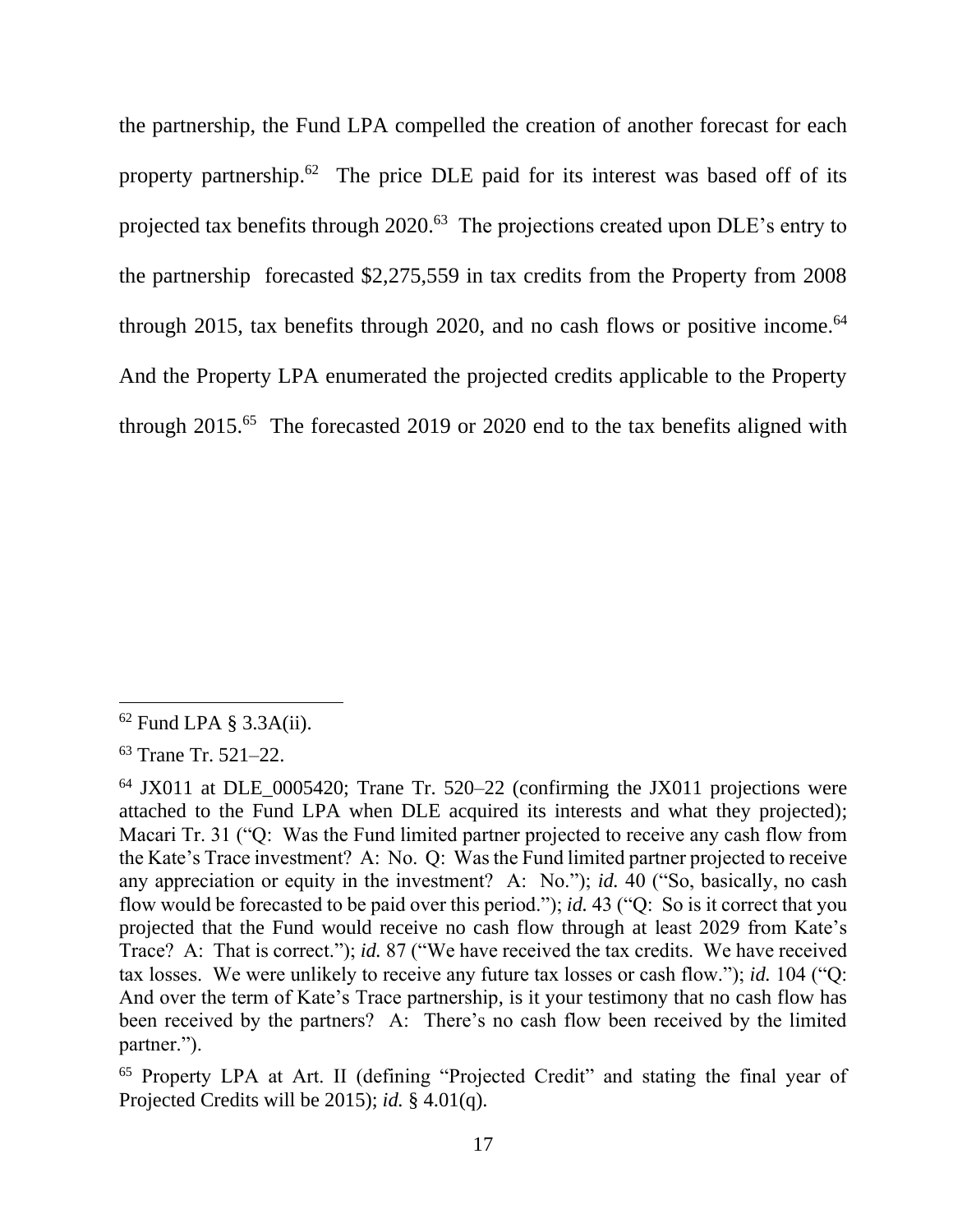the partnership, the Fund LPA compelled the creation of another forecast for each property partnership.[62] The price DLE paid for its interest was based off of its projected tax benefits through 2020.[63] The projections created upon DLE's entry to the partnership forecasted $2,275,559 in tax credits from the Property from 2008 through 2015, tax benefits through 2020, and no cash flows or positive income.[64] And the Property LPA enumerated the projected credits applicable to the Property through 2015.[65] The forecasted 2019 or 2020 end to the tax benefits aligned with

---

[62] Fund LPA § 3.3A(ii).

[63] Trane Tr. 521–22.

[64] JX011 at DLE_0005420; Trane Tr. 520–22 (confirming the JX011 projections were attached to the Fund LPA when DLE acquired its interests and what they projected); Macari Tr. 31 ("Q: Was the Fund limited partner projected to receive any cash flow from the Kate's Trace investment? A: No. Q: Was the Fund limited partner projected to receive any appreciation or equity in the investment? A: No."); *id.* 40 ("So, basically, no cash flow would be forecasted to be paid over this period."); *id.* 43 ("Q: So is it correct that you projected that the Fund would receive no cash flow through at least 2029 from Kate's Trace? A: That is correct."); *id.* 87 ("We have received the tax credits. We have received tax losses. We were unlikely to receive any future tax losses or cash flow."); *id.* 104 ("Q: And over the term of Kate's Trace partnership, is it your testimony that no cash flow has been received by the partners? A: There's no cash flow been received by the limited partner.").

[65] Property LPA at Art. II (defining "Projected Credit" and stating the final year of Projected Credits will be 2015); *id.* § 4.01(q).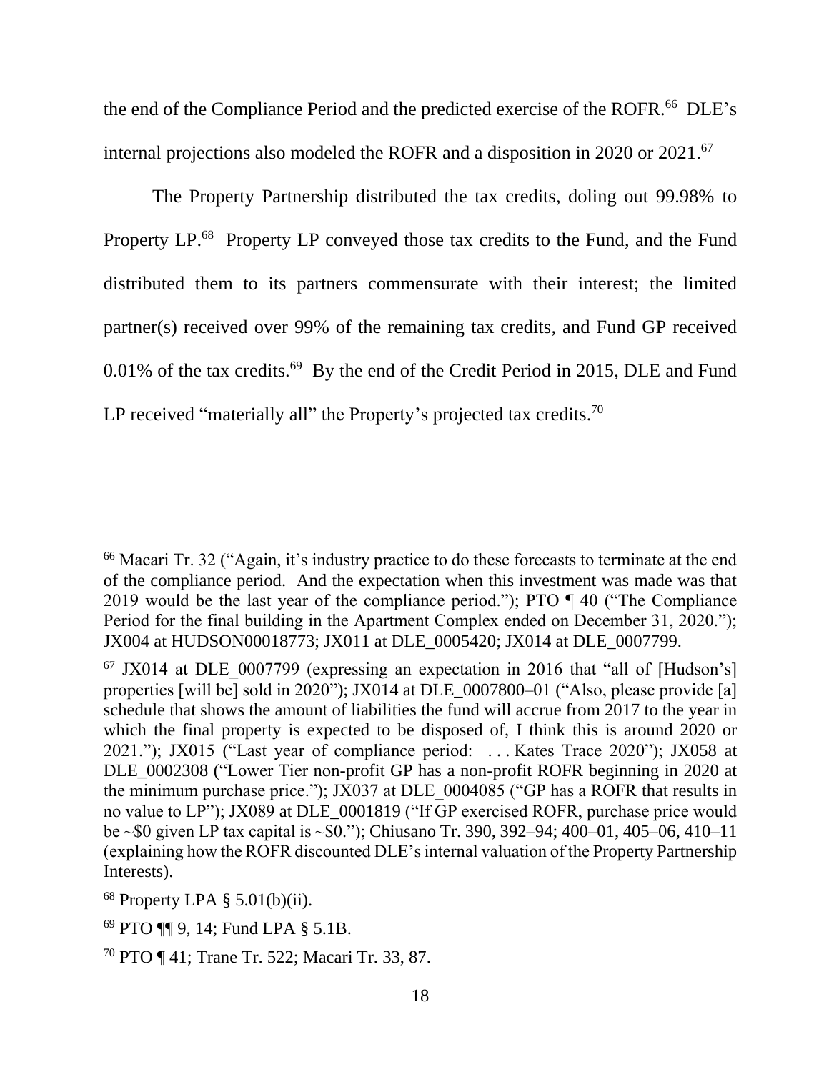the end of the Compliance Period and the predicted exercise of the ROFR.[66] DLE's internal projections also modeled the ROFR and a disposition in 2020 or 2021.[67]

The Property Partnership distributed the tax credits, doling out 99.98% to Property LP.[68] Property LP conveyed those tax credits to the Fund, and the Fund distributed them to its partners commensurate with their interest; the limited partner(s) received over 99% of the remaining tax credits, and Fund GP received 0.01% of the tax credits.[69] By the end of the Credit Period in 2015, DLE and Fund LP received "materially all" the Property's projected tax credits.[70]

---

[66] Macari Tr. 32 ("Again, it's industry practice to do these forecasts to terminate at the end of the compliance period. And the expectation when this investment was made was that 2019 would be the last year of the compliance period."); PTO ¶ 40 ("The Compliance Period for the final building in the Apartment Complex ended on December 31, 2020."); JX004 at HUDSON00018773; JX011 at DLE_0005420; JX014 at DLE_0007799.

[67] JX014 at DLE_0007799 (expressing an expectation in 2016 that "all of [Hudson's] properties [will be] sold in 2020"); JX014 at DLE_0007800–01 ("Also, please provide [a] schedule that shows the amount of liabilities the fund will accrue from 2017 to the year in which the final property is expected to be disposed of, I think this is around 2020 or 2021."); JX015 ("Last year of compliance period: . . . Kates Trace 2020"); JX058 at DLE_0002308 ("Lower Tier non-profit GP has a non-profit ROFR beginning in 2020 at the minimum purchase price."); JX037 at DLE_0004085 ("GP has a ROFR that results in no value to LP"); JX089 at DLE_0001819 ("If GP exercised ROFR, purchase price would be ~$0 given LP tax capital is ~$0."); Chiusano Tr. 390, 392–94; 400–01, 405–06, 410–11 (explaining how the ROFR discounted DLE's internal valuation of the Property Partnership Interests).

[68] Property LPA § 5.01(b)(ii).

[69] PTO ¶¶ 9, 14; Fund LPA § 5.1B.

[70] PTO ¶ 41; Trane Tr. 522; Macari Tr. 33, 87.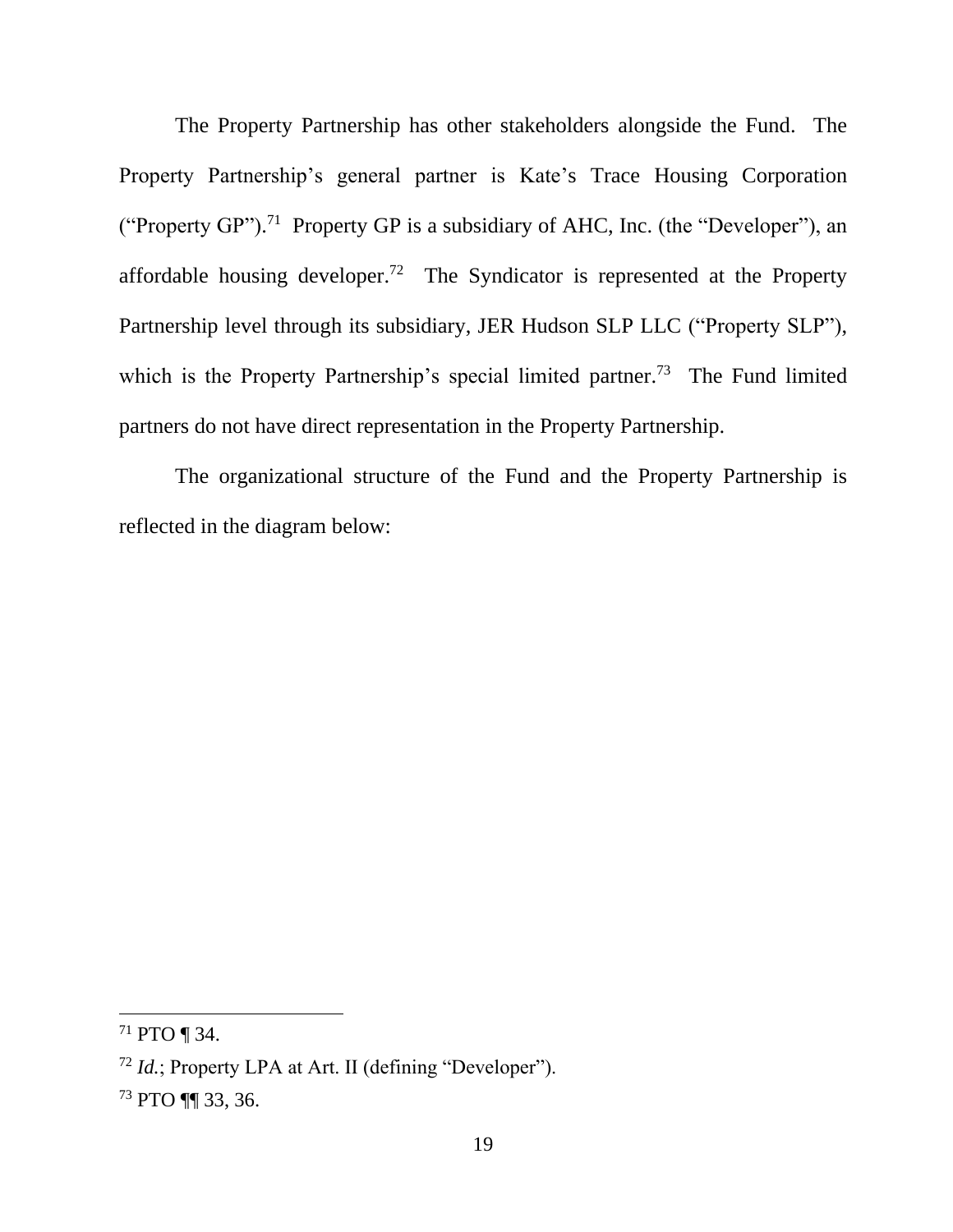The Property Partnership has other stakeholders alongside the Fund. The Property Partnership's general partner is Kate's Trace Housing Corporation ("Property GP").[71] Property GP is a subsidiary of AHC, Inc. (the "Developer"), an affordable housing developer.[72] The Syndicator is represented at the Property Partnership level through its subsidiary, JER Hudson SLP LLC ("Property SLP"), which is the Property Partnership's special limited partner.[73] The Fund limited partners do not have direct representation in the Property Partnership.

The organizational structure of the Fund and the Property Partnership is reflected in the diagram below:

---

[71] PTO ¶ 34.

[72] *Id.*; Property LPA at Art. II (defining "Developer").

[73] PTO ¶¶ 33, 36.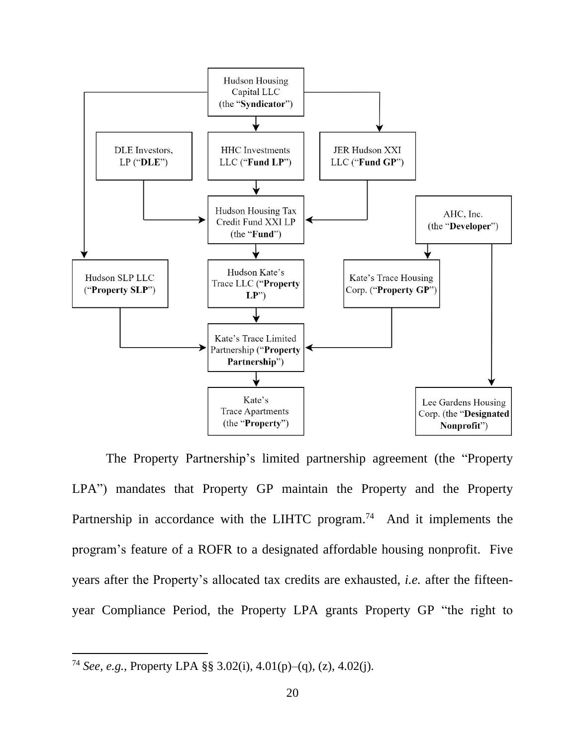Hudson Housing Capital LLC (the "**Syndicator**")

DLE Investors, LP ("**DLE**")

HHC Investments LLC ("**Fund LP**")

JER Hudson XXI LLC ("**Fund GP**")

Hudson Housing Tax Credit Fund XXI LP (the "**Fund**")

AHC, Inc. (the "**Developer**")

Hudson SLP LLC ("**Property SLP**")

Hudson Kate's Trace LLC ("**Property LP**")

Kate's Trace Housing Corp. ("**Property GP**")

Kate's Trace Limited Partnership ("**Property Partnership**")

Kate's Trace Apartments (the "**Property**")

Lee Gardens Housing Corp. (the "**Designated Nonprofit**")

The Property Partnership's limited partnership agreement (the "Property LPA") mandates that Property GP maintain the Property and the Property Partnership in accordance with the LIHTC program.[74] And it implements the program's feature of a ROFR to a designated affordable housing nonprofit. Five years after the Property's allocated tax credits are exhausted, *i.e.* after the fifteen-year Compliance Period, the Property LPA grants Property GP "the right to

[74] *See, e.g.*, Property LPA §§ 3.02(i), 4.01(p)–(q), (z), 4.02(j).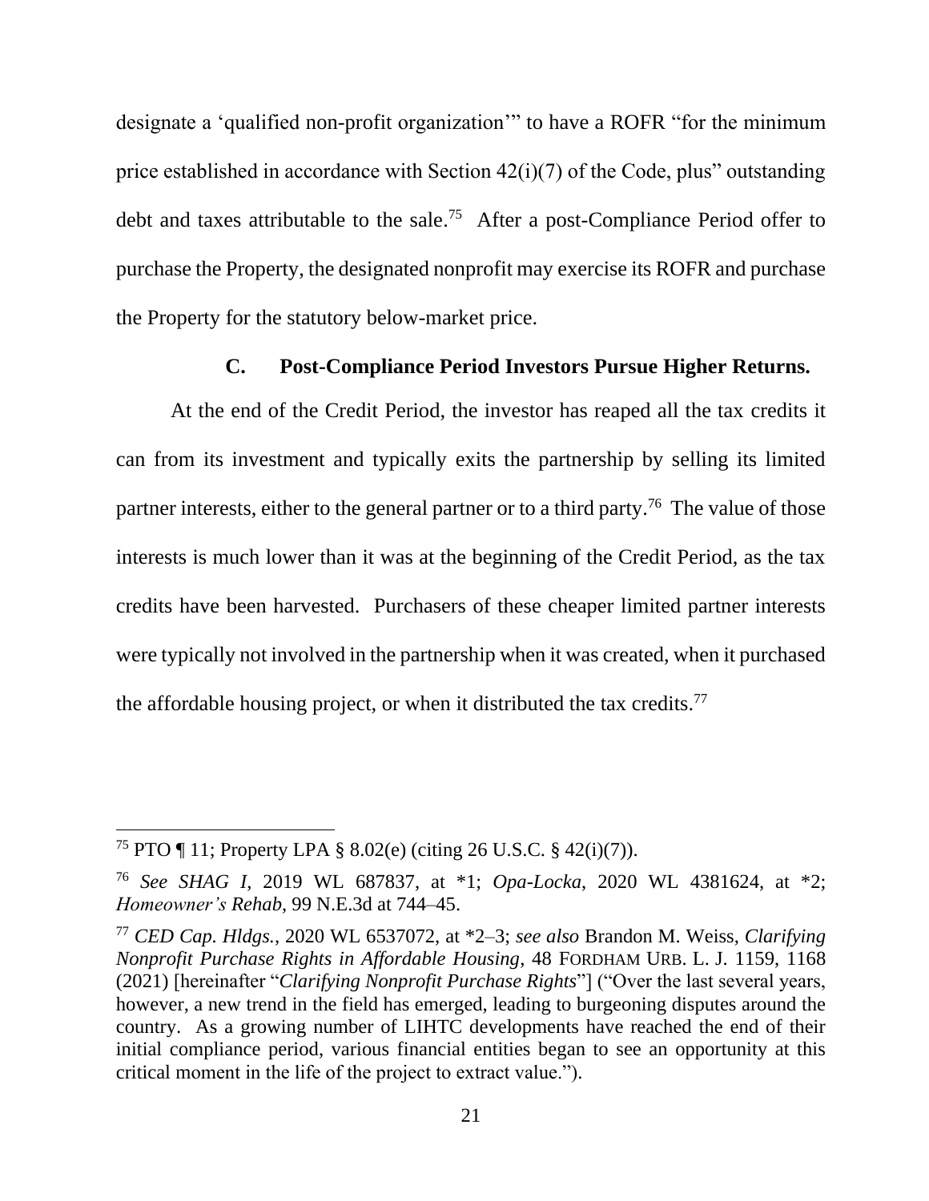designate a 'qualified non-profit organization'" to have a ROFR "for the minimum price established in accordance with Section 42(i)(7) of the Code, plus" outstanding debt and taxes attributable to the sale.[75] After a post-Compliance Period offer to purchase the Property, the designated nonprofit may exercise its ROFR and purchase the Property for the statutory below-market price.

### C. Post-Compliance Period Investors Pursue Higher Returns.

At the end of the Credit Period, the investor has reaped all the tax credits it can from its investment and typically exits the partnership by selling its limited partner interests, either to the general partner or to a third party.[76] The value of those interests is much lower than it was at the beginning of the Credit Period, as the tax credits have been harvested. Purchasers of these cheaper limited partner interests were typically not involved in the partnership when it was created, when it purchased the affordable housing project, or when it distributed the tax credits.[77]

---

[75] PTO ¶ 11; Property LPA § 8.02(e) (citing 26 U.S.C. § 42(i)(7)).

[76] *See SHAG I*, 2019 WL 687837, at *1; *Opa-Locka*, 2020 WL 4381624, at *2; *Homeowner's Rehab*, 99 N.E.3d at 744–45.

[77] *CED Cap. Hldgs.*, 2020 WL 6537072, at *2–3; *see also* Brandon M. Weiss, *Clarifying Nonprofit Purchase Rights in Affordable Housing*, 48 FORDHAM URB. L. J. 1159, 1168 (2021) [hereinafter "*Clarifying Nonprofit Purchase Rights*"] ("Over the last several years, however, a new trend in the field has emerged, leading to burgeoning disputes around the country. As a growing number of LIHTC developments have reached the end of their initial compliance period, various financial entities began to see an opportunity at this critical moment in the life of the project to extract value.").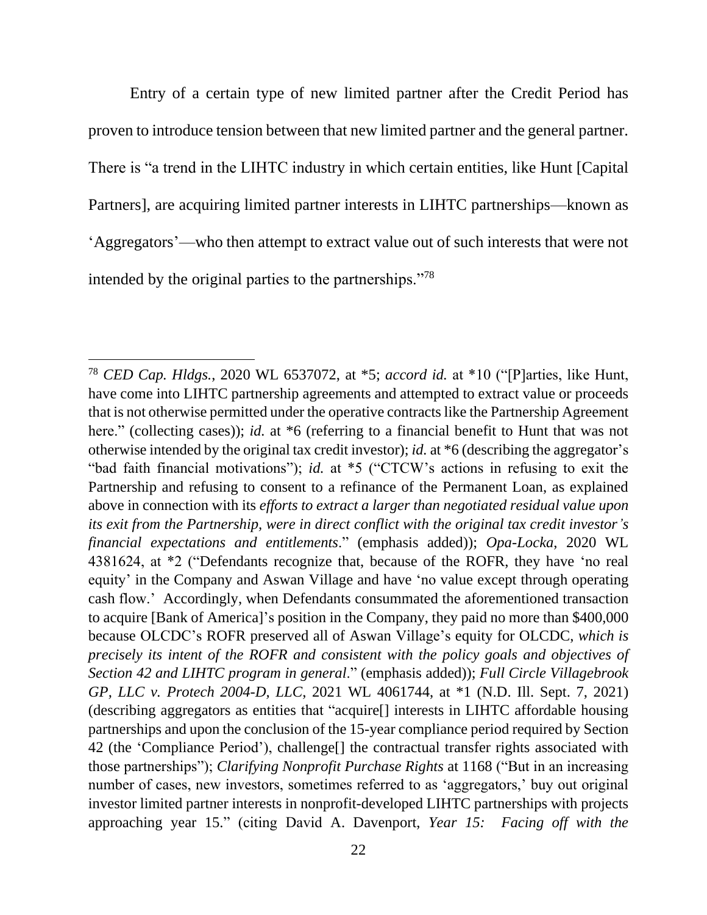Entry of a certain type of new limited partner after the Credit Period has proven to introduce tension between that new limited partner and the general partner. There is "a trend in the LIHTC industry in which certain entities, like Hunt [Capital Partners], are acquiring limited partner interests in LIHTC partnerships—known as 'Aggregators'—who then attempt to extract value out of such interests that were not intended by the original parties to the partnerships."[78]

---

[78] *CED Cap. Hldgs.*, 2020 WL 6537072, at *5; *accord id.* at *10 ("[P]arties, like Hunt, have come into LIHTC partnership agreements and attempted to extract value or proceeds that is not otherwise permitted under the operative contracts like the Partnership Agreement here." (collecting cases)); *id.* at *6 (referring to a financial benefit to Hunt that was not otherwise intended by the original tax credit investor); *id.* at *6 (describing the aggregator's "bad faith financial motivations"); *id.* at *5 ("CTCW's actions in refusing to exit the Partnership and refusing to consent to a refinance of the Permanent Loan, as explained above in connection with its *efforts to extract a larger than negotiated residual value upon its exit from the Partnership, were in direct conflict with the original tax credit investor's financial expectations and entitlements*." (emphasis added)); *Opa-Locka*, 2020 WL 4381624, at *2 ("Defendants recognize that, because of the ROFR, they have 'no real equity' in the Company and Aswan Village and have 'no value except through operating cash flow.' Accordingly, when Defendants consummated the aforementioned transaction to acquire [Bank of America]'s position in the Company, they paid no more than $400,000 because OLCDC's ROFR preserved all of Aswan Village's equity for OLCDC, *which is precisely its intent of the ROFR and consistent with the policy goals and objectives of Section 42 and LIHTC program in general*." (emphasis added)); *Full Circle Villagebrook GP, LLC v. Protech 2004-D, LLC*, 2021 WL 4061744, at *1 (N.D. Ill. Sept. 7, 2021) (describing aggregators as entities that "acquire[] interests in LIHTC affordable housing partnerships and upon the conclusion of the 15-year compliance period required by Section 42 (the 'Compliance Period'), challenge[] the contractual transfer rights associated with those partnerships"); *Clarifying Nonprofit Purchase Rights* at 1168 ("But in an increasing number of cases, new investors, sometimes referred to as 'aggregators,' buy out original investor limited partner interests in nonprofit-developed LIHTC partnerships with projects approaching year 15." (citing David A. Davenport, *Year 15: Facing off with the*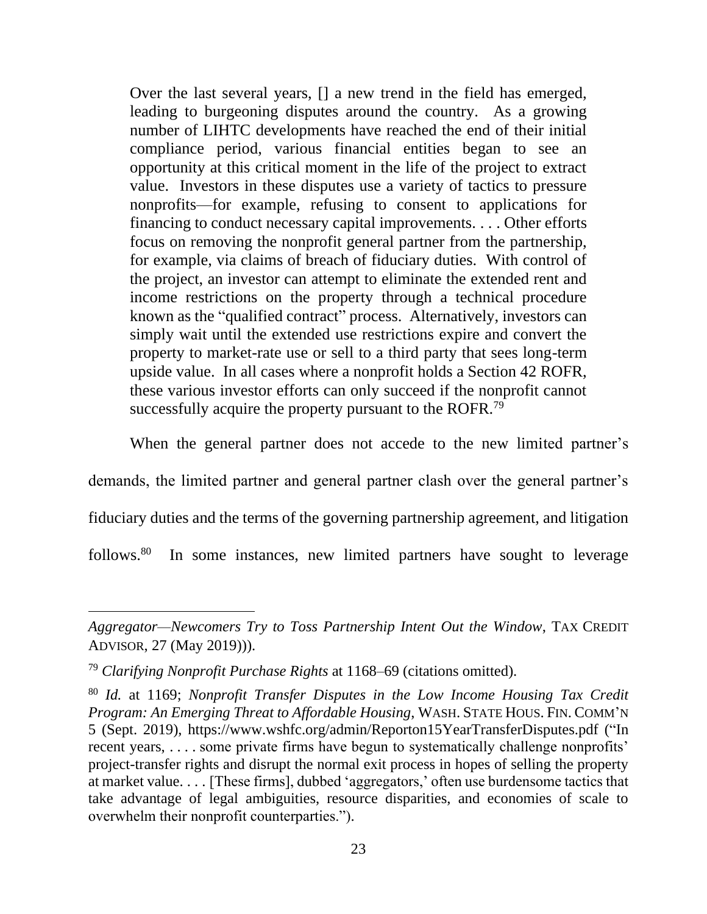> Over the last several years, [] a new trend in the field has emerged, leading to burgeoning disputes around the country. As a growing number of LIHTC developments have reached the end of their initial compliance period, various financial entities began to see an opportunity at this critical moment in the life of the project to extract value. Investors in these disputes use a variety of tactics to pressure nonprofits—for example, refusing to consent to applications for financing to conduct necessary capital improvements. . . . Other efforts focus on removing the nonprofit general partner from the partnership, for example, via claims of breach of fiduciary duties. With control of the project, an investor can attempt to eliminate the extended rent and income restrictions on the property through a technical procedure known as the "qualified contract" process. Alternatively, investors can simply wait until the extended use restrictions expire and convert the property to market-rate use or sell to a third party that sees long-term upside value. In all cases where a nonprofit holds a Section 42 ROFR, these various investor efforts can only succeed if the nonprofit cannot successfully acquire the property pursuant to the ROFR.[79]

When the general partner does not accede to the new limited partner's demands, the limited partner and general partner clash over the general partner's fiduciary duties and the terms of the governing partnership agreement, and litigation follows.[80] In some instances, new limited partners have sought to leverage

---

*Aggregator—Newcomers Try to Toss Partnership Intent Out the Window*, TAX CREDIT ADVISOR, 27 (May 2019))).

[79] *Clarifying Nonprofit Purchase Rights* at 1168–69 (citations omitted).

[80] *Id.* at 1169; *Nonprofit Transfer Disputes in the Low Income Housing Tax Credit Program: An Emerging Threat to Affordable Housing*, WASH. STATE HOUS. FIN. COMM'N 5 (Sept. 2019), https://www.wshfc.org/admin/Reporton15YearTransferDisputes.pdf ("In recent years, . . . . some private firms have begun to systematically challenge nonprofits' project-transfer rights and disrupt the normal exit process in hopes of selling the property at market value. . . . [These firms], dubbed 'aggregators,' often use burdensome tactics that take advantage of legal ambiguities, resource disparities, and economies of scale to overwhelm their nonprofit counterparties.").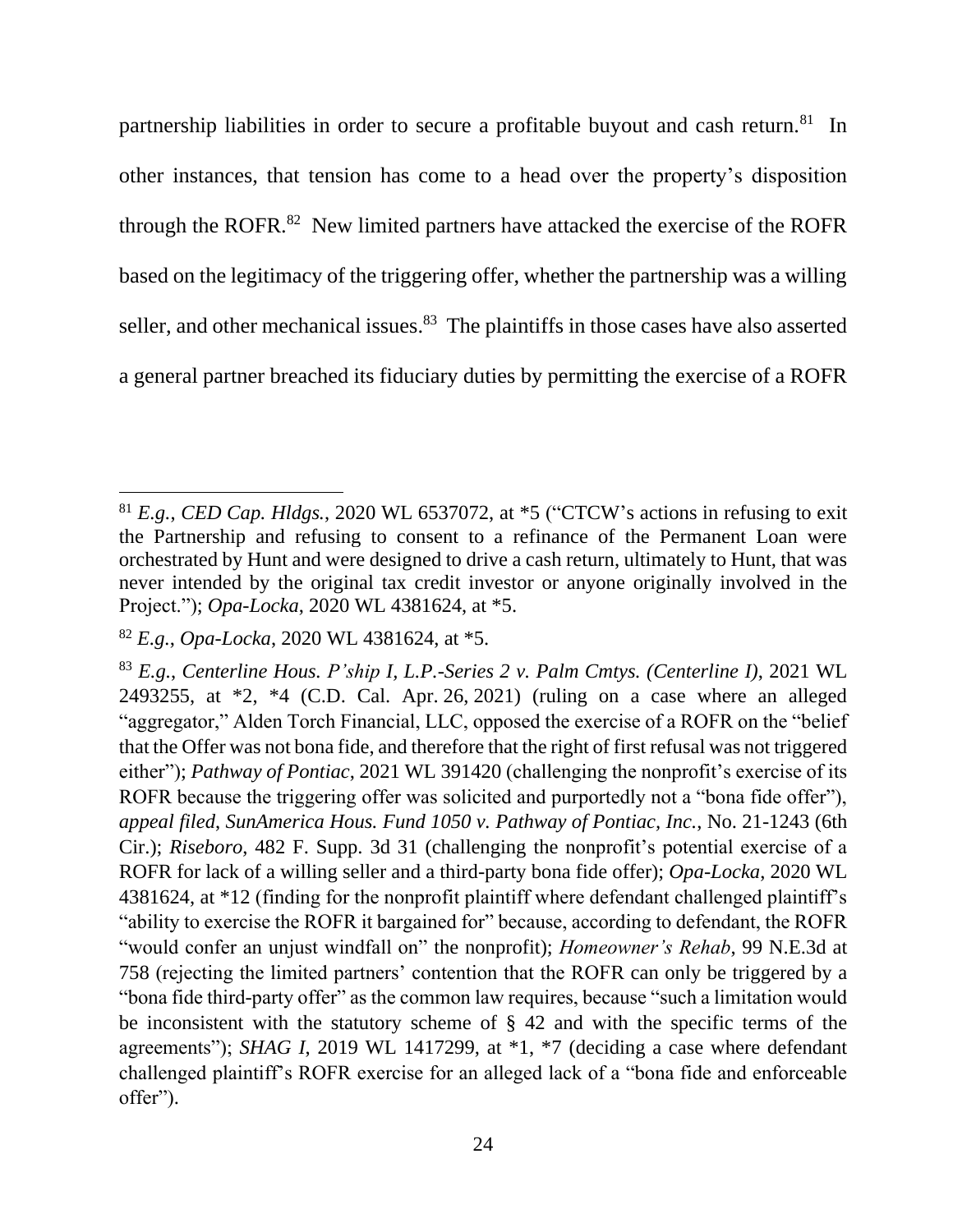partnership liabilities in order to secure a profitable buyout and cash return.[81] In other instances, that tension has come to a head over the property's disposition through the ROFR.[82] New limited partners have attacked the exercise of the ROFR based on the legitimacy of the triggering offer, whether the partnership was a willing seller, and other mechanical issues.[83] The plaintiffs in those cases have also asserted a general partner breached its fiduciary duties by permitting the exercise of a ROFR

---

[81] *E.g.*, *CED Cap. Hldgs.*, 2020 WL 6537072, at *5 ("CTCW's actions in refusing to exit the Partnership and refusing to consent to a refinance of the Permanent Loan were orchestrated by Hunt and were designed to drive a cash return, ultimately to Hunt, that was never intended by the original tax credit investor or anyone originally involved in the Project."); *Opa-Locka*, 2020 WL 4381624, at *5.

[82] *E.g.*, *Opa-Locka*, 2020 WL 4381624, at *5.

[83] *E.g.*, *Centerline Hous. P'ship I, L.P.-Series 2 v. Palm Cmtys. (Centerline I)*, 2021 WL 2493255, at *2, *4 (C.D. Cal. Apr. 26, 2021) (ruling on a case where an alleged "aggregator," Alden Torch Financial, LLC, opposed the exercise of a ROFR on the "belief that the Offer was not bona fide, and therefore that the right of first refusal was not triggered either"); *Pathway of Pontiac*, 2021 WL 391420 (challenging the nonprofit's exercise of its ROFR because the triggering offer was solicited and purportedly not a "bona fide offer"), *appeal filed*, *SunAmerica Hous. Fund 1050 v. Pathway of Pontiac, Inc.*, No. 21-1243 (6th Cir.); *Riseboro*, 482 F. Supp. 3d 31 (challenging the nonprofit's potential exercise of a ROFR for lack of a willing seller and a third-party bona fide offer); *Opa-Locka*, 2020 WL 4381624, at *12 (finding for the nonprofit plaintiff where defendant challenged plaintiff's "ability to exercise the ROFR it bargained for" because, according to defendant, the ROFR "would confer an unjust windfall on" the nonprofit); *Homeowner's Rehab*, 99 N.E.3d at 758 (rejecting the limited partners' contention that the ROFR can only be triggered by a "bona fide third-party offer" as the common law requires, because "such a limitation would be inconsistent with the statutory scheme of § 42 and with the specific terms of the agreements"); *SHAG I*, 2019 WL 1417299, at *1, *7 (deciding a case where defendant challenged plaintiff's ROFR exercise for an alleged lack of a "bona fide and enforceable offer").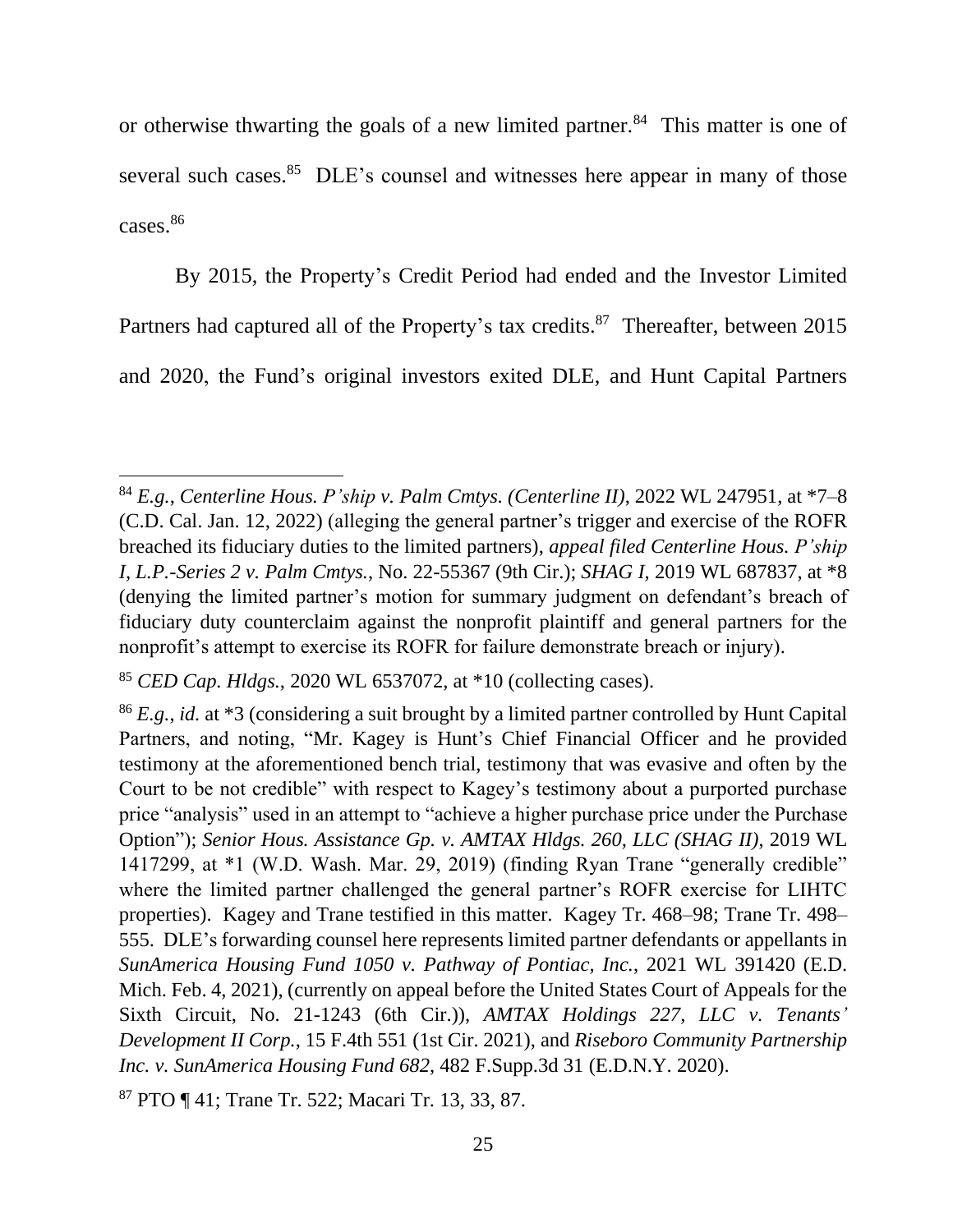or otherwise thwarting the goals of a new limited partner.[84] This matter is one of several such cases.[85] DLE's counsel and witnesses here appear in many of those cases.[86]

By 2015, the Property's Credit Period had ended and the Investor Limited Partners had captured all of the Property's tax credits.[87] Thereafter, between 2015 and 2020, the Fund's original investors exited DLE, and Hunt Capital Partners

---

[84] *E.g.*, *Centerline Hous. P'ship v. Palm Cmtys. (Centerline II)*, 2022 WL 247951, at *7–8 (C.D. Cal. Jan. 12, 2022) (alleging the general partner's trigger and exercise of the ROFR breached its fiduciary duties to the limited partners), *appeal filed Centerline Hous. P'ship I, L.P.-Series 2 v. Palm Cmtys.*, No. 22-55367 (9th Cir.); *SHAG I*, 2019 WL 687837, at *8 (denying the limited partner's motion for summary judgment on defendant's breach of fiduciary duty counterclaim against the nonprofit plaintiff and general partners for the nonprofit's attempt to exercise its ROFR for failure demonstrate breach or injury).

[85] *CED Cap. Hldgs.*, 2020 WL 6537072, at *10 (collecting cases).

[86] *E.g.*, *id.* at *3 (considering a suit brought by a limited partner controlled by Hunt Capital Partners, and noting, "Mr. Kagey is Hunt's Chief Financial Officer and he provided testimony at the aforementioned bench trial, testimony that was evasive and often by the Court to be not credible" with respect to Kagey's testimony about a purported purchase price "analysis" used in an attempt to "achieve a higher purchase price under the Purchase Option"); *Senior Hous. Assistance Gp. v. AMTAX Hldgs. 260, LLC (SHAG II)*, 2019 WL 1417299, at *1 (W.D. Wash. Mar. 29, 2019) (finding Ryan Trane "generally credible" where the limited partner challenged the general partner's ROFR exercise for LIHTC properties). Kagey and Trane testified in this matter. Kagey Tr. 468–98; Trane Tr. 498–555. DLE's forwarding counsel here represents limited partner defendants or appellants in *SunAmerica Housing Fund 1050 v. Pathway of Pontiac, Inc.*, 2021 WL 391420 (E.D. Mich. Feb. 4, 2021), (currently on appeal before the United States Court of Appeals for the Sixth Circuit, No. 21-1243 (6th Cir.)), *AMTAX Holdings 227, LLC v. Tenants' Development II Corp.*, 15 F.4th 551 (1st Cir. 2021), and *Riseboro Community Partnership Inc. v. SunAmerica Housing Fund 682*, 482 F.Supp.3d 31 (E.D.N.Y. 2020).

[87] PTO ¶ 41; Trane Tr. 522; Macari Tr. 13, 33, 87.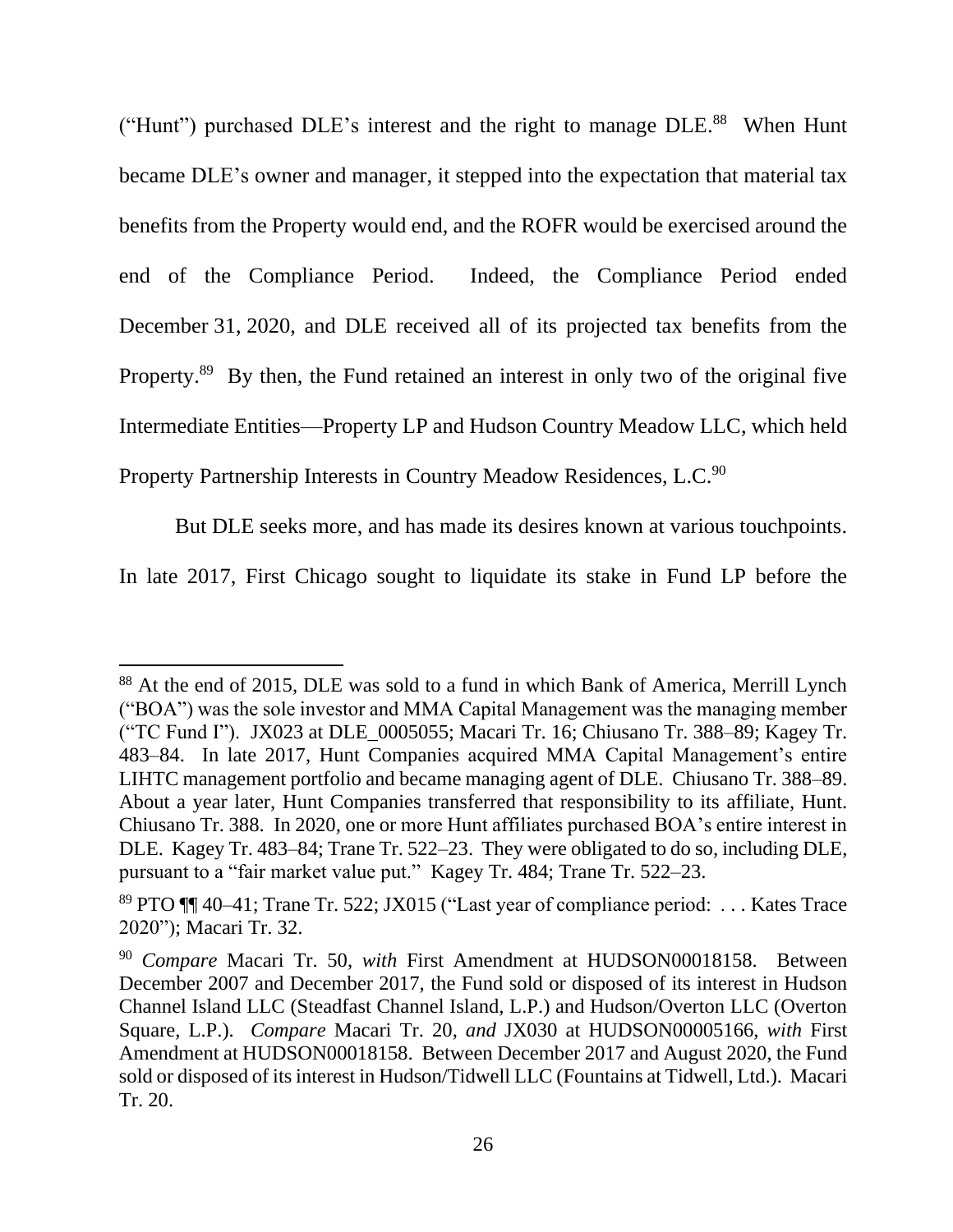("Hunt") purchased DLE's interest and the right to manage DLE.[88] When Hunt became DLE's owner and manager, it stepped into the expectation that material tax benefits from the Property would end, and the ROFR would be exercised around the end of the Compliance Period. Indeed, the Compliance Period ended December 31, 2020, and DLE received all of its projected tax benefits from the Property.[89] By then, the Fund retained an interest in only two of the original five Intermediate Entities—Property LP and Hudson Country Meadow LLC, which held Property Partnership Interests in Country Meadow Residences, L.C.[90]

But DLE seeks more, and has made its desires known at various touchpoints. In late 2017, First Chicago sought to liquidate its stake in Fund LP before the

---

[88] At the end of 2015, DLE was sold to a fund in which Bank of America, Merrill Lynch ("BOA") was the sole investor and MMA Capital Management was the managing member ("TC Fund I"). JX023 at DLE_0005055; Macari Tr. 16; Chiusano Tr. 388–89; Kagey Tr. 483–84. In late 2017, Hunt Companies acquired MMA Capital Management's entire LIHTC management portfolio and became managing agent of DLE. Chiusano Tr. 388–89. About a year later, Hunt Companies transferred that responsibility to its affiliate, Hunt. Chiusano Tr. 388. In 2020, one or more Hunt affiliates purchased BOA's entire interest in DLE. Kagey Tr. 483–84; Trane Tr. 522–23. They were obligated to do so, including DLE, pursuant to a "fair market value put." Kagey Tr. 484; Trane Tr. 522–23.

[89] PTO ¶¶ 40–41; Trane Tr. 522; JX015 ("Last year of compliance period: . . . Kates Trace 2020"); Macari Tr. 32.

[90] *Compare* Macari Tr. 50, *with* First Amendment at HUDSON00018158. Between December 2007 and December 2017, the Fund sold or disposed of its interest in Hudson Channel Island LLC (Steadfast Channel Island, L.P.) and Hudson/Overton LLC (Overton Square, L.P.). *Compare* Macari Tr. 20, *and* JX030 at HUDSON00005166, *with* First Amendment at HUDSON00018158. Between December 2017 and August 2020, the Fund sold or disposed of its interest in Hudson/Tidwell LLC (Fountains at Tidwell, Ltd.). Macari Tr. 20.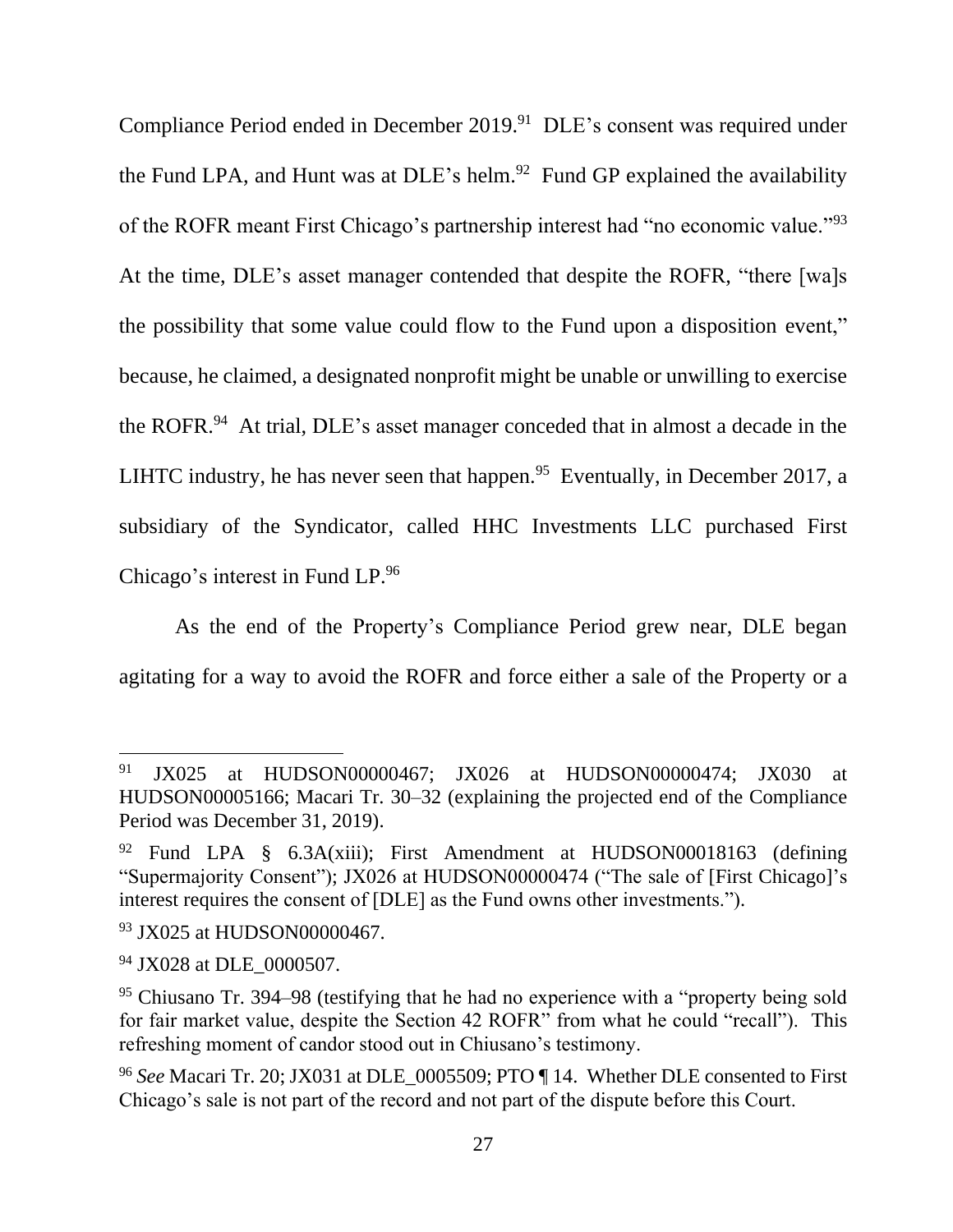Compliance Period ended in December 2019.[91] DLE's consent was required under the Fund LPA, and Hunt was at DLE's helm.[92] Fund GP explained the availability of the ROFR meant First Chicago's partnership interest had "no economic value."[93] At the time, DLE's asset manager contended that despite the ROFR, "there [wa]s the possibility that some value could flow to the Fund upon a disposition event," because, he claimed, a designated nonprofit might be unable or unwilling to exercise the ROFR.[94] At trial, DLE's asset manager conceded that in almost a decade in the LIHTC industry, he has never seen that happen.[95] Eventually, in December 2017, a subsidiary of the Syndicator, called HHC Investments LLC purchased First Chicago's interest in Fund LP.[96]

As the end of the Property's Compliance Period grew near, DLE began agitating for a way to avoid the ROFR and force either a sale of the Property or a

---

[91] JX025 at HUDSON00000467; JX026 at HUDSON00000474; JX030 at HUDSON00005166; Macari Tr. 30–32 (explaining the projected end of the Compliance Period was December 31, 2019).

[92] Fund LPA § 6.3A(xiii); First Amendment at HUDSON00018163 (defining "Supermajority Consent"); JX026 at HUDSON00000474 ("The sale of [First Chicago]'s interest requires the consent of [DLE] as the Fund owns other investments.").

[93] JX025 at HUDSON00000467.

[94] JX028 at DLE_0000507.

[95] Chiusano Tr. 394–98 (testifying that he had no experience with a "property being sold for fair market value, despite the Section 42 ROFR" from what he could "recall"). This refreshing moment of candor stood out in Chiusano's testimony.

[96] *See* Macari Tr. 20; JX031 at DLE_0005509; PTO ¶ 14. Whether DLE consented to First Chicago's sale is not part of the record and not part of the dispute before this Court.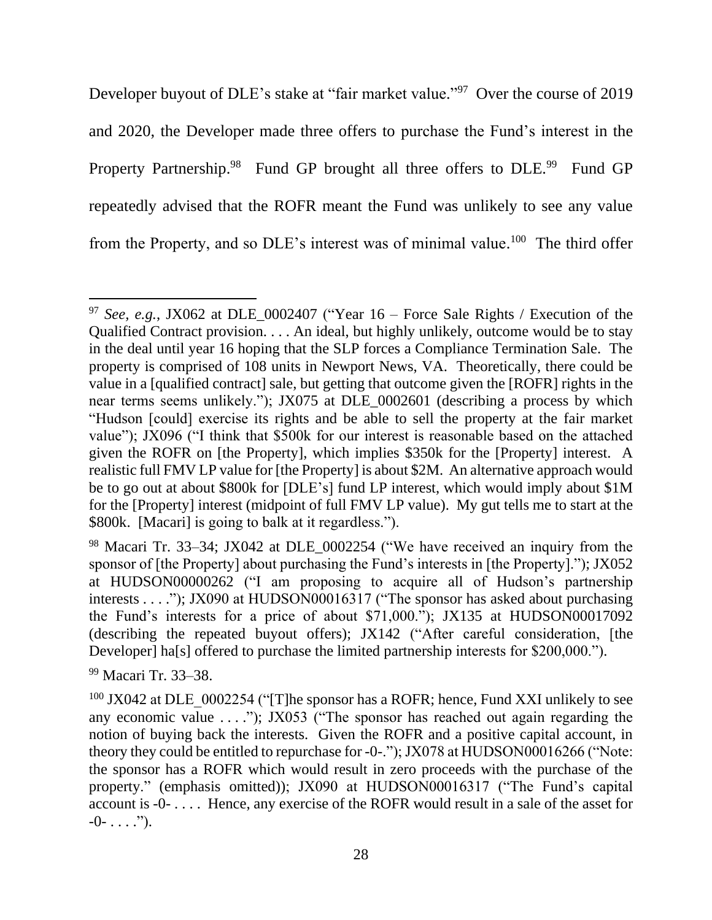Developer buyout of DLE's stake at "fair market value."[97] Over the course of 2019 and 2020, the Developer made three offers to purchase the Fund's interest in the Property Partnership.[98] Fund GP brought all three offers to DLE.[99] Fund GP repeatedly advised that the ROFR meant the Fund was unlikely to see any value from the Property, and so DLE's interest was of minimal value.[100] The third offer

---

[97] *See, e.g.*, JX062 at DLE_0002407 ("Year 16 – Force Sale Rights / Execution of the Qualified Contract provision. . . . An ideal, but highly unlikely, outcome would be to stay in the deal until year 16 hoping that the SLP forces a Compliance Termination Sale. The property is comprised of 108 units in Newport News, VA. Theoretically, there could be value in a [qualified contract] sale, but getting that outcome given the [ROFR] rights in the near terms seems unlikely."); JX075 at DLE_0002601 (describing a process by which "Hudson [could] exercise its rights and be able to sell the property at the fair market value"); JX096 ("I think that $500k for our interest is reasonable based on the attached given the ROFR on [the Property], which implies $350k for the [Property] interest. A realistic full FMV LP value for [the Property] is about $2M. An alternative approach would be to go out at about $800k for [DLE's] fund LP interest, which would imply about $1M for the [Property] interest (midpoint of full FMV LP value). My gut tells me to start at the $800k. [Macari] is going to balk at it regardless.").

[98] Macari Tr. 33–34; JX042 at DLE_0002254 ("We have received an inquiry from the sponsor of [the Property] about purchasing the Fund's interests in [the Property]."); JX052 at HUDSON00000262 ("I am proposing to acquire all of Hudson's partnership interests . . . ."); JX090 at HUDSON00016317 ("The sponsor has asked about purchasing the Fund's interests for a price of about $71,000."); JX135 at HUDSON00017092 (describing the repeated buyout offers); JX142 ("After careful consideration, [the Developer] ha[s] offered to purchase the limited partnership interests for $200,000.").

[99] Macari Tr. 33–38.

[100] JX042 at DLE_0002254 ("[T]he sponsor has a ROFR; hence, Fund XXI unlikely to see any economic value . . . ."); JX053 ("The sponsor has reached out again regarding the notion of buying back the interests. Given the ROFR and a positive capital account, in theory they could be entitled to repurchase for -0-."); JX078 at HUDSON00016266 ("Note: the sponsor has a ROFR which would result in zero proceeds with the purchase of the property." (emphasis omitted)); JX090 at HUDSON00016317 ("The Fund's capital account is -0- . . . . Hence, any exercise of the ROFR would result in a sale of the asset for -0- . . . .").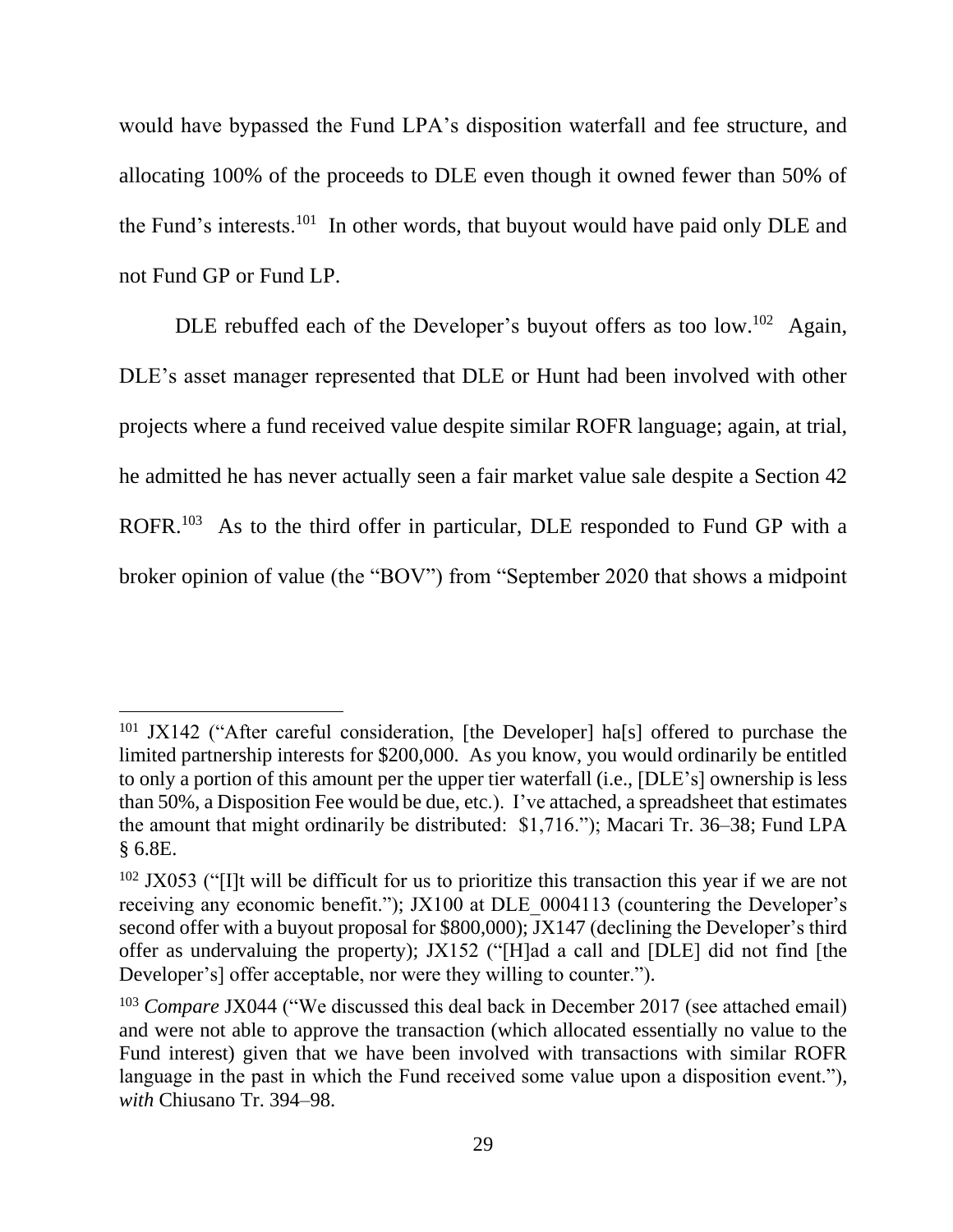would have bypassed the Fund LPA's disposition waterfall and fee structure, and allocating 100% of the proceeds to DLE even though it owned fewer than 50% of the Fund's interests.[101] In other words, that buyout would have paid only DLE and not Fund GP or Fund LP.

DLE rebuffed each of the Developer's buyout offers as too low.[102] Again, DLE's asset manager represented that DLE or Hunt had been involved with other projects where a fund received value despite similar ROFR language; again, at trial, he admitted he has never actually seen a fair market value sale despite a Section 42 ROFR.[103] As to the third offer in particular, DLE responded to Fund GP with a broker opinion of value (the "BOV") from "September 2020 that shows a midpoint

---

[101] JX142 ("After careful consideration, [the Developer] ha[s] offered to purchase the limited partnership interests for $200,000. As you know, you would ordinarily be entitled to only a portion of this amount per the upper tier waterfall (i.e., [DLE's] ownership is less than 50%, a Disposition Fee would be due, etc.). I've attached, a spreadsheet that estimates the amount that might ordinarily be distributed: $1,716."); Macari Tr. 36–38; Fund LPA § 6.8E.

[102] JX053 ("[I]t will be difficult for us to prioritize this transaction this year if we are not receiving any economic benefit."); JX100 at DLE_0004113 (countering the Developer's second offer with a buyout proposal for $800,000); JX147 (declining the Developer's third offer as undervaluing the property); JX152 ("[H]ad a call and [DLE] did not find [the Developer's] offer acceptable, nor were they willing to counter.").

[103] *Compare* JX044 ("We discussed this deal back in December 2017 (see attached email) and were not able to approve the transaction (which allocated essentially no value to the Fund interest) given that we have been involved with transactions with similar ROFR language in the past in which the Fund received some value upon a disposition event."), *with* Chiusano Tr. 394–98.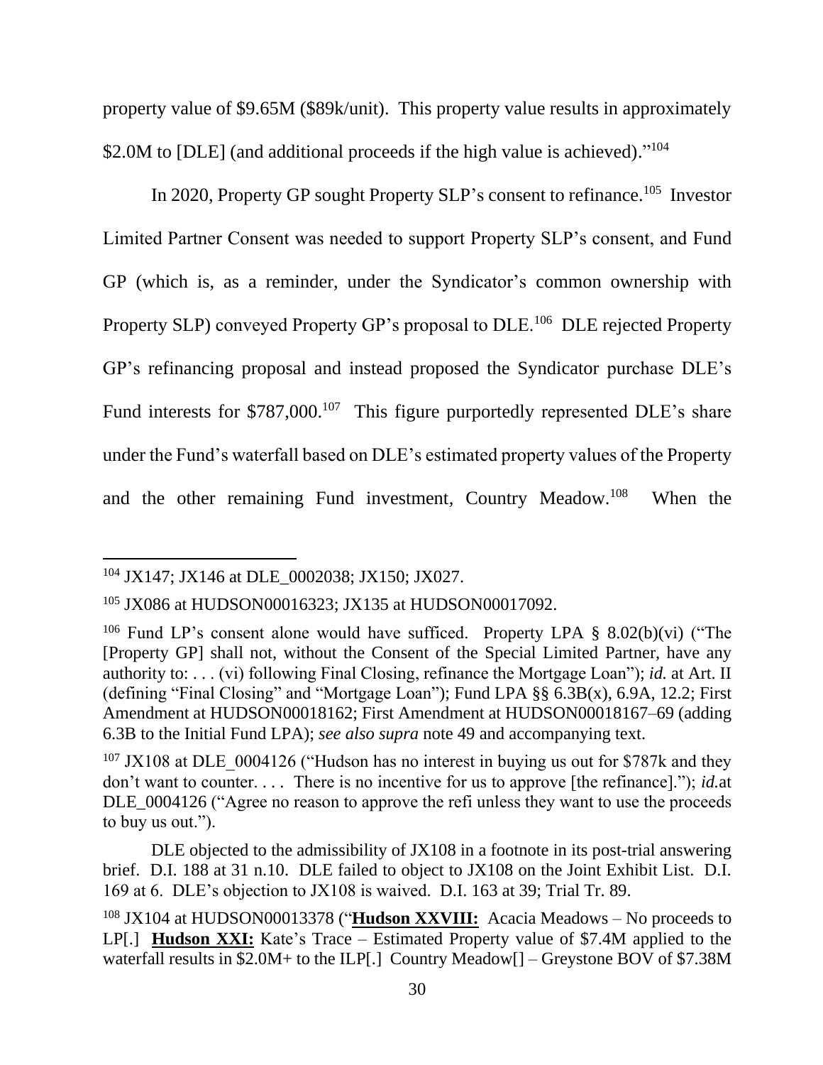property value of $9.65M ($89k/unit). This property value results in approximately $2.0M to [DLE] (and additional proceeds if the high value is achieved)."[104]

In 2020, Property GP sought Property SLP's consent to refinance.[105] Investor Limited Partner Consent was needed to support Property SLP's consent, and Fund GP (which is, as a reminder, under the Syndicator's common ownership with Property SLP) conveyed Property GP's proposal to DLE.[106] DLE rejected Property GP's refinancing proposal and instead proposed the Syndicator purchase DLE's Fund interests for $787,000.[107] This figure purportedly represented DLE's share under the Fund's waterfall based on DLE's estimated property values of the Property and the other remaining Fund investment, Country Meadow.[108] When the

---

[104] JX147; JX146 at DLE_0002038; JX150; JX027.

[105] JX086 at HUDSON00016323; JX135 at HUDSON00017092.

[106] Fund LP's consent alone would have sufficed. Property LPA § 8.02(b)(vi) ("The [Property GP] shall not, without the Consent of the Special Limited Partner, have any authority to: . . . (vi) following Final Closing, refinance the Mortgage Loan"); *id.* at Art. II (defining "Final Closing" and "Mortgage Loan"); Fund LPA §§ 6.3B(x), 6.9A, 12.2; First Amendment at HUDSON00018162; First Amendment at HUDSON00018167–69 (adding 6.3B to the Initial Fund LPA); *see also supra* note 49 and accompanying text.

[107] JX108 at DLE_0004126 ("Hudson has no interest in buying us out for $787k and they don't want to counter. . . . There is no incentive for us to approve [the refinance]."); *id.*at DLE_0004126 ("Agree no reason to approve the refi unless they want to use the proceeds to buy us out.").

DLE objected to the admissibility of JX108 in a footnote in its post-trial answering brief. D.I. 188 at 31 n.10. DLE failed to object to JX108 on the Joint Exhibit List. D.I. 169 at 6. DLE's objection to JX108 is waived. D.I. 163 at 39; Trial Tr. 89.

[108] JX104 at HUDSON00013378 ("**Hudson XXVIII:** Acacia Meadows – No proceeds to LP[.] **Hudson XXI:** Kate's Trace – Estimated Property value of $7.4M applied to the waterfall results in $2.0M+ to the ILP[.] Country Meadow[] – Greystone BOV of $7.38M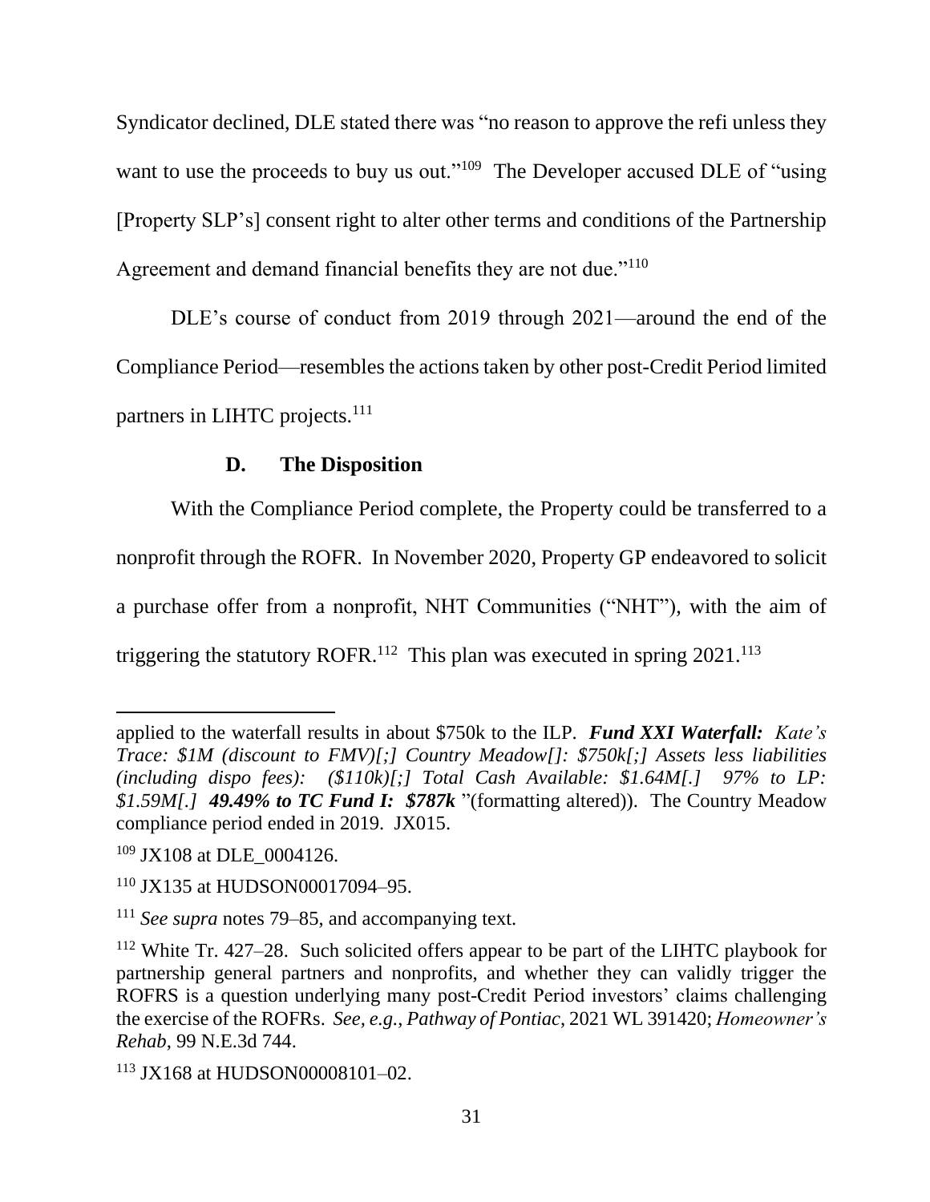Syndicator declined, DLE stated there was "no reason to approve the refi unless they want to use the proceeds to buy us out."[109] The Developer accused DLE of "using [Property SLP's] consent right to alter other terms and conditions of the Partnership Agreement and demand financial benefits they are not due."[110]

DLE's course of conduct from 2019 through 2021—around the end of the Compliance Period—resembles the actions taken by other post-Credit Period limited partners in LIHTC projects.[111]

### D. The Disposition

With the Compliance Period complete, the Property could be transferred to a nonprofit through the ROFR. In November 2020, Property GP endeavored to solicit a purchase offer from a nonprofit, NHT Communities ("NHT"), with the aim of triggering the statutory ROFR.[112] This plan was executed in spring 2021.[113]

---

applied to the waterfall results in about $750k to the ILP. ***Fund XXI Waterfall:*** *Kate's Trace: $1M (discount to FMV)[;] Country Meadow[]: $750k[;] Assets less liabilities (including dispo fees): ($110k)[;] Total Cash Available: $1.64M[.] 97% to LP: $1.59M[.]* ***49.49% to TC Fund I: $787k*** "(formatting altered)). The Country Meadow compliance period ended in 2019. JX015.

[109] JX108 at DLE_0004126.

[110] JX135 at HUDSON00017094–95.

[111] *See supra* notes 79–85, and accompanying text.

[112] White Tr. 427–28. Such solicited offers appear to be part of the LIHTC playbook for partnership general partners and nonprofits, and whether they can validly trigger the ROFRS is a question underlying many post-Credit Period investors' claims challenging the exercise of the ROFRs. *See, e.g.*, *Pathway of Pontiac*, 2021 WL 391420; *Homeowner's Rehab*, 99 N.E.3d 744.

[113] JX168 at HUDSON00008101–02.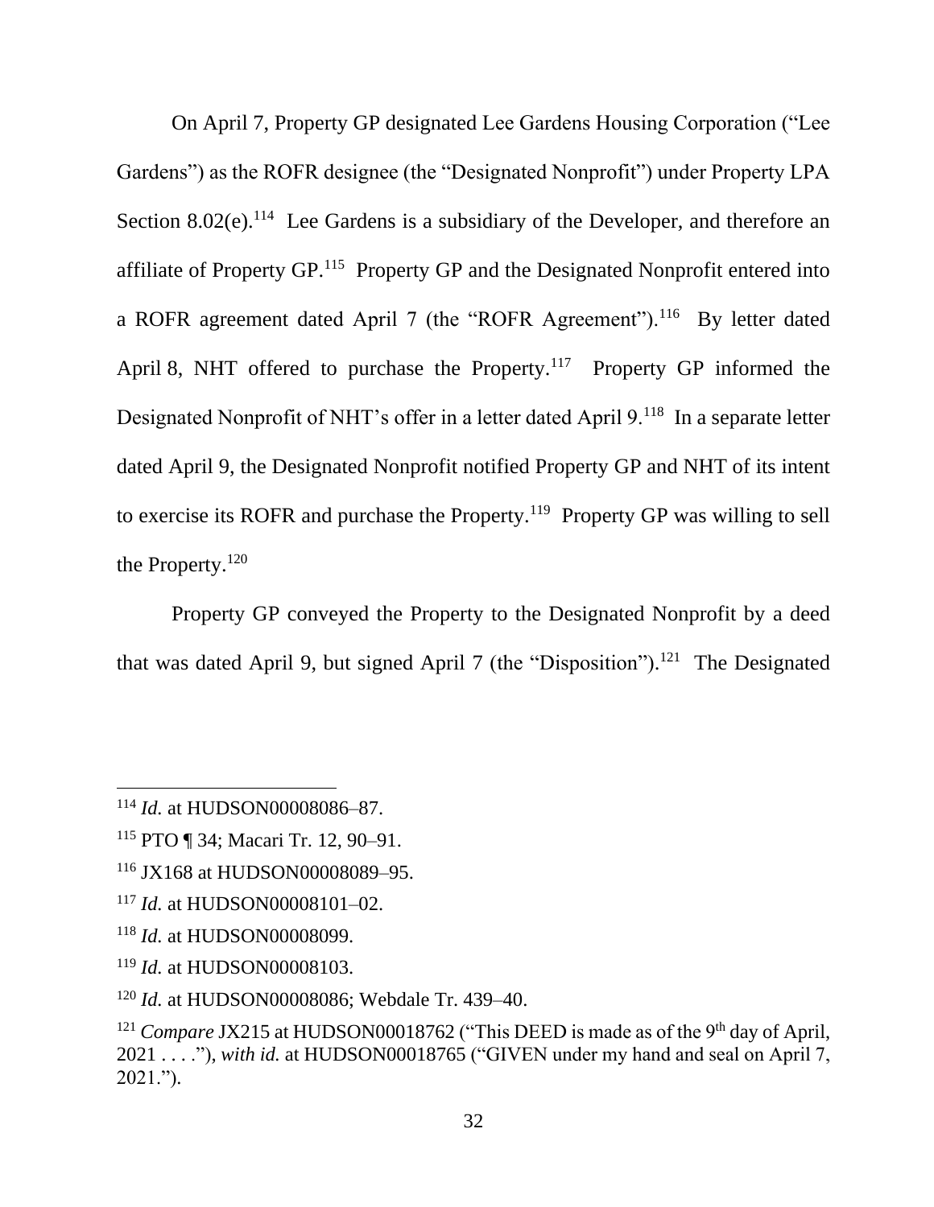On April 7, Property GP designated Lee Gardens Housing Corporation ("Lee Gardens") as the ROFR designee (the "Designated Nonprofit") under Property LPA Section 8.02(e).[114] Lee Gardens is a subsidiary of the Developer, and therefore an affiliate of Property GP.[115] Property GP and the Designated Nonprofit entered into a ROFR agreement dated April 7 (the "ROFR Agreement").[116] By letter dated April 8, NHT offered to purchase the Property.[117] Property GP informed the Designated Nonprofit of NHT's offer in a letter dated April 9.[118] In a separate letter dated April 9, the Designated Nonprofit notified Property GP and NHT of its intent to exercise its ROFR and purchase the Property.[119] Property GP was willing to sell the Property.[120]

Property GP conveyed the Property to the Designated Nonprofit by a deed that was dated April 9, but signed April 7 (the "Disposition").[121] The Designated

---

[114] *Id.* at HUDSON00008086–87.

[115] PTO ¶ 34; Macari Tr. 12, 90–91.

[116] JX168 at HUDSON00008089–95.

[117] *Id.* at HUDSON00008101–02.

[118] *Id.* at HUDSON00008099.

[119] *Id.* at HUDSON00008103.

[120] *Id.* at HUDSON00008086; Webdale Tr. 439–40.

[121] *Compare* JX215 at HUDSON00018762 ("This DEED is made as of the 9th day of April, 2021 . . . ."), *with id.* at HUDSON00018765 ("GIVEN under my hand and seal on April 7, 2021.").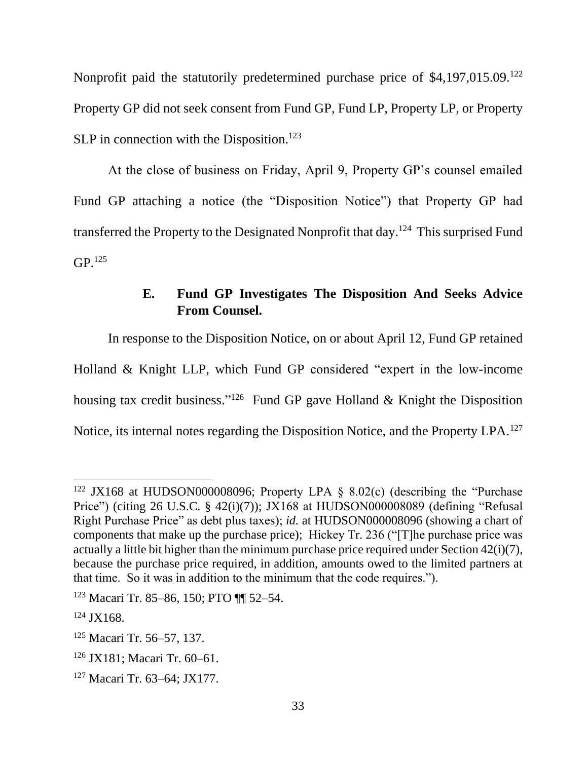Nonprofit paid the statutorily predetermined purchase price of $4,197,015.09.[122] Property GP did not seek consent from Fund GP, Fund LP, Property LP, or Property SLP in connection with the Disposition.[123]

At the close of business on Friday, April 9, Property GP's counsel emailed Fund GP attaching a notice (the "Disposition Notice") that Property GP had transferred the Property to the Designated Nonprofit that day.[124] This surprised Fund GP.[125]

### E. Fund GP Investigates The Disposition And Seeks Advice From Counsel.

In response to the Disposition Notice, on or about April 12, Fund GP retained Holland & Knight LLP, which Fund GP considered "expert in the low-income housing tax credit business."[126] Fund GP gave Holland & Knight the Disposition Notice, its internal notes regarding the Disposition Notice, and the Property LPA.[127]

---

[122] JX168 at HUDSON000008096; Property LPA § 8.02(c) (describing the "Purchase Price") (citing 26 U.S.C. § 42(i)(7)); JX168 at HUDSON000008089 (defining "Refusal Right Purchase Price" as debt plus taxes); *id.* at HUDSON000008096 (showing a chart of components that make up the purchase price); Hickey Tr. 236 ("[T]he purchase price was actually a little bit higher than the minimum purchase price required under Section 42(i)(7), because the purchase price required, in addition, amounts owed to the limited partners at that time. So it was in addition to the minimum that the code requires.").

[123] Macari Tr. 85–86, 150; PTO ¶¶ 52–54.

[124] JX168.

[125] Macari Tr. 56–57, 137.

[126] JX181; Macari Tr. 60–61.

[127] Macari Tr. 63–64; JX177.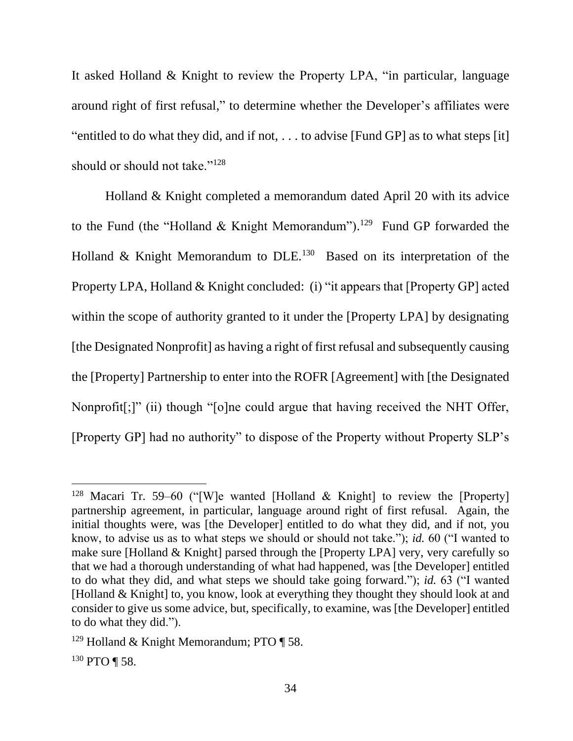It asked Holland & Knight to review the Property LPA, "in particular, language around right of first refusal," to determine whether the Developer's affiliates were "entitled to do what they did, and if not, . . . to advise [Fund GP] as to what steps [it] should or should not take."[128]

Holland & Knight completed a memorandum dated April 20 with its advice to the Fund (the "Holland & Knight Memorandum").[129] Fund GP forwarded the Holland & Knight Memorandum to DLE.[130] Based on its interpretation of the Property LPA, Holland & Knight concluded: (i) "it appears that [Property GP] acted within the scope of authority granted to it under the [Property LPA] by designating [the Designated Nonprofit] as having a right of first refusal and subsequently causing the [Property] Partnership to enter into the ROFR [Agreement] with [the Designated Nonprofit[;]" (ii) though "[o]ne could argue that having received the NHT Offer, [Property GP] had no authority" to dispose of the Property without Property SLP's

---

[128] Macari Tr. 59–60 ("[W]e wanted [Holland & Knight] to review the [Property] partnership agreement, in particular, language around right of first refusal. Again, the initial thoughts were, was [the Developer] entitled to do what they did, and if not, you know, to advise us as to what steps we should or should not take."); *id.* 60 ("I wanted to make sure [Holland & Knight] parsed through the [Property LPA] very, very carefully so that we had a thorough understanding of what had happened, was [the Developer] entitled to do what they did, and what steps we should take going forward."); *id.* 63 ("I wanted [Holland & Knight] to, you know, look at everything they thought they should look at and consider to give us some advice, but, specifically, to examine, was [the Developer] entitled to do what they did.").

[129] Holland & Knight Memorandum; PTO ¶ 58.

[130] PTO ¶ 58.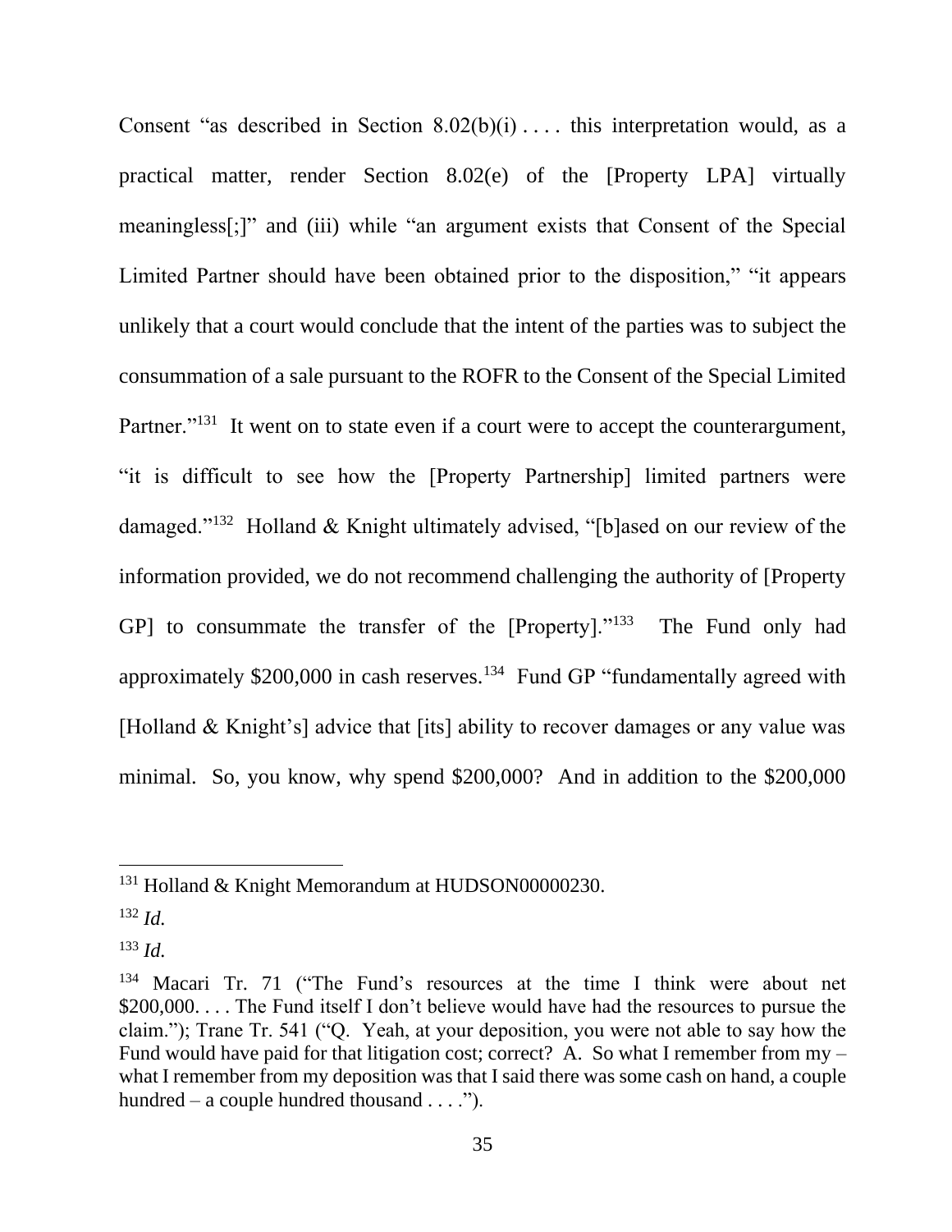Consent "as described in Section 8.02(b)(i) . . . . this interpretation would, as a practical matter, render Section 8.02(e) of the [Property LPA] virtually meaningless[;]" and (iii) while "an argument exists that Consent of the Special Limited Partner should have been obtained prior to the disposition," "it appears unlikely that a court would conclude that the intent of the parties was to subject the consummation of a sale pursuant to the ROFR to the Consent of the Special Limited Partner."[131] It went on to state even if a court were to accept the counterargument, "it is difficult to see how the [Property Partnership] limited partners were damaged."[132] Holland & Knight ultimately advised, "[b]ased on our review of the information provided, we do not recommend challenging the authority of [Property GP] to consummate the transfer of the [Property]."[133] The Fund only had approximately $200,000 in cash reserves.[134] Fund GP "fundamentally agreed with [Holland & Knight's] advice that [its] ability to recover damages or any value was minimal. So, you know, why spend $200,000? And in addition to the $200,000

---

[131] Holland & Knight Memorandum at HUDSON00000230.

[132] *Id.*

[133] *Id.*

[134] Macari Tr. 71 ("The Fund's resources at the time I think were about net $200,000. . . . The Fund itself I don't believe would have had the resources to pursue the claim."); Trane Tr. 541 ("Q. Yeah, at your deposition, you were not able to say how the Fund would have paid for that litigation cost; correct? A. So what I remember from my – what I remember from my deposition was that I said there was some cash on hand, a couple hundred – a couple hundred thousand . . . .").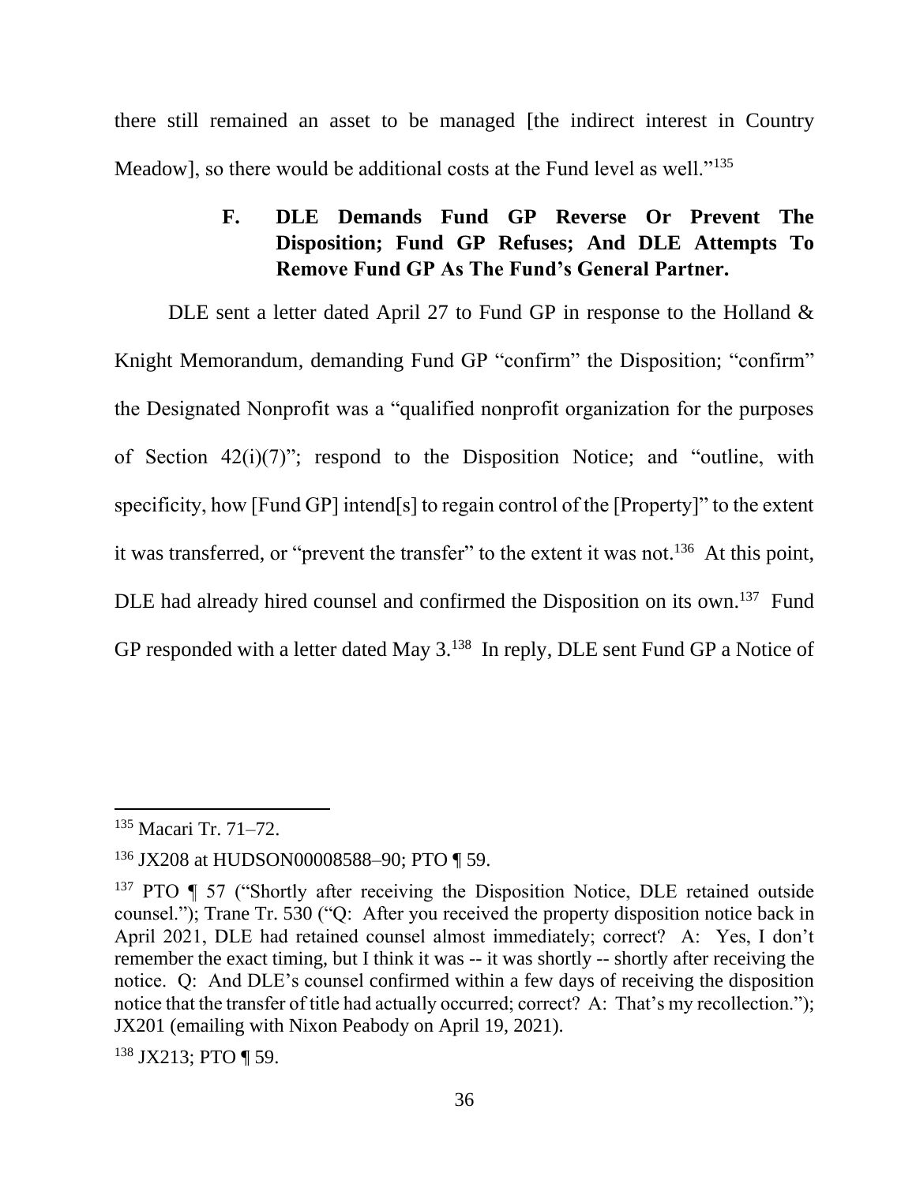there still remained an asset to be managed [the indirect interest in Country Meadow], so there would be additional costs at the Fund level as well."[135]

### F. DLE Demands Fund GP Reverse Or Prevent The Disposition; Fund GP Refuses; And DLE Attempts To Remove Fund GP As The Fund's General Partner.

DLE sent a letter dated April 27 to Fund GP in response to the Holland & Knight Memorandum, demanding Fund GP "confirm" the Disposition; "confirm" the Designated Nonprofit was a "qualified nonprofit organization for the purposes of Section 42(i)(7)"; respond to the Disposition Notice; and "outline, with specificity, how [Fund GP] intend[s] to regain control of the [Property]" to the extent it was transferred, or "prevent the transfer" to the extent it was not.[136] At this point, DLE had already hired counsel and confirmed the Disposition on its own.[137] Fund GP responded with a letter dated May 3.[138] In reply, DLE sent Fund GP a Notice of

---

[135] Macari Tr. 71–72.

[136] JX208 at HUDSON00008588–90; PTO ¶ 59.

[137] PTO ¶ 57 ("Shortly after receiving the Disposition Notice, DLE retained outside counsel."); Trane Tr. 530 ("Q: After you received the property disposition notice back in April 2021, DLE had retained counsel almost immediately; correct? A: Yes, I don't remember the exact timing, but I think it was -- it was shortly -- shortly after receiving the notice. Q: And DLE's counsel confirmed within a few days of receiving the disposition notice that the transfer of title had actually occurred; correct? A: That's my recollection."); JX201 (emailing with Nixon Peabody on April 19, 2021).

[138] JX213; PTO ¶ 59.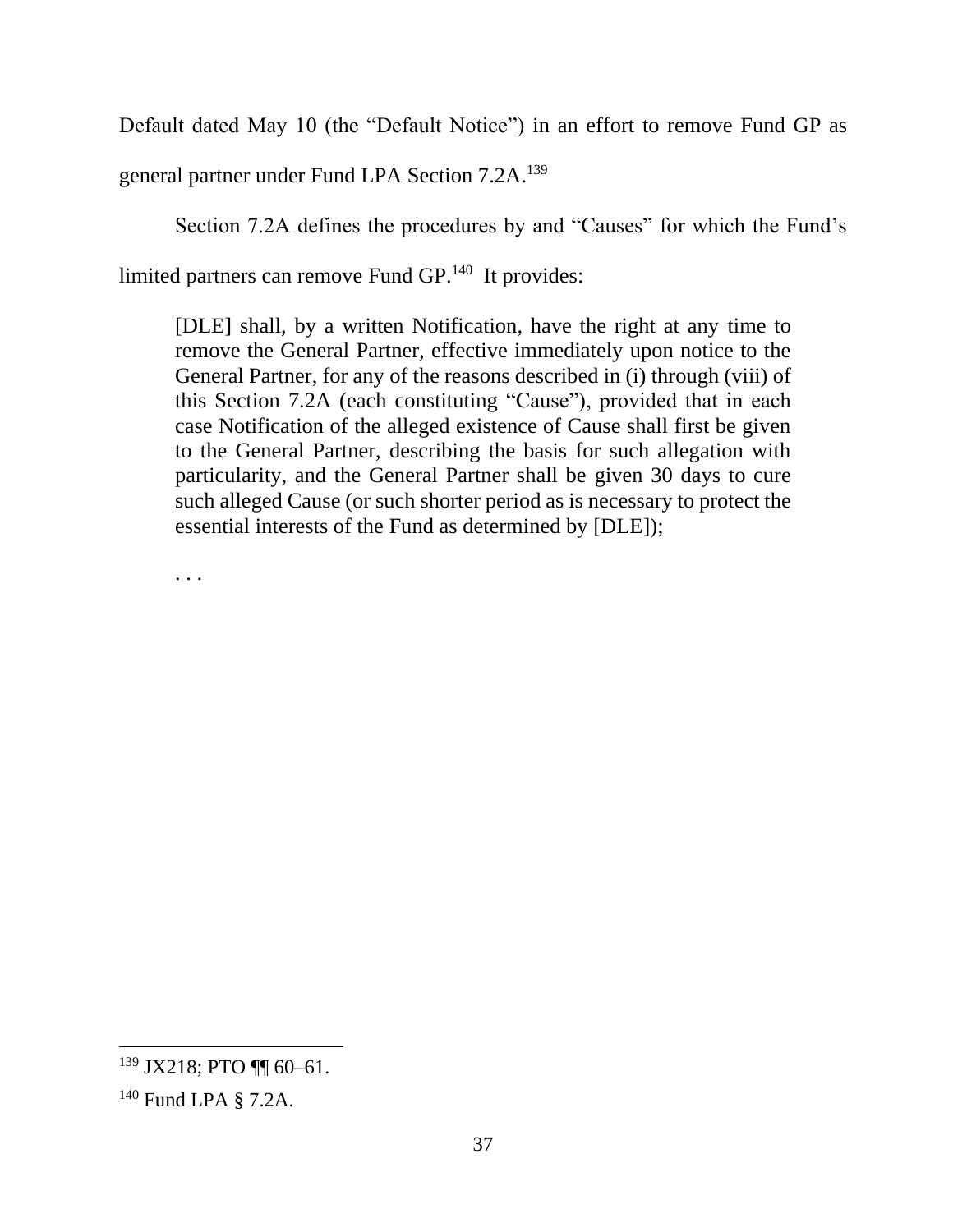Default dated May 10 (the "Default Notice") in an effort to remove Fund GP as general partner under Fund LPA Section 7.2A.[139]

Section 7.2A defines the procedures by and "Causes" for which the Fund's limited partners can remove Fund GP.[140] It provides:

> [DLE] shall, by a written Notification, have the right at any time to remove the General Partner, effective immediately upon notice to the General Partner, for any of the reasons described in (i) through (viii) of this Section 7.2A (each constituting "Cause"), provided that in each case Notification of the alleged existence of Cause shall first be given to the General Partner, describing the basis for such allegation with particularity, and the General Partner shall be given 30 days to cure such alleged Cause (or such shorter period as is necessary to protect the essential interests of the Fund as determined by [DLE]);
>
> . . .

---

[139] JX218; PTO ¶¶ 60–61.

[140] Fund LPA § 7.2A.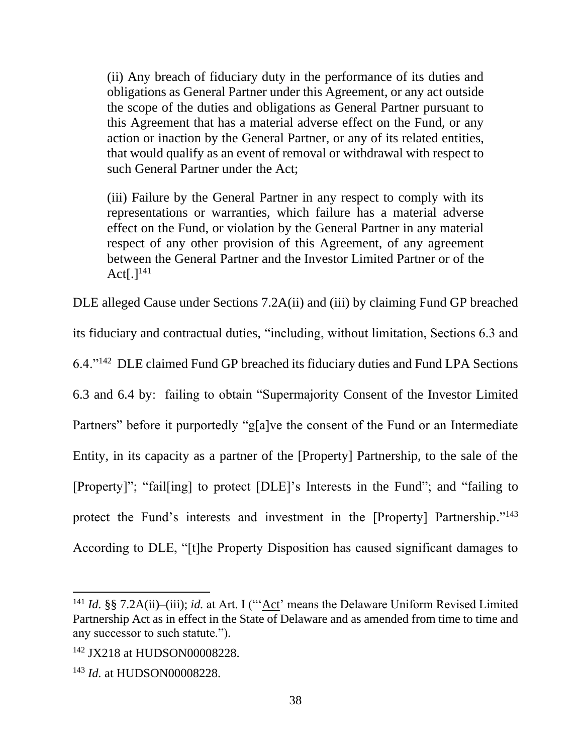> (ii) Any breach of fiduciary duty in the performance of its duties and obligations as General Partner under this Agreement, or any act outside the scope of the duties and obligations as General Partner pursuant to this Agreement that has a material adverse effect on the Fund, or any action or inaction by the General Partner, or any of its related entities, that would qualify as an event of removal or withdrawal with respect to such General Partner under the Act;
>
> (iii) Failure by the General Partner in any respect to comply with its representations or warranties, which failure has a material adverse effect on the Fund, or violation by the General Partner in any material respect of any other provision of this Agreement, of any agreement between the General Partner and the Investor Limited Partner or of the Act[.][141]

DLE alleged Cause under Sections 7.2A(ii) and (iii) by claiming Fund GP breached its fiduciary and contractual duties, "including, without limitation, Sections 6.3 and 6.4."[142] DLE claimed Fund GP breached its fiduciary duties and Fund LPA Sections 6.3 and 6.4 by: failing to obtain "Supermajority Consent of the Investor Limited Partners" before it purportedly "g[a]ve the consent of the Fund or an Intermediate Entity, in its capacity as a partner of the [Property] Partnership, to the sale of the [Property]"; "fail[ing] to protect [DLE]'s Interests in the Fund"; and "failing to protect the Fund's interests and investment in the [Property] Partnership."[143] According to DLE, "[t]he Property Disposition has caused significant damages to

---

[141] *Id.* §§ 7.2A(ii)–(iii); *id.* at Art. I ("'Act' means the Delaware Uniform Revised Limited Partnership Act as in effect in the State of Delaware and as amended from time to time and any successor to such statute.").

[142] JX218 at HUDSON00008228.

[143] *Id.* at HUDSON00008228.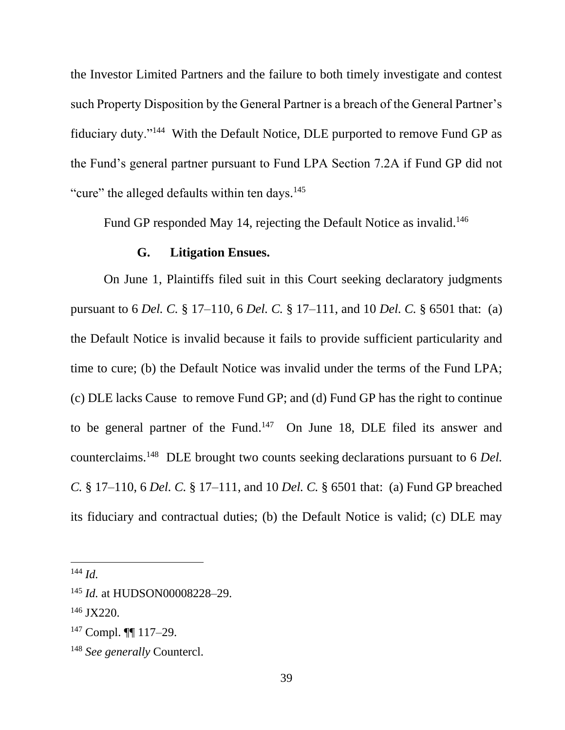the Investor Limited Partners and the failure to both timely investigate and contest such Property Disposition by the General Partner is a breach of the General Partner's fiduciary duty."[144] With the Default Notice, DLE purported to remove Fund GP as the Fund's general partner pursuant to Fund LPA Section 7.2A if Fund GP did not "cure" the alleged defaults within ten days.[145]

Fund GP responded May 14, rejecting the Default Notice as invalid.[146]

### G. Litigation Ensues.

On June 1, Plaintiffs filed suit in this Court seeking declaratory judgments pursuant to 6 *Del. C.* § 17–110, 6 *Del. C.* § 17–111, and 10 *Del. C.* § 6501 that: (a) the Default Notice is invalid because it fails to provide sufficient particularity and time to cure; (b) the Default Notice was invalid under the terms of the Fund LPA; (c) DLE lacks Cause to remove Fund GP; and (d) Fund GP has the right to continue to be general partner of the Fund.[147] On June 18, DLE filed its answer and counterclaims.[148] DLE brought two counts seeking declarations pursuant to 6 *Del. C.* § 17–110, 6 *Del. C.* § 17–111, and 10 *Del. C.* § 6501 that: (a) Fund GP breached its fiduciary and contractual duties; (b) the Default Notice is valid; (c) DLE may

---

[144] *Id.*

[145] *Id.* at HUDSON00008228–29.

[146] JX220.

[147] Compl. ¶¶ 117–29.

[148] *See generally* Countercl.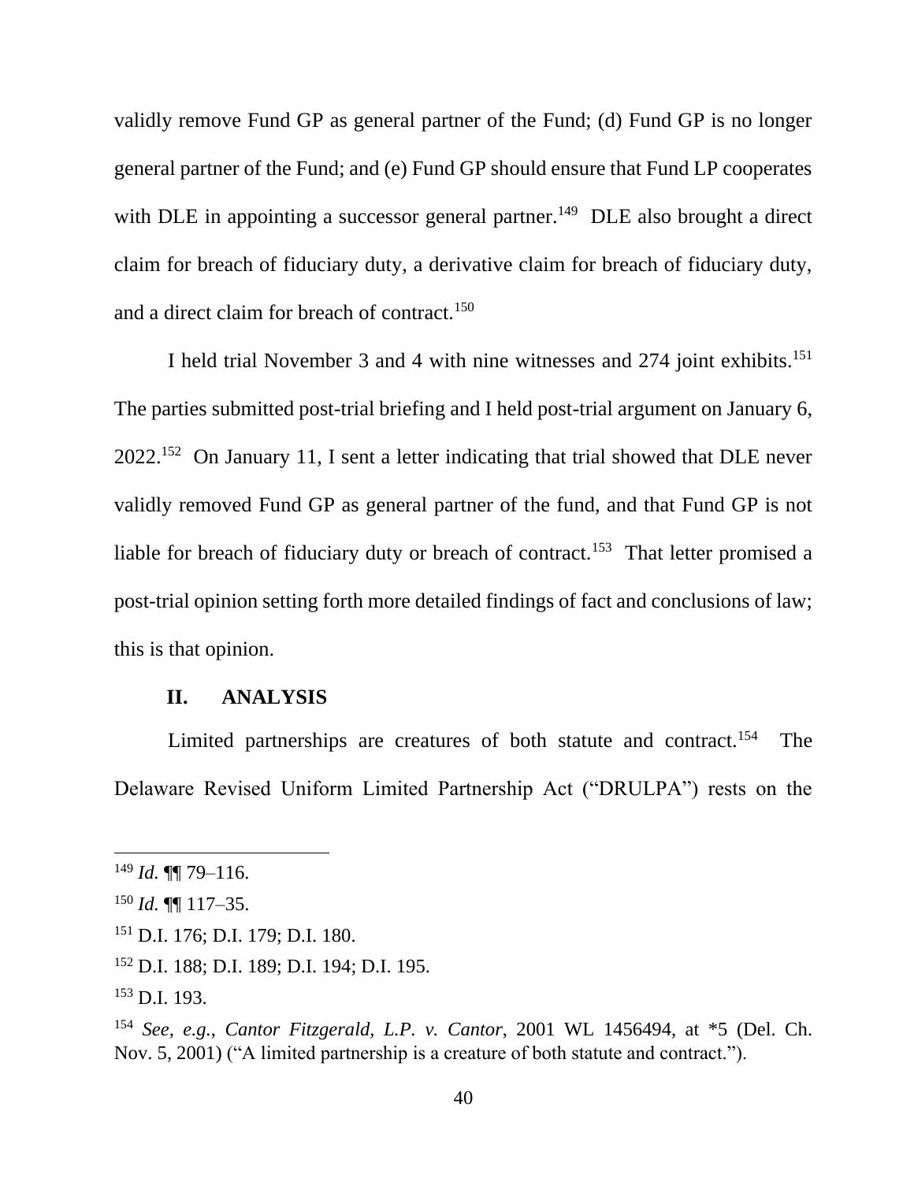validly remove Fund GP as general partner of the Fund; (d) Fund GP is no longer general partner of the Fund; and (e) Fund GP should ensure that Fund LP cooperates with DLE in appointing a successor general partner.[149] DLE also brought a direct claim for breach of fiduciary duty, a derivative claim for breach of fiduciary duty, and a direct claim for breach of contract.[150]

I held trial November 3 and 4 with nine witnesses and 274 joint exhibits.[151] The parties submitted post-trial briefing and I held post-trial argument on January 6, 2022.[152] On January 11, I sent a letter indicating that trial showed that DLE never validly removed Fund GP as general partner of the fund, and that Fund GP is not liable for breach of fiduciary duty or breach of contract.[153] That letter promised a post-trial opinion setting forth more detailed findings of fact and conclusions of law; this is that opinion.

## II. ANALYSIS

Limited partnerships are creatures of both statute and contract.[154] The Delaware Revised Uniform Limited Partnership Act ("DRULPA") rests on the

---

[149] *Id.* ¶¶ 79–116.

[150] *Id.* ¶¶ 117–35.

[151] D.I. 176; D.I. 179; D.I. 180.

[152] D.I. 188; D.I. 189; D.I. 194; D.I. 195.

[153] D.I. 193.

[154] *See, e.g.*, *Cantor Fitzgerald, L.P. v. Cantor*, 2001 WL 1456494, at *5 (Del. Ch. Nov. 5, 2001) ("A limited partnership is a creature of both statute and contract.").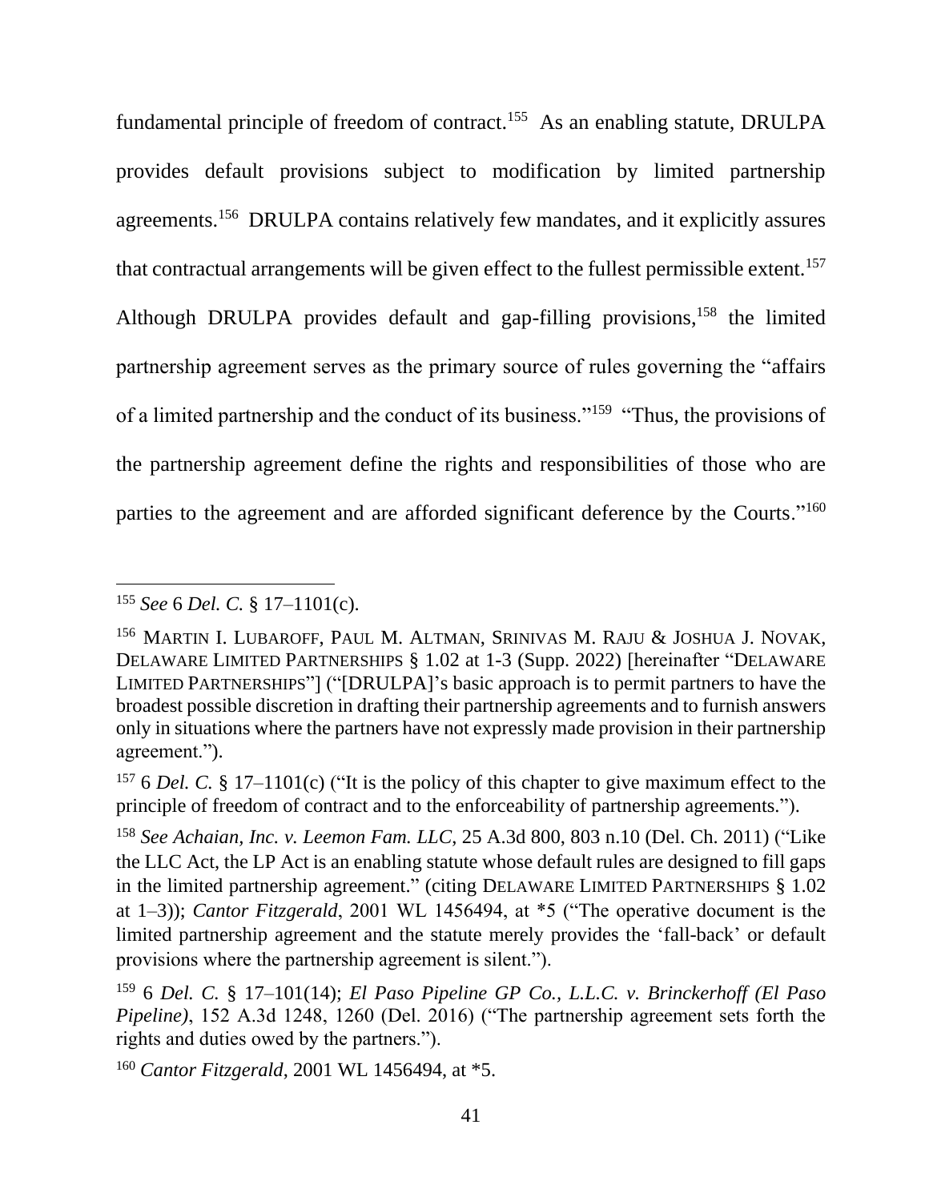fundamental principle of freedom of contract.[155] As an enabling statute, DRULPA provides default provisions subject to modification by limited partnership agreements.[156] DRULPA contains relatively few mandates, and it explicitly assures that contractual arrangements will be given effect to the fullest permissible extent.[157] Although DRULPA provides default and gap-filling provisions,[158] the limited partnership agreement serves as the primary source of rules governing the "affairs of a limited partnership and the conduct of its business."[159] "Thus, the provisions of the partnership agreement define the rights and responsibilities of those who are parties to the agreement and are afforded significant deference by the Courts."[160]

---

[155] *See* 6 *Del. C.* § 17–1101(c).

[156] MARTIN I. LUBAROFF, PAUL M. ALTMAN, SRINIVAS M. RAJU & JOSHUA J. NOVAK, DELAWARE LIMITED PARTNERSHIPS § 1.02 at 1-3 (Supp. 2022) [hereinafter "DELAWARE LIMITED PARTNERSHIPS"] ("[DRULPA]'s basic approach is to permit partners to have the broadest possible discretion in drafting their partnership agreements and to furnish answers only in situations where the partners have not expressly made provision in their partnership agreement.").

[157] 6 *Del. C.* § 17–1101(c) ("It is the policy of this chapter to give maximum effect to the principle of freedom of contract and to the enforceability of partnership agreements.").

[158] *See Achaian, Inc. v. Leemon Fam. LLC*, 25 A.3d 800, 803 n.10 (Del. Ch. 2011) ("Like the LLC Act, the LP Act is an enabling statute whose default rules are designed to fill gaps in the limited partnership agreement." (citing DELAWARE LIMITED PARTNERSHIPS § 1.02 at 1–3)); *Cantor Fitzgerald*, 2001 WL 1456494, at *5 ("The operative document is the limited partnership agreement and the statute merely provides the 'fall-back' or default provisions where the partnership agreement is silent.").

[159] 6 *Del. C.* § 17–101(14); *El Paso Pipeline GP Co., L.L.C. v. Brinckerhoff (El Paso Pipeline)*, 152 A.3d 1248, 1260 (Del. 2016) ("The partnership agreement sets forth the rights and duties owed by the partners.").

[160] *Cantor Fitzgerald*, 2001 WL 1456494, at *5.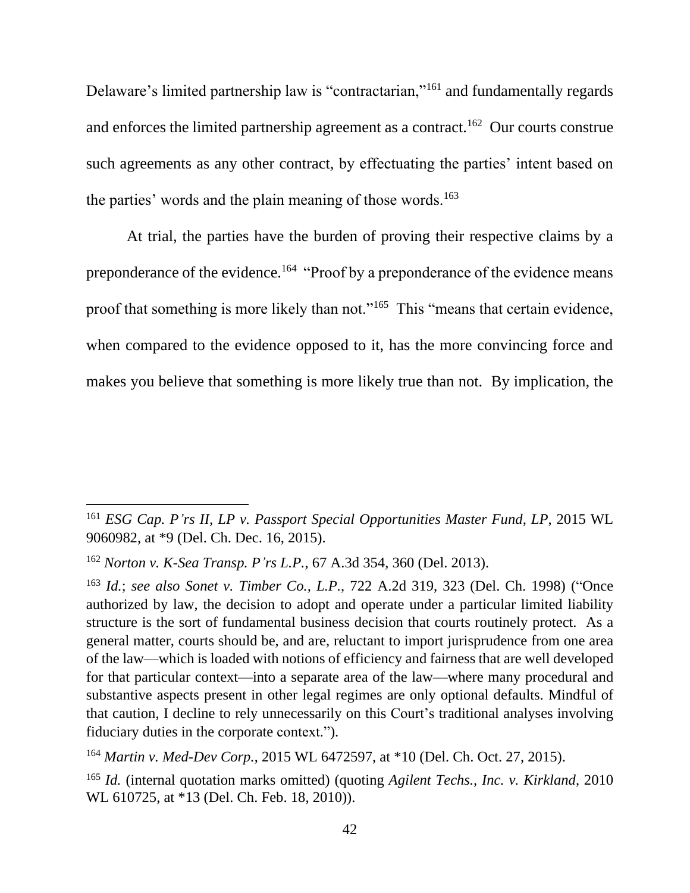Delaware's limited partnership law is "contractarian,"[161] and fundamentally regards and enforces the limited partnership agreement as a contract.[162] Our courts construe such agreements as any other contract, by effectuating the parties' intent based on the parties' words and the plain meaning of those words.[163]

At trial, the parties have the burden of proving their respective claims by a preponderance of the evidence.[164] "Proof by a preponderance of the evidence means proof that something is more likely than not."[165] This "means that certain evidence, when compared to the evidence opposed to it, has the more convincing force and makes you believe that something is more likely true than not. By implication, the

---

[161] *ESG Cap. P'rs II, LP v. Passport Special Opportunities Master Fund, LP*, 2015 WL 9060982, at *9 (Del. Ch. Dec. 16, 2015).

[162] *Norton v. K-Sea Transp. P'rs L.P.*, 67 A.3d 354, 360 (Del. 2013).

[163] *Id.*; *see also Sonet v. Timber Co., L.P.*, 722 A.2d 319, 323 (Del. Ch. 1998) ("Once authorized by law, the decision to adopt and operate under a particular limited liability structure is the sort of fundamental business decision that courts routinely protect. As a general matter, courts should be, and are, reluctant to import jurisprudence from one area of the law—which is loaded with notions of efficiency and fairness that are well developed for that particular context—into a separate area of the law—where many procedural and substantive aspects present in other legal regimes are only optional defaults. Mindful of that caution, I decline to rely unnecessarily on this Court's traditional analyses involving fiduciary duties in the corporate context.").

[164] *Martin v. Med-Dev Corp.*, 2015 WL 6472597, at *10 (Del. Ch. Oct. 27, 2015).

[165] *Id.* (internal quotation marks omitted) (quoting *Agilent Techs., Inc. v. Kirkland*, 2010 WL 610725, at *13 (Del. Ch. Feb. 18, 2010)).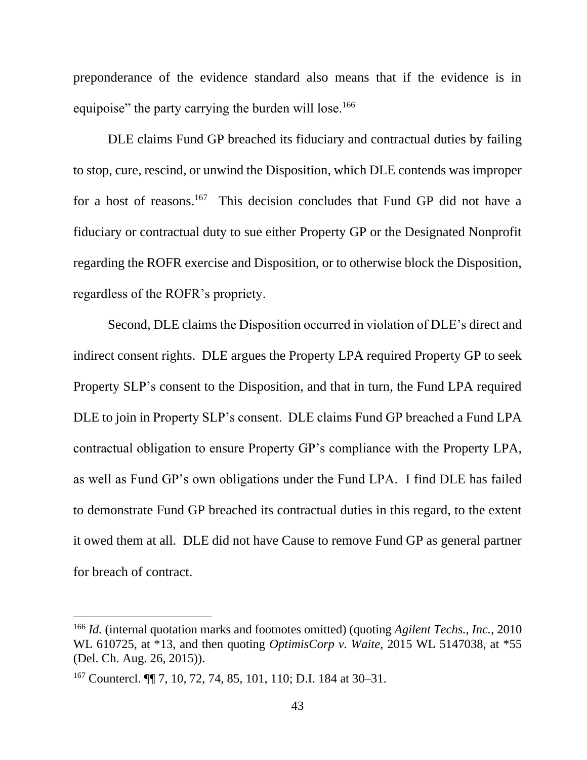preponderance of the evidence standard also means that if the evidence is in equipoise" the party carrying the burden will lose.[166]

DLE claims Fund GP breached its fiduciary and contractual duties by failing to stop, cure, rescind, or unwind the Disposition, which DLE contends was improper for a host of reasons.[167] This decision concludes that Fund GP did not have a fiduciary or contractual duty to sue either Property GP or the Designated Nonprofit regarding the ROFR exercise and Disposition, or to otherwise block the Disposition, regardless of the ROFR's propriety.

Second, DLE claims the Disposition occurred in violation of DLE's direct and indirect consent rights. DLE argues the Property LPA required Property GP to seek Property SLP's consent to the Disposition, and that in turn, the Fund LPA required DLE to join in Property SLP's consent. DLE claims Fund GP breached a Fund LPA contractual obligation to ensure Property GP's compliance with the Property LPA, as well as Fund GP's own obligations under the Fund LPA. I find DLE has failed to demonstrate Fund GP breached its contractual duties in this regard, to the extent it owed them at all. DLE did not have Cause to remove Fund GP as general partner for breach of contract.

---

[166] *Id.* (internal quotation marks and footnotes omitted) (quoting *Agilent Techs., Inc.*, 2010 WL 610725, at *13, and then quoting *OptimisCorp v. Waite*, 2015 WL 5147038, at *55 (Del. Ch. Aug. 26, 2015)).

[167] Countercl. ¶¶ 7, 10, 72, 74, 85, 101, 110; D.I. 184 at 30–31.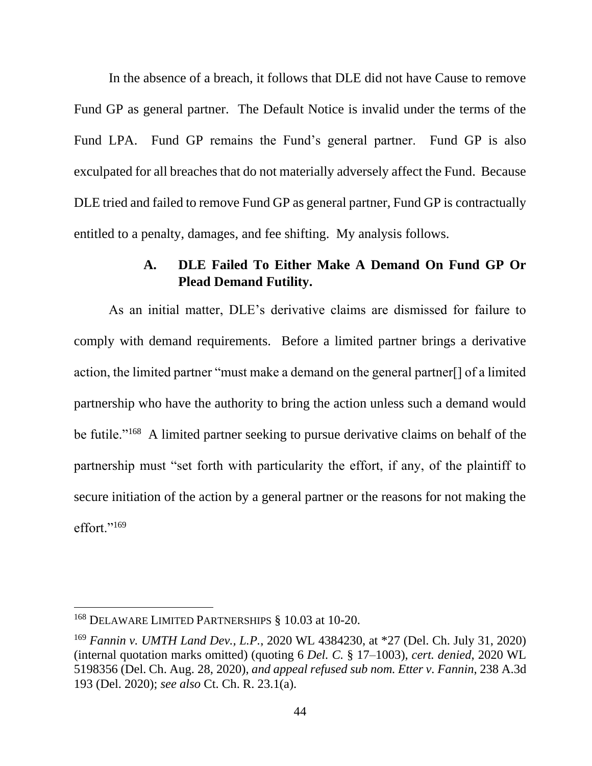In the absence of a breach, it follows that DLE did not have Cause to remove Fund GP as general partner. The Default Notice is invalid under the terms of the Fund LPA. Fund GP remains the Fund's general partner. Fund GP is also exculpated for all breaches that do not materially adversely affect the Fund. Because DLE tried and failed to remove Fund GP as general partner, Fund GP is contractually entitled to a penalty, damages, and fee shifting. My analysis follows.

### A. DLE Failed To Either Make A Demand On Fund GP Or Plead Demand Futility.

As an initial matter, DLE's derivative claims are dismissed for failure to comply with demand requirements. Before a limited partner brings a derivative action, the limited partner "must make a demand on the general partner[] of a limited partnership who have the authority to bring the action unless such a demand would be futile."[168] A limited partner seeking to pursue derivative claims on behalf of the partnership must "set forth with particularity the effort, if any, of the plaintiff to secure initiation of the action by a general partner or the reasons for not making the effort."[169]

---

[168] DELAWARE LIMITED PARTNERSHIPS § 10.03 at 10-20.

[169] *Fannin v. UMTH Land Dev., L.P.*, 2020 WL 4384230, at *27 (Del. Ch. July 31, 2020) (internal quotation marks omitted) (quoting 6 *Del. C.* § 17–1003), *cert. denied*, 2020 WL 5198356 (Del. Ch. Aug. 28, 2020), *and appeal refused sub nom. Etter v. Fannin*, 238 A.3d 193 (Del. 2020); *see also* Ct. Ch. R. 23.1(a).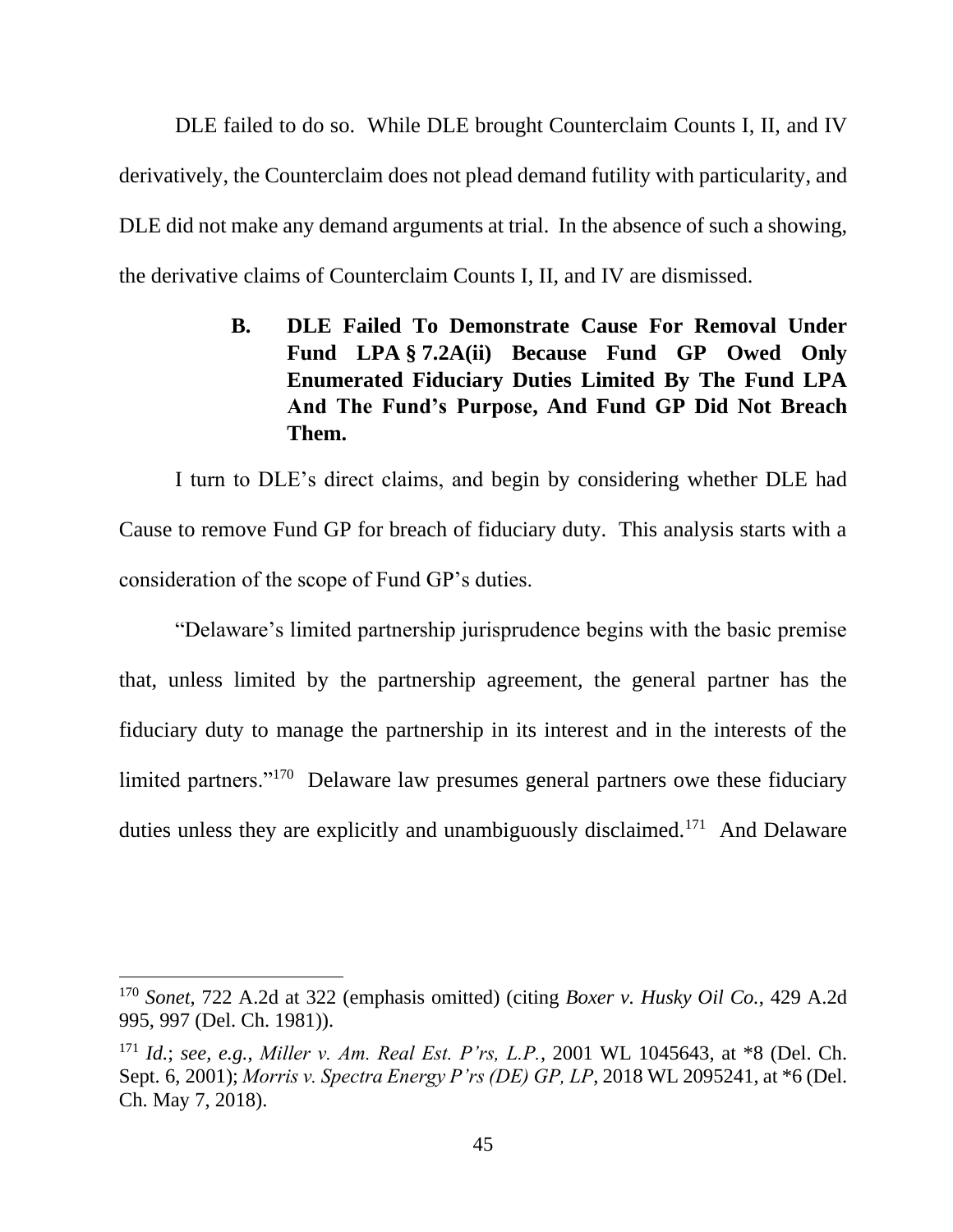DLE failed to do so. While DLE brought Counterclaim Counts I, II, and IV derivatively, the Counterclaim does not plead demand futility with particularity, and DLE did not make any demand arguments at trial. In the absence of such a showing, the derivative claims of Counterclaim Counts I, II, and IV are dismissed.

### B. DLE Failed To Demonstrate Cause For Removal Under Fund LPA § 7.2A(ii) Because Fund GP Owed Only Enumerated Fiduciary Duties Limited By The Fund LPA And The Fund's Purpose, And Fund GP Did Not Breach Them.

I turn to DLE's direct claims, and begin by considering whether DLE had Cause to remove Fund GP for breach of fiduciary duty. This analysis starts with a consideration of the scope of Fund GP's duties.

"Delaware's limited partnership jurisprudence begins with the basic premise that, unless limited by the partnership agreement, the general partner has the fiduciary duty to manage the partnership in its interest and in the interests of the limited partners."[170] Delaware law presumes general partners owe these fiduciary duties unless they are explicitly and unambiguously disclaimed.[171] And Delaware

---

[170] *Sonet*, 722 A.2d at 322 (emphasis omitted) (citing *Boxer v. Husky Oil Co.*, 429 A.2d 995, 997 (Del. Ch. 1981)).

[171] *Id.*; *see, e.g.*, *Miller v. Am. Real Est. P'rs, L.P.*, 2001 WL 1045643, at *8 (Del. Ch. Sept. 6, 2001); *Morris v. Spectra Energy P'rs (DE) GP, LP*, 2018 WL 2095241, at *6 (Del. Ch. May 7, 2018).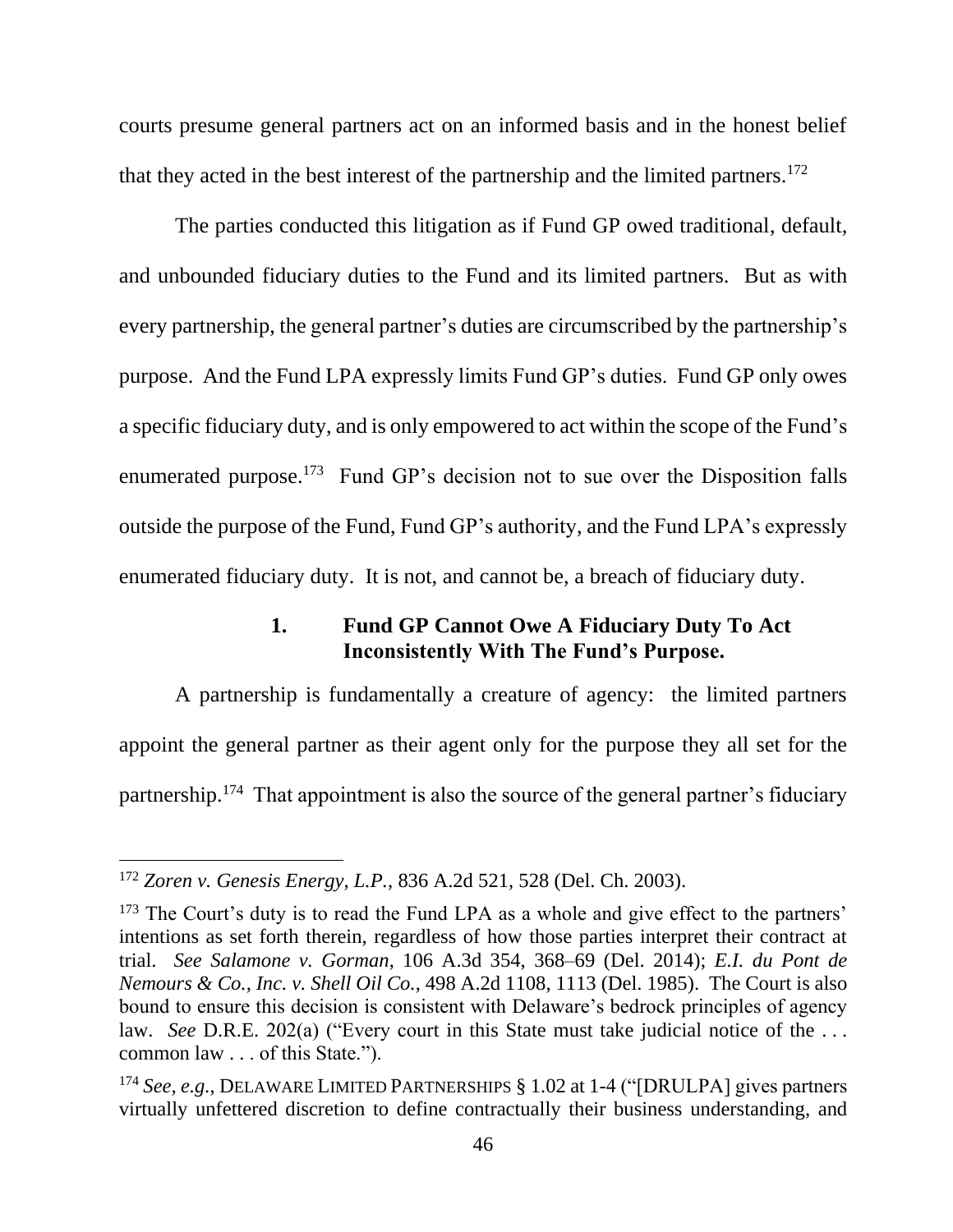courts presume general partners act on an informed basis and in the honest belief that they acted in the best interest of the partnership and the limited partners.[172]

The parties conducted this litigation as if Fund GP owed traditional, default, and unbounded fiduciary duties to the Fund and its limited partners. But as with every partnership, the general partner's duties are circumscribed by the partnership's purpose. And the Fund LPA expressly limits Fund GP's duties. Fund GP only owes a specific fiduciary duty, and is only empowered to act within the scope of the Fund's enumerated purpose.[173] Fund GP's decision not to sue over the Disposition falls outside the purpose of the Fund, Fund GP's authority, and the Fund LPA's expressly enumerated fiduciary duty. It is not, and cannot be, a breach of fiduciary duty.

### 1. Fund GP Cannot Owe A Fiduciary Duty To Act Inconsistently With The Fund's Purpose.

A partnership is fundamentally a creature of agency: the limited partners appoint the general partner as their agent only for the purpose they all set for the partnership.[174] That appointment is also the source of the general partner's fiduciary

---

[172] *Zoren v. Genesis Energy, L.P.*, 836 A.2d 521, 528 (Del. Ch. 2003).

[173] The Court's duty is to read the Fund LPA as a whole and give effect to the partners' intentions as set forth therein, regardless of how those parties interpret their contract at trial. *See Salamone v. Gorman*, 106 A.3d 354, 368–69 (Del. 2014); *E.I. du Pont de Nemours & Co., Inc. v. Shell Oil Co.*, 498 A.2d 1108, 1113 (Del. 1985). The Court is also bound to ensure this decision is consistent with Delaware's bedrock principles of agency law. *See* D.R.E. 202(a) ("Every court in this State must take judicial notice of the . . . common law . . . of this State.").

[174] *See, e.g.*, DELAWARE LIMITED PARTNERSHIPS § 1.02 at 1-4 ("[DRULPA] gives partners virtually unfettered discretion to define contractually their business understanding, and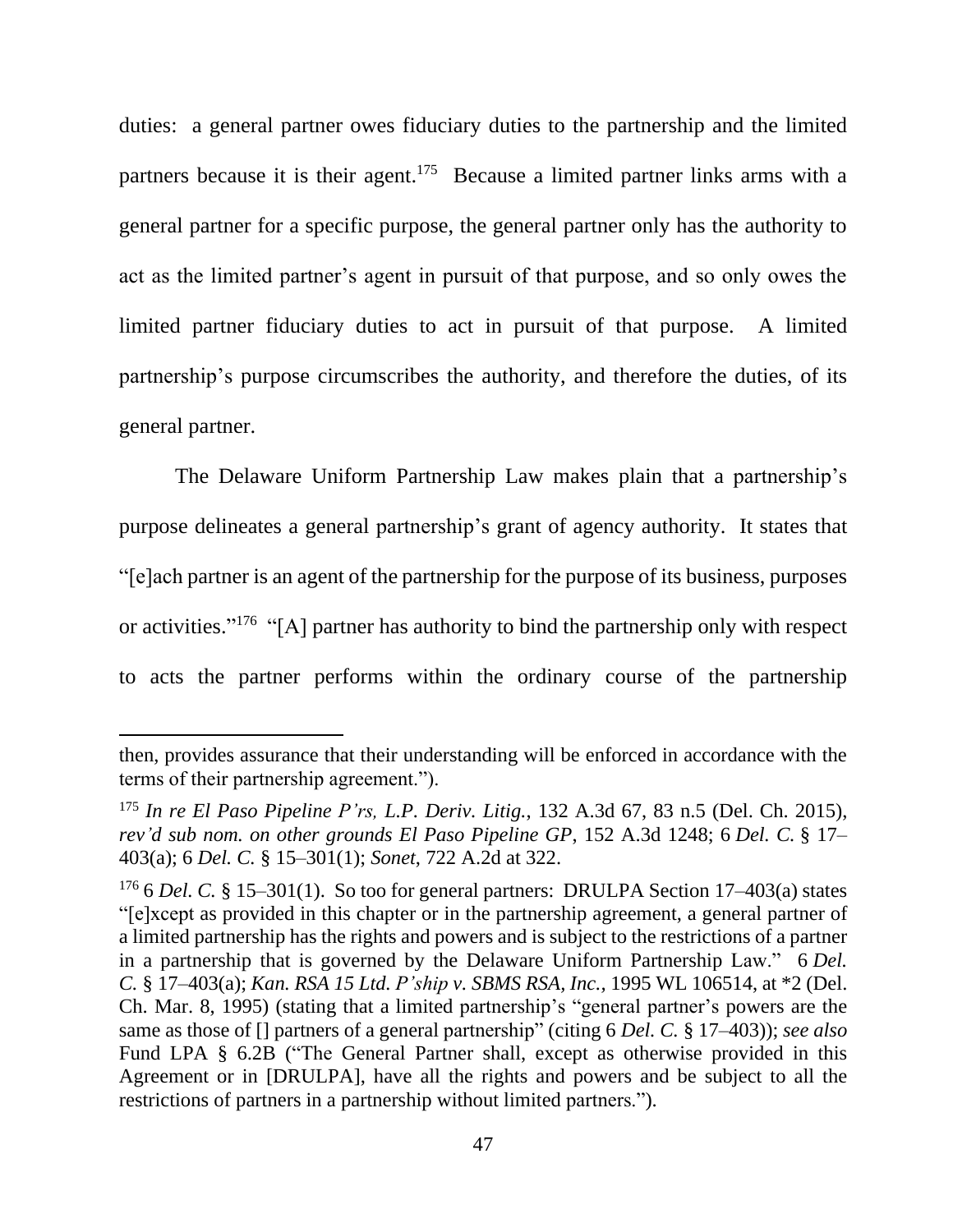duties: a general partner owes fiduciary duties to the partnership and the limited partners because it is their agent.[175] Because a limited partner links arms with a general partner for a specific purpose, the general partner only has the authority to act as the limited partner's agent in pursuit of that purpose, and so only owes the limited partner fiduciary duties to act in pursuit of that purpose. A limited partnership's purpose circumscribes the authority, and therefore the duties, of its general partner.

The Delaware Uniform Partnership Law makes plain that a partnership's purpose delineates a general partnership's grant of agency authority. It states that "[e]ach partner is an agent of the partnership for the purpose of its business, purposes or activities."[176] "[A] partner has authority to bind the partnership only with respect to acts the partner performs within the ordinary course of the partnership

---

then, provides assurance that their understanding will be enforced in accordance with the terms of their partnership agreement.").

[175] *In re El Paso Pipeline P'rs, L.P. Deriv. Litig.*, 132 A.3d 67, 83 n.5 (Del. Ch. 2015), *rev'd sub nom. on other grounds El Paso Pipeline GP*, 152 A.3d 1248; 6 *Del. C.* § 17–403(a); 6 *Del. C.* § 15–301(1); *Sonet*, 722 A.2d at 322.

[176] 6 *Del. C.* § 15–301(1). So too for general partners: DRULPA Section 17–403(a) states "[e]xcept as provided in this chapter or in the partnership agreement, a general partner of a limited partnership has the rights and powers and is subject to the restrictions of a partner in a partnership that is governed by the Delaware Uniform Partnership Law." 6 *Del. C.* § 17–403(a); *Kan. RSA 15 Ltd. P'ship v. SBMS RSA, Inc.*, 1995 WL 106514, at *2 (Del. Ch. Mar. 8, 1995) (stating that a limited partnership's "general partner's powers are the same as those of [] partners of a general partnership" (citing 6 *Del. C.* § 17–403)); *see also* Fund LPA § 6.2B ("The General Partner shall, except as otherwise provided in this Agreement or in [DRULPA], have all the rights and powers and be subject to all the restrictions of partners in a partnership without limited partners.").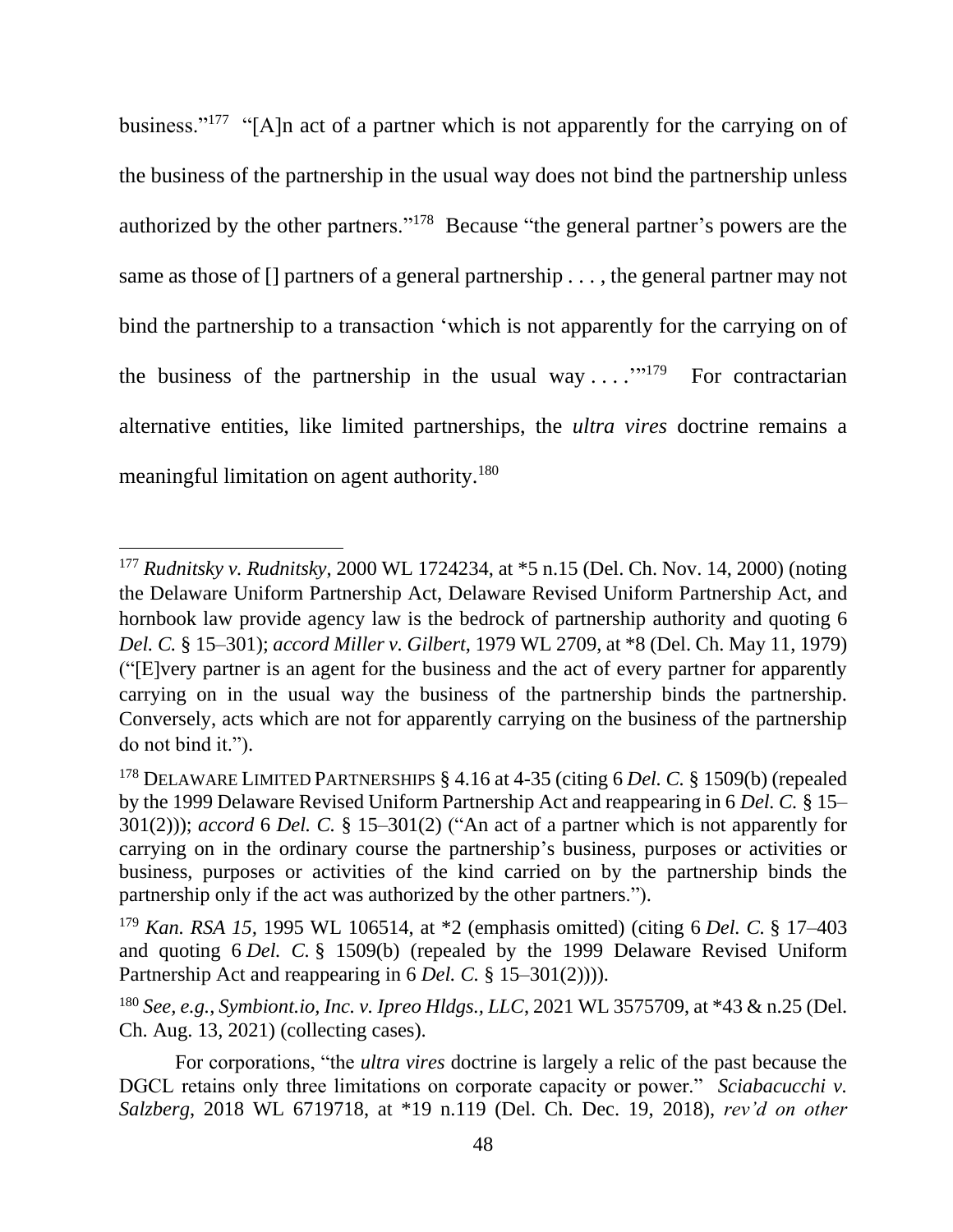business."[177] "[A]n act of a partner which is not apparently for the carrying on of the business of the partnership in the usual way does not bind the partnership unless authorized by the other partners."[178] Because "the general partner's powers are the same as those of [] partners of a general partnership . . . , the general partner may not bind the partnership to a transaction 'which is not apparently for the carrying on of the business of the partnership in the usual way . . . .'"[179] For contractarian alternative entities, like limited partnerships, the *ultra vires* doctrine remains a meaningful limitation on agent authority.[180]

---

[177] *Rudnitsky v. Rudnitsky*, 2000 WL 1724234, at *5 n.15 (Del. Ch. Nov. 14, 2000) (noting the Delaware Uniform Partnership Act, Delaware Revised Uniform Partnership Act, and hornbook law provide agency law is the bedrock of partnership authority and quoting 6 *Del. C.* § 15–301); *accord Miller v. Gilbert*, 1979 WL 2709, at *8 (Del. Ch. May 11, 1979) ("[E]very partner is an agent for the business and the act of every partner for apparently carrying on in the usual way the business of the partnership binds the partnership. Conversely, acts which are not for apparently carrying on the business of the partnership do not bind it.").

[178] DELAWARE LIMITED PARTNERSHIPS § 4.16 at 4-35 (citing 6 *Del. C.* § 1509(b) (repealed by the 1999 Delaware Revised Uniform Partnership Act and reappearing in 6 *Del. C.* § 15–301(2))); *accord* 6 *Del. C.* § 15–301(2) ("An act of a partner which is not apparently for carrying on in the ordinary course the partnership's business, purposes or activities or business, purposes or activities of the kind carried on by the partnership binds the partnership only if the act was authorized by the other partners.").

[179] *Kan. RSA 15*, 1995 WL 106514, at *2 (emphasis omitted) (citing 6 *Del. C.* § 17–403 and quoting 6 *Del. C.* § 1509(b) (repealed by the 1999 Delaware Revised Uniform Partnership Act and reappearing in 6 *Del. C.* § 15–301(2)))).

[180] *See, e.g.*, *Symbiont.io, Inc. v. Ipreo Hldgs., LLC*, 2021 WL 3575709, at *43 & n.25 (Del. Ch. Aug. 13, 2021) (collecting cases).

For corporations, "the *ultra vires* doctrine is largely a relic of the past because the DGCL retains only three limitations on corporate capacity or power." *Sciabacucchi v. Salzberg*, 2018 WL 6719718, at *19 n.119 (Del. Ch. Dec. 19, 2018), *rev'd on other*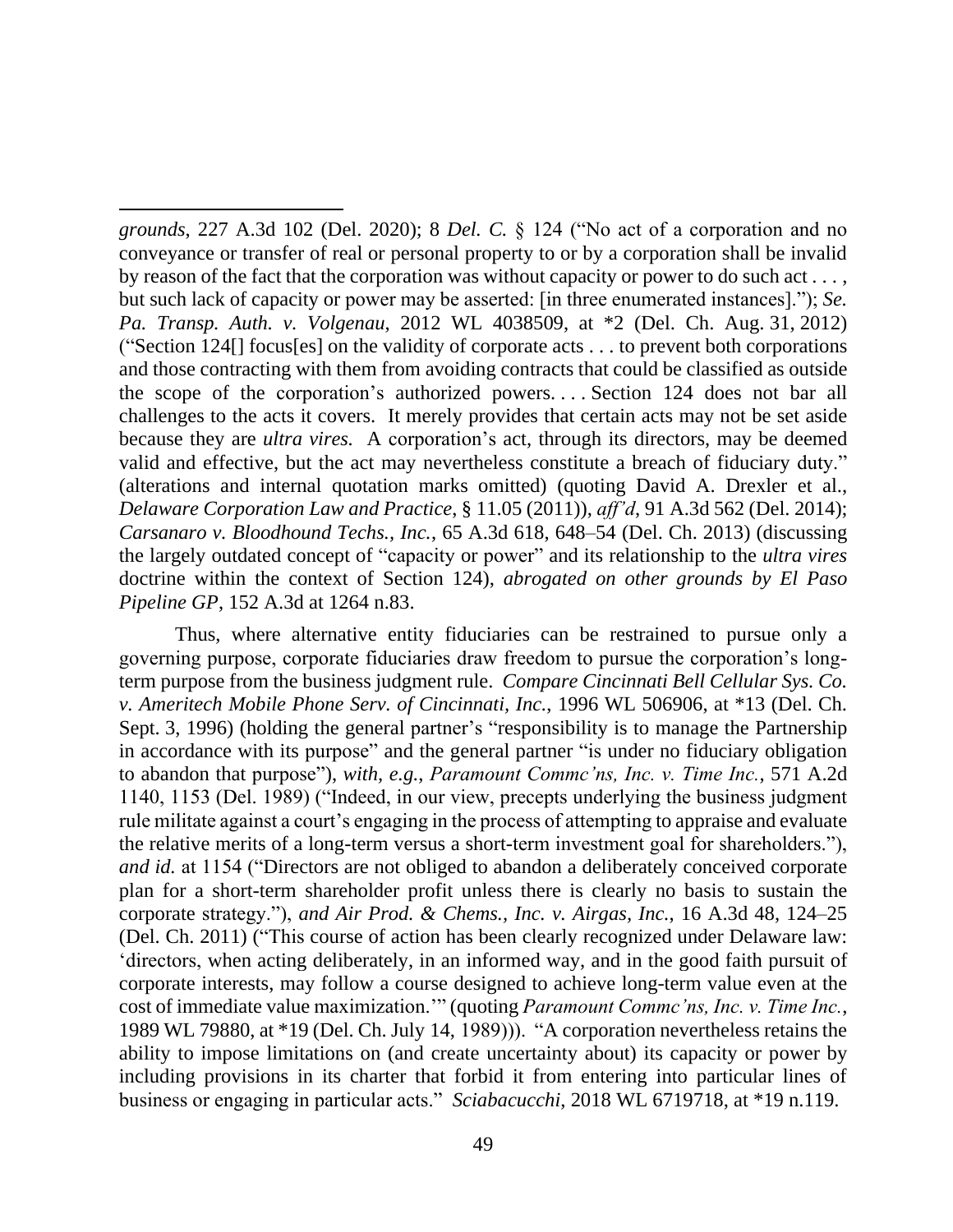*grounds*, 227 A.3d 102 (Del. 2020); 8 *Del. C.* § 124 ("No act of a corporation and no conveyance or transfer of real or personal property to or by a corporation shall be invalid by reason of the fact that the corporation was without capacity or power to do such act . . . , but such lack of capacity or power may be asserted: [in three enumerated instances]."); *Se. Pa. Transp. Auth. v. Volgenau*, 2012 WL 4038509, at *2 (Del. Ch. Aug. 31, 2012) ("Section 124[] focus[es] on the validity of corporate acts . . . to prevent both corporations and those contracting with them from avoiding contracts that could be classified as outside the scope of the corporation's authorized powers. . . . Section 124 does not bar all challenges to the acts it covers. It merely provides that certain acts may not be set aside because they are *ultra vires.* A corporation's act, through its directors, may be deemed valid and effective, but the act may nevertheless constitute a breach of fiduciary duty." (alterations and internal quotation marks omitted) (quoting David A. Drexler et al., *Delaware Corporation Law and Practice*, § 11.05 (2011)), *aff'd*, 91 A.3d 562 (Del. 2014); *Carsanaro v. Bloodhound Techs., Inc.*, 65 A.3d 618, 648–54 (Del. Ch. 2013) (discussing the largely outdated concept of "capacity or power" and its relationship to the *ultra vires* doctrine within the context of Section 124), *abrogated on other grounds by El Paso Pipeline GP*, 152 A.3d at 1264 n.83.

Thus, where alternative entity fiduciaries can be restrained to pursue only a governing purpose, corporate fiduciaries draw freedom to pursue the corporation's long-term purpose from the business judgment rule. *Compare Cincinnati Bell Cellular Sys. Co. v. Ameritech Mobile Phone Serv. of Cincinnati, Inc.*, 1996 WL 506906, at *13 (Del. Ch. Sept. 3, 1996) (holding the general partner's "responsibility is to manage the Partnership in accordance with its purpose" and the general partner "is under no fiduciary obligation to abandon that purpose"), *with, e.g.*, *Paramount Commc'ns, Inc. v. Time Inc.*, 571 A.2d 1140, 1153 (Del. 1989) ("Indeed, in our view, precepts underlying the business judgment rule militate against a court's engaging in the process of attempting to appraise and evaluate the relative merits of a long-term versus a short-term investment goal for shareholders."), *and id.* at 1154 ("Directors are not obliged to abandon a deliberately conceived corporate plan for a short-term shareholder profit unless there is clearly no basis to sustain the corporate strategy."), *and Air Prod. & Chems., Inc. v. Airgas, Inc.*, 16 A.3d 48, 124–25 (Del. Ch. 2011) ("This course of action has been clearly recognized under Delaware law: 'directors, when acting deliberately, in an informed way, and in the good faith pursuit of corporate interests, may follow a course designed to achieve long-term value even at the cost of immediate value maximization.'" (quoting *Paramount Commc'ns, Inc. v. Time Inc.*, 1989 WL 79880, at *19 (Del. Ch. July 14, 1989))). "A corporation nevertheless retains the ability to impose limitations on (and create uncertainty about) its capacity or power by including provisions in its charter that forbid it from entering into particular lines of business or engaging in particular acts." *Sciabacucchi*, 2018 WL 6719718, at *19 n.119.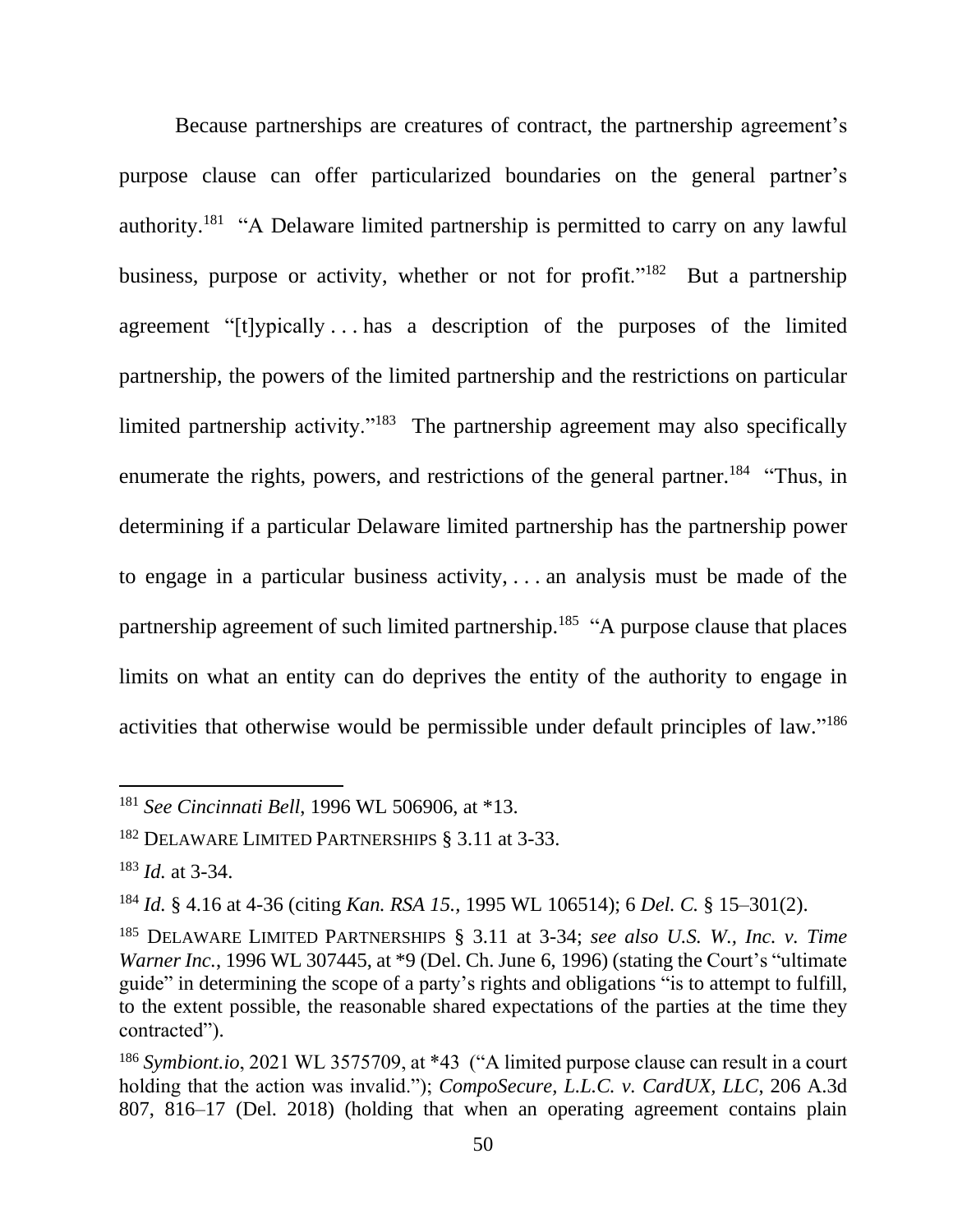Because partnerships are creatures of contract, the partnership agreement's purpose clause can offer particularized boundaries on the general partner's authority.[181] "A Delaware limited partnership is permitted to carry on any lawful business, purpose or activity, whether or not for profit."[182] But a partnership agreement "[t]ypically . . . has a description of the purposes of the limited partnership, the powers of the limited partnership and the restrictions on particular limited partnership activity."[183] The partnership agreement may also specifically enumerate the rights, powers, and restrictions of the general partner.[184] "Thus, in determining if a particular Delaware limited partnership has the partnership power to engage in a particular business activity, . . . an analysis must be made of the partnership agreement of such limited partnership.[185] "A purpose clause that places limits on what an entity can do deprives the entity of the authority to engage in activities that otherwise would be permissible under default principles of law."[186]

---

[181] *See Cincinnati Bell*, 1996 WL 506906, at *13.

[182] DELAWARE LIMITED PARTNERSHIPS § 3.11 at 3-33.

[183] *Id.* at 3-34.

[184] *Id.* § 4.16 at 4-36 (citing *Kan. RSA 15.*, 1995 WL 106514); 6 *Del. C.* § 15–301(2).

[185] DELAWARE LIMITED PARTNERSHIPS § 3.11 at 3-34; *see also U.S. W., Inc. v. Time Warner Inc.*, 1996 WL 307445, at *9 (Del. Ch. June 6, 1996) (stating the Court's "ultimate guide" in determining the scope of a party's rights and obligations "is to attempt to fulfill, to the extent possible, the reasonable shared expectations of the parties at the time they contracted").

[186] *Symbiont.io*, 2021 WL 3575709, at *43 ("A limited purpose clause can result in a court holding that the action was invalid."); *CompoSecure, L.L.C. v. CardUX, LLC*, 206 A.3d 807, 816–17 (Del. 2018) (holding that when an operating agreement contains plain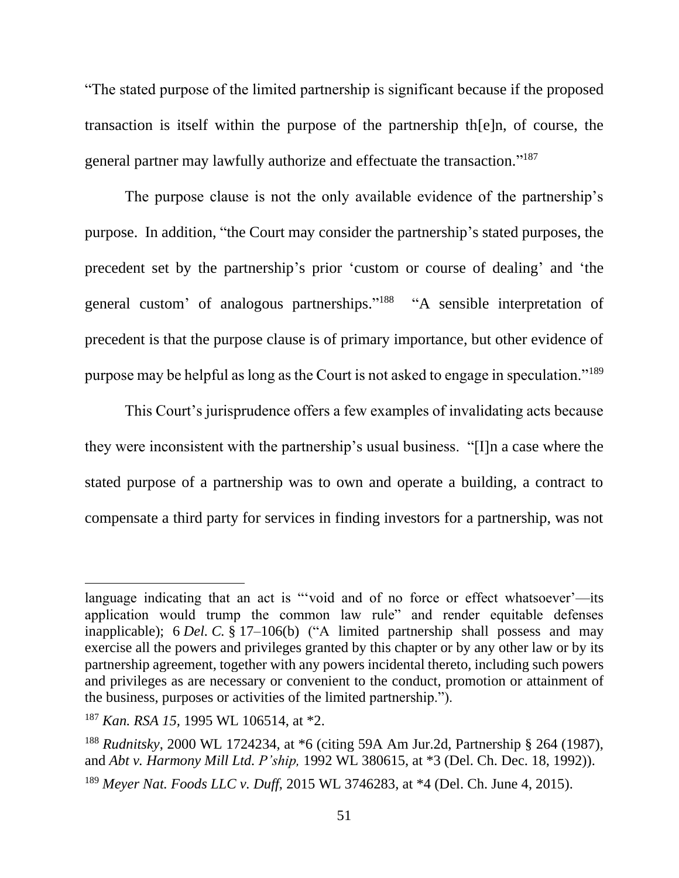"The stated purpose of the limited partnership is significant because if the proposed transaction is itself within the purpose of the partnership th[e]n, of course, the general partner may lawfully authorize and effectuate the transaction."[187]

The purpose clause is not the only available evidence of the partnership's purpose. In addition, "the Court may consider the partnership's stated purposes, the precedent set by the partnership's prior 'custom or course of dealing' and 'the general custom' of analogous partnerships."[188] "A sensible interpretation of precedent is that the purpose clause is of primary importance, but other evidence of purpose may be helpful as long as the Court is not asked to engage in speculation."[189]

This Court's jurisprudence offers a few examples of invalidating acts because they were inconsistent with the partnership's usual business. "[I]n a case where the stated purpose of a partnership was to own and operate a building, a contract to compensate a third party for services in finding investors for a partnership, was not

---

language indicating that an act is "'void and of no force or effect whatsoever'—its application would trump the common law rule" and render equitable defenses inapplicable); 6 *Del. C.* § 17–106(b) ("A limited partnership shall possess and may exercise all the powers and privileges granted by this chapter or by any other law or by its partnership agreement, together with any powers incidental thereto, including such powers and privileges as are necessary or convenient to the conduct, promotion or attainment of the business, purposes or activities of the limited partnership.").

[187] *Kan. RSA 15*, 1995 WL 106514, at *2.

[188] *Rudnitsky*, 2000 WL 1724234, at *6 (citing 59A Am Jur.2d, Partnership § 264 (1987), and *Abt v. Harmony Mill Ltd. P'ship,* 1992 WL 380615, at *3 (Del. Ch. Dec. 18, 1992)).

[189] *Meyer Nat. Foods LLC v. Duff*, 2015 WL 3746283, at *4 (Del. Ch. June 4, 2015).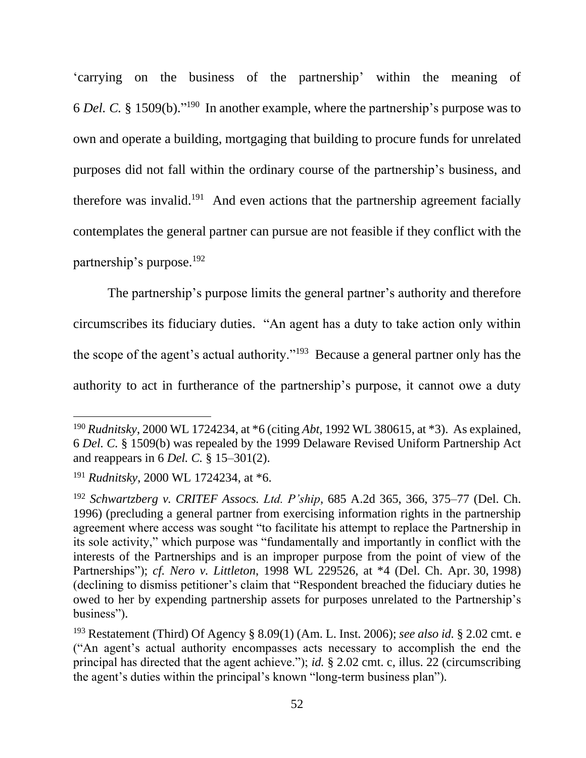'carrying on the business of the partnership' within the meaning of 6 *Del. C.* § 1509(b)."[190] In another example, where the partnership's purpose was to own and operate a building, mortgaging that building to procure funds for unrelated purposes did not fall within the ordinary course of the partnership's business, and therefore was invalid.[191] And even actions that the partnership agreement facially contemplates the general partner can pursue are not feasible if they conflict with the partnership's purpose.[192]

The partnership's purpose limits the general partner's authority and therefore circumscribes its fiduciary duties. "An agent has a duty to take action only within the scope of the agent's actual authority."[193] Because a general partner only has the authority to act in furtherance of the partnership's purpose, it cannot owe a duty

---

[190] *Rudnitsky*, 2000 WL 1724234, at *6 (citing *Abt*, 1992 WL 380615, at *3). As explained, 6 *Del. C.* § 1509(b) was repealed by the 1999 Delaware Revised Uniform Partnership Act and reappears in 6 *Del. C.* § 15–301(2).

[191] *Rudnitsky*, 2000 WL 1724234, at *6.

[192] *Schwartzberg v. CRITEF Assocs. Ltd. P'ship*, 685 A.2d 365, 366, 375–77 (Del. Ch. 1996) (precluding a general partner from exercising information rights in the partnership agreement where access was sought "to facilitate his attempt to replace the Partnership in its sole activity," which purpose was "fundamentally and importantly in conflict with the interests of the Partnerships and is an improper purpose from the point of view of the Partnerships"); *cf. Nero v. Littleton*, 1998 WL 229526, at *4 (Del. Ch. Apr. 30, 1998) (declining to dismiss petitioner's claim that "Respondent breached the fiduciary duties he owed to her by expending partnership assets for purposes unrelated to the Partnership's business").

[193] Restatement (Third) Of Agency § 8.09(1) (Am. L. Inst. 2006); *see also id.* § 2.02 cmt. e ("An agent's actual authority encompasses acts necessary to accomplish the end the principal has directed that the agent achieve."); *id.* § 2.02 cmt. c, illus. 22 (circumscribing the agent's duties within the principal's known "long-term business plan").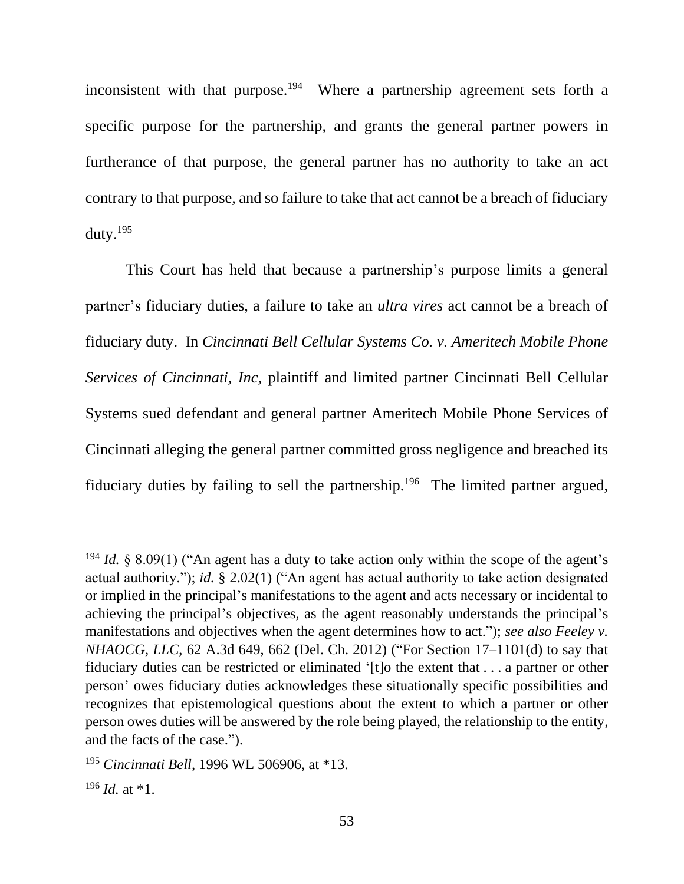inconsistent with that purpose.[194] Where a partnership agreement sets forth a specific purpose for the partnership, and grants the general partner powers in furtherance of that purpose, the general partner has no authority to take an act contrary to that purpose, and so failure to take that act cannot be a breach of fiduciary duty.[195]

This Court has held that because a partnership's purpose limits a general partner's fiduciary duties, a failure to take an *ultra vires* act cannot be a breach of fiduciary duty. In *Cincinnati Bell Cellular Systems Co. v. Ameritech Mobile Phone Services of Cincinnati, Inc*, plaintiff and limited partner Cincinnati Bell Cellular Systems sued defendant and general partner Ameritech Mobile Phone Services of Cincinnati alleging the general partner committed gross negligence and breached its fiduciary duties by failing to sell the partnership.[196] The limited partner argued,

---

[194] *Id.* § 8.09(1) ("An agent has a duty to take action only within the scope of the agent's actual authority."); *id.* § 2.02(1) ("An agent has actual authority to take action designated or implied in the principal's manifestations to the agent and acts necessary or incidental to achieving the principal's objectives, as the agent reasonably understands the principal's manifestations and objectives when the agent determines how to act."); *see also Feeley v. NHAOCG, LLC*, 62 A.3d 649, 662 (Del. Ch. 2012) ("For Section 17–1101(d) to say that fiduciary duties can be restricted or eliminated '[t]o the extent that . . . a partner or other person' owes fiduciary duties acknowledges these situationally specific possibilities and recognizes that epistemological questions about the extent to which a partner or other person owes duties will be answered by the role being played, the relationship to the entity, and the facts of the case.").

[195] *Cincinnati Bell*, 1996 WL 506906, at *13.

[196] *Id.* at *1.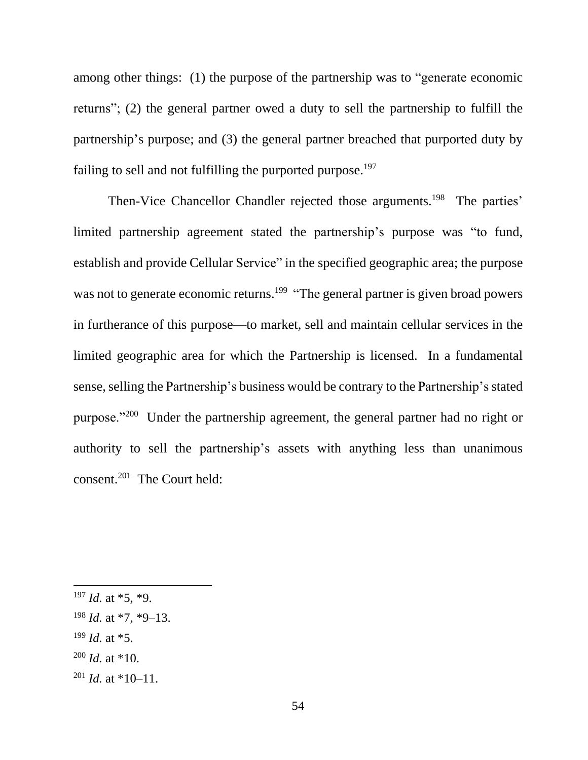among other things: (1) the purpose of the partnership was to "generate economic returns"; (2) the general partner owed a duty to sell the partnership to fulfill the partnership's purpose; and (3) the general partner breached that purported duty by failing to sell and not fulfilling the purported purpose.[197]

Then-Vice Chancellor Chandler rejected those arguments.[198] The parties' limited partnership agreement stated the partnership's purpose was "to fund, establish and provide Cellular Service" in the specified geographic area; the purpose was not to generate economic returns.[199] "The general partner is given broad powers in furtherance of this purpose—to market, sell and maintain cellular services in the limited geographic area for which the Partnership is licensed. In a fundamental sense, selling the Partnership's business would be contrary to the Partnership's stated purpose."[200] Under the partnership agreement, the general partner had no right or authority to sell the partnership's assets with anything less than unanimous consent.[201] The Court held:

---

[197] *Id.* at *5, *9.

[198] *Id.* at *7, *9–13.

[199] *Id.* at *5.

[200] *Id.* at *10.

[201] *Id.* at *10–11.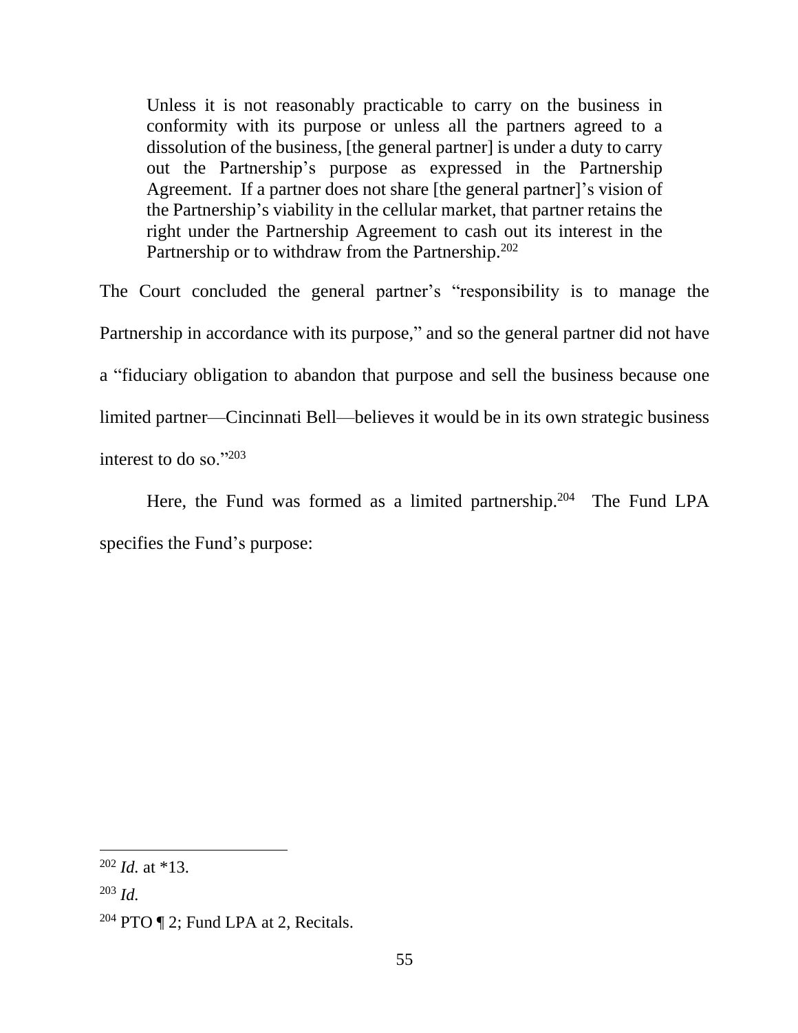> Unless it is not reasonably practicable to carry on the business in conformity with its purpose or unless all the partners agreed to a dissolution of the business, [the general partner] is under a duty to carry out the Partnership's purpose as expressed in the Partnership Agreement. If a partner does not share [the general partner]'s vision of the Partnership's viability in the cellular market, that partner retains the right under the Partnership Agreement to cash out its interest in the Partnership or to withdraw from the Partnership.[202]

The Court concluded the general partner's "responsibility is to manage the Partnership in accordance with its purpose," and so the general partner did not have a "fiduciary obligation to abandon that purpose and sell the business because one limited partner—Cincinnati Bell—believes it would be in its own strategic business interest to do so."[203]

Here, the Fund was formed as a limited partnership.[204] The Fund LPA specifies the Fund's purpose:

---

[202] *Id.* at *13.

[203] *Id.*

[204] PTO ¶ 2; Fund LPA at 2, Recitals.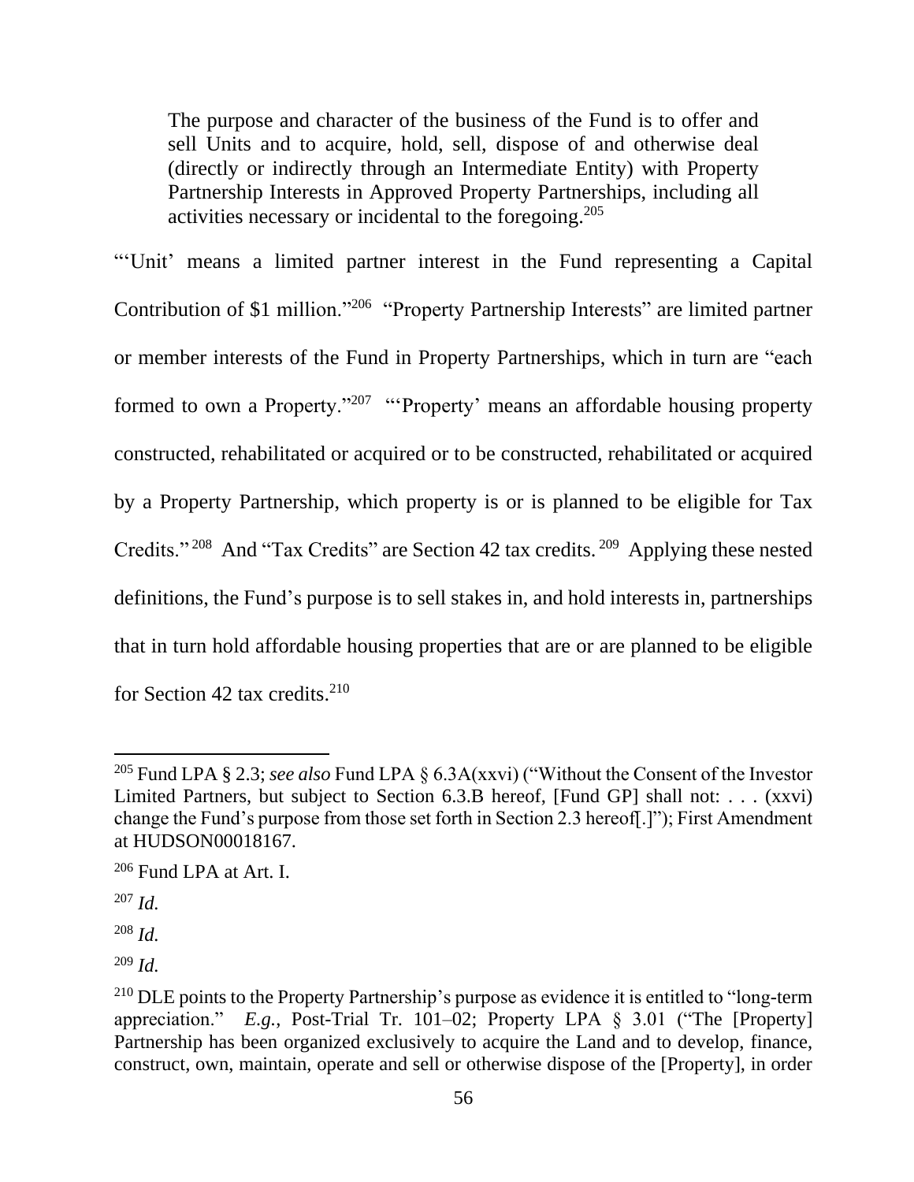> The purpose and character of the business of the Fund is to offer and sell Units and to acquire, hold, sell, dispose of and otherwise deal (directly or indirectly through an Intermediate Entity) with Property Partnership Interests in Approved Property Partnerships, including all activities necessary or incidental to the foregoing.[205]

"'Unit' means a limited partner interest in the Fund representing a Capital Contribution of $1 million."[206] "Property Partnership Interests" are limited partner or member interests of the Fund in Property Partnerships, which in turn are "each formed to own a Property."[207] "'Property' means an affordable housing property constructed, rehabilitated or acquired or to be constructed, rehabilitated or acquired by a Property Partnership, which property is or is planned to be eligible for Tax Credits."[208] And "Tax Credits" are Section 42 tax credits.[209] Applying these nested definitions, the Fund's purpose is to sell stakes in, and hold interests in, partnerships that in turn hold affordable housing properties that are or are planned to be eligible for Section 42 tax credits.[210]

---

[205] Fund LPA § 2.3; *see also* Fund LPA § 6.3A(xxvi) ("Without the Consent of the Investor Limited Partners, but subject to Section 6.3.B hereof, [Fund GP] shall not: . . . (xxvi) change the Fund's purpose from those set forth in Section 2.3 hereof[.]"); First Amendment at HUDSON00018167.

[206] Fund LPA at Art. I.

[207] *Id.*

[208] *Id.*

[209] *Id.*

[210] DLE points to the Property Partnership's purpose as evidence it is entitled to "long-term appreciation." *E.g.*, Post-Trial Tr. 101–02; Property LPA § 3.01 ("The [Property] Partnership has been organized exclusively to acquire the Land and to develop, finance, construct, own, maintain, operate and sell or otherwise dispose of the [Property], in order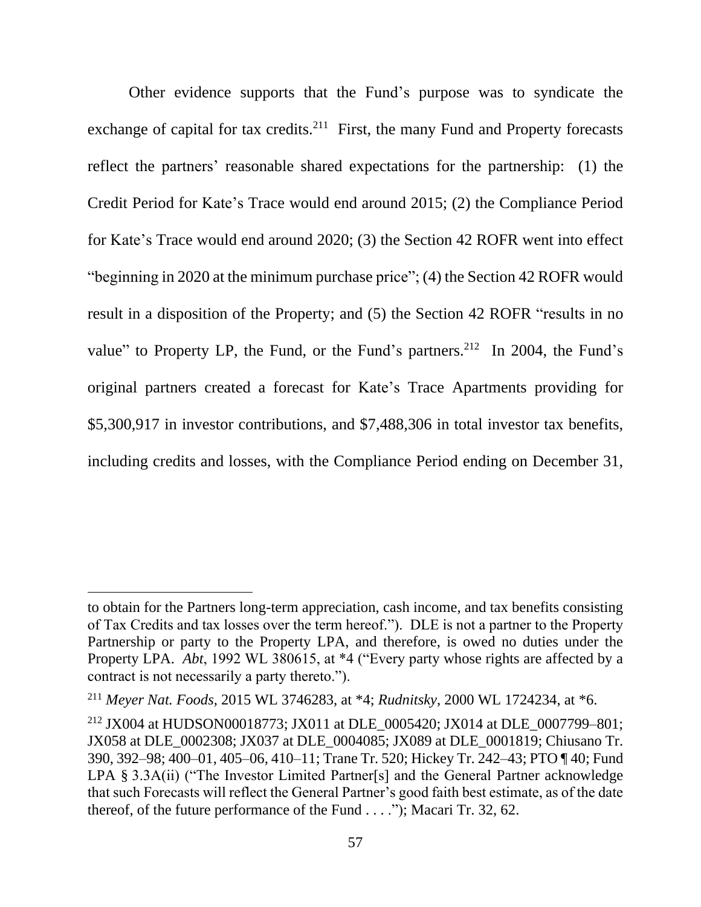Other evidence supports that the Fund's purpose was to syndicate the exchange of capital for tax credits.[211] First, the many Fund and Property forecasts reflect the partners' reasonable shared expectations for the partnership: (1) the Credit Period for Kate's Trace would end around 2015; (2) the Compliance Period for Kate's Trace would end around 2020; (3) the Section 42 ROFR went into effect "beginning in 2020 at the minimum purchase price"; (4) the Section 42 ROFR would result in a disposition of the Property; and (5) the Section 42 ROFR "results in no value" to Property LP, the Fund, or the Fund's partners.[212] In 2004, the Fund's original partners created a forecast for Kate's Trace Apartments providing for $5,300,917 in investor contributions, and $7,488,306 in total investor tax benefits, including credits and losses, with the Compliance Period ending on December 31,

---

to obtain for the Partners long-term appreciation, cash income, and tax benefits consisting of Tax Credits and tax losses over the term hereof."). DLE is not a partner to the Property Partnership or party to the Property LPA, and therefore, is owed no duties under the Property LPA. *Abt*, 1992 WL 380615, at *4 ("Every party whose rights are affected by a contract is not necessarily a party thereto.").

[211] *Meyer Nat. Foods*, 2015 WL 3746283, at *4; *Rudnitsky*, 2000 WL 1724234, at *6.

[212] JX004 at HUDSON00018773; JX011 at DLE_0005420; JX014 at DLE_0007799–801; JX058 at DLE_0002308; JX037 at DLE_0004085; JX089 at DLE_0001819; Chiusano Tr. 390, 392–98; 400–01, 405–06, 410–11; Trane Tr. 520; Hickey Tr. 242–43; PTO ¶ 40; Fund LPA § 3.3A(ii) ("The Investor Limited Partner[s] and the General Partner acknowledge that such Forecasts will reflect the General Partner's good faith best estimate, as of the date thereof, of the future performance of the Fund . . . ."); Macari Tr. 32, 62.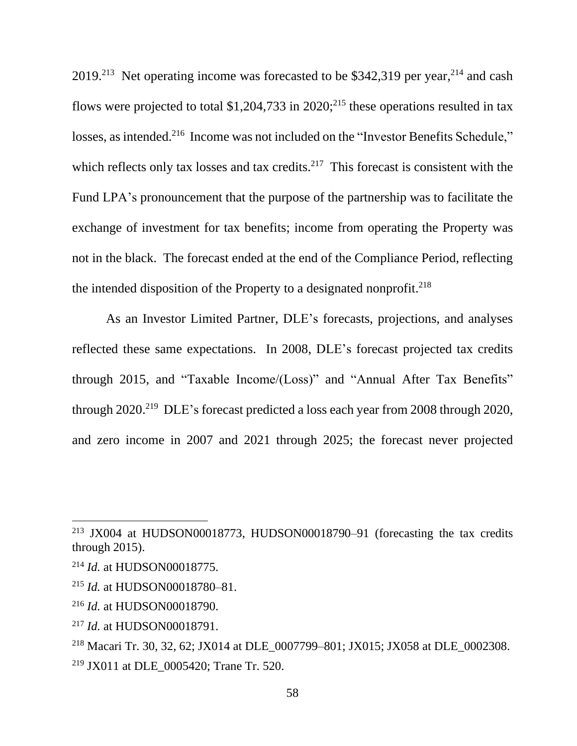2019.[213] Net operating income was forecasted to be $342,319 per year,[214] and cash flows were projected to total $1,204,733 in 2020;[215] these operations resulted in tax losses, as intended.[216] Income was not included on the "Investor Benefits Schedule," which reflects only tax losses and tax credits.[217] This forecast is consistent with the Fund LPA's pronouncement that the purpose of the partnership was to facilitate the exchange of investment for tax benefits; income from operating the Property was not in the black. The forecast ended at the end of the Compliance Period, reflecting the intended disposition of the Property to a designated nonprofit.[218]

As an Investor Limited Partner, DLE's forecasts, projections, and analyses reflected these same expectations. In 2008, DLE's forecast projected tax credits through 2015, and "Taxable Income/(Loss)" and "Annual After Tax Benefits" through 2020.[219] DLE's forecast predicted a loss each year from 2008 through 2020, and zero income in 2007 and 2021 through 2025; the forecast never projected

---

[213] JX004 at HUDSON00018773, HUDSON00018790–91 (forecasting the tax credits through 2015).

[214] *Id.* at HUDSON00018775.

[215] *Id.* at HUDSON00018780–81.

[216] *Id.* at HUDSON00018790.

[217] *Id.* at HUDSON00018791.

[218] Macari Tr. 30, 32, 62; JX014 at DLE_0007799–801; JX015; JX058 at DLE_0002308.

[219] JX011 at DLE_0005420; Trane Tr. 520.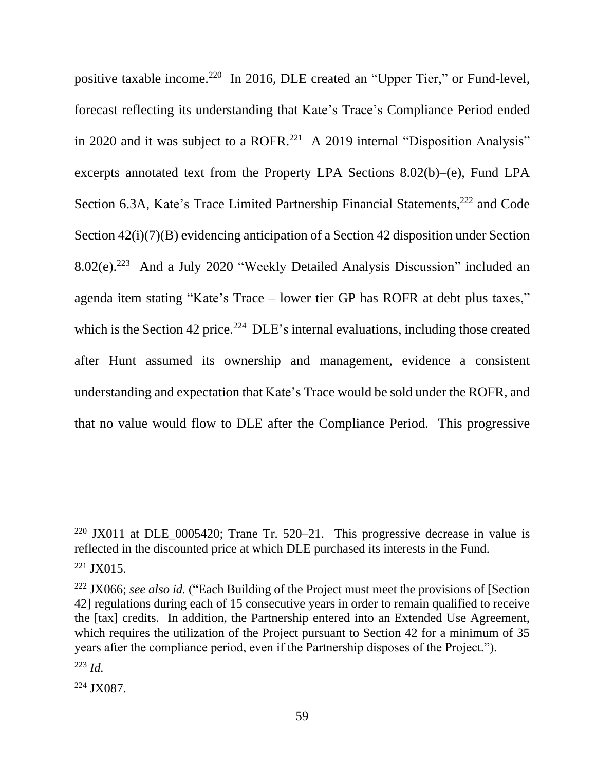positive taxable income.[220] In 2016, DLE created an "Upper Tier," or Fund-level, forecast reflecting its understanding that Kate's Trace's Compliance Period ended in 2020 and it was subject to a ROFR.[221] A 2019 internal "Disposition Analysis" excerpts annotated text from the Property LPA Sections 8.02(b)–(e), Fund LPA Section 6.3A, Kate's Trace Limited Partnership Financial Statements,[222] and Code Section 42(i)(7)(B) evidencing anticipation of a Section 42 disposition under Section 8.02(e).[223] And a July 2020 "Weekly Detailed Analysis Discussion" included an agenda item stating "Kate's Trace – lower tier GP has ROFR at debt plus taxes," which is the Section 42 price.[224] DLE's internal evaluations, including those created after Hunt assumed its ownership and management, evidence a consistent understanding and expectation that Kate's Trace would be sold under the ROFR, and that no value would flow to DLE after the Compliance Period. This progressive

---

[220] JX011 at DLE_0005420; Trane Tr. 520–21. This progressive decrease in value is reflected in the discounted price at which DLE purchased its interests in the Fund.

[221] JX015.

[222] JX066; *see also id.* ("Each Building of the Project must meet the provisions of [Section 42] regulations during each of 15 consecutive years in order to remain qualified to receive the [tax] credits. In addition, the Partnership entered into an Extended Use Agreement, which requires the utilization of the Project pursuant to Section 42 for a minimum of 35 years after the compliance period, even if the Partnership disposes of the Project.").

[223] *Id.*

[224] JX087.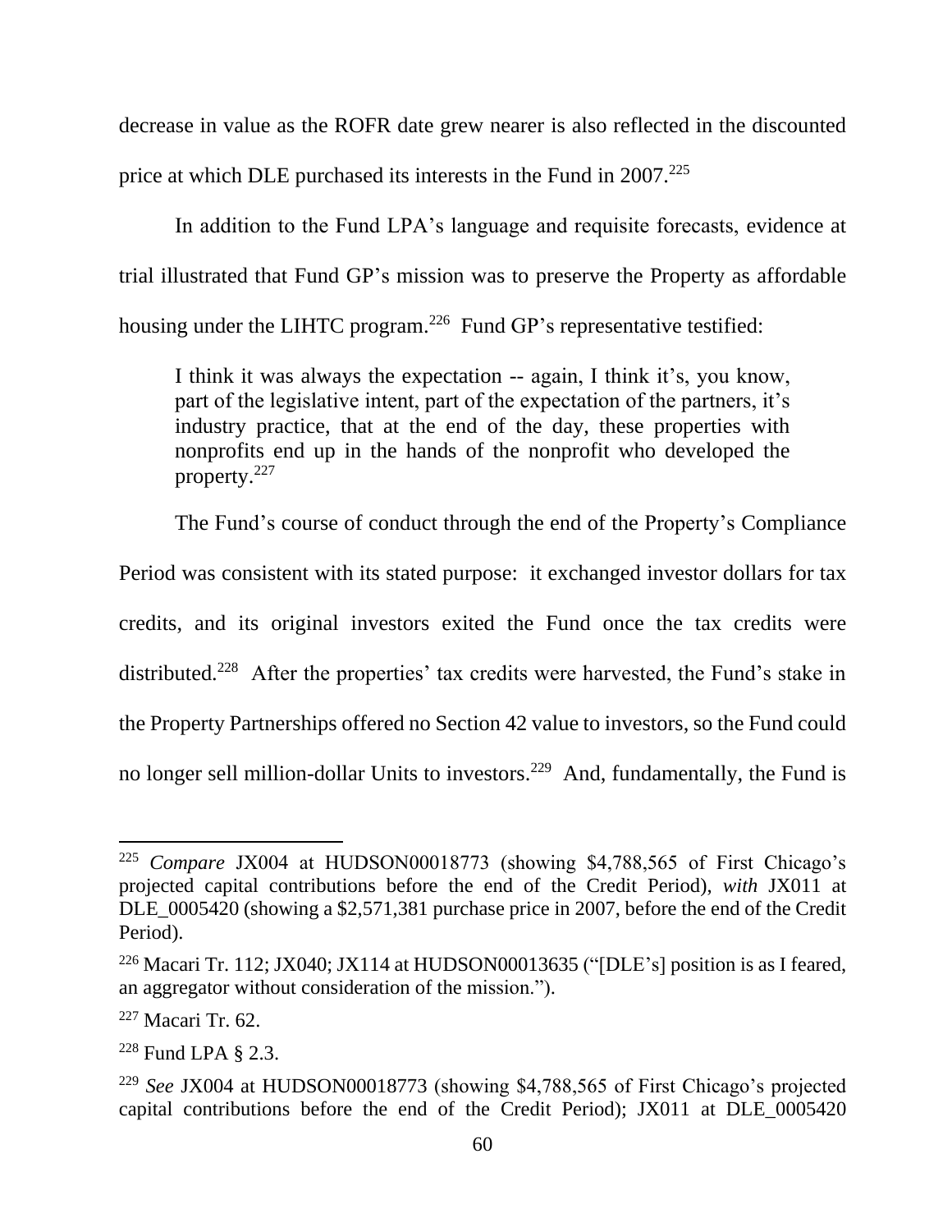decrease in value as the ROFR date grew nearer is also reflected in the discounted price at which DLE purchased its interests in the Fund in 2007.[225]

In addition to the Fund LPA's language and requisite forecasts, evidence at trial illustrated that Fund GP's mission was to preserve the Property as affordable housing under the LIHTC program.[226] Fund GP's representative testified:

> I think it was always the expectation -- again, I think it's, you know, part of the legislative intent, part of the expectation of the partners, it's industry practice, that at the end of the day, these properties with nonprofits end up in the hands of the nonprofit who developed the property.[227]

The Fund's course of conduct through the end of the Property's Compliance Period was consistent with its stated purpose: it exchanged investor dollars for tax credits, and its original investors exited the Fund once the tax credits were distributed.[228] After the properties' tax credits were harvested, the Fund's stake in the Property Partnerships offered no Section 42 value to investors, so the Fund could no longer sell million-dollar Units to investors.[229] And, fundamentally, the Fund is

---

[225] *Compare* JX004 at HUDSON00018773 (showing $4,788,565 of First Chicago's projected capital contributions before the end of the Credit Period), *with* JX011 at DLE_0005420 (showing a $2,571,381 purchase price in 2007, before the end of the Credit Period).

[226] Macari Tr. 112; JX040; JX114 at HUDSON00013635 ("[DLE's] position is as I feared, an aggregator without consideration of the mission.").

[227] Macari Tr. 62.

[228] Fund LPA § 2.3.

[229] *See* JX004 at HUDSON00018773 (showing $4,788,565 of First Chicago's projected capital contributions before the end of the Credit Period); JX011 at DLE_0005420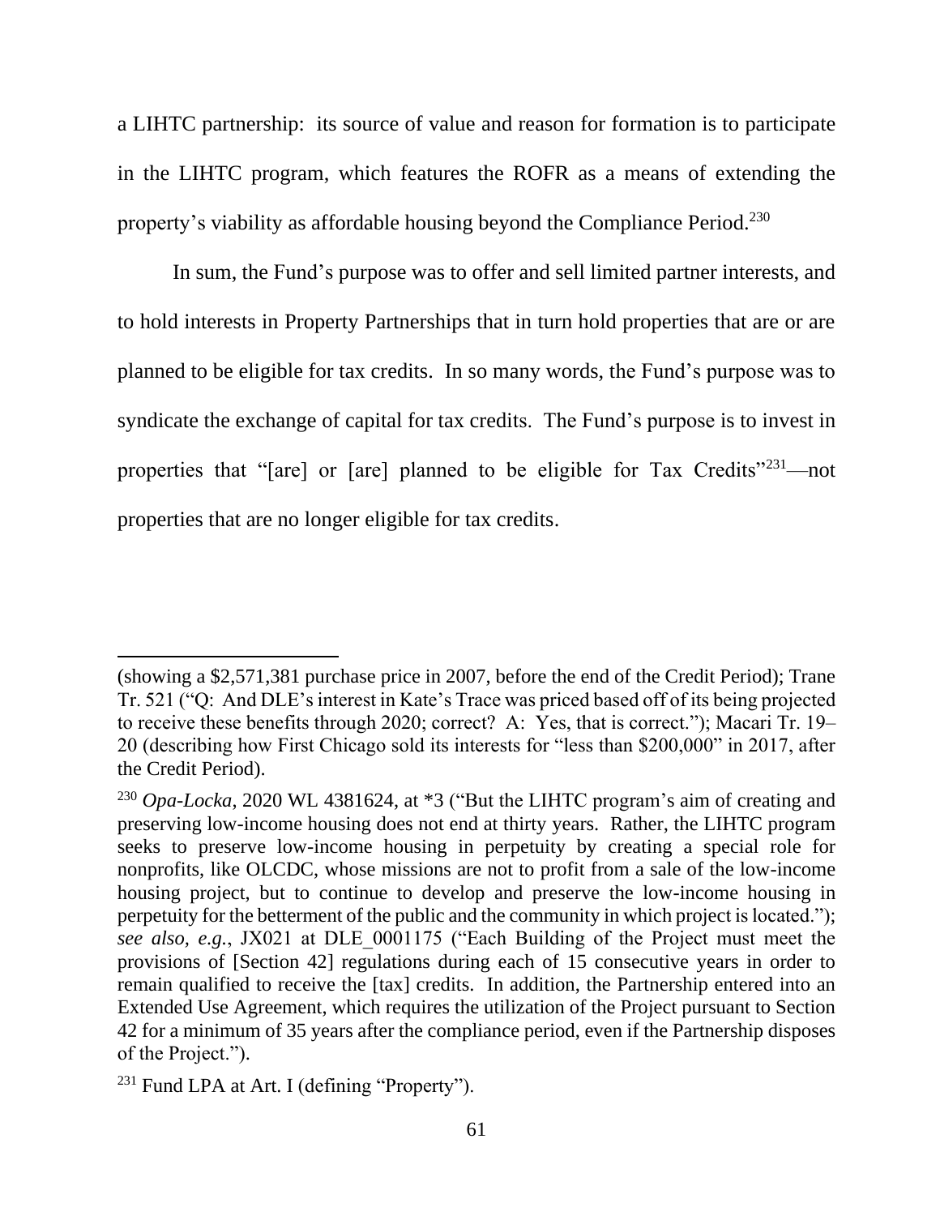a LIHTC partnership: its source of value and reason for formation is to participate in the LIHTC program, which features the ROFR as a means of extending the property's viability as affordable housing beyond the Compliance Period.[230]

In sum, the Fund's purpose was to offer and sell limited partner interests, and to hold interests in Property Partnerships that in turn hold properties that are or are planned to be eligible for tax credits. In so many words, the Fund's purpose was to syndicate the exchange of capital for tax credits. The Fund's purpose is to invest in properties that "[are] or [are] planned to be eligible for Tax Credits"[231]—not properties that are no longer eligible for tax credits.

---

(showing a $2,571,381 purchase price in 2007, before the end of the Credit Period); Trane Tr. 521 ("Q: And DLE's interest in Kate's Trace was priced based off of its being projected to receive these benefits through 2020; correct? A: Yes, that is correct."); Macari Tr. 19–20 (describing how First Chicago sold its interests for "less than $200,000" in 2017, after the Credit Period).

[230] *Opa-Locka*, 2020 WL 4381624, at *3 ("But the LIHTC program's aim of creating and preserving low-income housing does not end at thirty years. Rather, the LIHTC program seeks to preserve low-income housing in perpetuity by creating a special role for nonprofits, like OLCDC, whose missions are not to profit from a sale of the low-income housing project, but to continue to develop and preserve the low-income housing in perpetuity for the betterment of the public and the community in which project is located."); *see also, e.g.*, JX021 at DLE_0001175 ("Each Building of the Project must meet the provisions of [Section 42] regulations during each of 15 consecutive years in order to remain qualified to receive the [tax] credits. In addition, the Partnership entered into an Extended Use Agreement, which requires the utilization of the Project pursuant to Section 42 for a minimum of 35 years after the compliance period, even if the Partnership disposes of the Project.").

[231] Fund LPA at Art. I (defining "Property").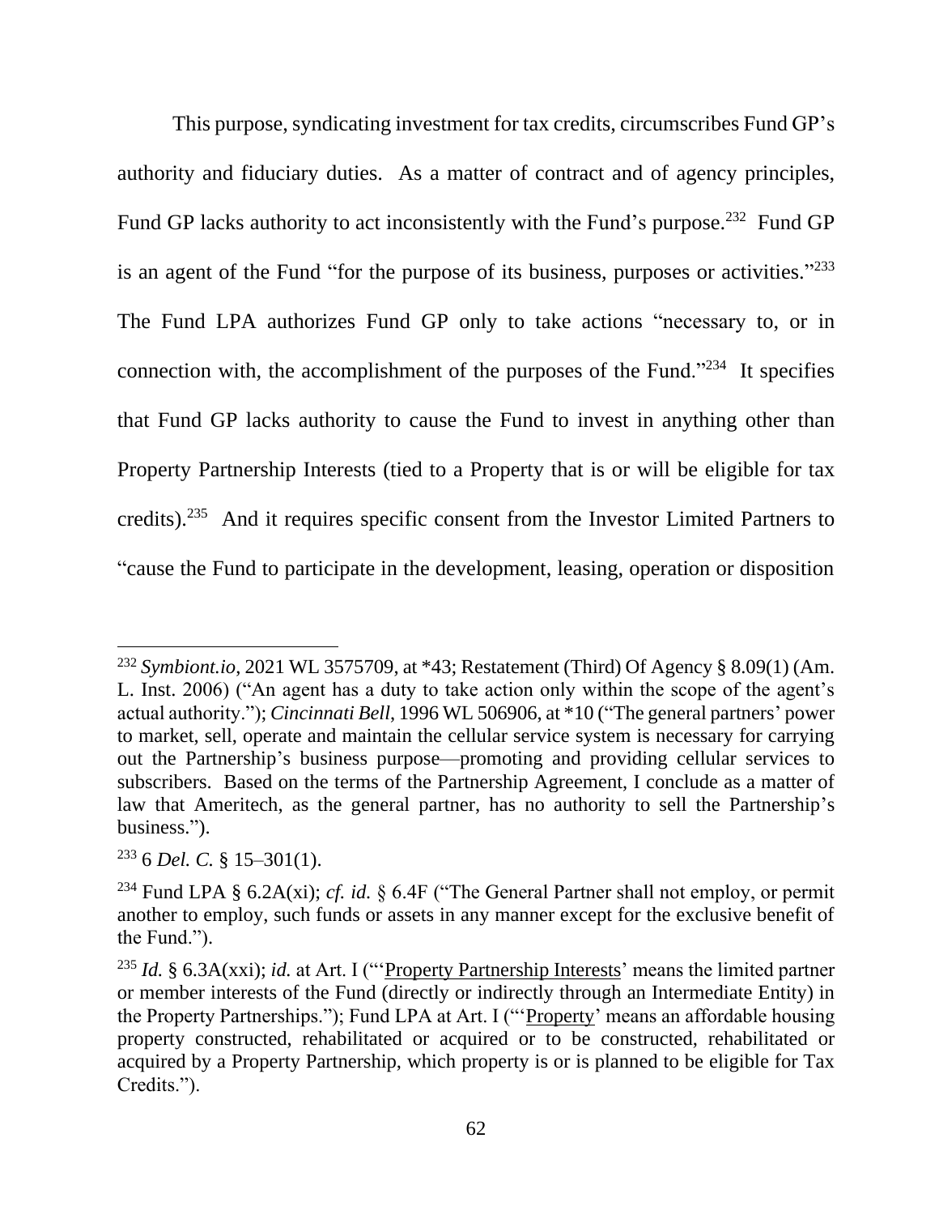This purpose, syndicating investment for tax credits, circumscribes Fund GP's authority and fiduciary duties. As a matter of contract and of agency principles, Fund GP lacks authority to act inconsistently with the Fund's purpose.[232] Fund GP is an agent of the Fund "for the purpose of its business, purposes or activities."[233] The Fund LPA authorizes Fund GP only to take actions "necessary to, or in connection with, the accomplishment of the purposes of the Fund."[234] It specifies that Fund GP lacks authority to cause the Fund to invest in anything other than Property Partnership Interests (tied to a Property that is or will be eligible for tax credits).[235] And it requires specific consent from the Investor Limited Partners to "cause the Fund to participate in the development, leasing, operation or disposition

---

[232] *Symbiont.io*, 2021 WL 3575709, at *43; Restatement (Third) Of Agency § 8.09(1) (Am. L. Inst. 2006) ("An agent has a duty to take action only within the scope of the agent's actual authority."); *Cincinnati Bell*, 1996 WL 506906, at *10 ("The general partners' power to market, sell, operate and maintain the cellular service system is necessary for carrying out the Partnership's business purpose—promoting and providing cellular services to subscribers. Based on the terms of the Partnership Agreement, I conclude as a matter of law that Ameritech, as the general partner, has no authority to sell the Partnership's business.").

[233] 6 *Del. C.* § 15–301(1).

[234] Fund LPA § 6.2A(xi); *cf. id.* § 6.4F ("The General Partner shall not employ, or permit another to employ, such funds or assets in any manner except for the exclusive benefit of the Fund.").

[235] *Id.* § 6.3A(xxi); *id.* at Art. I ("'Property Partnership Interests' means the limited partner or member interests of the Fund (directly or indirectly through an Intermediate Entity) in the Property Partnerships."); Fund LPA at Art. I ("'Property' means an affordable housing property constructed, rehabilitated or acquired or to be constructed, rehabilitated or acquired by a Property Partnership, which property is or is planned to be eligible for Tax Credits.").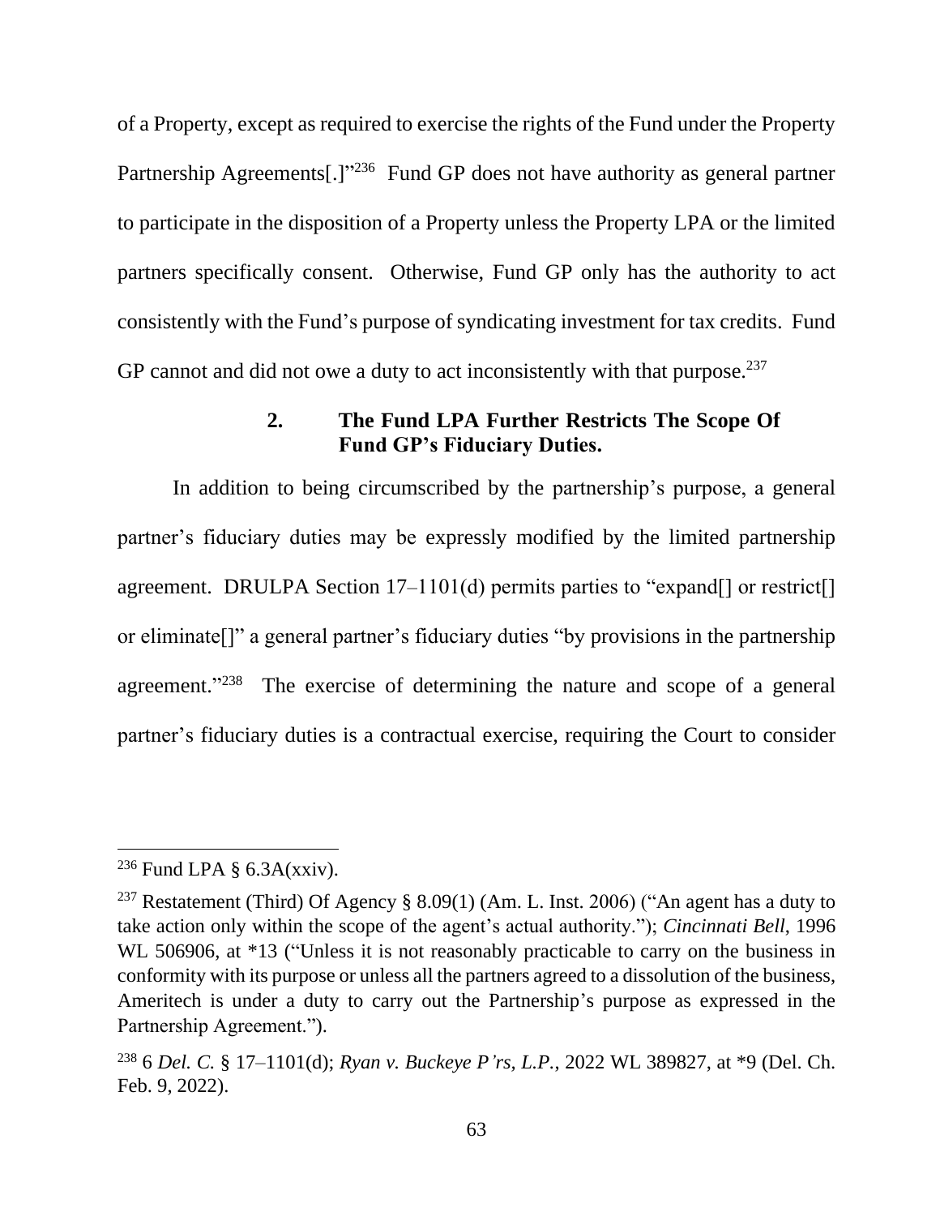of a Property, except as required to exercise the rights of the Fund under the Property Partnership Agreements[.]"[236] Fund GP does not have authority as general partner to participate in the disposition of a Property unless the Property LPA or the limited partners specifically consent. Otherwise, Fund GP only has the authority to act consistently with the Fund's purpose of syndicating investment for tax credits. Fund GP cannot and did not owe a duty to act inconsistently with that purpose.[237]

### 2. The Fund LPA Further Restricts The Scope Of Fund GP's Fiduciary Duties.

In addition to being circumscribed by the partnership's purpose, a general partner's fiduciary duties may be expressly modified by the limited partnership agreement. DRULPA Section 17–1101(d) permits parties to "expand[] or restrict[] or eliminate[]" a general partner's fiduciary duties "by provisions in the partnership agreement."[238] The exercise of determining the nature and scope of a general partner's fiduciary duties is a contractual exercise, requiring the Court to consider

---

[236] Fund LPA § 6.3A(xxiv).

[237] Restatement (Third) Of Agency § 8.09(1) (Am. L. Inst. 2006) ("An agent has a duty to take action only within the scope of the agent's actual authority."); *Cincinnati Bell*, 1996 WL 506906, at *13 ("Unless it is not reasonably practicable to carry on the business in conformity with its purpose or unless all the partners agreed to a dissolution of the business, Ameritech is under a duty to carry out the Partnership's purpose as expressed in the Partnership Agreement.").

[238] 6 *Del. C.* § 17–1101(d); *Ryan v. Buckeye P'rs, L.P.*, 2022 WL 389827, at *9 (Del. Ch. Feb. 9, 2022).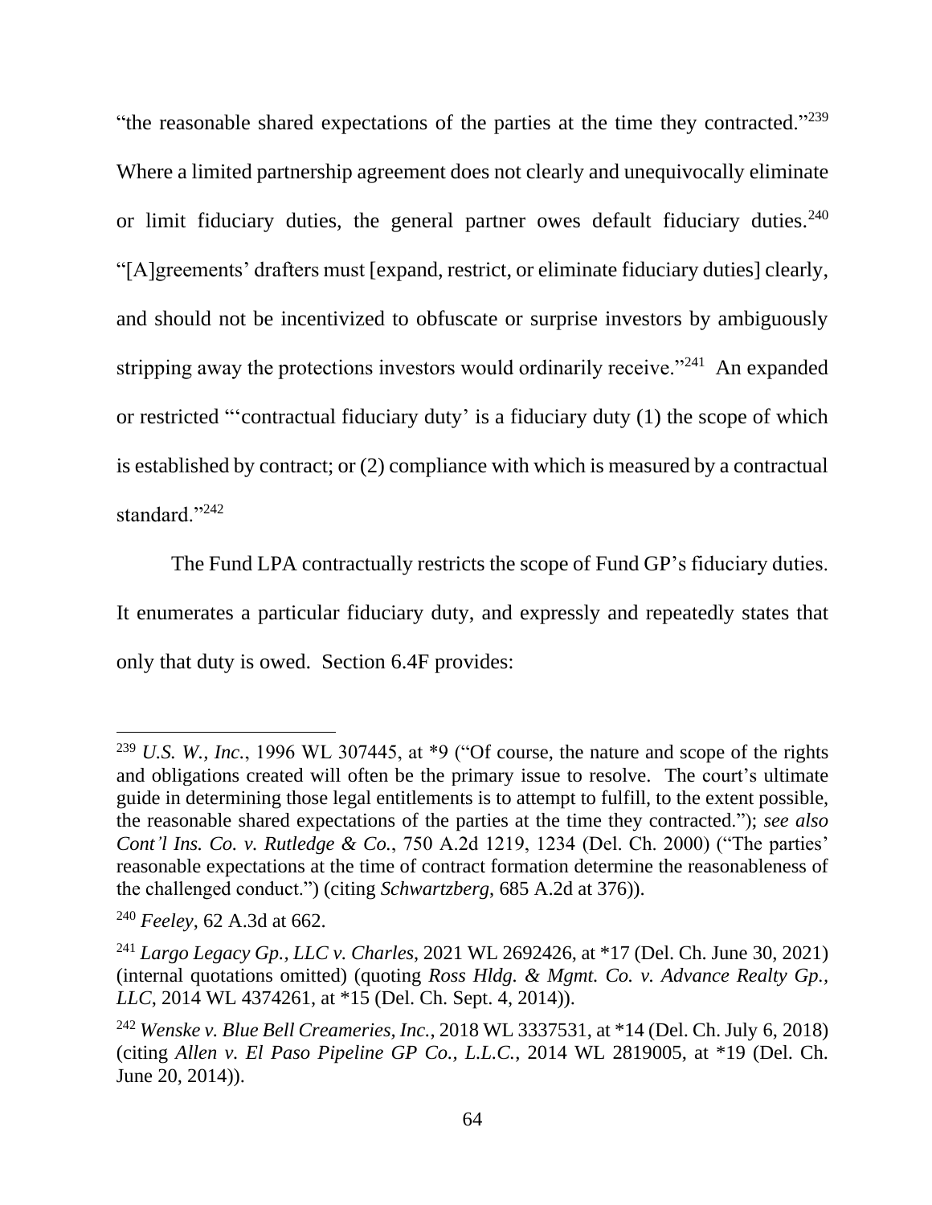"the reasonable shared expectations of the parties at the time they contracted."[239] Where a limited partnership agreement does not clearly and unequivocally eliminate or limit fiduciary duties, the general partner owes default fiduciary duties.[240] "[A]greements' drafters must [expand, restrict, or eliminate fiduciary duties] clearly, and should not be incentivized to obfuscate or surprise investors by ambiguously stripping away the protections investors would ordinarily receive."[241] An expanded or restricted "'contractual fiduciary duty' is a fiduciary duty (1) the scope of which is established by contract; or (2) compliance with which is measured by a contractual standard."[242]

The Fund LPA contractually restricts the scope of Fund GP's fiduciary duties. It enumerates a particular fiduciary duty, and expressly and repeatedly states that only that duty is owed. Section 6.4F provides:

---

[239] *U.S. W., Inc.*, 1996 WL 307445, at *9 ("Of course, the nature and scope of the rights and obligations created will often be the primary issue to resolve. The court's ultimate guide in determining those legal entitlements is to attempt to fulfill, to the extent possible, the reasonable shared expectations of the parties at the time they contracted."); *see also Cont'l Ins. Co. v. Rutledge & Co.*, 750 A.2d 1219, 1234 (Del. Ch. 2000) ("The parties' reasonable expectations at the time of contract formation determine the reasonableness of the challenged conduct.") (citing *Schwartzberg*, 685 A.2d at 376)).

[240] *Feeley*, 62 A.3d at 662.

[241] *Largo Legacy Gp., LLC v. Charles*, 2021 WL 2692426, at *17 (Del. Ch. June 30, 2021) (internal quotations omitted) (quoting *Ross Hldg. & Mgmt. Co. v. Advance Realty Gp., LLC*, 2014 WL 4374261, at *15 (Del. Ch. Sept. 4, 2014)).

[242] *Wenske v. Blue Bell Creameries, Inc.*, 2018 WL 3337531, at *14 (Del. Ch. July 6, 2018) (citing *Allen v. El Paso Pipeline GP Co., L.L.C.*, 2014 WL 2819005, at *19 (Del. Ch. June 20, 2014)).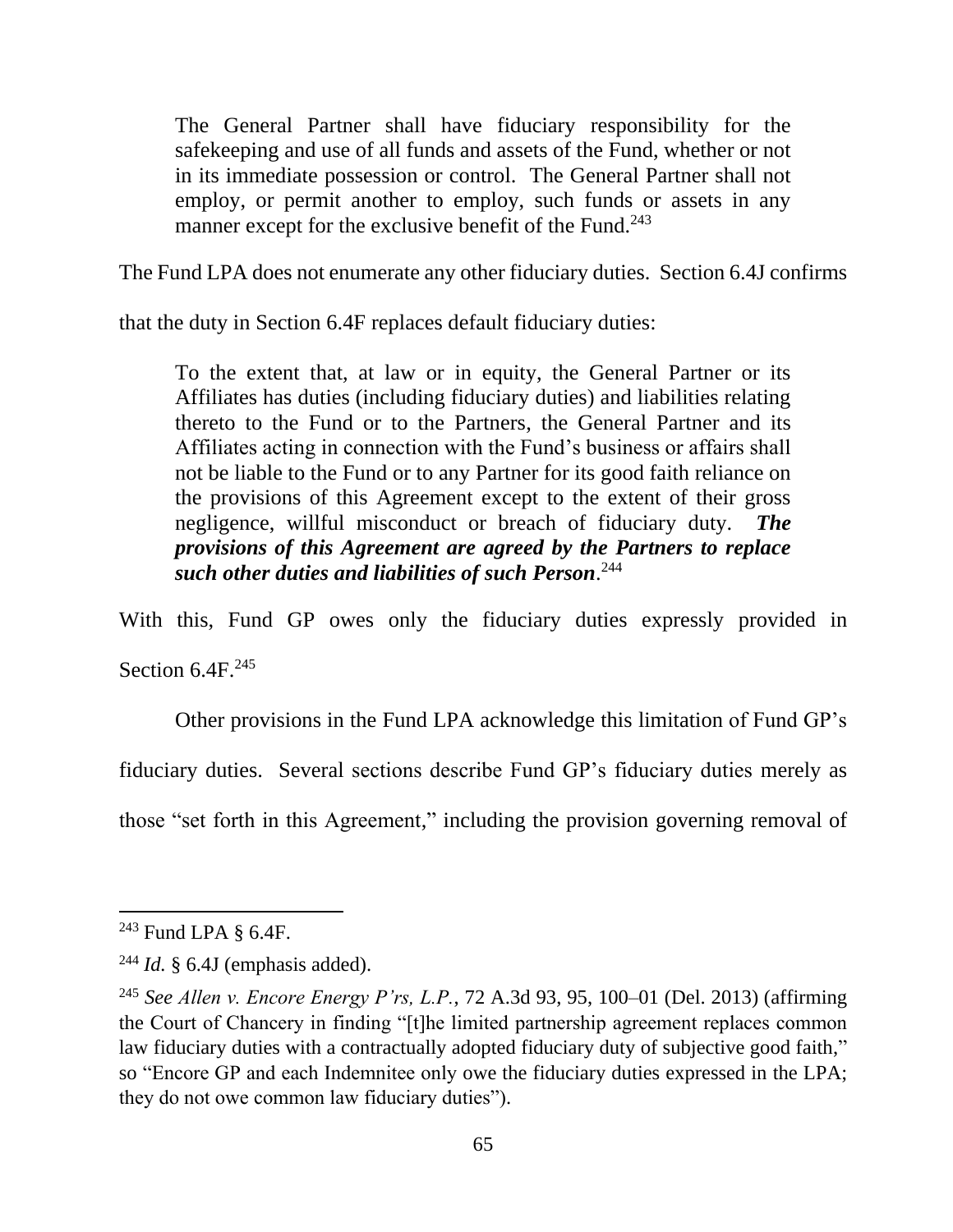> The General Partner shall have fiduciary responsibility for the safekeeping and use of all funds and assets of the Fund, whether or not in its immediate possession or control. The General Partner shall not employ, or permit another to employ, such funds or assets in any manner except for the exclusive benefit of the Fund.[243]

The Fund LPA does not enumerate any other fiduciary duties. Section 6.4J confirms that the duty in Section 6.4F replaces default fiduciary duties:

> To the extent that, at law or in equity, the General Partner or its Affiliates has duties (including fiduciary duties) and liabilities relating thereto to the Fund or to the Partners, the General Partner and its Affiliates acting in connection with the Fund's business or affairs shall not be liable to the Fund or to any Partner for its good faith reliance on the provisions of this Agreement except to the extent of their gross negligence, willful misconduct or breach of fiduciary duty. ***The provisions of this Agreement are agreed by the Partners to replace such other duties and liabilities of such Person***.[244]

With this, Fund GP owes only the fiduciary duties expressly provided in Section 6.4F.[245]

Other provisions in the Fund LPA acknowledge this limitation of Fund GP's fiduciary duties. Several sections describe Fund GP's fiduciary duties merely as those "set forth in this Agreement," including the provision governing removal of

---

[243] Fund LPA § 6.4F.

[244] *Id.* § 6.4J (emphasis added).

[245] *See Allen v. Encore Energy P'rs, L.P.*, 72 A.3d 93, 95, 100–01 (Del. 2013) (affirming the Court of Chancery in finding "[t]he limited partnership agreement replaces common law fiduciary duties with a contractually adopted fiduciary duty of subjective good faith," so "Encore GP and each Indemnitee only owe the fiduciary duties expressed in the LPA; they do not owe common law fiduciary duties").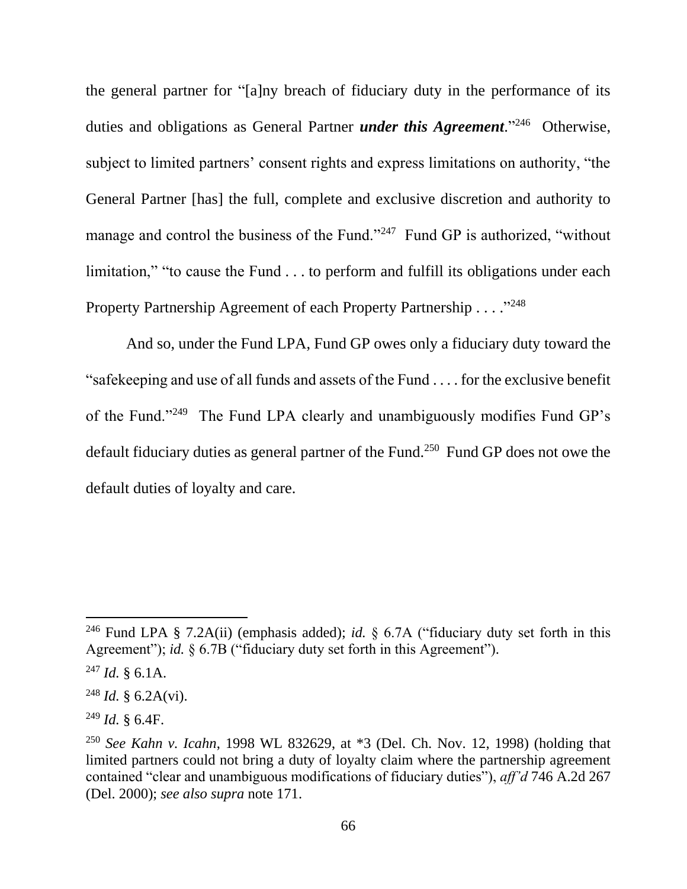the general partner for "[a]ny breach of fiduciary duty in the performance of its duties and obligations as General Partner ***under this Agreement***."[246] Otherwise, subject to limited partners' consent rights and express limitations on authority, "the General Partner [has] the full, complete and exclusive discretion and authority to manage and control the business of the Fund."[247] Fund GP is authorized, "without limitation," "to cause the Fund . . . to perform and fulfill its obligations under each Property Partnership Agreement of each Property Partnership . . . ."[248]

And so, under the Fund LPA, Fund GP owes only a fiduciary duty toward the "safekeeping and use of all funds and assets of the Fund . . . . for the exclusive benefit of the Fund."[249] The Fund LPA clearly and unambiguously modifies Fund GP's default fiduciary duties as general partner of the Fund.[250] Fund GP does not owe the default duties of loyalty and care.

---

[246] Fund LPA § 7.2A(ii) (emphasis added); *id.* § 6.7A ("fiduciary duty set forth in this Agreement"); *id.* § 6.7B ("fiduciary duty set forth in this Agreement").

[247] *Id.* § 6.1A.

[248] *Id.* § 6.2A(vi).

[249] *Id.* § 6.4F.

[250] *See Kahn v. Icahn*, 1998 WL 832629, at *3 (Del. Ch. Nov. 12, 1998) (holding that limited partners could not bring a duty of loyalty claim where the partnership agreement contained "clear and unambiguous modifications of fiduciary duties"), *aff'd* 746 A.2d 267 (Del. 2000); *see also supra* note 171.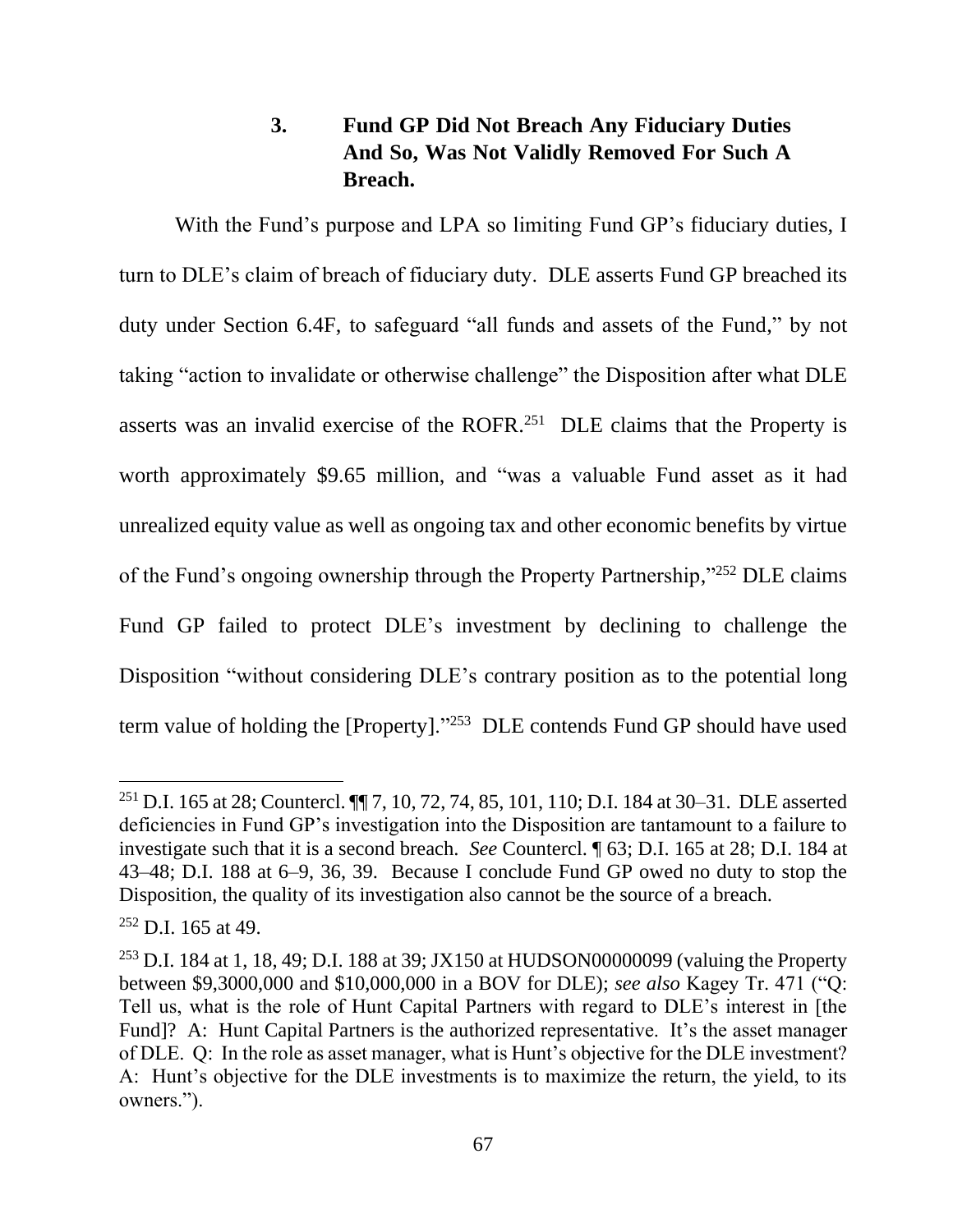### 3. Fund GP Did Not Breach Any Fiduciary Duties And So, Was Not Validly Removed For Such A Breach.

With the Fund's purpose and LPA so limiting Fund GP's fiduciary duties, I turn to DLE's claim of breach of fiduciary duty. DLE asserts Fund GP breached its duty under Section 6.4F, to safeguard "all funds and assets of the Fund," by not taking "action to invalidate or otherwise challenge" the Disposition after what DLE asserts was an invalid exercise of the ROFR.[251] DLE claims that the Property is worth approximately \$9.65 million, and "was a valuable Fund asset as it had unrealized equity value as well as ongoing tax and other economic benefits by virtue of the Fund's ongoing ownership through the Property Partnership,"[252] DLE claims Fund GP failed to protect DLE's investment by declining to challenge the Disposition "without considering DLE's contrary position as to the potential long term value of holding the [Property]."[253] DLE contends Fund GP should have used

---

[251] D.I. 165 at 28; Countercl. ¶¶ 7, 10, 72, 74, 85, 101, 110; D.I. 184 at 30–31. DLE asserted deficiencies in Fund GP's investigation into the Disposition are tantamount to a failure to investigate such that it is a second breach. *See* Countercl. ¶ 63; D.I. 165 at 28; D.I. 184 at 43–48; D.I. 188 at 6–9, 36, 39. Because I conclude Fund GP owed no duty to stop the Disposition, the quality of its investigation also cannot be the source of a breach.

[252] D.I. 165 at 49.

[253] D.I. 184 at 1, 18, 49; D.I. 188 at 39; JX150 at HUDSON00000099 (valuing the Property between \$9,3000,000 and \$10,000,000 in a BOV for DLE); *see also* Kagey Tr. 471 ("Q: Tell us, what is the role of Hunt Capital Partners with regard to DLE's interest in [the Fund]? A: Hunt Capital Partners is the authorized representative. It's the asset manager of DLE. Q: In the role as asset manager, what is Hunt's objective for the DLE investment? A: Hunt's objective for the DLE investments is to maximize the return, the yield, to its owners.").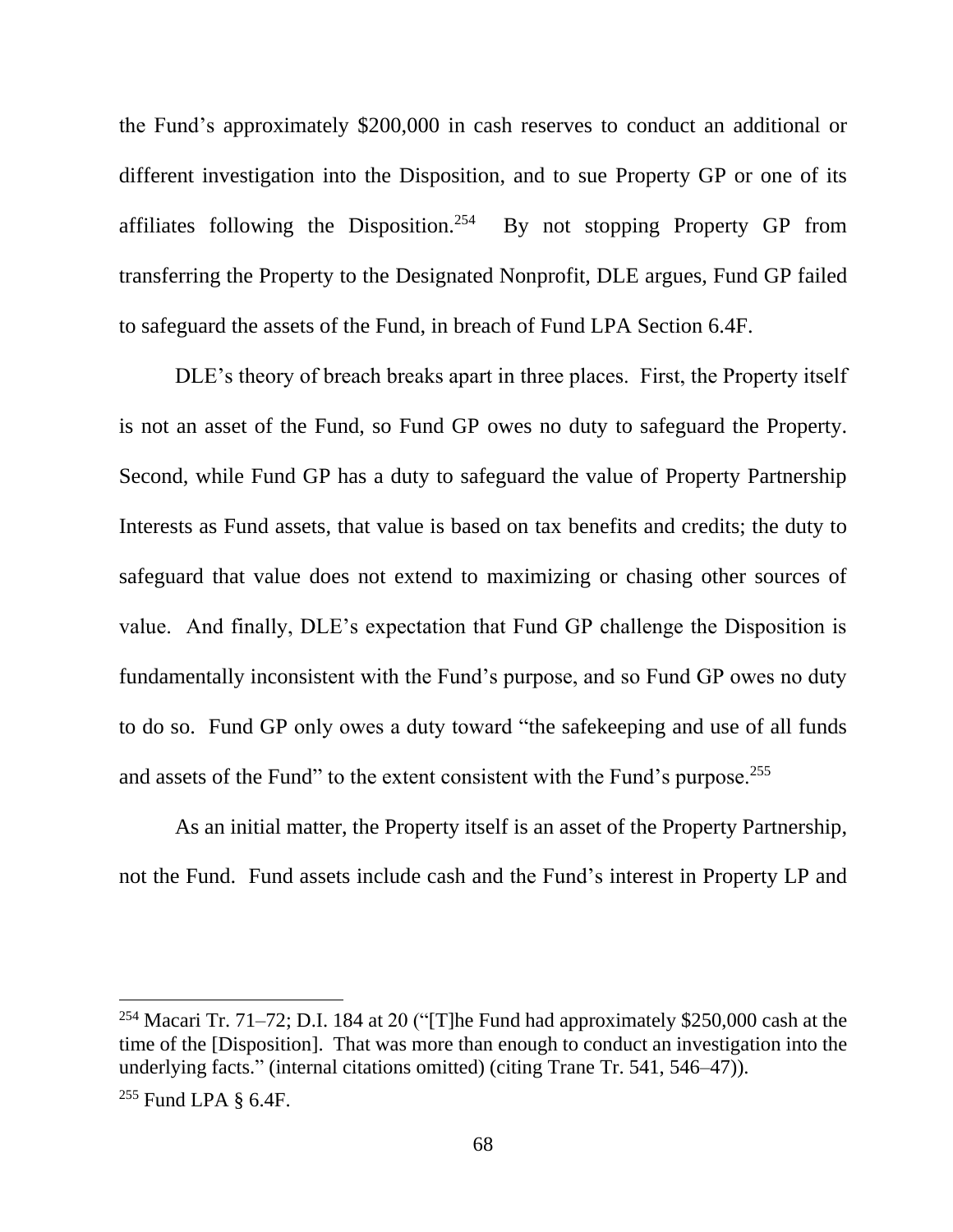the Fund's approximately $200,000 in cash reserves to conduct an additional or different investigation into the Disposition, and to sue Property GP or one of its affiliates following the Disposition.[254] By not stopping Property GP from transferring the Property to the Designated Nonprofit, DLE argues, Fund GP failed to safeguard the assets of the Fund, in breach of Fund LPA Section 6.4F.

DLE's theory of breach breaks apart in three places. First, the Property itself is not an asset of the Fund, so Fund GP owes no duty to safeguard the Property. Second, while Fund GP has a duty to safeguard the value of Property Partnership Interests as Fund assets, that value is based on tax benefits and credits; the duty to safeguard that value does not extend to maximizing or chasing other sources of value. And finally, DLE's expectation that Fund GP challenge the Disposition is fundamentally inconsistent with the Fund's purpose, and so Fund GP owes no duty to do so. Fund GP only owes a duty toward "the safekeeping and use of all funds and assets of the Fund" to the extent consistent with the Fund's purpose.[255]

As an initial matter, the Property itself is an asset of the Property Partnership, not the Fund. Fund assets include cash and the Fund's interest in Property LP and

---

[254] Macari Tr. 71–72; D.I. 184 at 20 ("[T]he Fund had approximately $250,000 cash at the time of the [Disposition]. That was more than enough to conduct an investigation into the underlying facts." (internal citations omitted) (citing Trane Tr. 541, 546–47)).

[255] Fund LPA § 6.4F.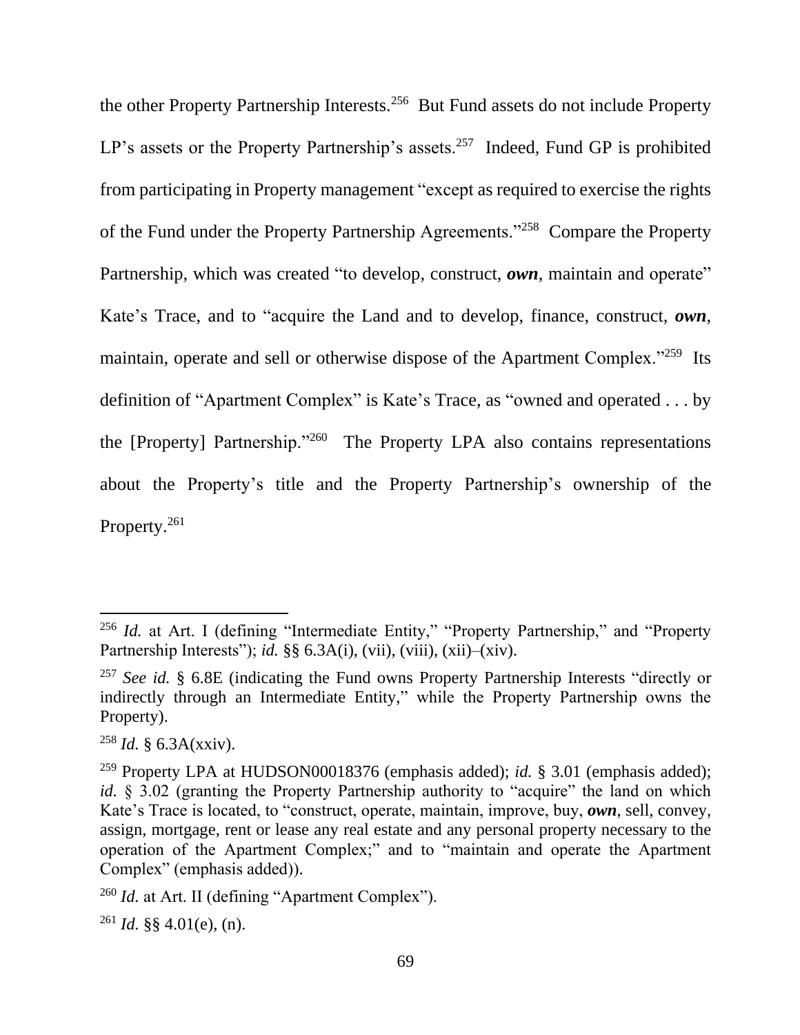the other Property Partnership Interests.[256] But Fund assets do not include Property LP's assets or the Property Partnership's assets.[257] Indeed, Fund GP is prohibited from participating in Property management "except as required to exercise the rights of the Fund under the Property Partnership Agreements."[258] Compare the Property Partnership, which was created "to develop, construct, ***own***, maintain and operate" Kate's Trace, and to "acquire the Land and to develop, finance, construct, ***own***, maintain, operate and sell or otherwise dispose of the Apartment Complex."[259] Its definition of "Apartment Complex" is Kate's Trace, as "owned and operated . . . by the [Property] Partnership."[260] The Property LPA also contains representations about the Property's title and the Property Partnership's ownership of the Property.[261]

---

[256] *Id.* at Art. I (defining "Intermediate Entity," "Property Partnership," and "Property Partnership Interests"); *id.* §§ 6.3A(i), (vii), (viii), (xii)–(xiv).

[257] *See id.* § 6.8E (indicating the Fund owns Property Partnership Interests "directly or indirectly through an Intermediate Entity," while the Property Partnership owns the Property).

[258] *Id.* § 6.3A(xxiv).

[259] Property LPA at HUDSON00018376 (emphasis added); *id.* § 3.01 (emphasis added); *id.* § 3.02 (granting the Property Partnership authority to "acquire" the land on which Kate's Trace is located, to "construct, operate, maintain, improve, buy, ***own***, sell, convey, assign, mortgage, rent or lease any real estate and any personal property necessary to the operation of the Apartment Complex;" and to "maintain and operate the Apartment Complex" (emphasis added)).

[260] *Id.* at Art. II (defining "Apartment Complex").

[261] *Id.* §§ 4.01(e), (n).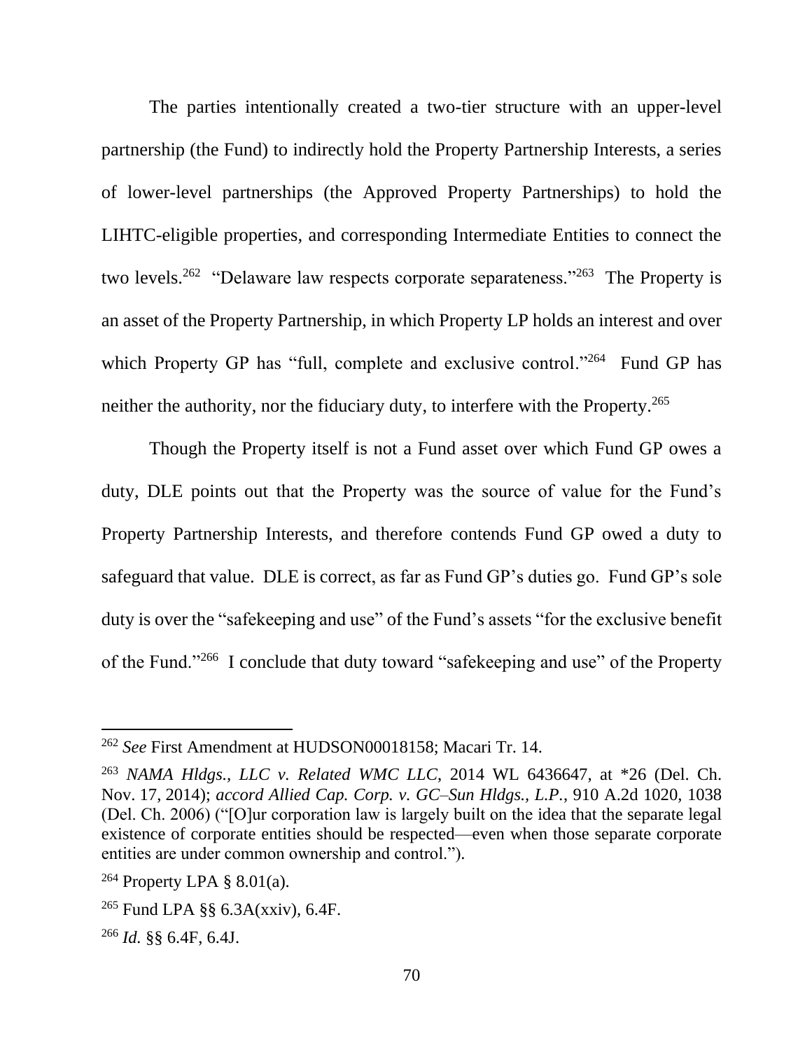The parties intentionally created a two-tier structure with an upper-level partnership (the Fund) to indirectly hold the Property Partnership Interests, a series of lower-level partnerships (the Approved Property Partnerships) to hold the LIHTC-eligible properties, and corresponding Intermediate Entities to connect the two levels.[262] "Delaware law respects corporate separateness."[263] The Property is an asset of the Property Partnership, in which Property LP holds an interest and over which Property GP has "full, complete and exclusive control."[264] Fund GP has neither the authority, nor the fiduciary duty, to interfere with the Property.[265]

Though the Property itself is not a Fund asset over which Fund GP owes a duty, DLE points out that the Property was the source of value for the Fund's Property Partnership Interests, and therefore contends Fund GP owed a duty to safeguard that value. DLE is correct, as far as Fund GP's duties go. Fund GP's sole duty is over the "safekeeping and use" of the Fund's assets "for the exclusive benefit of the Fund."[266] I conclude that duty toward "safekeeping and use" of the Property

---

[262] *See* First Amendment at HUDSON00018158; Macari Tr. 14.

[263] *NAMA Hldgs., LLC v. Related WMC LLC*, 2014 WL 6436647, at *26 (Del. Ch. Nov. 17, 2014); *accord Allied Cap. Corp. v. GC–Sun Hldgs., L.P.*, 910 A.2d 1020, 1038 (Del. Ch. 2006) ("[O]ur corporation law is largely built on the idea that the separate legal existence of corporate entities should be respected—even when those separate corporate entities are under common ownership and control.").

[264] Property LPA § 8.01(a).

[265] Fund LPA §§ 6.3A(xxiv), 6.4F.

[266] *Id.* §§ 6.4F, 6.4J.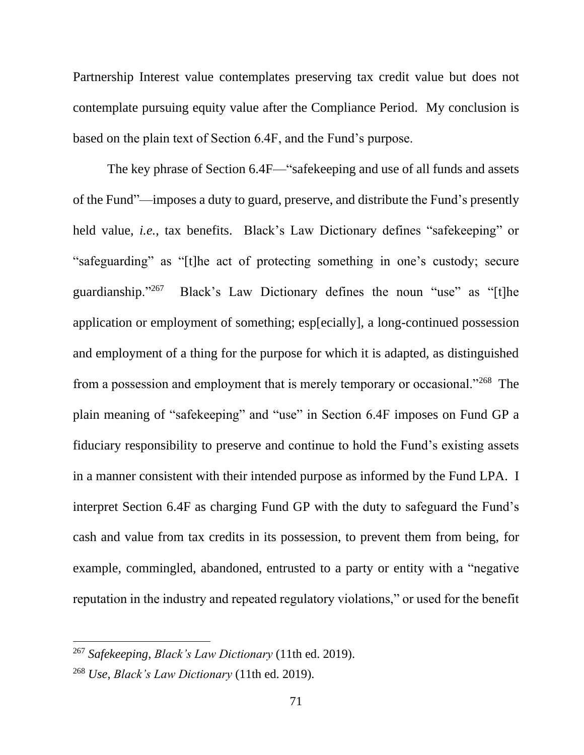Partnership Interest value contemplates preserving tax credit value but does not contemplate pursuing equity value after the Compliance Period. My conclusion is based on the plain text of Section 6.4F, and the Fund's purpose.

The key phrase of Section 6.4F—"safekeeping and use of all funds and assets of the Fund"—imposes a duty to guard, preserve, and distribute the Fund's presently held value, *i.e.*, tax benefits. Black's Law Dictionary defines "safekeeping" or "safeguarding" as "[t]he act of protecting something in one's custody; secure guardianship."[267] Black's Law Dictionary defines the noun "use" as "[t]he application or employment of something; esp[ecially], a long-continued possession and employment of a thing for the purpose for which it is adapted, as distinguished from a possession and employment that is merely temporary or occasional."[268] The plain meaning of "safekeeping" and "use" in Section 6.4F imposes on Fund GP a fiduciary responsibility to preserve and continue to hold the Fund's existing assets in a manner consistent with their intended purpose as informed by the Fund LPA. I interpret Section 6.4F as charging Fund GP with the duty to safeguard the Fund's cash and value from tax credits in its possession, to prevent them from being, for example, commingled, abandoned, entrusted to a party or entity with a "negative reputation in the industry and repeated regulatory violations," or used for the benefit

---

[267] *Safekeeping*, *Black's Law Dictionary* (11th ed. 2019).

[268] *Use*, *Black's Law Dictionary* (11th ed. 2019).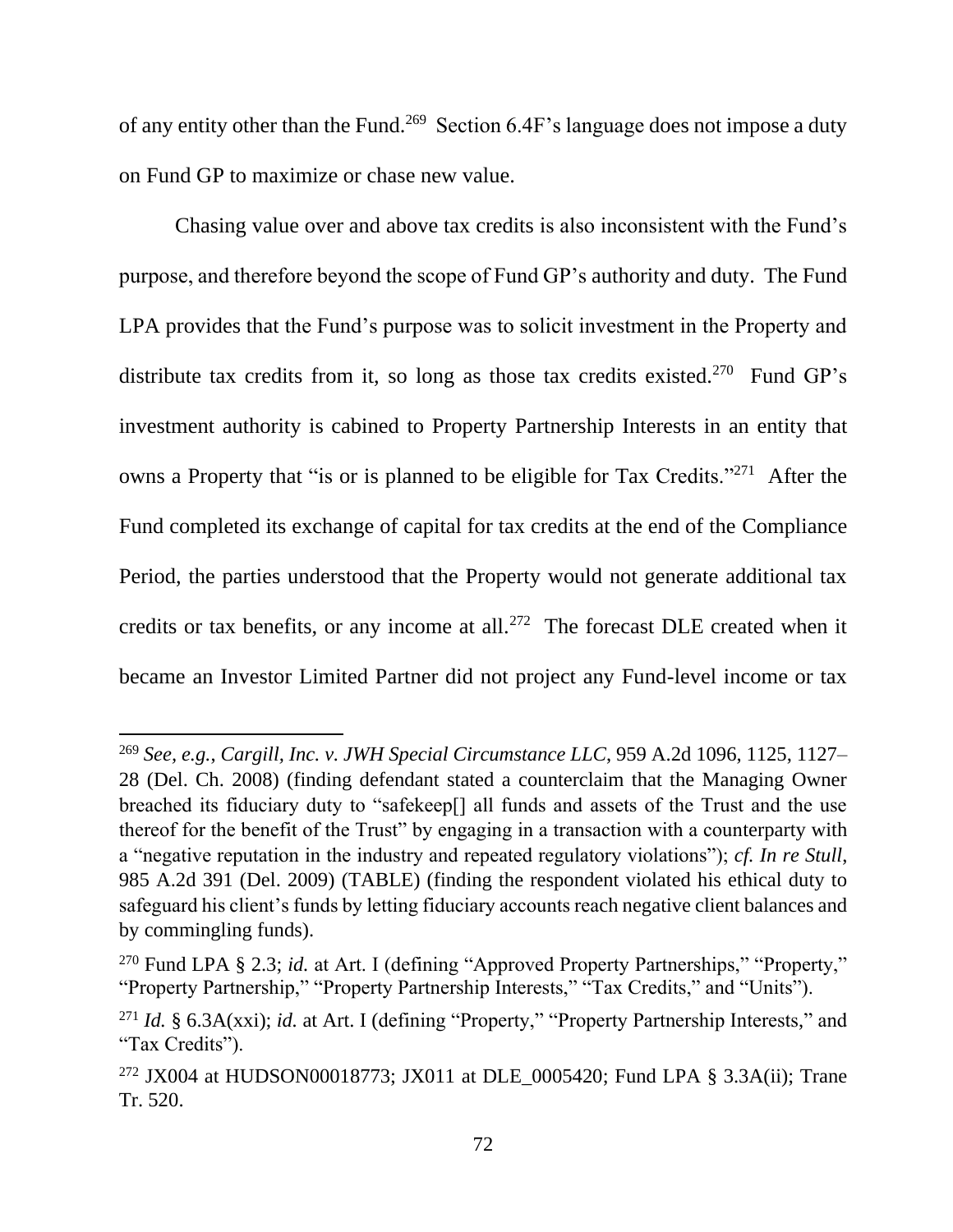of any entity other than the Fund.[269] Section 6.4F's language does not impose a duty on Fund GP to maximize or chase new value.

Chasing value over and above tax credits is also inconsistent with the Fund's purpose, and therefore beyond the scope of Fund GP's authority and duty. The Fund LPA provides that the Fund's purpose was to solicit investment in the Property and distribute tax credits from it, so long as those tax credits existed.[270] Fund GP's investment authority is cabined to Property Partnership Interests in an entity that owns a Property that "is or is planned to be eligible for Tax Credits."[271] After the Fund completed its exchange of capital for tax credits at the end of the Compliance Period, the parties understood that the Property would not generate additional tax credits or tax benefits, or any income at all.[272] The forecast DLE created when it became an Investor Limited Partner did not project any Fund-level income or tax

---

[269] *See, e.g.*, *Cargill, Inc. v. JWH Special Circumstance LLC*, 959 A.2d 1096, 1125, 1127–28 (Del. Ch. 2008) (finding defendant stated a counterclaim that the Managing Owner breached its fiduciary duty to "safekeep[] all funds and assets of the Trust and the use thereof for the benefit of the Trust" by engaging in a transaction with a counterparty with a "negative reputation in the industry and repeated regulatory violations"); *cf. In re Stull*, 985 A.2d 391 (Del. 2009) (TABLE) (finding the respondent violated his ethical duty to safeguard his client's funds by letting fiduciary accounts reach negative client balances and by commingling funds).

[270] Fund LPA § 2.3; *id.* at Art. I (defining "Approved Property Partnerships," "Property," "Property Partnership," "Property Partnership Interests," "Tax Credits," and "Units").

[271] *Id.* § 6.3A(xxi); *id.* at Art. I (defining "Property," "Property Partnership Interests," and "Tax Credits").

[272] JX004 at HUDSON00018773; JX011 at DLE_0005420; Fund LPA § 3.3A(ii); Trane Tr. 520.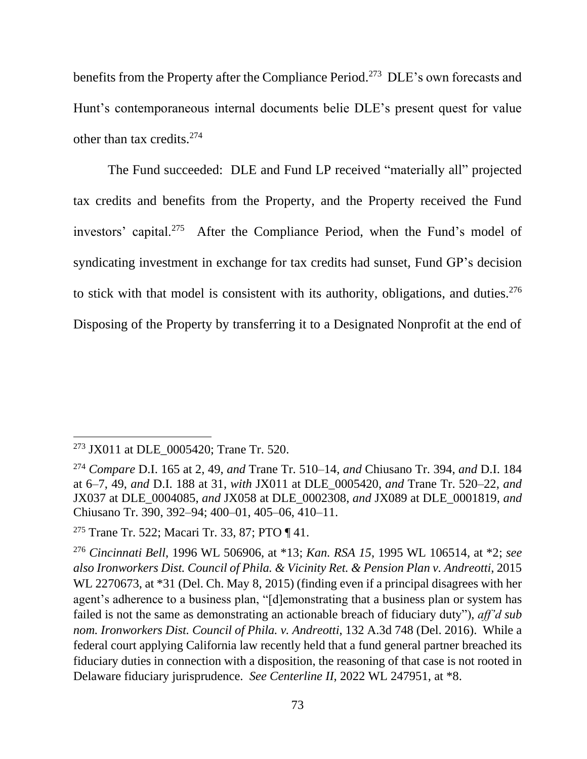benefits from the Property after the Compliance Period.[273] DLE's own forecasts and Hunt's contemporaneous internal documents belie DLE's present quest for value other than tax credits.[274]

The Fund succeeded: DLE and Fund LP received "materially all" projected tax credits and benefits from the Property, and the Property received the Fund investors' capital.[275] After the Compliance Period, when the Fund's model of syndicating investment in exchange for tax credits had sunset, Fund GP's decision to stick with that model is consistent with its authority, obligations, and duties.[276] Disposing of the Property by transferring it to a Designated Nonprofit at the end of

---

[273] JX011 at DLE_0005420; Trane Tr. 520.

[274] *Compare* D.I. 165 at 2, 49, *and* Trane Tr. 510–14, *and* Chiusano Tr. 394, *and* D.I. 184 at 6–7, 49, *and* D.I. 188 at 31, *with* JX011 at DLE_0005420, *and* Trane Tr. 520–22, *and* JX037 at DLE_0004085, *and* JX058 at DLE_0002308, *and* JX089 at DLE_0001819, *and* Chiusano Tr. 390, 392–94; 400–01, 405–06, 410–11.

[275] Trane Tr. 522; Macari Tr. 33, 87; PTO ¶ 41.

[276] *Cincinnati Bell*, 1996 WL 506906, at *13; *Kan. RSA 15*, 1995 WL 106514, at *2; *see also Ironworkers Dist. Council of Phila. & Vicinity Ret. & Pension Plan v. Andreotti*, 2015 WL 2270673, at *31 (Del. Ch. May 8, 2015) (finding even if a principal disagrees with her agent's adherence to a business plan, "[d]emonstrating that a business plan or system has failed is not the same as demonstrating an actionable breach of fiduciary duty"), *aff'd sub nom. Ironworkers Dist. Council of Phila. v. Andreotti*, 132 A.3d 748 (Del. 2016). While a federal court applying California law recently held that a fund general partner breached its fiduciary duties in connection with a disposition, the reasoning of that case is not rooted in Delaware fiduciary jurisprudence. *See Centerline II*, 2022 WL 247951, at *8.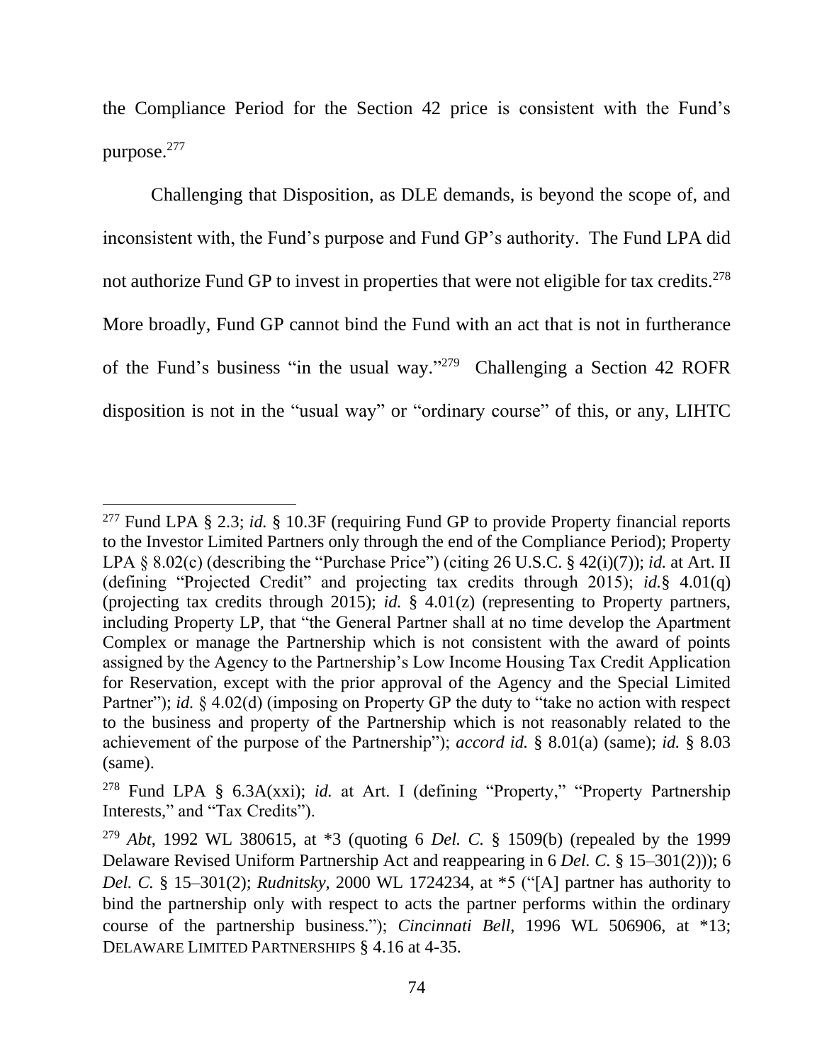the Compliance Period for the Section 42 price is consistent with the Fund's purpose.[277]

Challenging that Disposition, as DLE demands, is beyond the scope of, and inconsistent with, the Fund's purpose and Fund GP's authority. The Fund LPA did not authorize Fund GP to invest in properties that were not eligible for tax credits.[278] More broadly, Fund GP cannot bind the Fund with an act that is not in furtherance of the Fund's business "in the usual way."[279] Challenging a Section 42 ROFR disposition is not in the "usual way" or "ordinary course" of this, or any, LIHTC

---

[277] Fund LPA § 2.3; *id.* § 10.3F (requiring Fund GP to provide Property financial reports to the Investor Limited Partners only through the end of the Compliance Period); Property LPA § 8.02(c) (describing the "Purchase Price") (citing 26 U.S.C. § 42(i)(7)); *id.* at Art. II (defining "Projected Credit" and projecting tax credits through 2015); *id.*§ 4.01(q) (projecting tax credits through 2015); *id.* § 4.01(z) (representing to Property partners, including Property LP, that "the General Partner shall at no time develop the Apartment Complex or manage the Partnership which is not consistent with the award of points assigned by the Agency to the Partnership's Low Income Housing Tax Credit Application for Reservation, except with the prior approval of the Agency and the Special Limited Partner"); *id.* § 4.02(d) (imposing on Property GP the duty to "take no action with respect to the business and property of the Partnership which is not reasonably related to the achievement of the purpose of the Partnership"); *accord id.* § 8.01(a) (same); *id.* § 8.03 (same).

[278] Fund LPA § 6.3A(xxi); *id.* at Art. I (defining "Property," "Property Partnership Interests," and "Tax Credits").

[279] *Abt*, 1992 WL 380615, at *3 (quoting 6 *Del. C.* § 1509(b) (repealed by the 1999 Delaware Revised Uniform Partnership Act and reappearing in 6 *Del. C.* § 15–301(2))); 6 *Del. C.* § 15–301(2); *Rudnitsky*, 2000 WL 1724234, at *5 ("[A] partner has authority to bind the partnership only with respect to acts the partner performs within the ordinary course of the partnership business."); *Cincinnati Bell*, 1996 WL 506906, at *13; DELAWARE LIMITED PARTNERSHIPS § 4.16 at 4-35.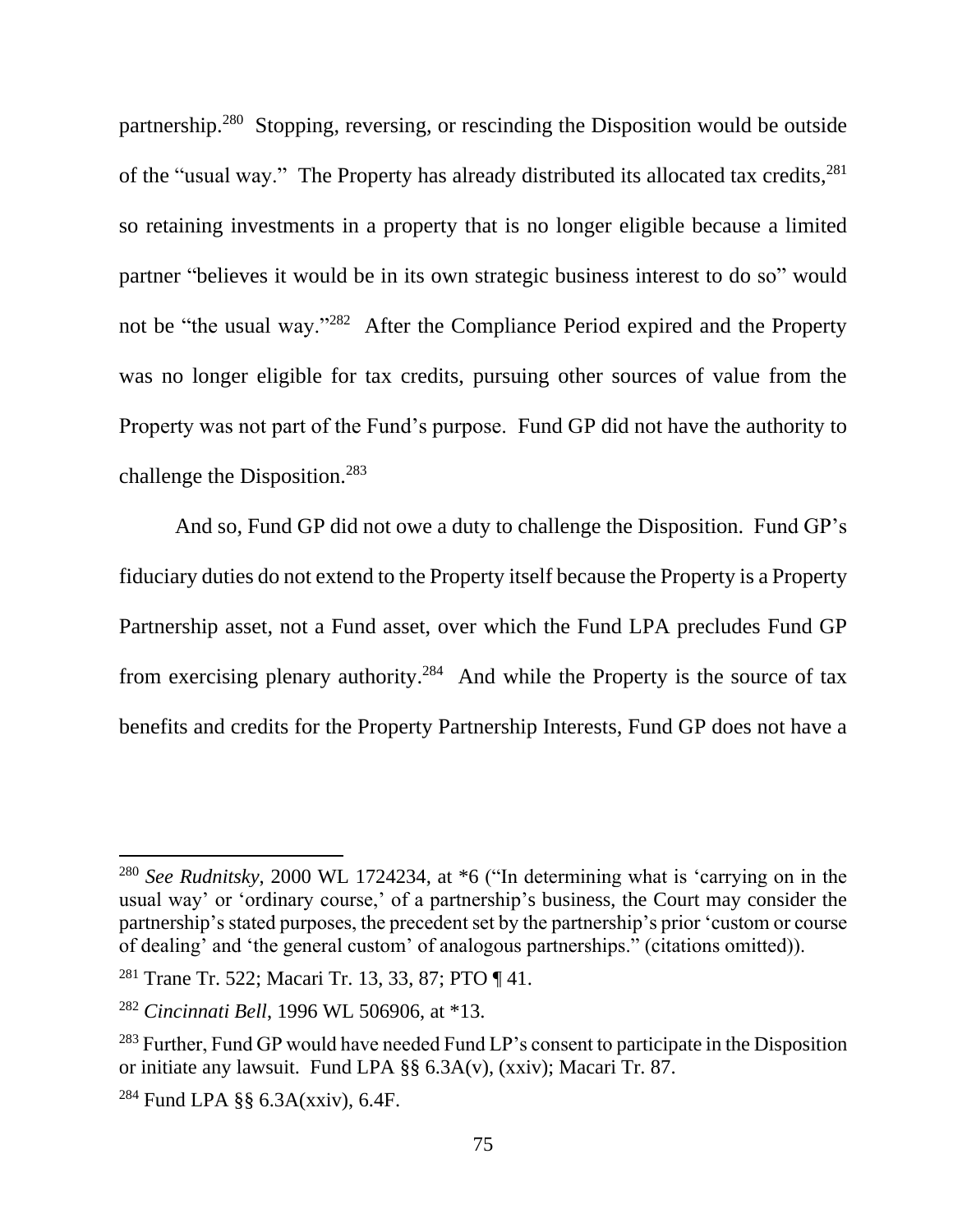partnership.[280] Stopping, reversing, or rescinding the Disposition would be outside of the "usual way." The Property has already distributed its allocated tax credits,[281] so retaining investments in a property that is no longer eligible because a limited partner "believes it would be in its own strategic business interest to do so" would not be "the usual way."[282] After the Compliance Period expired and the Property was no longer eligible for tax credits, pursuing other sources of value from the Property was not part of the Fund's purpose. Fund GP did not have the authority to challenge the Disposition.[283]

And so, Fund GP did not owe a duty to challenge the Disposition. Fund GP's fiduciary duties do not extend to the Property itself because the Property is a Property Partnership asset, not a Fund asset, over which the Fund LPA precludes Fund GP from exercising plenary authority.[284] And while the Property is the source of tax benefits and credits for the Property Partnership Interests, Fund GP does not have a

---

[280] *See Rudnitsky*, 2000 WL 1724234, at *6 ("In determining what is 'carrying on in the usual way' or 'ordinary course,' of a partnership's business, the Court may consider the partnership's stated purposes, the precedent set by the partnership's prior 'custom or course of dealing' and 'the general custom' of analogous partnerships." (citations omitted)).

[281] Trane Tr. 522; Macari Tr. 13, 33, 87; PTO ¶ 41.

[282] *Cincinnati Bell*, 1996 WL 506906, at *13.

[283] Further, Fund GP would have needed Fund LP's consent to participate in the Disposition or initiate any lawsuit. Fund LPA §§ 6.3A(v), (xxiv); Macari Tr. 87.

[284] Fund LPA §§ 6.3A(xxiv), 6.4F.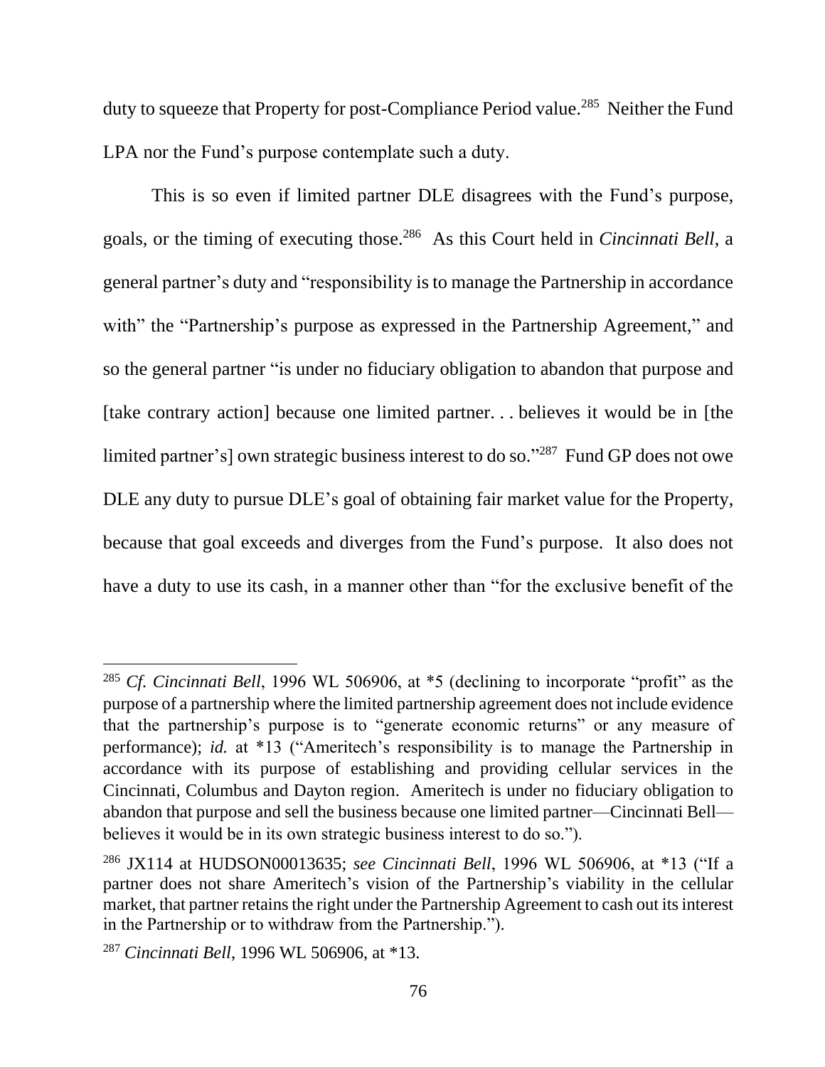duty to squeeze that Property for post-Compliance Period value.[285] Neither the Fund LPA nor the Fund's purpose contemplate such a duty.

This is so even if limited partner DLE disagrees with the Fund's purpose, goals, or the timing of executing those.[286] As this Court held in *Cincinnati Bell*, a general partner's duty and "responsibility is to manage the Partnership in accordance with" the "Partnership's purpose as expressed in the Partnership Agreement," and so the general partner "is under no fiduciary obligation to abandon that purpose and [take contrary action] because one limited partner. . . believes it would be in [the limited partner's] own strategic business interest to do so."[287] Fund GP does not owe DLE any duty to pursue DLE's goal of obtaining fair market value for the Property, because that goal exceeds and diverges from the Fund's purpose. It also does not have a duty to use its cash, in a manner other than "for the exclusive benefit of the

---

[285] *Cf. Cincinnati Bell*, 1996 WL 506906, at *5 (declining to incorporate "profit" as the purpose of a partnership where the limited partnership agreement does not include evidence that the partnership's purpose is to "generate economic returns" or any measure of performance); *id.* at *13 ("Ameritech's responsibility is to manage the Partnership in accordance with its purpose of establishing and providing cellular services in the Cincinnati, Columbus and Dayton region. Ameritech is under no fiduciary obligation to abandon that purpose and sell the business because one limited partner—Cincinnati Bell—believes it would be in its own strategic business interest to do so.").

[286] JX114 at HUDSON00013635; *see Cincinnati Bell*, 1996 WL 506906, at *13 ("If a partner does not share Ameritech's vision of the Partnership's viability in the cellular market, that partner retains the right under the Partnership Agreement to cash out its interest in the Partnership or to withdraw from the Partnership.").

[287] *Cincinnati Bell*, 1996 WL 506906, at *13.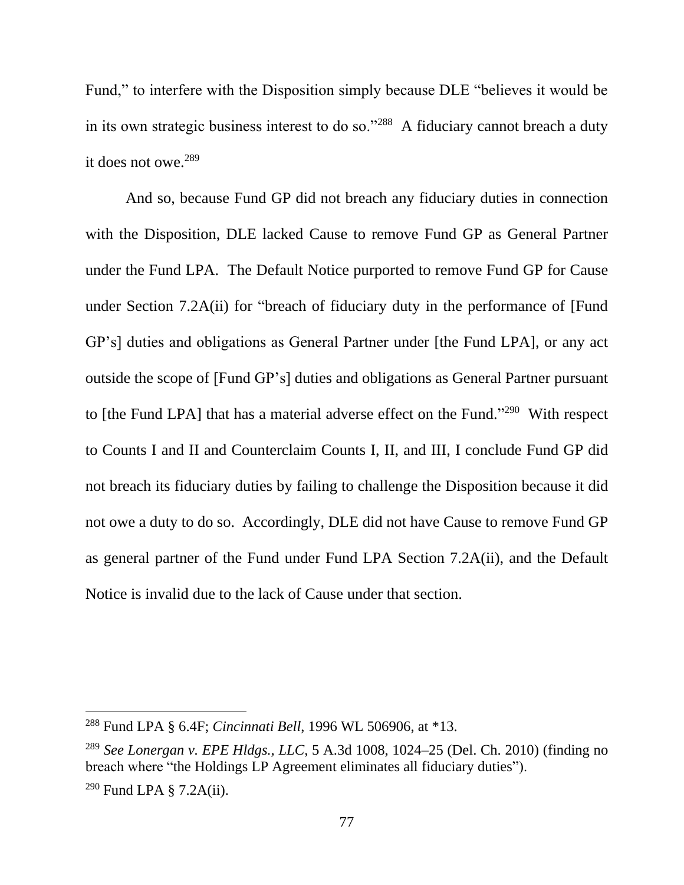Fund," to interfere with the Disposition simply because DLE "believes it would be in its own strategic business interest to do so."[288] A fiduciary cannot breach a duty it does not owe.[289]

And so, because Fund GP did not breach any fiduciary duties in connection with the Disposition, DLE lacked Cause to remove Fund GP as General Partner under the Fund LPA. The Default Notice purported to remove Fund GP for Cause under Section 7.2A(ii) for "breach of fiduciary duty in the performance of [Fund GP's] duties and obligations as General Partner under [the Fund LPA], or any act outside the scope of [Fund GP's] duties and obligations as General Partner pursuant to [the Fund LPA] that has a material adverse effect on the Fund."[290] With respect to Counts I and II and Counterclaim Counts I, II, and III, I conclude Fund GP did not breach its fiduciary duties by failing to challenge the Disposition because it did not owe a duty to do so. Accordingly, DLE did not have Cause to remove Fund GP as general partner of the Fund under Fund LPA Section 7.2A(ii), and the Default Notice is invalid due to the lack of Cause under that section.

---

[288] Fund LPA § 6.4F; *Cincinnati Bell*, 1996 WL 506906, at *13.

[289] *See Lonergan v. EPE Hldgs., LLC*, 5 A.3d 1008, 1024–25 (Del. Ch. 2010) (finding no breach where "the Holdings LP Agreement eliminates all fiduciary duties").

[290] Fund LPA § 7.2A(ii).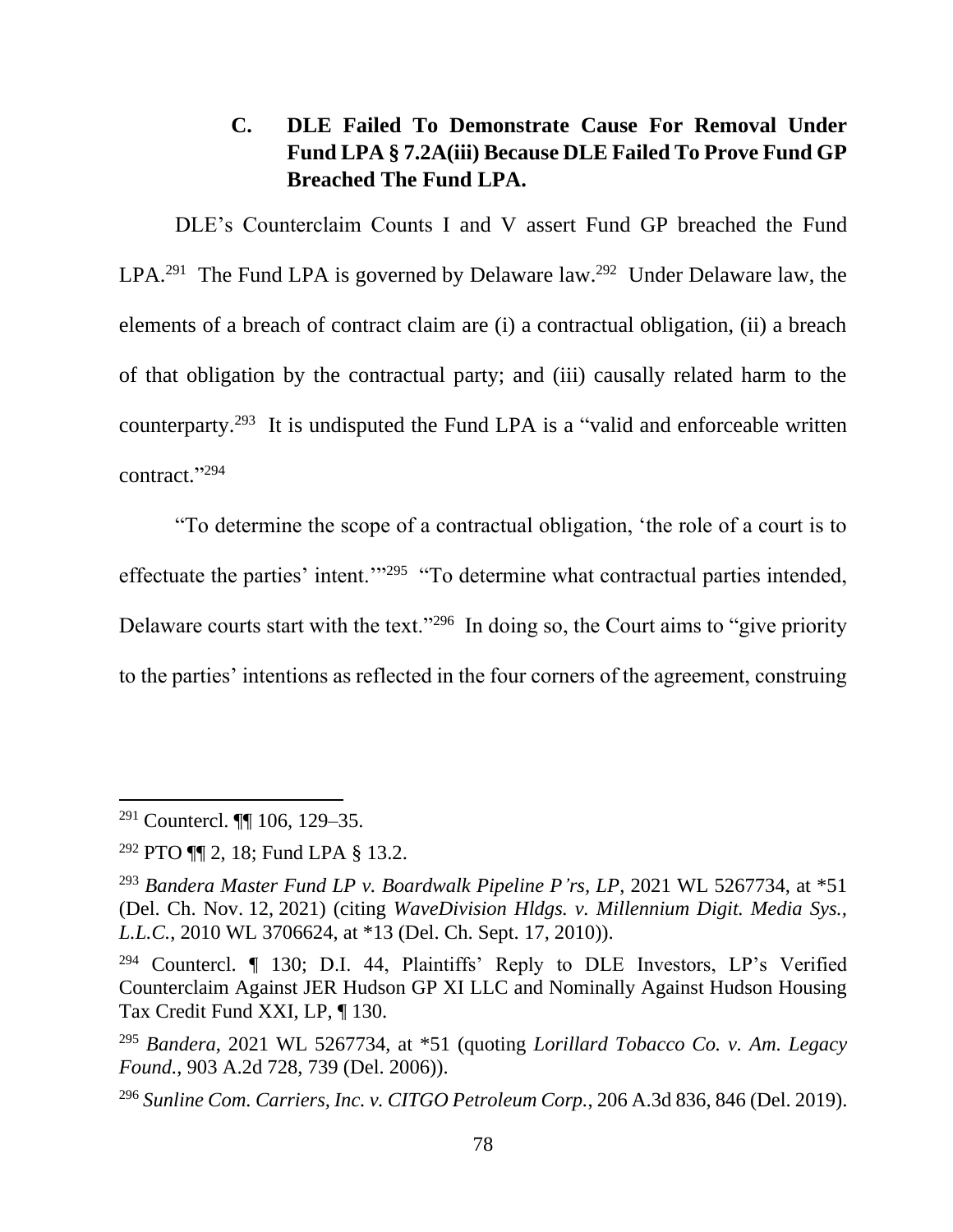### C. DLE Failed To Demonstrate Cause For Removal Under Fund LPA § 7.2A(iii) Because DLE Failed To Prove Fund GP Breached The Fund LPA.

DLE's Counterclaim Counts I and V assert Fund GP breached the Fund LPA.[291] The Fund LPA is governed by Delaware law.[292] Under Delaware law, the elements of a breach of contract claim are (i) a contractual obligation, (ii) a breach of that obligation by the contractual party; and (iii) causally related harm to the counterparty.[293] It is undisputed the Fund LPA is a "valid and enforceable written contract."[294]

"To determine the scope of a contractual obligation, 'the role of a court is to effectuate the parties' intent.'"[295] "To determine what contractual parties intended, Delaware courts start with the text."[296] In doing so, the Court aims to "give priority to the parties' intentions as reflected in the four corners of the agreement, construing

---

[291] Countercl. ¶¶ 106, 129–35.

[292] PTO ¶¶ 2, 18; Fund LPA § 13.2.

[293] *Bandera Master Fund LP v. Boardwalk Pipeline P'rs, LP*, 2021 WL 5267734, at *51 (Del. Ch. Nov. 12, 2021) (citing *WaveDivision Hldgs. v. Millennium Digit. Media Sys., L.L.C.*, 2010 WL 3706624, at *13 (Del. Ch. Sept. 17, 2010)).

[294] Countercl. ¶ 130; D.I. 44, Plaintiffs' Reply to DLE Investors, LP's Verified Counterclaim Against JER Hudson GP XI LLC and Nominally Against Hudson Housing Tax Credit Fund XXI, LP, ¶ 130.

[295] *Bandera*, 2021 WL 5267734, at *51 (quoting *Lorillard Tobacco Co. v. Am. Legacy Found.*, 903 A.2d 728, 739 (Del. 2006)).

[296] *Sunline Com. Carriers, Inc. v. CITGO Petroleum Corp.*, 206 A.3d 836, 846 (Del. 2019).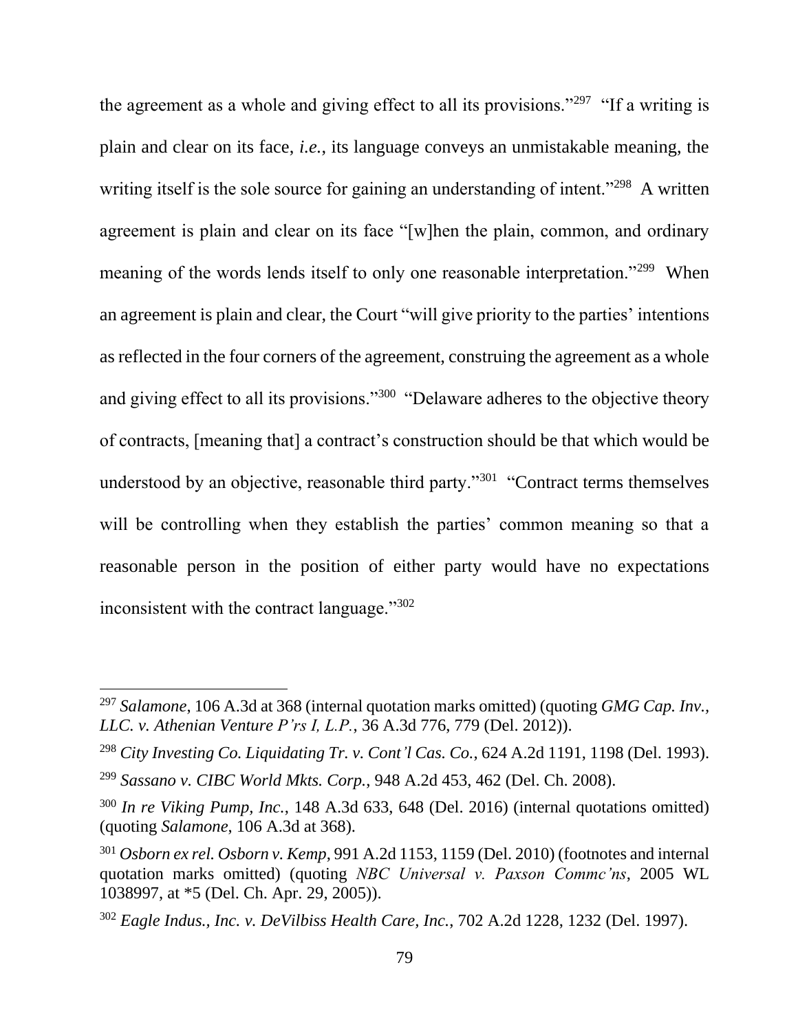the agreement as a whole and giving effect to all its provisions."[297] "If a writing is plain and clear on its face, *i.e.*, its language conveys an unmistakable meaning, the writing itself is the sole source for gaining an understanding of intent."[298] A written agreement is plain and clear on its face "[w]hen the plain, common, and ordinary meaning of the words lends itself to only one reasonable interpretation."[299] When an agreement is plain and clear, the Court "will give priority to the parties' intentions as reflected in the four corners of the agreement, construing the agreement as a whole and giving effect to all its provisions."[300] "Delaware adheres to the objective theory of contracts, [meaning that] a contract's construction should be that which would be understood by an objective, reasonable third party."[301] "Contract terms themselves will be controlling when they establish the parties' common meaning so that a reasonable person in the position of either party would have no expectations inconsistent with the contract language."[302]

---

[297] *Salamone*, 106 A.3d at 368 (internal quotation marks omitted) (quoting *GMG Cap. Inv., LLC. v. Athenian Venture P'rs I, L.P.*, 36 A.3d 776, 779 (Del. 2012)).

[298] *City Investing Co. Liquidating Tr. v. Cont'l Cas. Co.*, 624 A.2d 1191, 1198 (Del. 1993).

[299] *Sassano v. CIBC World Mkts. Corp.*, 948 A.2d 453, 462 (Del. Ch. 2008).

[300] *In re Viking Pump, Inc.*, 148 A.3d 633, 648 (Del. 2016) (internal quotations omitted) (quoting *Salamone*, 106 A.3d at 368).

[301] *Osborn ex rel. Osborn v. Kemp*, 991 A.2d 1153, 1159 (Del. 2010) (footnotes and internal quotation marks omitted) (quoting *NBC Universal v. Paxson Commc'ns*, 2005 WL 1038997, at *5 (Del. Ch. Apr. 29, 2005)).

[302] *Eagle Indus., Inc. v. DeVilbiss Health Care, Inc.*, 702 A.2d 1228, 1232 (Del. 1997).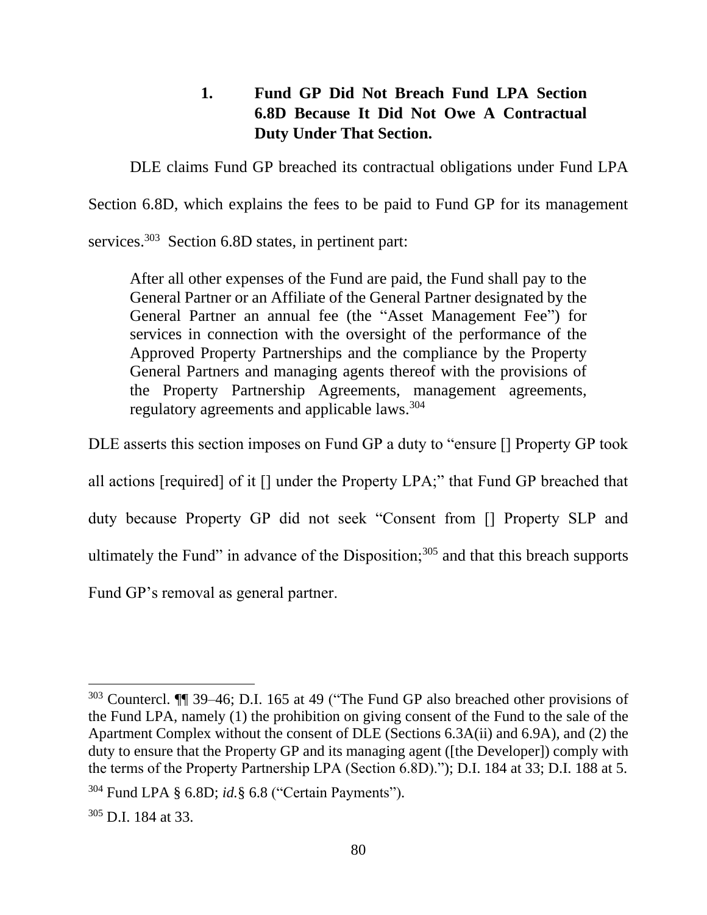### 1. Fund GP Did Not Breach Fund LPA Section 6.8D Because It Did Not Owe A Contractual Duty Under That Section.

DLE claims Fund GP breached its contractual obligations under Fund LPA Section 6.8D, which explains the fees to be paid to Fund GP for its management services.[303] Section 6.8D states, in pertinent part:

> After all other expenses of the Fund are paid, the Fund shall pay to the General Partner or an Affiliate of the General Partner designated by the General Partner an annual fee (the "Asset Management Fee") for services in connection with the oversight of the performance of the Approved Property Partnerships and the compliance by the Property General Partners and managing agents thereof with the provisions of the Property Partnership Agreements, management agreements, regulatory agreements and applicable laws.[304]

DLE asserts this section imposes on Fund GP a duty to "ensure [] Property GP took all actions [required] of it [] under the Property LPA;" that Fund GP breached that duty because Property GP did not seek "Consent from [] Property SLP and ultimately the Fund" in advance of the Disposition;[305] and that this breach supports Fund GP's removal as general partner.

---

[303] Countercl. ¶¶ 39–46; D.I. 165 at 49 ("The Fund GP also breached other provisions of the Fund LPA, namely (1) the prohibition on giving consent of the Fund to the sale of the Apartment Complex without the consent of DLE (Sections 6.3A(ii) and 6.9A), and (2) the duty to ensure that the Property GP and its managing agent ([the Developer]) comply with the terms of the Property Partnership LPA (Section 6.8D)."); D.I. 184 at 33; D.I. 188 at 5.

[304] Fund LPA § 6.8D; *id.*§ 6.8 ("Certain Payments").

[305] D.I. 184 at 33.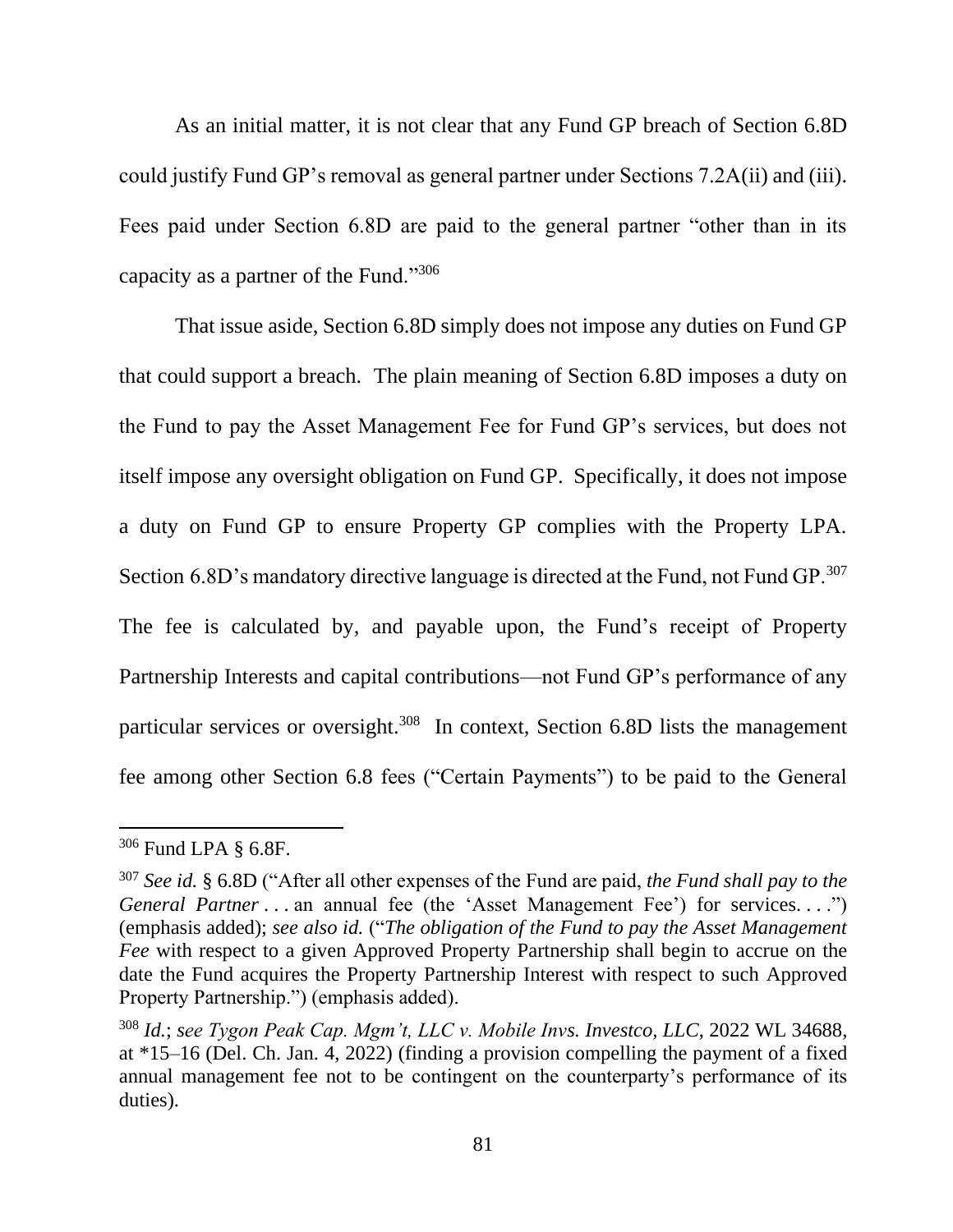As an initial matter, it is not clear that any Fund GP breach of Section 6.8D could justify Fund GP's removal as general partner under Sections 7.2A(ii) and (iii). Fees paid under Section 6.8D are paid to the general partner "other than in its capacity as a partner of the Fund."[306]

That issue aside, Section 6.8D simply does not impose any duties on Fund GP that could support a breach. The plain meaning of Section 6.8D imposes a duty on the Fund to pay the Asset Management Fee for Fund GP's services, but does not itself impose any oversight obligation on Fund GP. Specifically, it does not impose a duty on Fund GP to ensure Property GP complies with the Property LPA. Section 6.8D's mandatory directive language is directed at the Fund, not Fund GP.[307] The fee is calculated by, and payable upon, the Fund's receipt of Property Partnership Interests and capital contributions—not Fund GP's performance of any particular services or oversight.[308] In context, Section 6.8D lists the management fee among other Section 6.8 fees ("Certain Payments") to be paid to the General

---

[306] Fund LPA § 6.8F.

[307] *See id.* § 6.8D ("After all other expenses of the Fund are paid, *the Fund shall pay to the General Partner* . . . an annual fee (the 'Asset Management Fee') for services. . . .") (emphasis added); *see also id.* ("*The obligation of the Fund to pay the Asset Management Fee* with respect to a given Approved Property Partnership shall begin to accrue on the date the Fund acquires the Property Partnership Interest with respect to such Approved Property Partnership.") (emphasis added).

[308] *Id.*; *see Tygon Peak Cap. Mgm't, LLC v. Mobile Invs. Investco, LLC*, 2022 WL 34688, at *15–16 (Del. Ch. Jan. 4, 2022) (finding a provision compelling the payment of a fixed annual management fee not to be contingent on the counterparty's performance of its duties).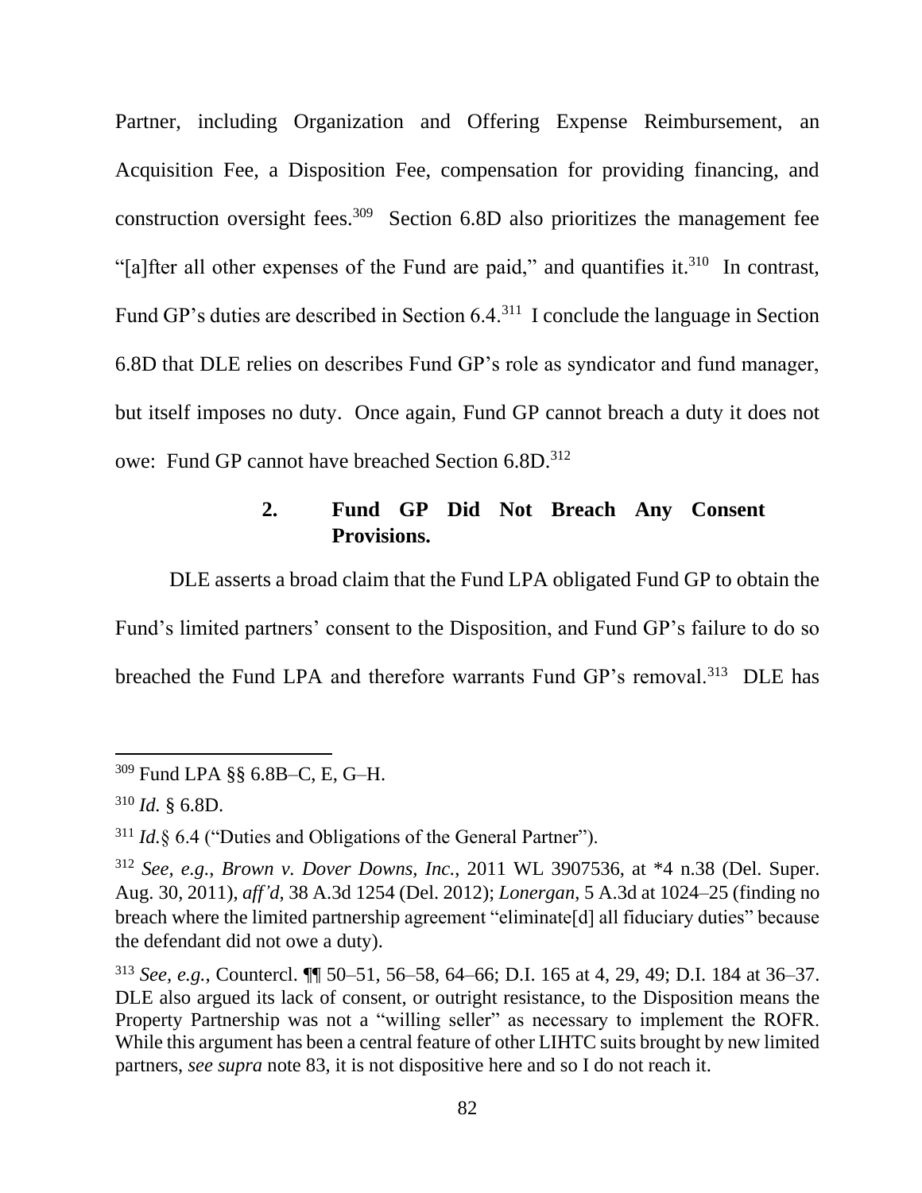Partner, including Organization and Offering Expense Reimbursement, an Acquisition Fee, a Disposition Fee, compensation for providing financing, and construction oversight fees.[309] Section 6.8D also prioritizes the management fee "[a]fter all other expenses of the Fund are paid," and quantifies it.[310] In contrast, Fund GP's duties are described in Section 6.4.[311] I conclude the language in Section 6.8D that DLE relies on describes Fund GP's role as syndicator and fund manager, but itself imposes no duty. Once again, Fund GP cannot breach a duty it does not owe: Fund GP cannot have breached Section 6.8D.[312]

### 2. Fund GP Did Not Breach Any Consent Provisions.

DLE asserts a broad claim that the Fund LPA obligated Fund GP to obtain the Fund's limited partners' consent to the Disposition, and Fund GP's failure to do so breached the Fund LPA and therefore warrants Fund GP's removal.[313] DLE has

---

[309] Fund LPA §§ 6.8B–C, E, G–H.

[310] *Id.* § 6.8D.

[311] *Id.*§ 6.4 ("Duties and Obligations of the General Partner").

[312] *See, e.g.*, *Brown v. Dover Downs, Inc.*, 2011 WL 3907536, at *4 n.38 (Del. Super. Aug. 30, 2011), *aff'd*, 38 A.3d 1254 (Del. 2012); *Lonergan*, 5 A.3d at 1024–25 (finding no breach where the limited partnership agreement "eliminate[d] all fiduciary duties" because the defendant did not owe a duty).

[313] *See, e.g.*, Countercl. ¶¶ 50–51, 56–58, 64–66; D.I. 165 at 4, 29, 49; D.I. 184 at 36–37. DLE also argued its lack of consent, or outright resistance, to the Disposition means the Property Partnership was not a "willing seller" as necessary to implement the ROFR. While this argument has been a central feature of other LIHTC suits brought by new limited partners, *see supra* note 83, it is not dispositive here and so I do not reach it.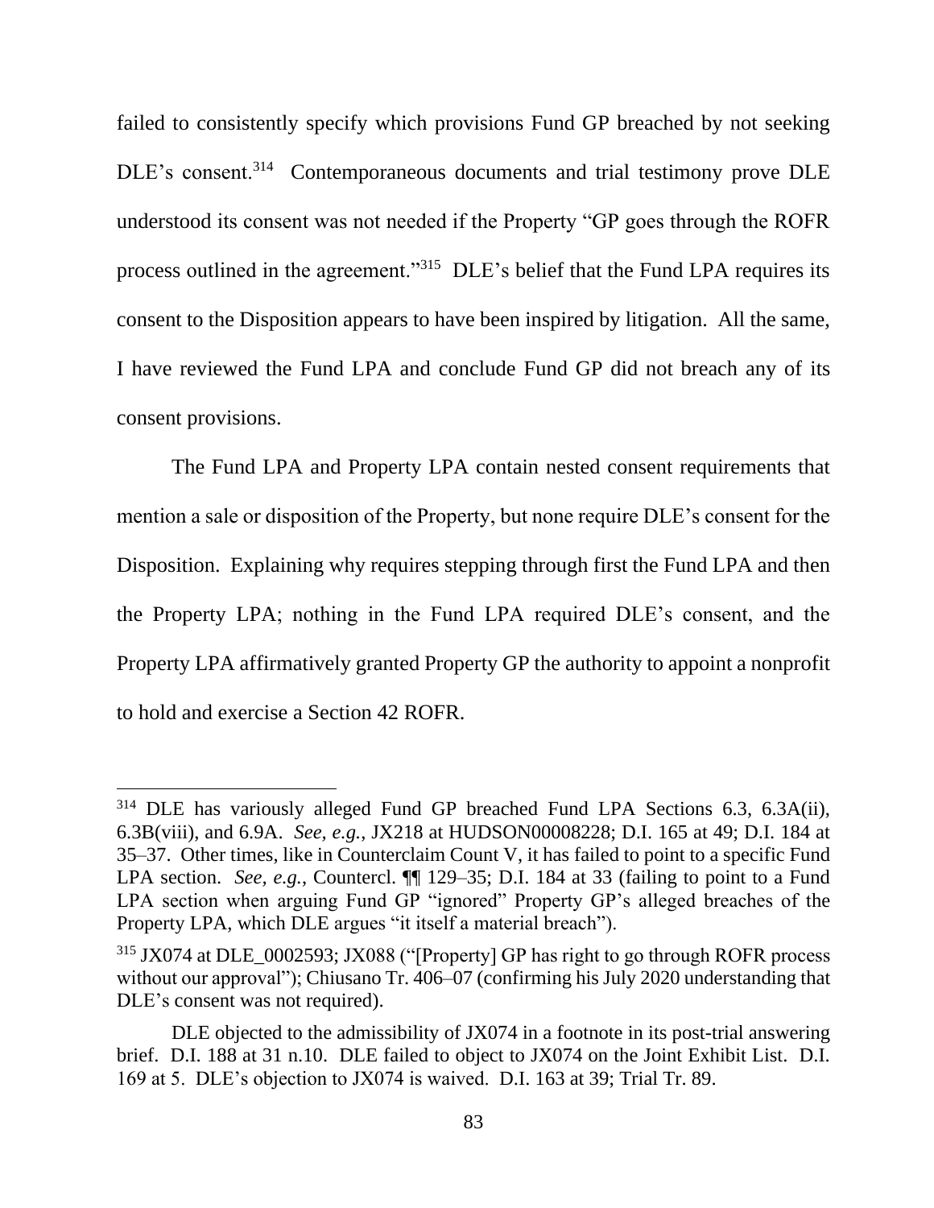failed to consistently specify which provisions Fund GP breached by not seeking DLE's consent.[314] Contemporaneous documents and trial testimony prove DLE understood its consent was not needed if the Property "GP goes through the ROFR process outlined in the agreement."[315] DLE's belief that the Fund LPA requires its consent to the Disposition appears to have been inspired by litigation. All the same, I have reviewed the Fund LPA and conclude Fund GP did not breach any of its consent provisions.

The Fund LPA and Property LPA contain nested consent requirements that mention a sale or disposition of the Property, but none require DLE's consent for the Disposition. Explaining why requires stepping through first the Fund LPA and then the Property LPA; nothing in the Fund LPA required DLE's consent, and the Property LPA affirmatively granted Property GP the authority to appoint a nonprofit to hold and exercise a Section 42 ROFR.

---

[314] DLE has variously alleged Fund GP breached Fund LPA Sections 6.3, 6.3A(ii), 6.3B(viii), and 6.9A. *See, e.g.*, JX218 at HUDSON00008228; D.I. 165 at 49; D.I. 184 at 35–37. Other times, like in Counterclaim Count V, it has failed to point to a specific Fund LPA section. *See, e.g.*, Countercl. ¶¶ 129–35; D.I. 184 at 33 (failing to point to a Fund LPA section when arguing Fund GP "ignored" Property GP's alleged breaches of the Property LPA, which DLE argues "it itself a material breach").

[315] JX074 at DLE_0002593; JX088 ("[Property] GP has right to go through ROFR process without our approval"); Chiusano Tr. 406–07 (confirming his July 2020 understanding that DLE's consent was not required).

DLE objected to the admissibility of JX074 in a footnote in its post-trial answering brief. D.I. 188 at 31 n.10. DLE failed to object to JX074 on the Joint Exhibit List. D.I. 169 at 5. DLE's objection to JX074 is waived. D.I. 163 at 39; Trial Tr. 89.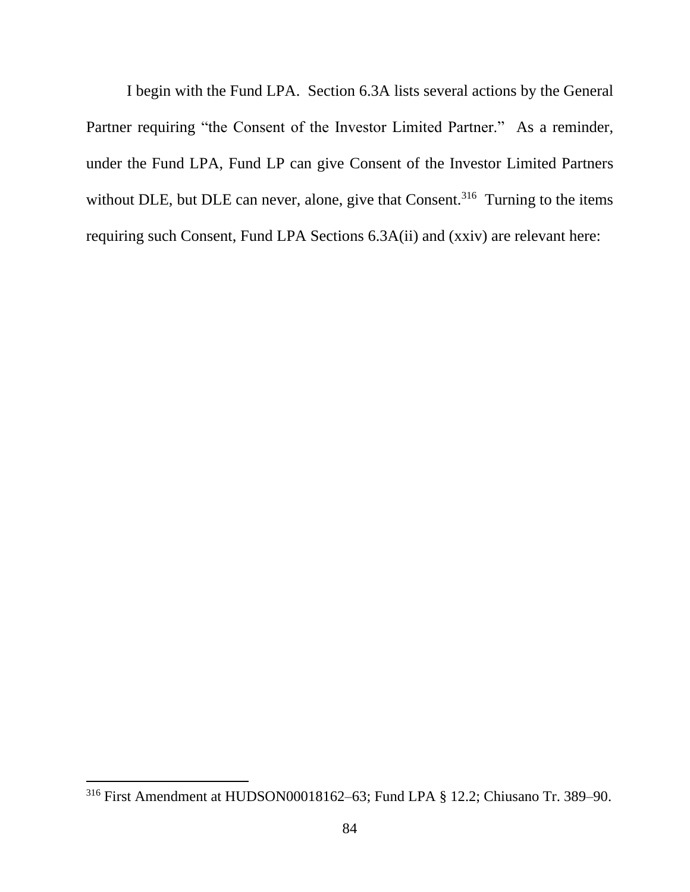I begin with the Fund LPA. Section 6.3A lists several actions by the General Partner requiring "the Consent of the Investor Limited Partner." As a reminder, under the Fund LPA, Fund LP can give Consent of the Investor Limited Partners without DLE, but DLE can never, alone, give that Consent.[316] Turning to the items requiring such Consent, Fund LPA Sections 6.3A(ii) and (xxiv) are relevant here:

---

[316] First Amendment at HUDSON00018162–63; Fund LPA § 12.2; Chiusano Tr. 389–90.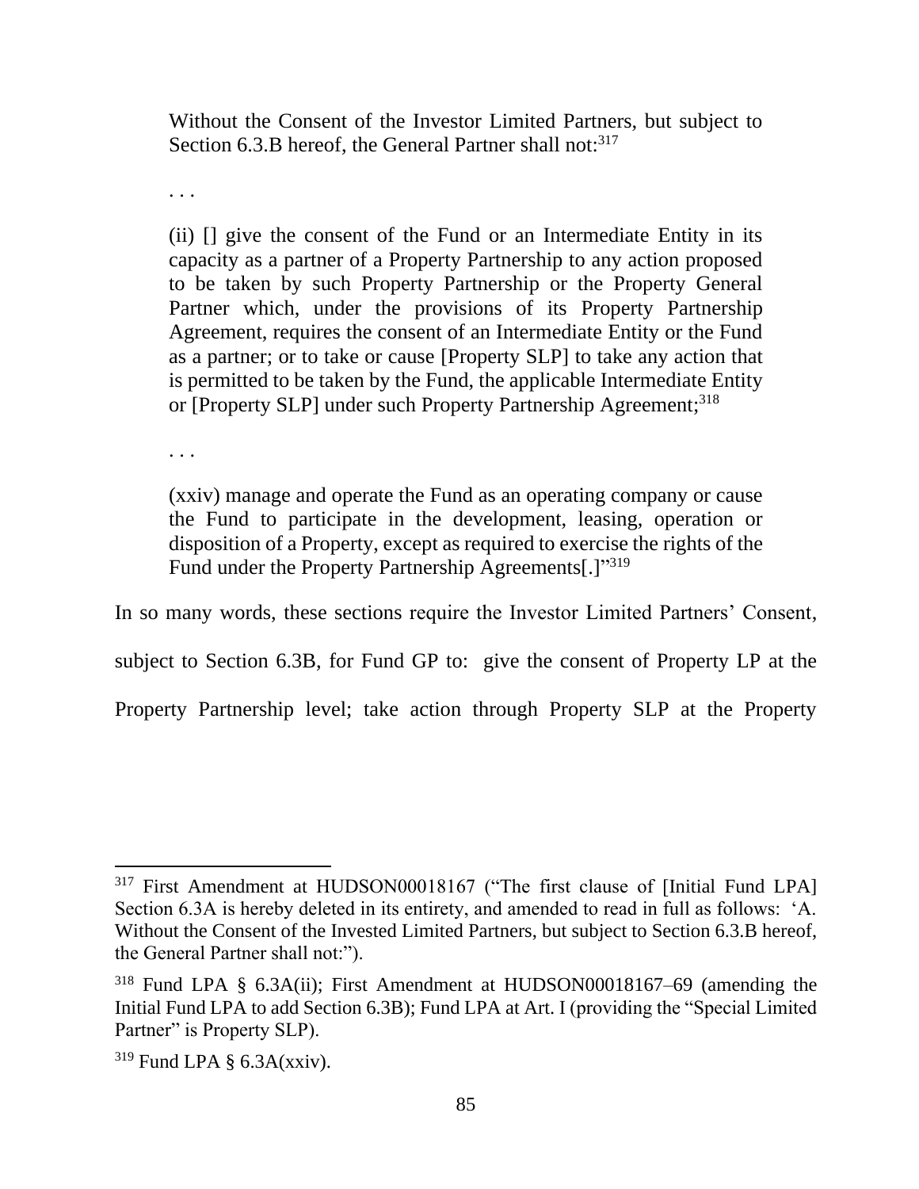> Without the Consent of the Investor Limited Partners, but subject to Section 6.3.B hereof, the General Partner shall not:[317]
>
> . . .
>
> (ii) [] give the consent of the Fund or an Intermediate Entity in its capacity as a partner of a Property Partnership to any action proposed to be taken by such Property Partnership or the Property General Partner which, under the provisions of its Property Partnership Agreement, requires the consent of an Intermediate Entity or the Fund as a partner; or to take or cause [Property SLP] to take any action that is permitted to be taken by the Fund, the applicable Intermediate Entity or [Property SLP] under such Property Partnership Agreement;[318]
>
> . . .
>
> (xxiv) manage and operate the Fund as an operating company or cause the Fund to participate in the development, leasing, operation or disposition of a Property, except as required to exercise the rights of the Fund under the Property Partnership Agreements[.]"[319]

In so many words, these sections require the Investor Limited Partners' Consent, subject to Section 6.3B, for Fund GP to: give the consent of Property LP at the Property Partnership level; take action through Property SLP at the Property

---

[317] First Amendment at HUDSON00018167 ("The first clause of [Initial Fund LPA] Section 6.3A is hereby deleted in its entirety, and amended to read in full as follows: 'A. Without the Consent of the Invested Limited Partners, but subject to Section 6.3.B hereof, the General Partner shall not:").

[318] Fund LPA § 6.3A(ii); First Amendment at HUDSON00018167–69 (amending the Initial Fund LPA to add Section 6.3B); Fund LPA at Art. I (providing the "Special Limited Partner" is Property SLP).

[319] Fund LPA § 6.3A(xxiv).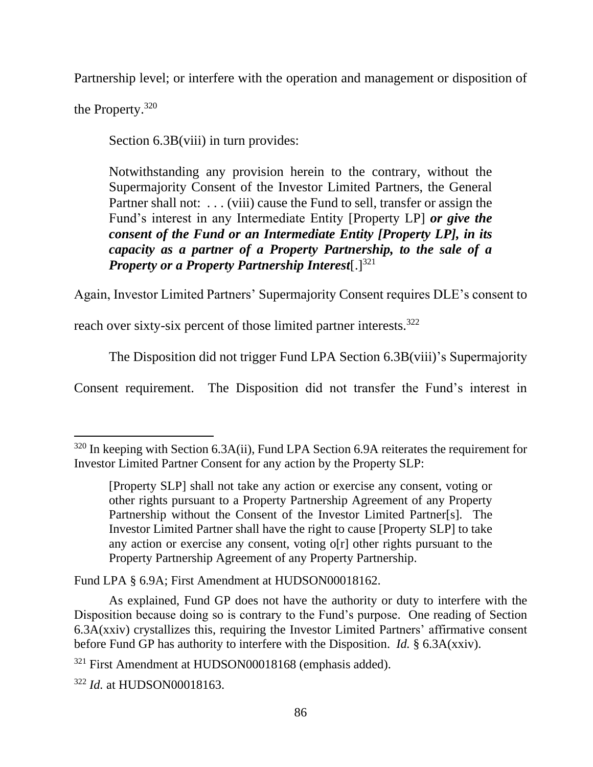Partnership level; or interfere with the operation and management or disposition of the Property.[320]

Section 6.3B(viii) in turn provides:

> Notwithstanding any provision herein to the contrary, without the Supermajority Consent of the Investor Limited Partners, the General Partner shall not: . . . (viii) cause the Fund to sell, transfer or assign the Fund's interest in any Intermediate Entity [Property LP] ***or give the consent of the Fund or an Intermediate Entity [Property LP], in its capacity as a partner of a Property Partnership, to the sale of a Property or a Property Partnership Interest***[.][321]

Again, Investor Limited Partners' Supermajority Consent requires DLE's consent to reach over sixty-six percent of those limited partner interests.[322]

The Disposition did not trigger Fund LPA Section 6.3B(viii)'s Supermajority Consent requirement. The Disposition did not transfer the Fund's interest in

---

[320] In keeping with Section 6.3A(ii), Fund LPA Section 6.9A reiterates the requirement for Investor Limited Partner Consent for any action by the Property SLP:

> [Property SLP] shall not take any action or exercise any consent, voting or other rights pursuant to a Property Partnership Agreement of any Property Partnership without the Consent of the Investor Limited Partner[s]. The Investor Limited Partner shall have the right to cause [Property SLP] to take any action or exercise any consent, voting o[r] other rights pursuant to the Property Partnership Agreement of any Property Partnership.

Fund LPA § 6.9A; First Amendment at HUDSON00018162.

As explained, Fund GP does not have the authority or duty to interfere with the Disposition because doing so is contrary to the Fund's purpose. One reading of Section 6.3A(xxiv) crystallizes this, requiring the Investor Limited Partners' affirmative consent before Fund GP has authority to interfere with the Disposition. *Id.* § 6.3A(xxiv).

[321] First Amendment at HUDSON00018168 (emphasis added).

[322] *Id.* at HUDSON00018163.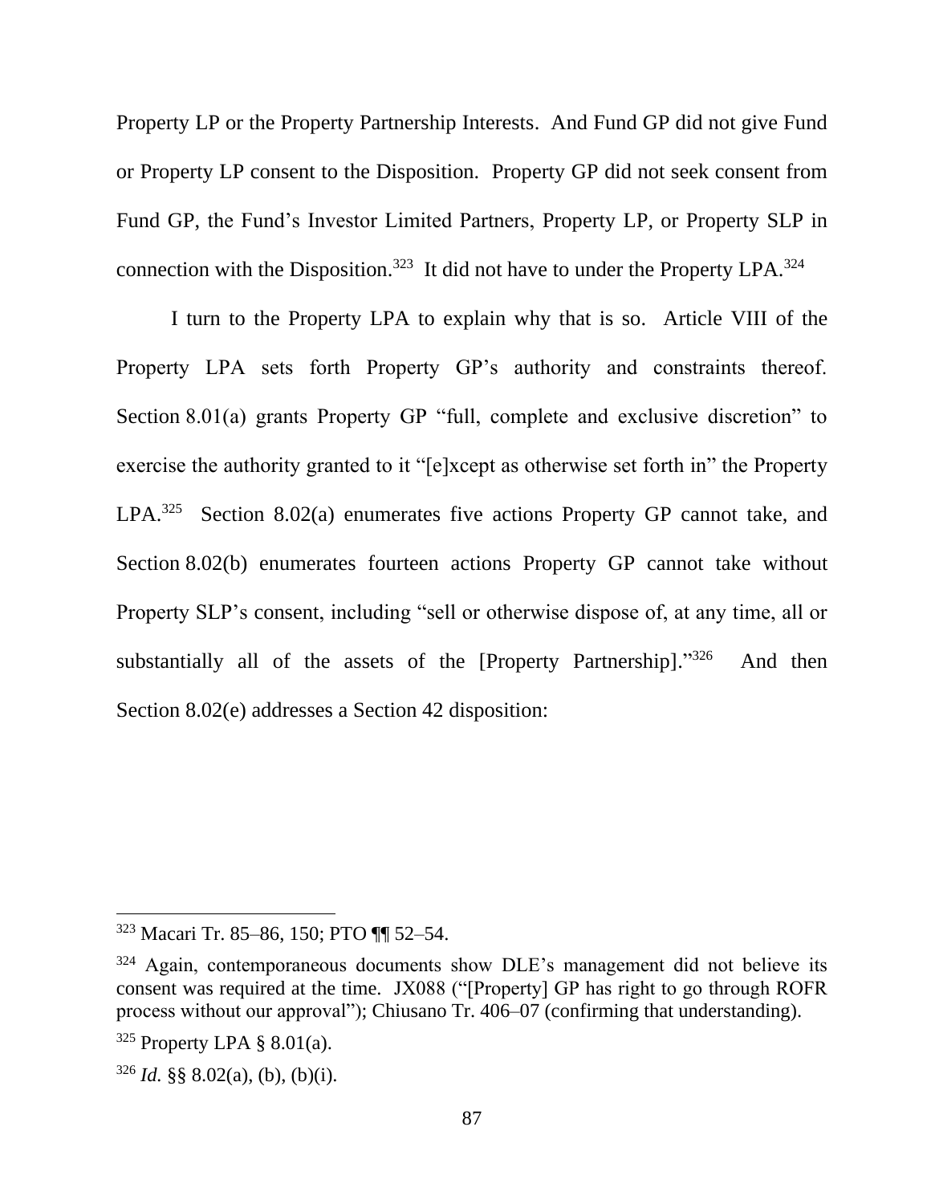Property LP or the Property Partnership Interests. And Fund GP did not give Fund or Property LP consent to the Disposition. Property GP did not seek consent from Fund GP, the Fund's Investor Limited Partners, Property LP, or Property SLP in connection with the Disposition.[323] It did not have to under the Property LPA.[324]

I turn to the Property LPA to explain why that is so. Article VIII of the Property LPA sets forth Property GP's authority and constraints thereof. Section 8.01(a) grants Property GP "full, complete and exclusive discretion" to exercise the authority granted to it "[e]xcept as otherwise set forth in" the Property LPA.[325] Section 8.02(a) enumerates five actions Property GP cannot take, and Section 8.02(b) enumerates fourteen actions Property GP cannot take without Property SLP's consent, including "sell or otherwise dispose of, at any time, all or substantially all of the assets of the [Property Partnership]."[326] And then Section 8.02(e) addresses a Section 42 disposition:

---

[323] Macari Tr. 85–86, 150; PTO ¶¶ 52–54.

[324] Again, contemporaneous documents show DLE's management did not believe its consent was required at the time. JX088 ("[Property] GP has right to go through ROFR process without our approval"); Chiusano Tr. 406–07 (confirming that understanding).

[325] Property LPA § 8.01(a).

[326] *Id.* §§ 8.02(a), (b), (b)(i).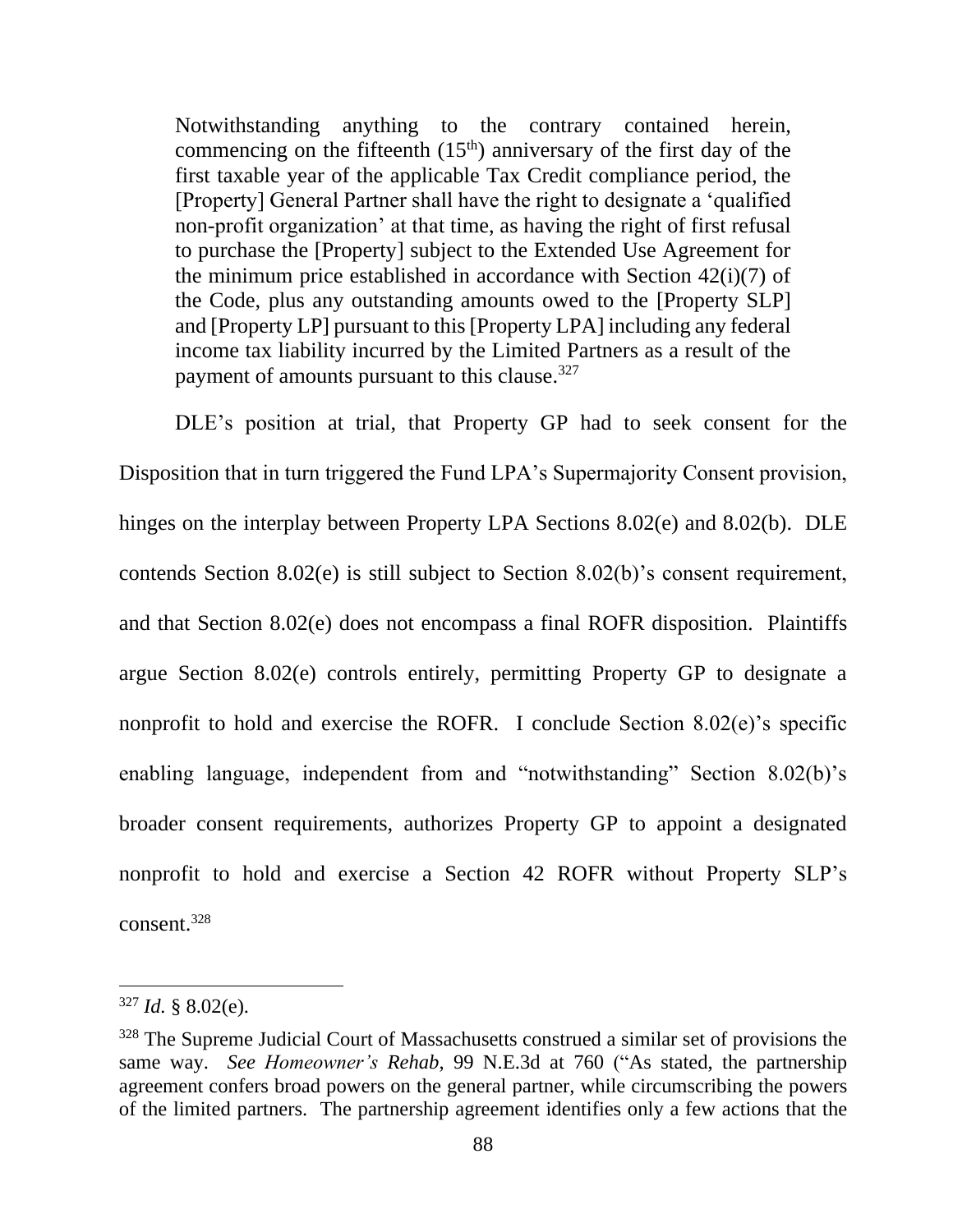> Notwithstanding anything to the contrary contained herein, commencing on the fifteenth (15th) anniversary of the first day of the first taxable year of the applicable Tax Credit compliance period, the [Property] General Partner shall have the right to designate a 'qualified non-profit organization' at that time, as having the right of first refusal to purchase the [Property] subject to the Extended Use Agreement for the minimum price established in accordance with Section 42(i)(7) of the Code, plus any outstanding amounts owed to the [Property SLP] and [Property LP] pursuant to this [Property LPA] including any federal income tax liability incurred by the Limited Partners as a result of the payment of amounts pursuant to this clause.[327]

DLE's position at trial, that Property GP had to seek consent for the Disposition that in turn triggered the Fund LPA's Supermajority Consent provision, hinges on the interplay between Property LPA Sections 8.02(e) and 8.02(b). DLE contends Section 8.02(e) is still subject to Section 8.02(b)'s consent requirement, and that Section 8.02(e) does not encompass a final ROFR disposition. Plaintiffs argue Section 8.02(e) controls entirely, permitting Property GP to designate a nonprofit to hold and exercise the ROFR. I conclude Section 8.02(e)'s specific enabling language, independent from and "notwithstanding" Section 8.02(b)'s broader consent requirements, authorizes Property GP to appoint a designated nonprofit to hold and exercise a Section 42 ROFR without Property SLP's consent.[328]

---

[327] *Id.* § 8.02(e).

[328] The Supreme Judicial Court of Massachusetts construed a similar set of provisions the same way. *See Homeowner's Rehab*, 99 N.E.3d at 760 ("As stated, the partnership agreement confers broad powers on the general partner, while circumscribing the powers of the limited partners. The partnership agreement identifies only a few actions that the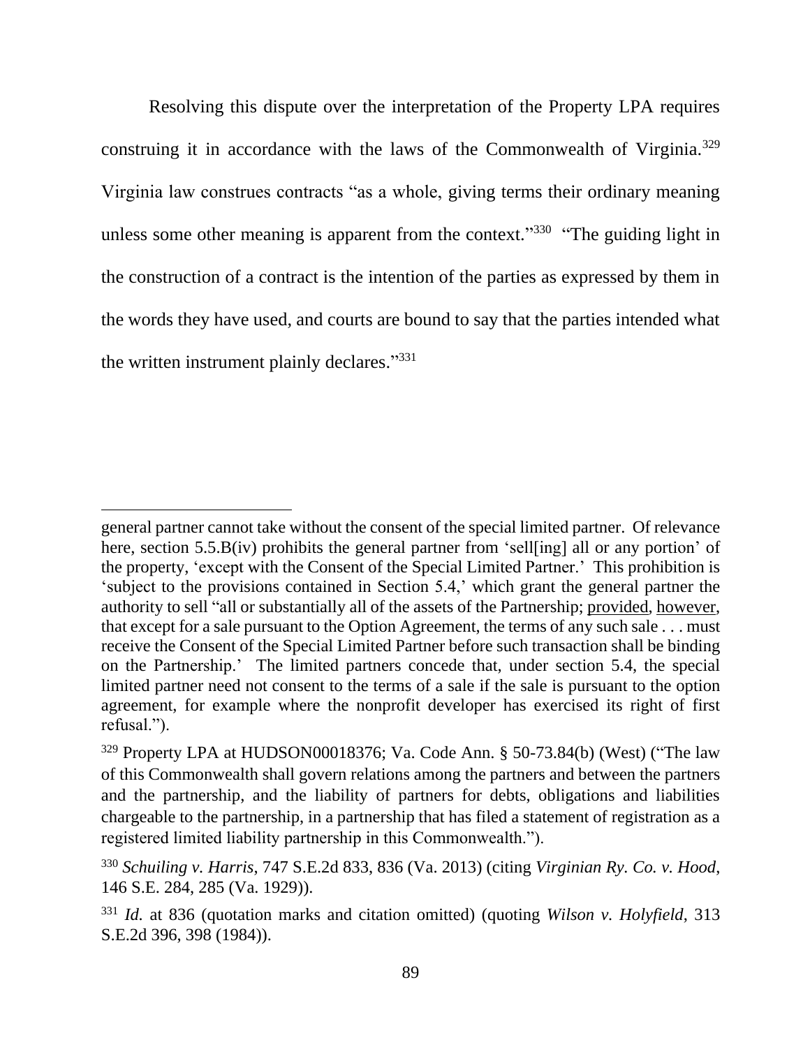Resolving this dispute over the interpretation of the Property LPA requires construing it in accordance with the laws of the Commonwealth of Virginia.[329] Virginia law construes contracts "as a whole, giving terms their ordinary meaning unless some other meaning is apparent from the context."[330] "The guiding light in the construction of a contract is the intention of the parties as expressed by them in the words they have used, and courts are bound to say that the parties intended what the written instrument plainly declares."[331]

---

general partner cannot take without the consent of the special limited partner. Of relevance here, section 5.5.B(iv) prohibits the general partner from 'sell[ing] all or any portion' of the property, 'except with the Consent of the Special Limited Partner.' This prohibition is 'subject to the provisions contained in Section 5.4,' which grant the general partner the authority to sell "all or substantially all of the assets of the Partnership; <u>provided</u>, <u>however</u>, that except for a sale pursuant to the Option Agreement, the terms of any such sale . . . must receive the Consent of the Special Limited Partner before such transaction shall be binding on the Partnership.' The limited partners concede that, under section 5.4, the special limited partner need not consent to the terms of a sale if the sale is pursuant to the option agreement, for example where the nonprofit developer has exercised its right of first refusal.").

[329] Property LPA at HUDSON00018376; Va. Code Ann. § 50-73.84(b) (West) ("The law of this Commonwealth shall govern relations among the partners and between the partners and the partnership, and the liability of partners for debts, obligations and liabilities chargeable to the partnership, in a partnership that has filed a statement of registration as a registered limited liability partnership in this Commonwealth.").

[330] *Schuiling v. Harris*, 747 S.E.2d 833, 836 (Va. 2013) (citing *Virginian Ry. Co. v. Hood*, 146 S.E. 284, 285 (Va. 1929)).

[331] *Id.* at 836 (quotation marks and citation omitted) (quoting *Wilson v. Holyfield*, 313 S.E.2d 396, 398 (1984)).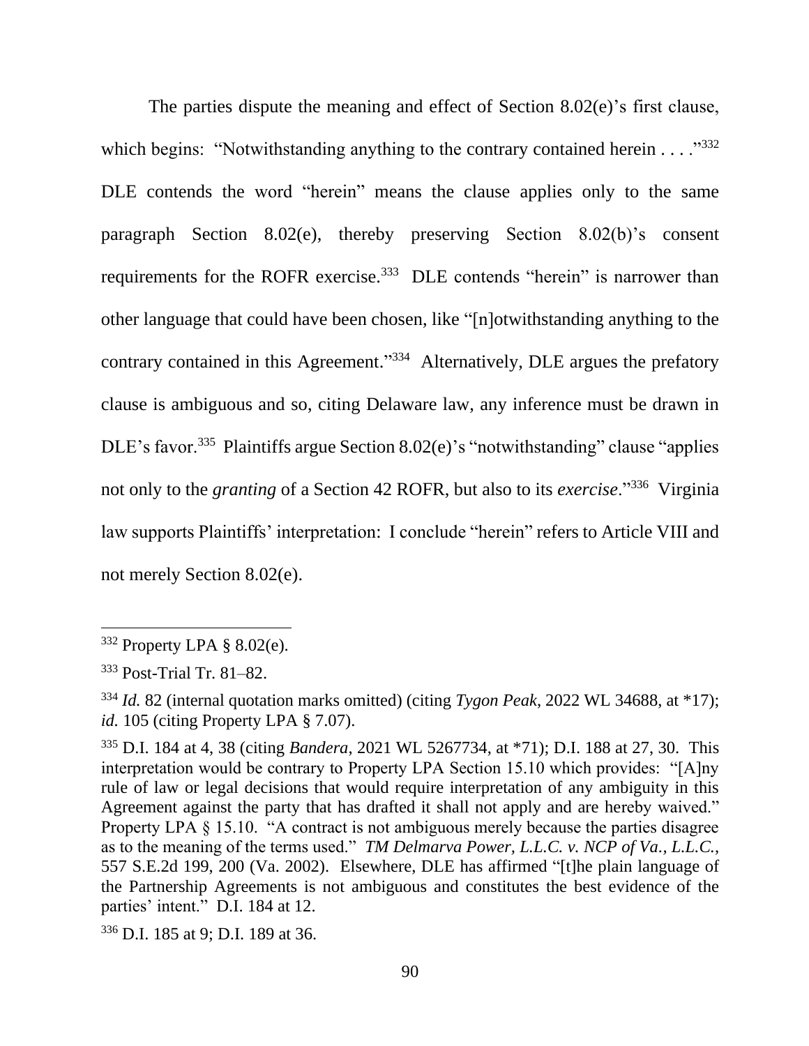The parties dispute the meaning and effect of Section 8.02(e)'s first clause, which begins: "Notwithstanding anything to the contrary contained herein . . . ."[332] DLE contends the word "herein" means the clause applies only to the same paragraph Section 8.02(e), thereby preserving Section 8.02(b)'s consent requirements for the ROFR exercise.[333] DLE contends "herein" is narrower than other language that could have been chosen, like "[n]otwithstanding anything to the contrary contained in this Agreement."[334] Alternatively, DLE argues the prefatory clause is ambiguous and so, citing Delaware law, any inference must be drawn in DLE's favor.[335] Plaintiffs argue Section 8.02(e)'s "notwithstanding" clause "applies not only to the *granting* of a Section 42 ROFR, but also to its *exercise*."[336] Virginia law supports Plaintiffs' interpretation: I conclude "herein" refers to Article VIII and not merely Section 8.02(e).

---

[332] Property LPA § 8.02(e).

[333] Post-Trial Tr. 81–82.

[334] *Id.* 82 (internal quotation marks omitted) (citing *Tygon Peak*, 2022 WL 34688, at \*17); *id.* 105 (citing Property LPA § 7.07).

[335] D.I. 184 at 4, 38 (citing *Bandera*, 2021 WL 5267734, at \*71); D.I. 188 at 27, 30. This interpretation would be contrary to Property LPA Section 15.10 which provides: "[A]ny rule of law or legal decisions that would require interpretation of any ambiguity in this Agreement against the party that has drafted it shall not apply and are hereby waived." Property LPA § 15.10. "A contract is not ambiguous merely because the parties disagree as to the meaning of the terms used." *TM Delmarva Power, L.L.C. v. NCP of Va., L.L.C.*, 557 S.E.2d 199, 200 (Va. 2002). Elsewhere, DLE has affirmed "[t]he plain language of the Partnership Agreements is not ambiguous and constitutes the best evidence of the parties' intent." D.I. 184 at 12.

[336] D.I. 185 at 9; D.I. 189 at 36.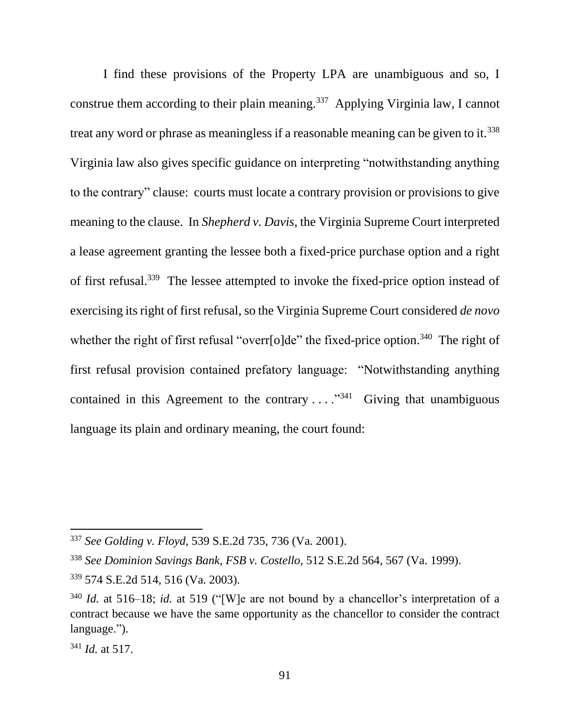I find these provisions of the Property LPA are unambiguous and so, I construe them according to their plain meaning.[337] Applying Virginia law, I cannot treat any word or phrase as meaningless if a reasonable meaning can be given to it.[338] Virginia law also gives specific guidance on interpreting "notwithstanding anything to the contrary" clause: courts must locate a contrary provision or provisions to give meaning to the clause. In *Shepherd v. Davis,* the Virginia Supreme Court interpreted a lease agreement granting the lessee both a fixed-price purchase option and a right of first refusal.[339] The lessee attempted to invoke the fixed-price option instead of exercising its right of first refusal, so the Virginia Supreme Court considered *de novo* whether the right of first refusal "overr[o]de" the fixed-price option.[340] The right of first refusal provision contained prefatory language: "Notwithstanding anything contained in this Agreement to the contrary . . . ."[341] Giving that unambiguous language its plain and ordinary meaning, the court found:

---

[337] *See Golding v. Floyd*, 539 S.E.2d 735, 736 (Va. 2001).

[338] *See Dominion Savings Bank, FSB v. Costello*, 512 S.E.2d 564, 567 (Va. 1999).

[339] 574 S.E.2d 514, 516 (Va. 2003).

[340] *Id.* at 516–18; *id.* at 519 ("[W]e are not bound by a chancellor's interpretation of a contract because we have the same opportunity as the chancellor to consider the contract language.").

[341] *Id.* at 517.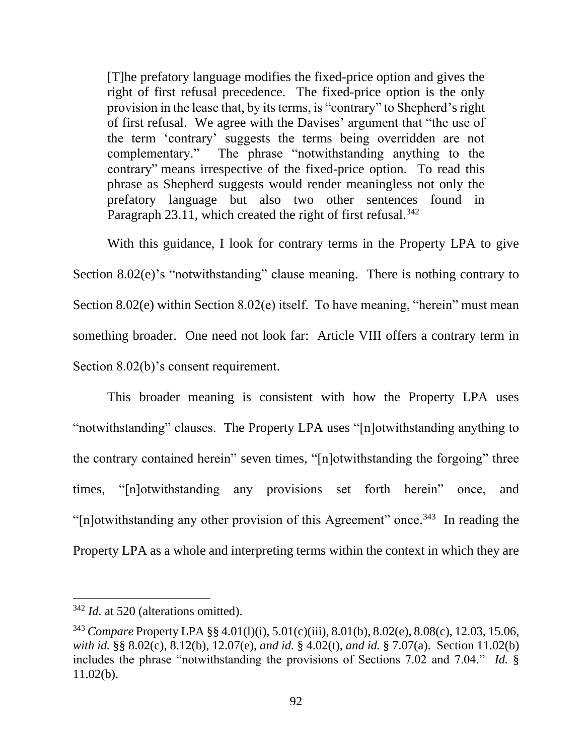> [T]he prefatory language modifies the fixed-price option and gives the right of first refusal precedence. The fixed-price option is the only provision in the lease that, by its terms, is "contrary" to Shepherd's right of first refusal. We agree with the Davises' argument that "the use of the term 'contrary' suggests the terms being overridden are not complementary." The phrase "notwithstanding anything to the contrary" means irrespective of the fixed-price option. To read this phrase as Shepherd suggests would render meaningless not only the prefatory language but also two other sentences found in Paragraph 23.11, which created the right of first refusal.[342]

With this guidance, I look for contrary terms in the Property LPA to give Section 8.02(e)'s "notwithstanding" clause meaning. There is nothing contrary to Section 8.02(e) within Section 8.02(e) itself. To have meaning, "herein" must mean something broader. One need not look far: Article VIII offers a contrary term in Section 8.02(b)'s consent requirement.

This broader meaning is consistent with how the Property LPA uses "notwithstanding" clauses. The Property LPA uses "[n]otwithstanding anything to the contrary contained herein" seven times, "[n]otwithstanding the forgoing" three times, "[n]otwithstanding any provisions set forth herein" once, and "[n]otwithstanding any other provision of this Agreement" once.[343] In reading the Property LPA as a whole and interpreting terms within the context in which they are

---

[342] *Id.* at 520 (alterations omitted).

[343] *Compare* Property LPA §§ 4.01(l)(i), 5.01(c)(iii), 8.01(b), 8.02(e), 8.08(c), 12.03, 15.06, *with id.* §§ 8.02(c), 8.12(b), 12.07(e), *and id.* § 4.02(t), *and id.* § 7.07(a). Section 11.02(b) includes the phrase "notwithstanding the provisions of Sections 7.02 and 7.04." *Id.* § 11.02(b).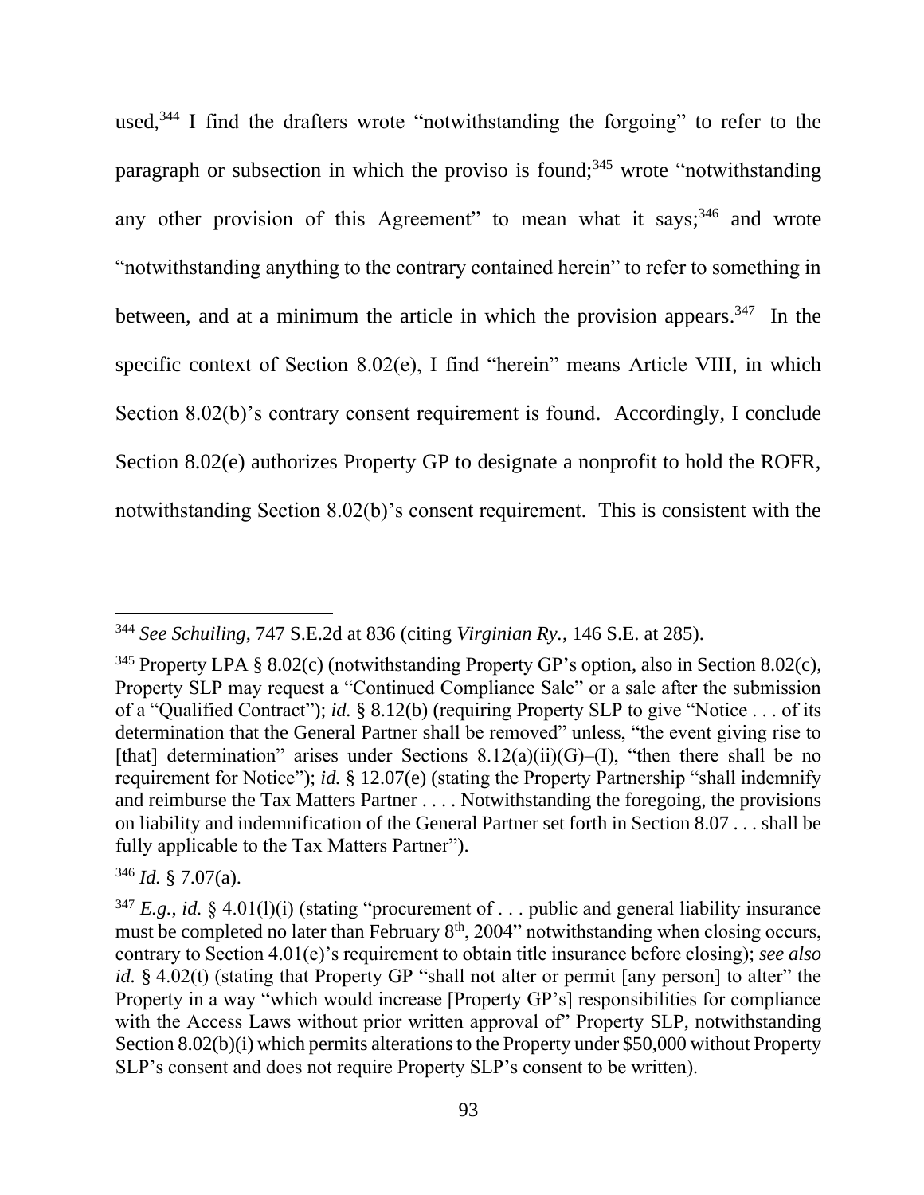used,[344] I find the drafters wrote "notwithstanding the forgoing" to refer to the paragraph or subsection in which the proviso is found;[345] wrote "notwithstanding any other provision of this Agreement" to mean what it says;[346] and wrote "notwithstanding anything to the contrary contained herein" to refer to something in between, and at a minimum the article in which the provision appears.[347] In the specific context of Section 8.02(e), I find "herein" means Article VIII, in which Section 8.02(b)'s contrary consent requirement is found. Accordingly, I conclude Section 8.02(e) authorizes Property GP to designate a nonprofit to hold the ROFR, notwithstanding Section 8.02(b)'s consent requirement. This is consistent with the

---

[344] *See Schuiling*, 747 S.E.2d at 836 (citing *Virginian Ry.*, 146 S.E. at 285).

[345] Property LPA § 8.02(c) (notwithstanding Property GP's option, also in Section 8.02(c), Property SLP may request a "Continued Compliance Sale" or a sale after the submission of a "Qualified Contract"); *id.* § 8.12(b) (requiring Property SLP to give "Notice . . . of its determination that the General Partner shall be removed" unless, "the event giving rise to [that] determination" arises under Sections 8.12(a)(ii)(G)–(I), "then there shall be no requirement for Notice"); *id.* § 12.07(e) (stating the Property Partnership "shall indemnify and reimburse the Tax Matters Partner . . . . Notwithstanding the foregoing, the provisions on liability and indemnification of the General Partner set forth in Section 8.07 . . . shall be fully applicable to the Tax Matters Partner").

[346] *Id.* § 7.07(a).

[347] *E.g.*, *id.* § 4.01(l)(i) (stating "procurement of . . . public and general liability insurance must be completed no later than February 8th, 2004" notwithstanding when closing occurs, contrary to Section 4.01(e)'s requirement to obtain title insurance before closing); *see also id.* § 4.02(t) (stating that Property GP "shall not alter or permit [any person] to alter" the Property in a way "which would increase [Property GP's] responsibilities for compliance with the Access Laws without prior written approval of" Property SLP, notwithstanding Section 8.02(b)(i) which permits alterations to the Property under $50,000 without Property SLP's consent and does not require Property SLP's consent to be written).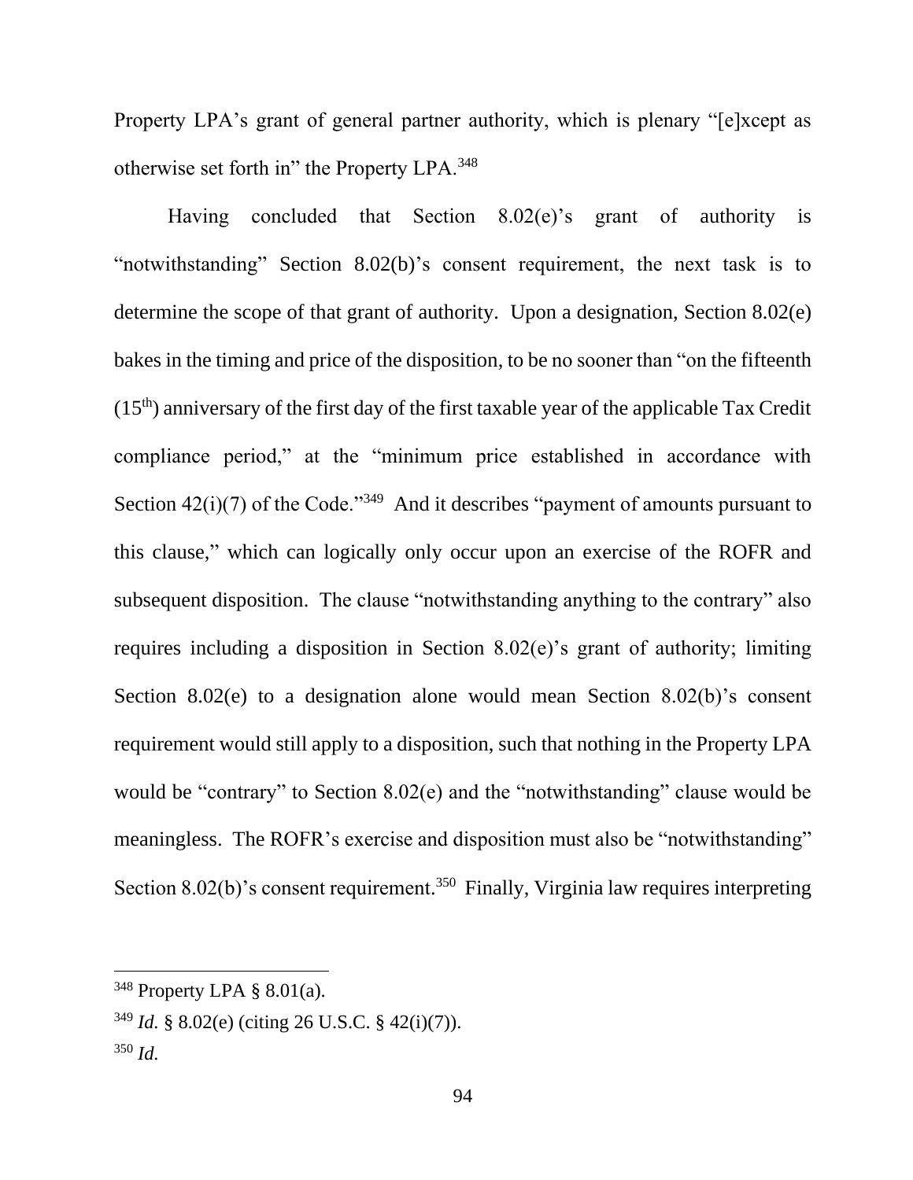Property LPA's grant of general partner authority, which is plenary "[e]xcept as otherwise set forth in" the Property LPA.[348]

Having concluded that Section 8.02(e)'s grant of authority is "notwithstanding" Section 8.02(b)'s consent requirement, the next task is to determine the scope of that grant of authority. Upon a designation, Section 8.02(e) bakes in the timing and price of the disposition, to be no sooner than "on the fifteenth (15th) anniversary of the first day of the first taxable year of the applicable Tax Credit compliance period," at the "minimum price established in accordance with Section 42(i)(7) of the Code."[349] And it describes "payment of amounts pursuant to this clause," which can logically only occur upon an exercise of the ROFR and subsequent disposition. The clause "notwithstanding anything to the contrary" also requires including a disposition in Section 8.02(e)'s grant of authority; limiting Section 8.02(e) to a designation alone would mean Section 8.02(b)'s consent requirement would still apply to a disposition, such that nothing in the Property LPA would be "contrary" to Section 8.02(e) and the "notwithstanding" clause would be meaningless. The ROFR's exercise and disposition must also be "notwithstanding" Section 8.02(b)'s consent requirement.[350] Finally, Virginia law requires interpreting

---

[348] Property LPA § 8.01(a).

[349] *Id.* § 8.02(e) (citing 26 U.S.C. § 42(i)(7)).

[350] *Id.*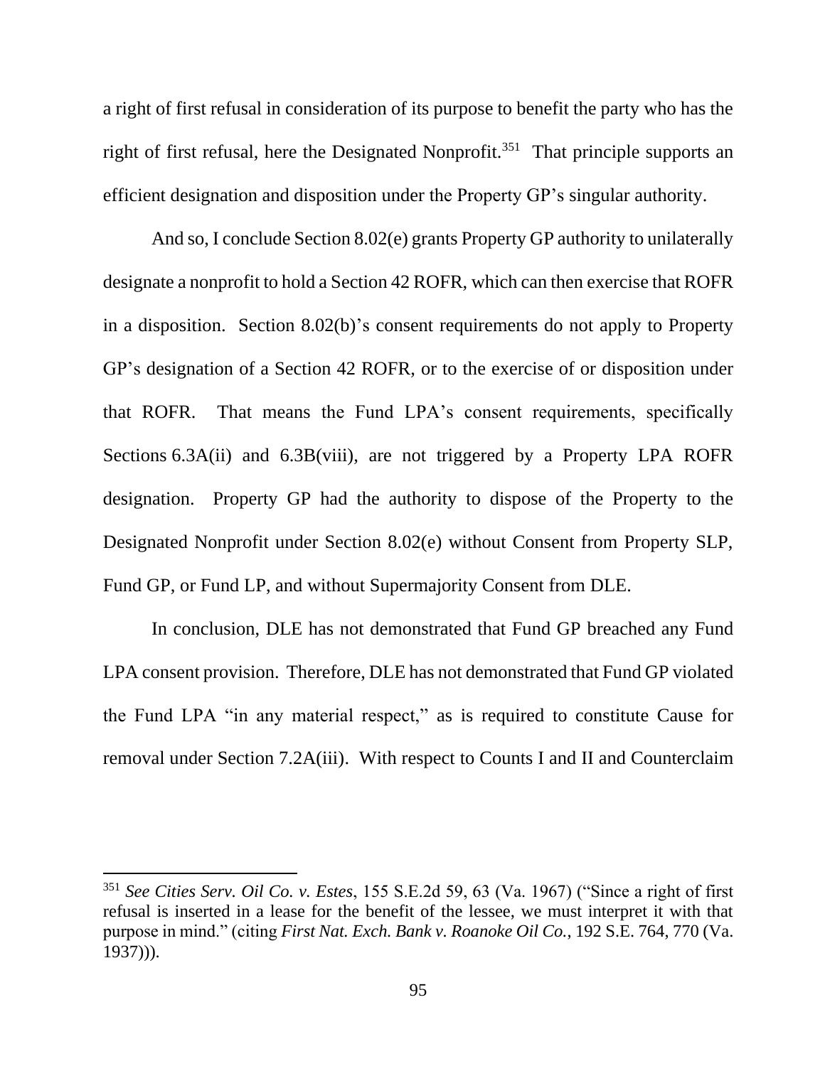a right of first refusal in consideration of its purpose to benefit the party who has the right of first refusal, here the Designated Nonprofit.[351] That principle supports an efficient designation and disposition under the Property GP's singular authority.

And so, I conclude Section 8.02(e) grants Property GP authority to unilaterally designate a nonprofit to hold a Section 42 ROFR, which can then exercise that ROFR in a disposition. Section 8.02(b)'s consent requirements do not apply to Property GP's designation of a Section 42 ROFR, or to the exercise of or disposition under that ROFR. That means the Fund LPA's consent requirements, specifically Sections 6.3A(ii) and 6.3B(viii), are not triggered by a Property LPA ROFR designation. Property GP had the authority to dispose of the Property to the Designated Nonprofit under Section 8.02(e) without Consent from Property SLP, Fund GP, or Fund LP, and without Supermajority Consent from DLE.

In conclusion, DLE has not demonstrated that Fund GP breached any Fund LPA consent provision. Therefore, DLE has not demonstrated that Fund GP violated the Fund LPA "in any material respect," as is required to constitute Cause for removal under Section 7.2A(iii). With respect to Counts I and II and Counterclaim

---

[351] *See Cities Serv. Oil Co. v. Estes*, 155 S.E.2d 59, 63 (Va. 1967) ("Since a right of first refusal is inserted in a lease for the benefit of the lessee, we must interpret it with that purpose in mind." (citing *First Nat. Exch. Bank v. Roanoke Oil Co.*, 192 S.E. 764, 770 (Va. 1937))).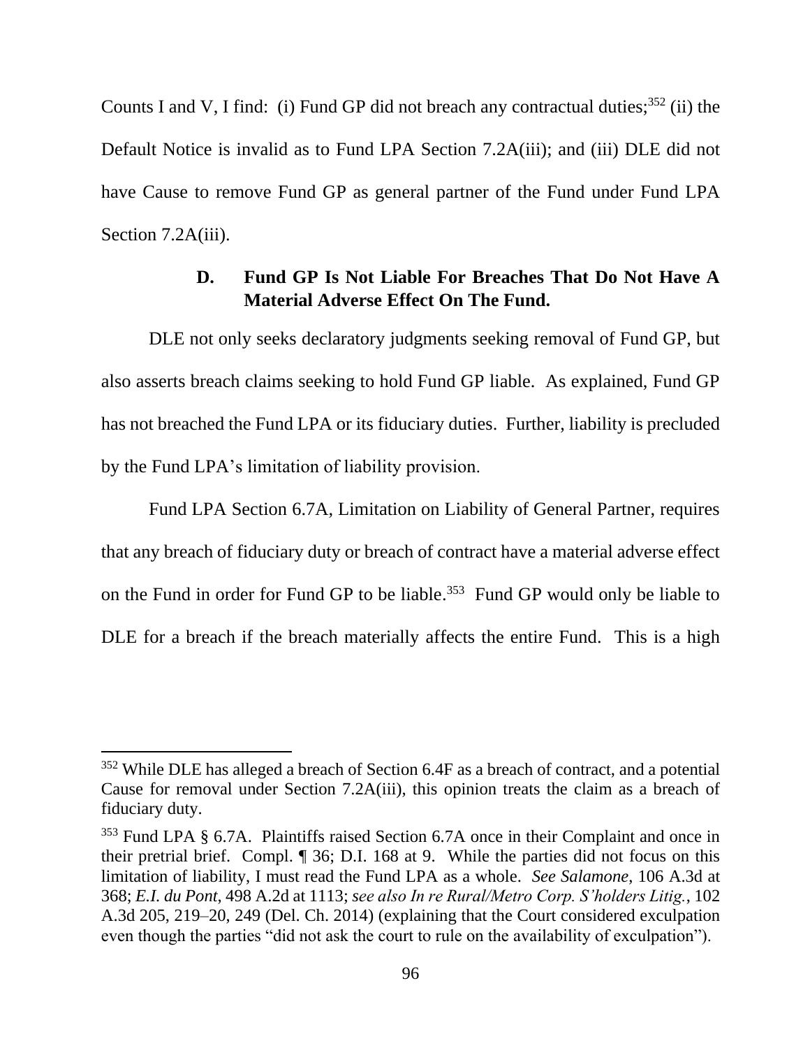Counts I and V, I find: (i) Fund GP did not breach any contractual duties;[352] (ii) the Default Notice is invalid as to Fund LPA Section 7.2A(iii); and (iii) DLE did not have Cause to remove Fund GP as general partner of the Fund under Fund LPA Section 7.2A(iii).

### D. Fund GP Is Not Liable For Breaches That Do Not Have A Material Adverse Effect On The Fund.

DLE not only seeks declaratory judgments seeking removal of Fund GP, but also asserts breach claims seeking to hold Fund GP liable. As explained, Fund GP has not breached the Fund LPA or its fiduciary duties. Further, liability is precluded by the Fund LPA's limitation of liability provision.

Fund LPA Section 6.7A, Limitation on Liability of General Partner, requires that any breach of fiduciary duty or breach of contract have a material adverse effect on the Fund in order for Fund GP to be liable.[353] Fund GP would only be liable to DLE for a breach if the breach materially affects the entire Fund. This is a high

---

[352] While DLE has alleged a breach of Section 6.4F as a breach of contract, and a potential Cause for removal under Section 7.2A(iii), this opinion treats the claim as a breach of fiduciary duty.

[353] Fund LPA § 6.7A. Plaintiffs raised Section 6.7A once in their Complaint and once in their pretrial brief. Compl. ¶ 36; D.I. 168 at 9. While the parties did not focus on this limitation of liability, I must read the Fund LPA as a whole. *See Salamone*, 106 A.3d at 368; *E.I. du Pont*, 498 A.2d at 1113; *see also In re Rural/Metro Corp. S'holders Litig.*, 102 A.3d 205, 219–20, 249 (Del. Ch. 2014) (explaining that the Court considered exculpation even though the parties "did not ask the court to rule on the availability of exculpation").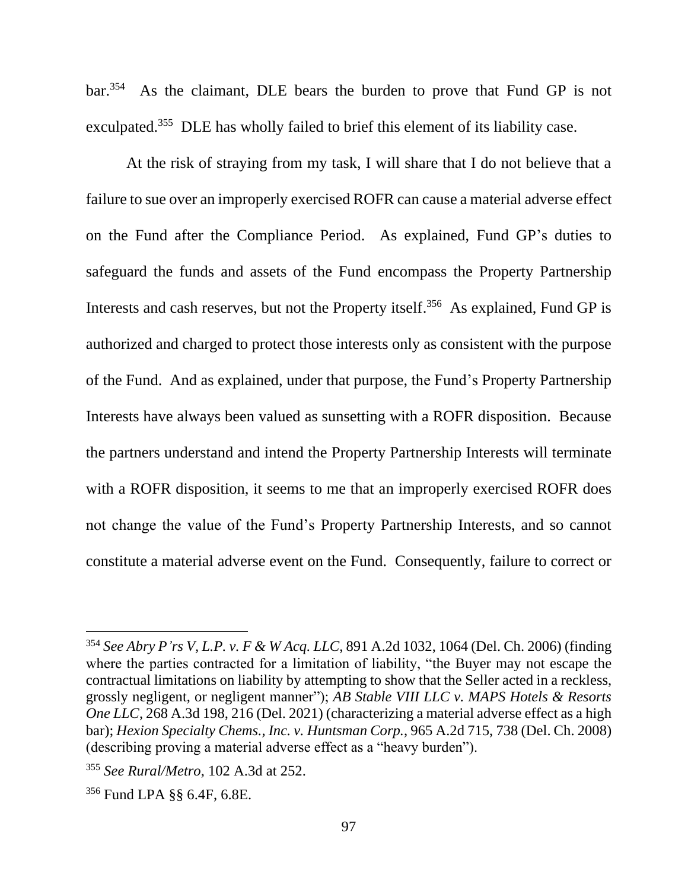bar.[354] As the claimant, DLE bears the burden to prove that Fund GP is not exculpated.[355] DLE has wholly failed to brief this element of its liability case.

At the risk of straying from my task, I will share that I do not believe that a failure to sue over an improperly exercised ROFR can cause a material adverse effect on the Fund after the Compliance Period. As explained, Fund GP's duties to safeguard the funds and assets of the Fund encompass the Property Partnership Interests and cash reserves, but not the Property itself.[356] As explained, Fund GP is authorized and charged to protect those interests only as consistent with the purpose of the Fund. And as explained, under that purpose, the Fund's Property Partnership Interests have always been valued as sunsetting with a ROFR disposition. Because the partners understand and intend the Property Partnership Interests will terminate with a ROFR disposition, it seems to me that an improperly exercised ROFR does not change the value of the Fund's Property Partnership Interests, and so cannot constitute a material adverse event on the Fund. Consequently, failure to correct or

---

[354] *See Abry P'rs V, L.P. v. F & W Acq. LLC*, 891 A.2d 1032, 1064 (Del. Ch. 2006) (finding where the parties contracted for a limitation of liability, "the Buyer may not escape the contractual limitations on liability by attempting to show that the Seller acted in a reckless, grossly negligent, or negligent manner"); *AB Stable VIII LLC v. MAPS Hotels & Resorts One LLC*, 268 A.3d 198, 216 (Del. 2021) (characterizing a material adverse effect as a high bar); *Hexion Specialty Chems., Inc. v. Huntsman Corp.*, 965 A.2d 715, 738 (Del. Ch. 2008) (describing proving a material adverse effect as a "heavy burden").

[355] *See Rural/Metro*, 102 A.3d at 252.

[356] Fund LPA §§ 6.4F, 6.8E.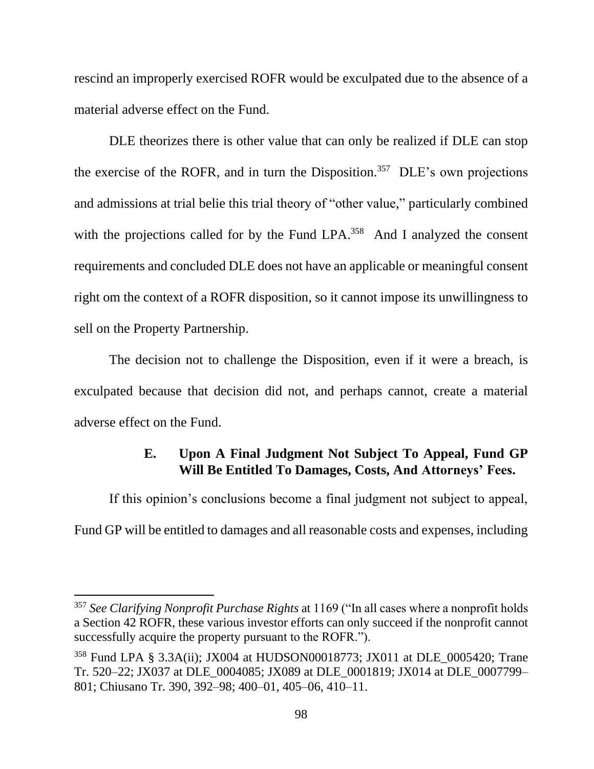rescind an improperly exercised ROFR would be exculpated due to the absence of a material adverse effect on the Fund.

DLE theorizes there is other value that can only be realized if DLE can stop the exercise of the ROFR, and in turn the Disposition.[357] DLE's own projections and admissions at trial belie this trial theory of "other value," particularly combined with the projections called for by the Fund LPA.[358] And I analyzed the consent requirements and concluded DLE does not have an applicable or meaningful consent right om the context of a ROFR disposition, so it cannot impose its unwillingness to sell on the Property Partnership.

The decision not to challenge the Disposition, even if it were a breach, is exculpated because that decision did not, and perhaps cannot, create a material adverse effect on the Fund.

### E. Upon A Final Judgment Not Subject To Appeal, Fund GP Will Be Entitled To Damages, Costs, And Attorneys' Fees.

If this opinion's conclusions become a final judgment not subject to appeal, Fund GP will be entitled to damages and all reasonable costs and expenses, including

---

[357] *See Clarifying Nonprofit Purchase Rights* at 1169 ("In all cases where a nonprofit holds a Section 42 ROFR, these various investor efforts can only succeed if the nonprofit cannot successfully acquire the property pursuant to the ROFR.").

[358] Fund LPA § 3.3A(ii); JX004 at HUDSON00018773; JX011 at DLE_0005420; Trane Tr. 520–22; JX037 at DLE_0004085; JX089 at DLE_0001819; JX014 at DLE_0007799–801; Chiusano Tr. 390, 392–98; 400–01, 405–06, 410–11.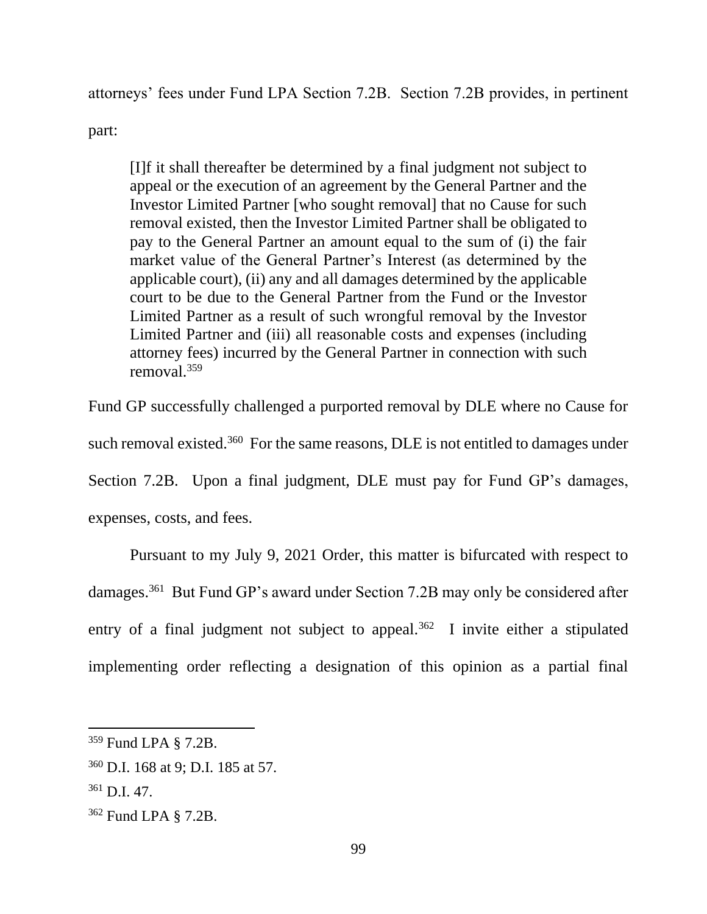attorneys' fees under Fund LPA Section 7.2B. Section 7.2B provides, in pertinent part:

> [I]f it shall thereafter be determined by a final judgment not subject to appeal or the execution of an agreement by the General Partner and the Investor Limited Partner [who sought removal] that no Cause for such removal existed, then the Investor Limited Partner shall be obligated to pay to the General Partner an amount equal to the sum of (i) the fair market value of the General Partner's Interest (as determined by the applicable court), (ii) any and all damages determined by the applicable court to be due to the General Partner from the Fund or the Investor Limited Partner as a result of such wrongful removal by the Investor Limited Partner and (iii) all reasonable costs and expenses (including attorney fees) incurred by the General Partner in connection with such removal.[359]

Fund GP successfully challenged a purported removal by DLE where no Cause for such removal existed.[360] For the same reasons, DLE is not entitled to damages under Section 7.2B. Upon a final judgment, DLE must pay for Fund GP's damages, expenses, costs, and fees.

Pursuant to my July 9, 2021 Order, this matter is bifurcated with respect to damages.[361] But Fund GP's award under Section 7.2B may only be considered after entry of a final judgment not subject to appeal.[362] I invite either a stipulated implementing order reflecting a designation of this opinion as a partial final

---

[359] Fund LPA § 7.2B.

[360] D.I. 168 at 9; D.I. 185 at 57.

[361] D.I. 47.

[362] Fund LPA § 7.2B.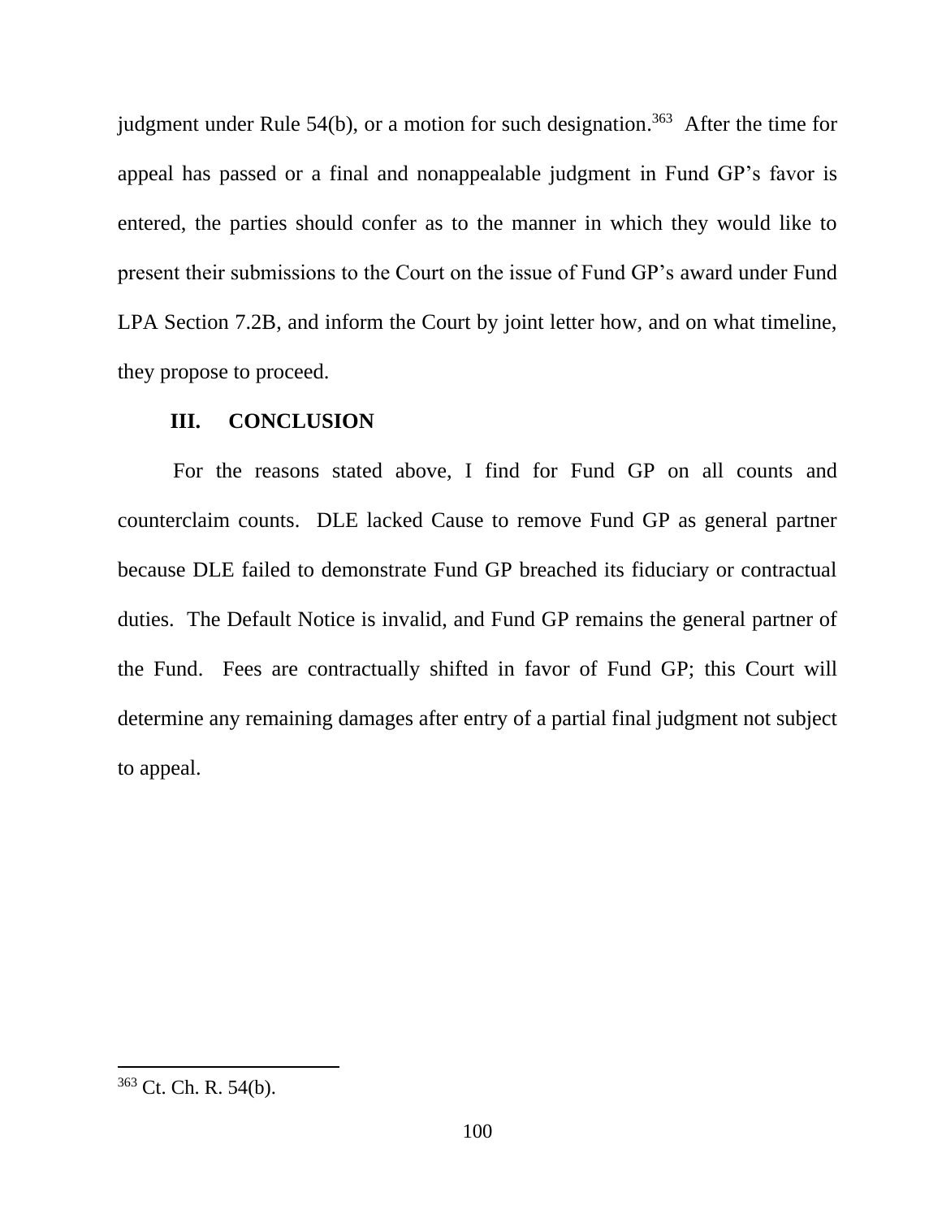judgment under Rule 54(b), or a motion for such designation.[363] After the time for appeal has passed or a final and nonappealable judgment in Fund GP's favor is entered, the parties should confer as to the manner in which they would like to present their submissions to the Court on the issue of Fund GP's award under Fund LPA Section 7.2B, and inform the Court by joint letter how, and on what timeline, they propose to proceed.

## III. CONCLUSION

For the reasons stated above, I find for Fund GP on all counts and counterclaim counts. DLE lacked Cause to remove Fund GP as general partner because DLE failed to demonstrate Fund GP breached its fiduciary or contractual duties. The Default Notice is invalid, and Fund GP remains the general partner of the Fund. Fees are contractually shifted in favor of Fund GP; this Court will determine any remaining damages after entry of a partial final judgment not subject to appeal.

---

[363] Ct. Ch. R. 54(b).